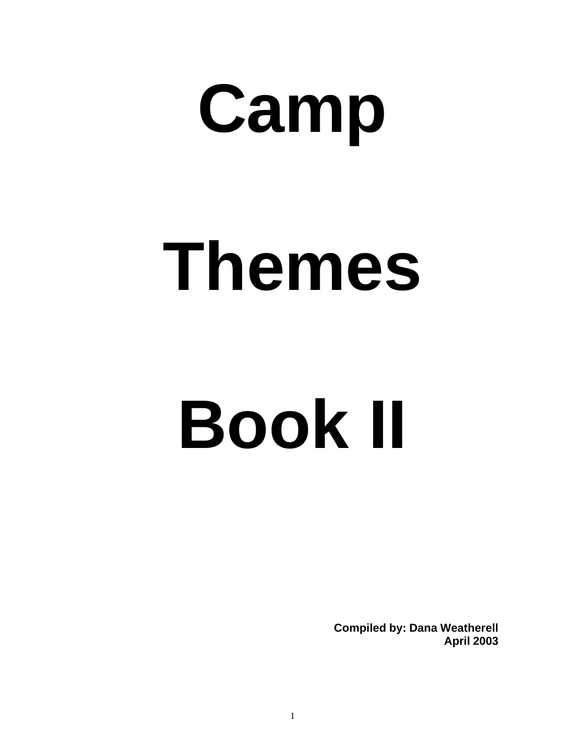# Camp

# Themes

# Book II

**Compiled by: Dana Weatherell**
**April 2003**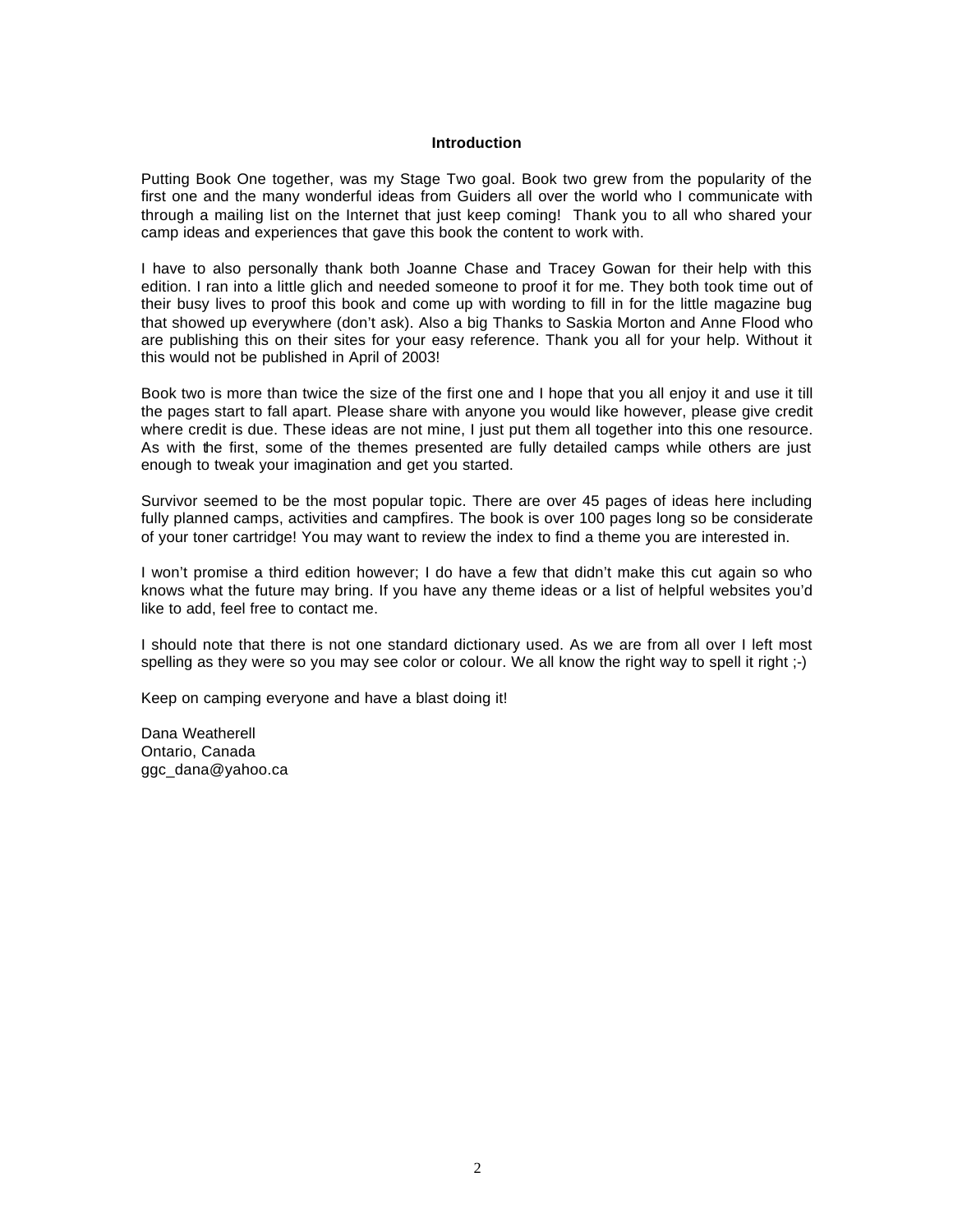## Introduction

Putting Book One together, was my Stage Two goal. Book two grew from the popularity of the first one and the many wonderful ideas from Guiders all over the world who I communicate with through a mailing list on the Internet that just keep coming! Thank you to all who shared your camp ideas and experiences that gave this book the content to work with.

I have to also personally thank both Joanne Chase and Tracey Gowan for their help with this edition. I ran into a little glich and needed someone to proof it for me. They both took time out of their busy lives to proof this book and come up with wording to fill in for the little magazine bug that showed up everywhere (don't ask). Also a big Thanks to Saskia Morton and Anne Flood who are publishing this on their sites for your easy reference. Thank you all for your help. Without it this would not be published in April of 2003!

Book two is more than twice the size of the first one and I hope that you all enjoy it and use it till the pages start to fall apart. Please share with anyone you would like however, please give credit where credit is due. These ideas are not mine, I just put them all together into this one resource. As with the first, some of the themes presented are fully detailed camps while others are just enough to tweak your imagination and get you started.

Survivor seemed to be the most popular topic. There are over 45 pages of ideas here including fully planned camps, activities and campfires. The book is over 100 pages long so be considerate of your toner cartridge! You may want to review the index to find a theme you are interested in.

I won't promise a third edition however; I do have a few that didn't make this cut again so who knows what the future may bring. If you have any theme ideas or a list of helpful websites you'd like to add, feel free to contact me.

I should note that there is not one standard dictionary used. As we are from all over I left most spelling as they were so you may see color or colour. We all know the right way to spell it right ;-)

Keep on camping everyone and have a blast doing it!

Dana Weatherell
Ontario, Canada
ggc_dana@yahoo.ca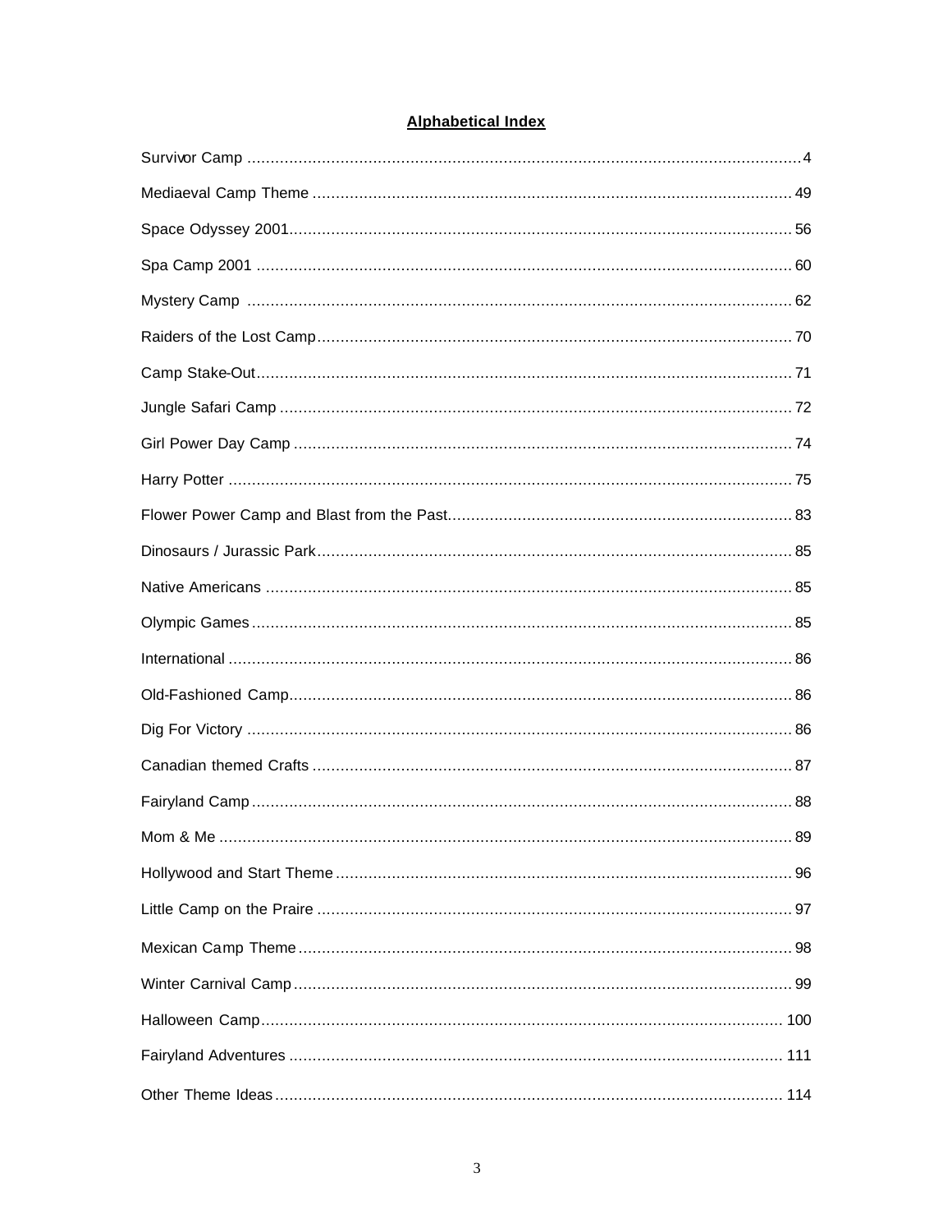## Alphabetical Index

Survivor Camp ..................................................................................................................... 4

Mediaeval Camp Theme ...................................................................................................... 49

Space Odyssey 2001........................................................................................................... 56

Spa Camp 2001 .................................................................................................................. 60

Mystery Camp .................................................................................................................... 62

Raiders of the Lost Camp..................................................................................................... 70

Camp Stake-Out.................................................................................................................. 71

Jungle Safari Camp ............................................................................................................. 72

Girl Power Day Camp .......................................................................................................... 74

Harry Potter ........................................................................................................................ 75

Flower Power Camp and Blast from the Past......................................................................... 83

Dinosaurs / Jurassic Park..................................................................................................... 85

Native Americans ................................................................................................................ 85

Olympic Games ................................................................................................................... 85

International ........................................................................................................................ 86

Old-Fashioned Camp........................................................................................................... 86

Dig For Victory .................................................................................................................... 86

Canadian themed Crafts ...................................................................................................... 87

Fairyland Camp ................................................................................................................... 88

Mom & Me .......................................................................................................................... 89

Hollywood and Start Theme ................................................................................................. 96

Little Camp on the Praire ..................................................................................................... 97

Mexican Camp Theme ......................................................................................................... 98

Winter Carnival Camp .......................................................................................................... 99

Halloween Camp................................................................................................................ 100

Fairyland Adventures ......................................................................................................... 111

Other Theme Ideas ............................................................................................................ 114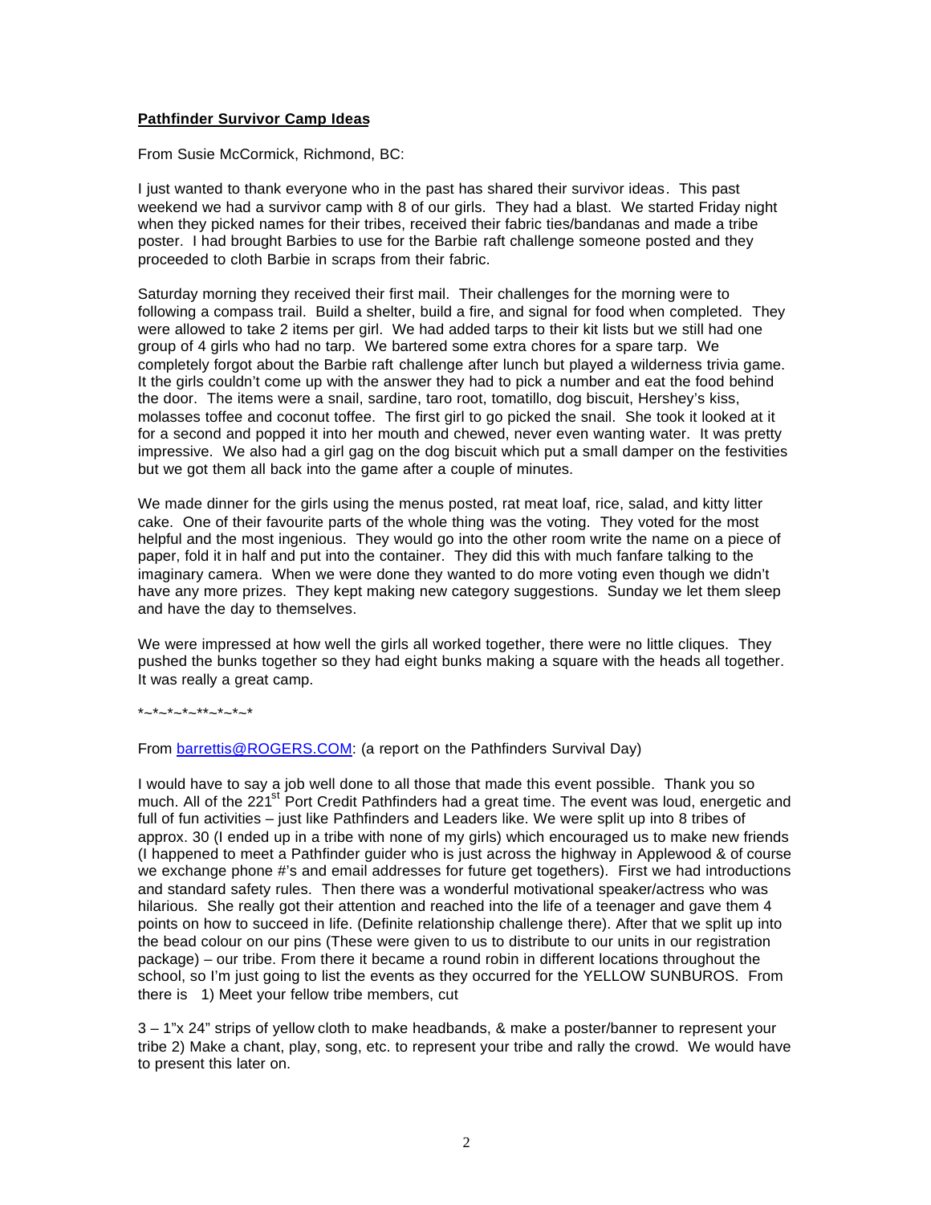**Pathfinder Survivor Camp Ideas**

From Susie McCormick, Richmond, BC:

I just wanted to thank everyone who in the past has shared their survivor ideas. This past weekend we had a survivor camp with 8 of our girls. They had a blast. We started Friday night when they picked names for their tribes, received their fabric ties/bandanas and made a tribe poster. I had brought Barbies to use for the Barbie raft challenge someone posted and they proceeded to cloth Barbie in scraps from their fabric.

Saturday morning they received their first mail. Their challenges for the morning were to following a compass trail. Build a shelter, build a fire, and signal for food when completed. They were allowed to take 2 items per girl. We had added tarps to their kit lists but we still had one group of 4 girls who had no tarp. We bartered some extra chores for a spare tarp. We completely forgot about the Barbie raft challenge after lunch but played a wilderness trivia game. It the girls couldn't come up with the answer they had to pick a number and eat the food behind the door. The items were a snail, sardine, taro root, tomatillo, dog biscuit, Hershey's kiss, molasses toffee and coconut toffee. The first girl to go picked the snail. She took it looked at it for a second and popped it into her mouth and chewed, never even wanting water. It was pretty impressive. We also had a girl gag on the dog biscuit which put a small damper on the festivities but we got them all back into the game after a couple of minutes.

We made dinner for the girls using the menus posted, rat meat loaf, rice, salad, and kitty litter cake. One of their favourite parts of the whole thing was the voting. They voted for the most helpful and the most ingenious. They would go into the other room write the name on a piece of paper, fold it in half and put into the container. They did this with much fanfare talking to the imaginary camera. When we were done they wanted to do more voting even though we didn't have any more prizes. They kept making new category suggestions. Sunday we let them sleep and have the day to themselves.

We were impressed at how well the girls all worked together, there were no little cliques. They pushed the bunks together so they had eight bunks making a square with the heads all together. It was really a great camp.

*~*~*~*~**~*~*~*

From barrettis@ROGERS.COM: (a report on the Pathfinders Survival Day)

I would have to say a job well done to all those that made this event possible. Thank you so much. All of the 221st Port Credit Pathfinders had a great time. The event was loud, energetic and full of fun activities – just like Pathfinders and Leaders like. We were split up into 8 tribes of approx. 30 (I ended up in a tribe with none of my girls) which encouraged us to make new friends (I happened to meet a Pathfinder guider who is just across the highway in Applewood & of course we exchange phone #'s and email addresses for future get togethers). First we had introductions and standard safety rules. Then there was a wonderful motivational speaker/actress who was hilarious. She really got their attention and reached into the life of a teenager and gave them 4 points on how to succeed in life. (Definite relationship challenge there). After that we split up into the bead colour on our pins (These were given to us to distribute to our units in our registration package) – our tribe. From there it became a round robin in different locations throughout the school, so I'm just going to list the events as they occurred for the YELLOW SUNBUROS. From there is 1) Meet your fellow tribe members, cut

3 – 1"x 24" strips of yellow cloth to make headbands, & make a poster/banner to represent your tribe 2) Make a chant, play, song, etc. to represent your tribe and rally the crowd. We would have to present this later on.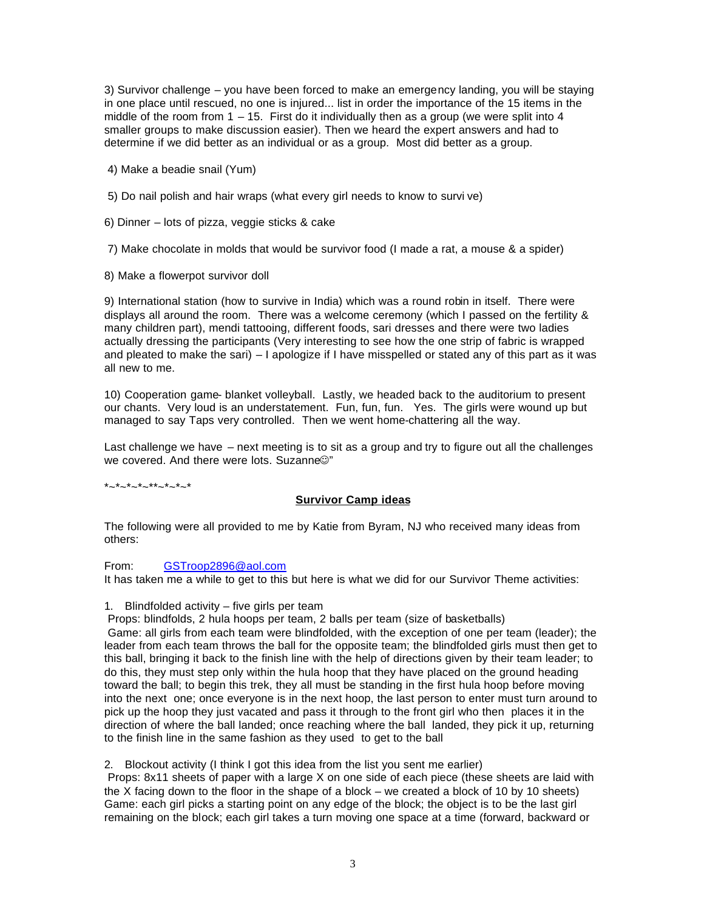3) Survivor challenge – you have been forced to make an emergency landing, you will be staying in one place until rescued, no one is injured... list in order the importance of the 15 items in the middle of the room from 1 – 15. First do it individually then as a group (we were split into 4 smaller groups to make discussion easier). Then we heard the expert answers and had to determine if we did better as an individual or as a group. Most did better as a group.

4) Make a beadie snail (Yum)

5) Do nail polish and hair wraps (what every girl needs to know to survi ve)

6) Dinner – lots of pizza, veggie sticks & cake

7) Make chocolate in molds that would be survivor food (I made a rat, a mouse & a spider)

8) Make a flowerpot survivor doll

9) International station (how to survive in India) which was a round robin in itself. There were displays all around the room. There was a welcome ceremony (which I passed on the fertility & many children part), mendi tattooing, different foods, sari dresses and there were two ladies actually dressing the participants (Very interesting to see how the one strip of fabric is wrapped and pleated to make the sari) – I apologize if I have misspelled or stated any of this part as it was all new to me.

10) Cooperation game- blanket volleyball. Lastly, we headed back to the auditorium to present our chants. Very loud is an understatement. Fun, fun, fun. Yes. The girls were wound up but managed to say Taps very controlled. Then we went home-chattering all the way.

Last challenge we have – next meeting is to sit as a group and try to figure out all the challenges we covered. And there were lots. Suzanne☺"

*~*~*~*~**~*~*~*

**Survivor Camp ideas**

The following were all provided to me by Katie from Byram, NJ who received many ideas from others:

From: GSTroop2896@aol.com
It has taken me a while to get to this but here is what we did for our Survivor Theme activities:

1. Blindfolded activity – five girls per team
Props: blindfolds, 2 hula hoops per team, 2 balls per team (size of basketballs)
Game: all girls from each team were blindfolded, with the exception of one per team (leader); the leader from each team throws the ball for the opposite team; the blindfolded girls must then get to this ball, bringing it back to the finish line with the help of directions given by their team leader; to do this, they must step only within the hula hoop that they have placed on the ground heading toward the ball; to begin this trek, they all must be standing in the first hula hoop before moving into the next one; once everyone is in the next hoop, the last person to enter must turn around to pick up the hoop they just vacated and pass it through to the front girl who then places it in the direction of where the ball landed; once reaching where the ball landed, they pick it up, returning to the finish line in the same fashion as they used to get to the ball

2. Blockout activity (I think I got this idea from the list you sent me earlier)
Props: 8x11 sheets of paper with a large X on one side of each piece (these sheets are laid with the X facing down to the floor in the shape of a block – we created a block of 10 by 10 sheets)
Game: each girl picks a starting point on any edge of the block; the object is to be the last girl remaining on the block; each girl takes a turn moving one space at a time (forward, backward or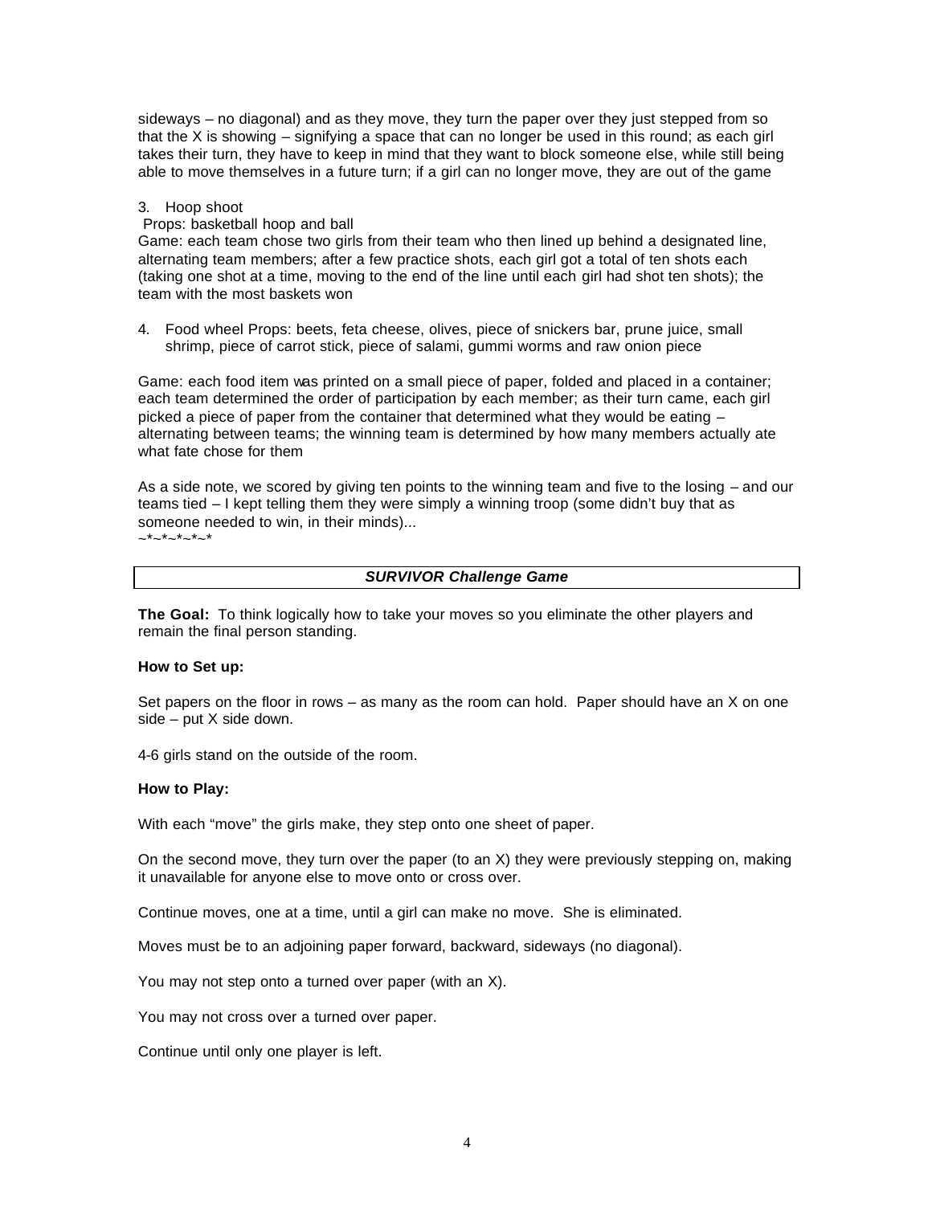sideways – no diagonal) and as they move, they turn the paper over they just stepped from so that the X is showing – signifying a space that can no longer be used in this round; as each girl takes their turn, they have to keep in mind that they want to block someone else, while still being able to move themselves in a future turn; if a girl can no longer move, they are out of the game

3. Hoop shoot

Props: basketball hoop and ball

Game: each team chose two girls from their team who then lined up behind a designated line, alternating team members; after a few practice shots, each girl got a total of ten shots each (taking one shot at a time, moving to the end of the line until each girl had shot ten shots); the team with the most baskets won

4. Food wheel Props: beets, feta cheese, olives, piece of snickers bar, prune juice, small shrimp, piece of carrot stick, piece of salami, gummi worms and raw onion piece

Game: each food item was printed on a small piece of paper, folded and placed in a container; each team determined the order of participation by each member; as their turn came, each girl picked a piece of paper from the container that determined what they would be eating – alternating between teams; the winning team is determined by how many members actually ate what fate chose for them

As a side note, we scored by giving ten points to the winning team and five to the losing – and our teams tied – I kept telling them they were simply a winning troop (some didn't buy that as someone needed to win, in their minds)...

~*~*~*~*~*

## ***SURVIVOR Challenge Game***

**The Goal:** To think logically how to take your moves so you eliminate the other players and remain the final person standing.

**How to Set up:**

Set papers on the floor in rows – as many as the room can hold. Paper should have an X on one side – put X side down.

4-6 girls stand on the outside of the room.

**How to Play:**

With each "move" the girls make, they step onto one sheet of paper.

On the second move, they turn over the paper (to an X) they were previously stepping on, making it unavailable for anyone else to move onto or cross over.

Continue moves, one at a time, until a girl can make no move. She is eliminated.

Moves must be to an adjoining paper forward, backward, sideways (no diagonal).

You may not step onto a turned over paper (with an X).

You may not cross over a turned over paper.

Continue until only one player is left.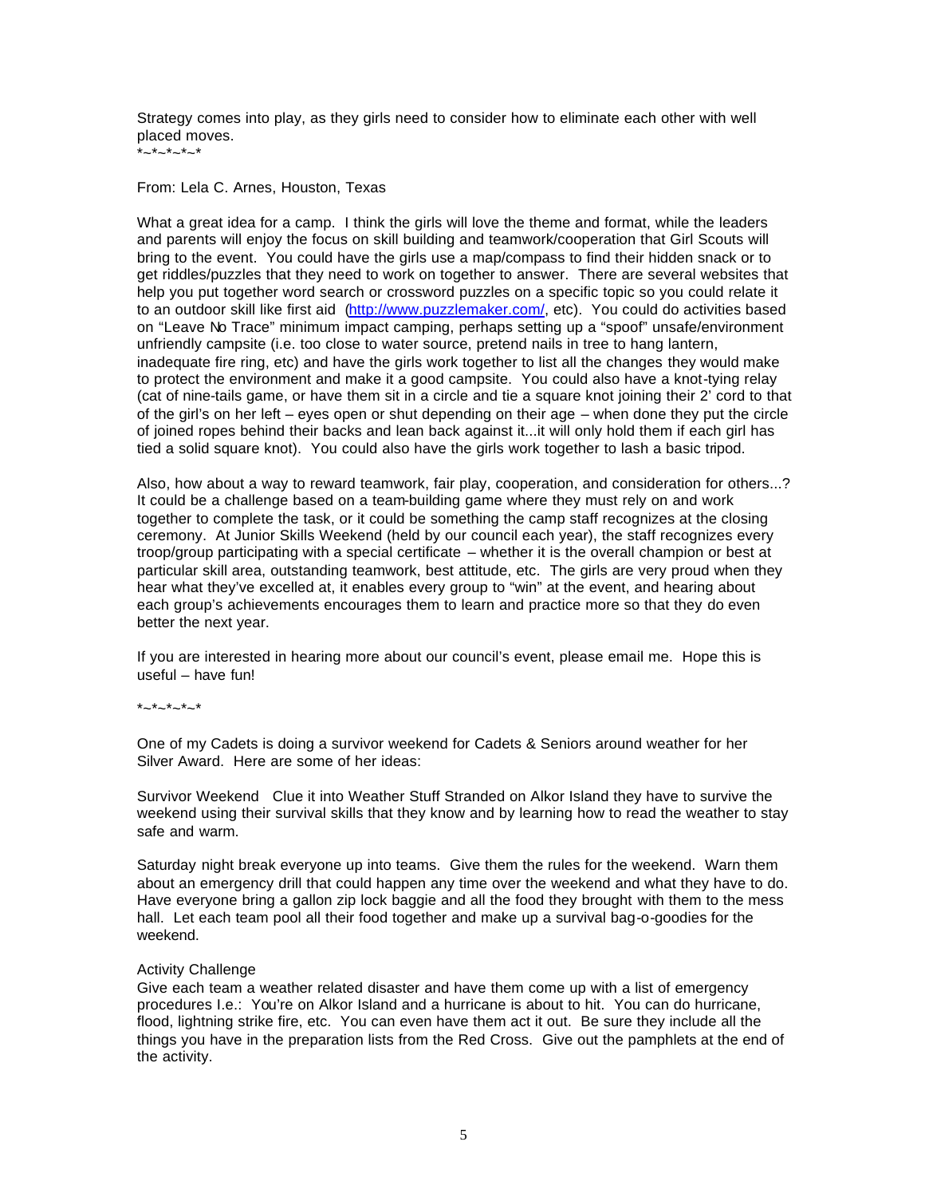Strategy comes into play, as they girls need to consider how to eliminate each other with well placed moves.
*~*~*~*~*

From: Lela C. Arnes, Houston, Texas

What a great idea for a camp. I think the girls will love the theme and format, while the leaders and parents will enjoy the focus on skill building and teamwork/cooperation that Girl Scouts will bring to the event. You could have the girls use a map/compass to find their hidden snack or to get riddles/puzzles that they need to work on together to answer. There are several websites that help you put together word search or crossword puzzles on a specific topic so you could relate it to an outdoor skill like first aid (http://www.puzzlemaker.com/, etc). You could do activities based on "Leave No Trace" minimum impact camping, perhaps setting up a "spoof" unsafe/environment unfriendly campsite (i.e. too close to water source, pretend nails in tree to hang lantern, inadequate fire ring, etc) and have the girls work together to list all the changes they would make to protect the environment and make it a good campsite. You could also have a knot-tying relay (cat of nine-tails game, or have them sit in a circle and tie a square knot joining their 2' cord to that of the girl's on her left – eyes open or shut depending on their age – when done they put the circle of joined ropes behind their backs and lean back against it...it will only hold them if each girl has tied a solid square knot). You could also have the girls work together to lash a basic tripod.

Also, how about a way to reward teamwork, fair play, cooperation, and consideration for others...? It could be a challenge based on a team-building game where they must rely on and work together to complete the task, or it could be something the camp staff recognizes at the closing ceremony. At Junior Skills Weekend (held by our council each year), the staff recognizes every troop/group participating with a special certificate – whether it is the overall champion or best at particular skill area, outstanding teamwork, best attitude, etc. The girls are very proud when they hear what they've excelled at, it enables every group to "win" at the event, and hearing about each group's achievements encourages them to learn and practice more so that they do even better the next year.

If you are interested in hearing more about our council's event, please email me. Hope this is useful – have fun!

*~*~*~*~*

One of my Cadets is doing a survivor weekend for Cadets & Seniors around weather for her Silver Award. Here are some of her ideas:

Survivor Weekend Clue it into Weather Stuff Stranded on Alkor Island they have to survive the weekend using their survival skills that they know and by learning how to read the weather to stay safe and warm.

Saturday night break everyone up into teams. Give them the rules for the weekend. Warn them about an emergency drill that could happen any time over the weekend and what they have to do. Have everyone bring a gallon zip lock baggie and all the food they brought with them to the mess hall. Let each team pool all their food together and make up a survival bag-o-goodies for the weekend.

Activity Challenge
Give each team a weather related disaster and have them come up with a list of emergency procedures I.e.: You're on Alkor Island and a hurricane is about to hit. You can do hurricane, flood, lightning strike fire, etc. You can even have them act it out. Be sure they include all the things you have in the preparation lists from the Red Cross. Give out the pamphlets at the end of the activity.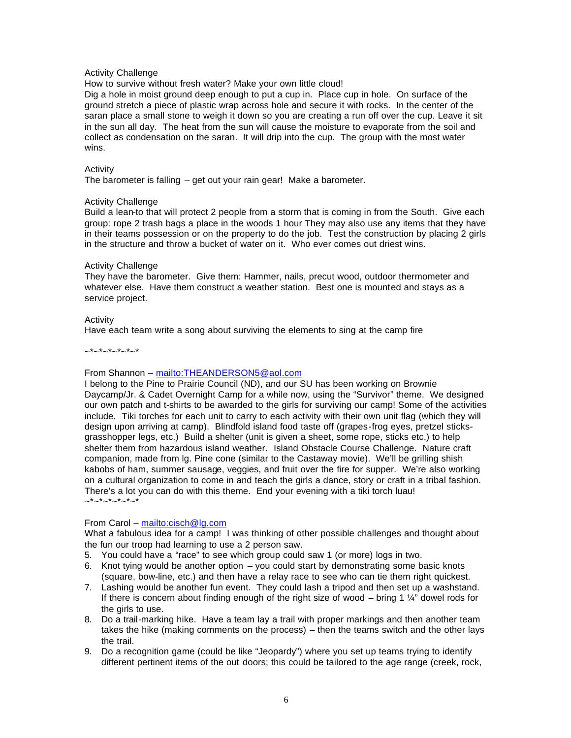Activity Challenge

How to survive without fresh water? Make your own little cloud!

Dig a hole in moist ground deep enough to put a cup in. Place cup in hole. On surface of the ground stretch a piece of plastic wrap across hole and secure it with rocks. In the center of the saran place a small stone to weigh it down so you are creating a run off over the cup. Leave it sit in the sun all day. The heat from the sun will cause the moisture to evaporate from the soil and collect as condensation on the saran. It will drip into the cup. The group with the most water wins.

Activity

The barometer is falling – get out your rain gear! Make a barometer.

Activity Challenge

Build a lean-to that will protect 2 people from a storm that is coming in from the South. Give each group: rope 2 trash bags a place in the woods 1 hour They may also use any items that they have in their teams possession or on the property to do the job. Test the construction by placing 2 girls in the structure and throw a bucket of water on it. Who ever comes out driest wins.

Activity Challenge

They have the barometer. Give them: Hammer, nails, precut wood, outdoor thermometer and whatever else. Have them construct a weather station. Best one is mounted and stays as a service project.

Activity

Have each team write a song about surviving the elements to sing at the camp fire

~*~*~*~*~*~*

From Shannon – mailto:THEANDERSON5@aol.com

I belong to the Pine to Prairie Council (ND), and our SU has been working on Brownie Daycamp/Jr. & Cadet Overnight Camp for a while now, using the "Survivor" theme. We designed our own patch and t-shirts to be awarded to the girls for surviving our camp! Some of the activities include. Tiki torches for each unit to carry to each activity with their own unit flag (which they will design upon arriving at camp). Blindfold island food taste off (grapes-frog eyes, pretzel sticks-grasshopper legs, etc.) Build a shelter (unit is given a sheet, some rope, sticks etc,) to help shelter them from hazardous island weather. Island Obstacle Course Challenge. Nature craft companion, made from lg. Pine cone (similar to the Castaway movie). We'll be grilling shish kabobs of ham, summer sausage, veggies, and fruit over the fire for supper. We're also working on a cultural organization to come in and teach the girls a dance, story or craft in a tribal fashion. There's a lot you can do with this theme. End your evening with a tiki torch luau!

~*~*~*~*~*~*

From Carol – mailto:cisch@lg.com

What a fabulous idea for a camp! I was thinking of other possible challenges and thought about the fun our troop had learning to use a 2 person saw.

5. You could have a "race" to see which group could saw 1 (or more) logs in two.
6. Knot tying would be another option – you could start by demonstrating some basic knots (square, bow-line, etc.) and then have a relay race to see who can tie them right quickest.
7. Lashing would be another fun event. They could lash a tripod and then set up a washstand. If there is concern about finding enough of the right size of wood – bring 1 ¼" dowel rods for the girls to use.
8. Do a trail-marking hike. Have a team lay a trail with proper markings and then another team takes the hike (making comments on the process) – then the teams switch and the other lays the trail.
9. Do a recognition game (could be like "Jeopardy") where you set up teams trying to identify different pertinent items of the out doors; this could be tailored to the age range (creek, rock,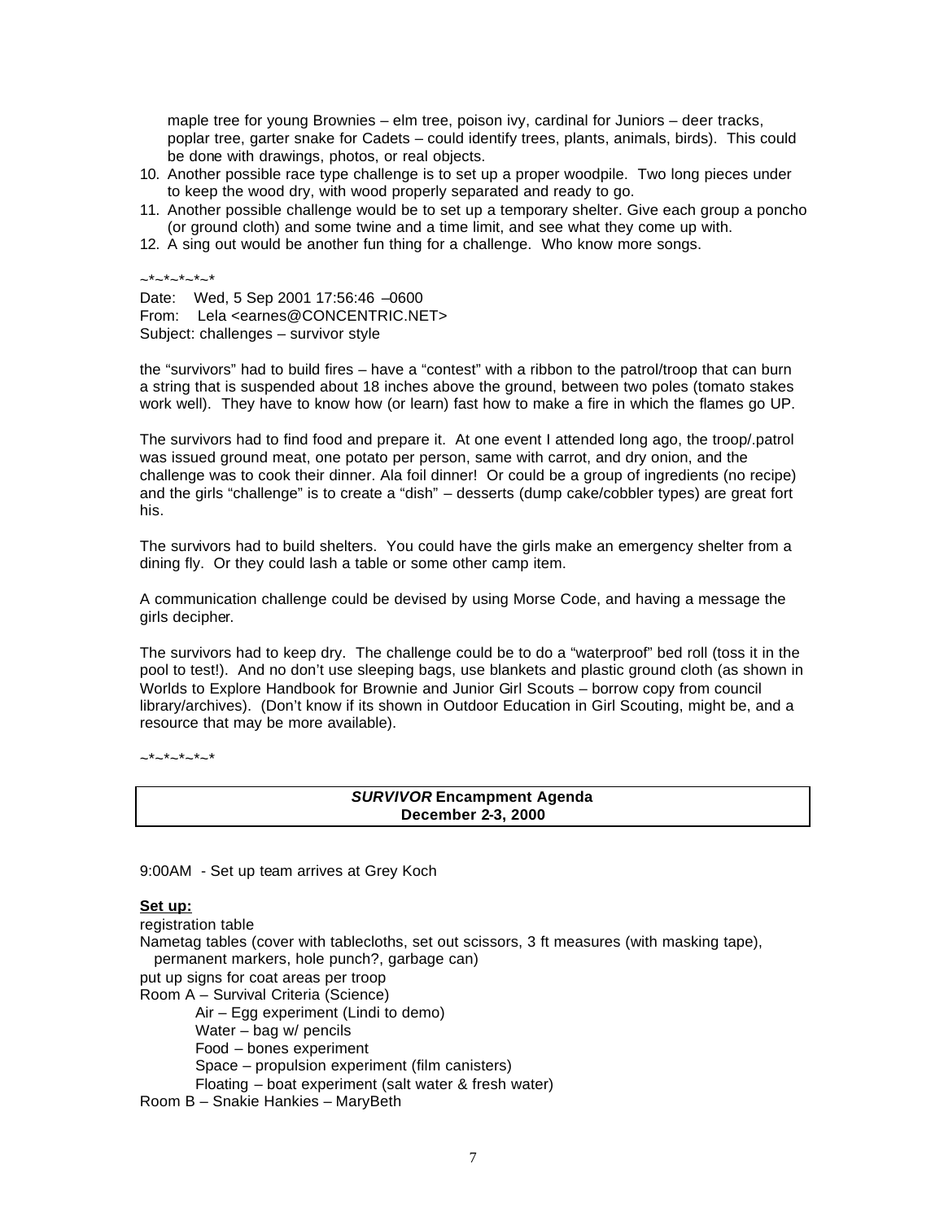maple tree for young Brownies – elm tree, poison ivy, cardinal for Juniors – deer tracks, poplar tree, garter snake for Cadets – could identify trees, plants, animals, birds). This could be done with drawings, photos, or real objects.

10. Another possible race type challenge is to set up a proper woodpile. Two long pieces under to keep the wood dry, with wood properly separated and ready to go.
11. Another possible challenge would be to set up a temporary shelter. Give each group a poncho (or ground cloth) and some twine and a time limit, and see what they come up with.
12. A sing out would be another fun thing for a challenge. Who know more songs.

~*~*~*~*~*

Date: Wed, 5 Sep 2001 17:56:46 –0600
From: Lela <earnes@CONCENTRIC.NET>
Subject: challenges – survivor style

the "survivors" had to build fires – have a "contest" with a ribbon to the patrol/troop that can burn a string that is suspended about 18 inches above the ground, between two poles (tomato stakes work well). They have to know how (or learn) fast how to make a fire in which the flames go UP.

The survivors had to find food and prepare it. At one event I attended long ago, the troop/.patrol was issued ground meat, one potato per person, same with carrot, and dry onion, and the challenge was to cook their dinner. Ala foil dinner! Or could be a group of ingredients (no recipe) and the girls "challenge" is to create a "dish" – desserts (dump cake/cobbler types) are great fort his.

The survivors had to build shelters. You could have the girls make an emergency shelter from a dining fly. Or they could lash a table or some other camp item.

A communication challenge could be devised by using Morse Code, and having a message the girls decipher.

The survivors had to keep dry. The challenge could be to do a "waterproof" bed roll (toss it in the pool to test!). And no don't use sleeping bags, use blankets and plastic ground cloth (as shown in Worlds to Explore Handbook for Brownie and Junior Girl Scouts – borrow copy from council library/archives). (Don't know if its shown in Outdoor Education in Girl Scouting, might be, and a resource that may be more available).

~*~*~*~*~*

## ***SURVIVOR* Encampment Agenda**
## **December 2-3, 2000**

9:00AM - Set up team arrives at Grey Koch

**Set up:**

registration table
Nametag tables (cover with tablecloths, set out scissors, 3 ft measures (with masking tape), permanent markers, hole punch?, garbage can)
put up signs for coat areas per troop
Room A – Survival Criteria (Science)
- Air – Egg experiment (Lindi to demo)
- Water – bag w/ pencils
- Food – bones experiment
- Space – propulsion experiment (film canisters)
- Floating – boat experiment (salt water & fresh water)

Room B – Snakie Hankies – MaryBeth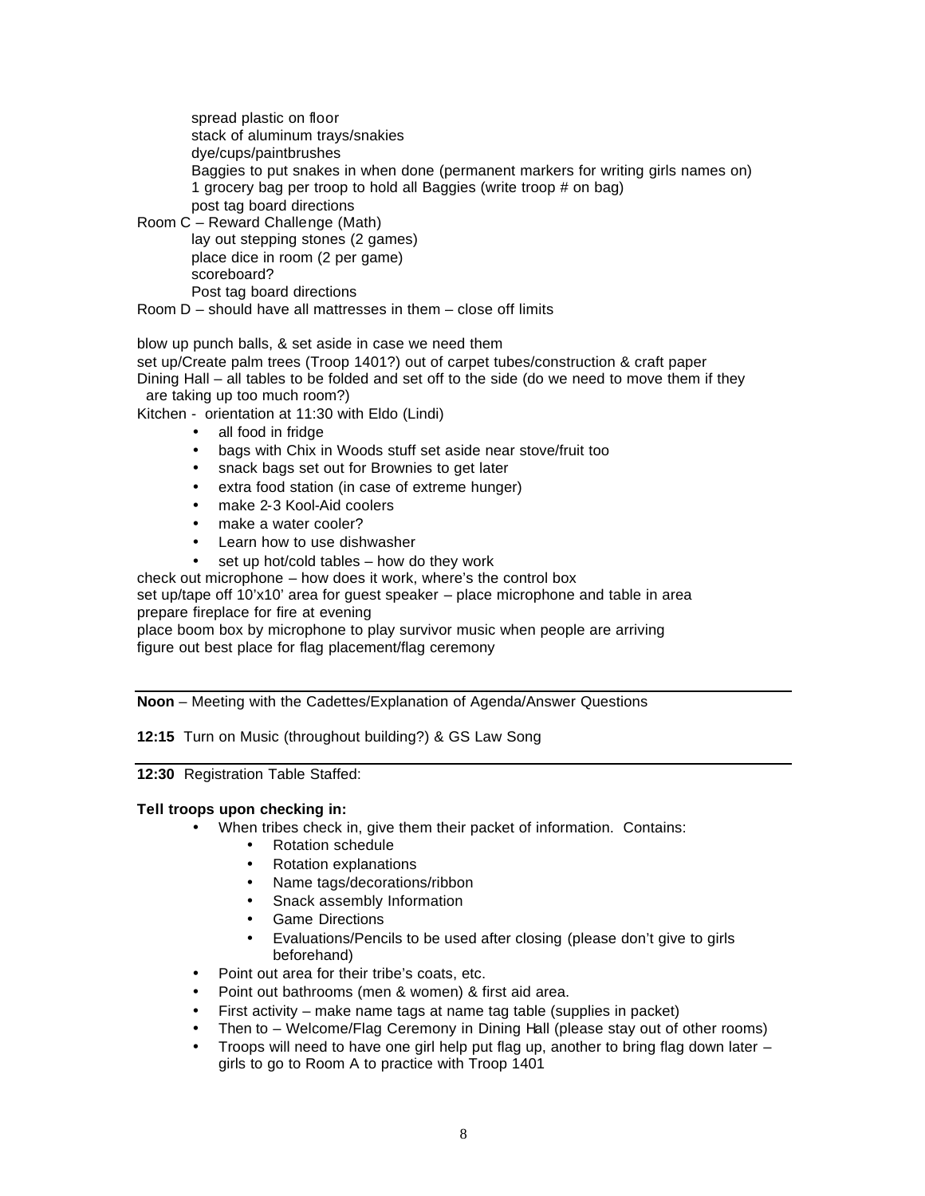spread plastic on floor
stack of aluminum trays/snakies
dye/cups/paintbrushes
Baggies to put snakes in when done (permanent markers for writing girls names on)
1 grocery bag per troop to hold all Baggies (write troop # on bag)
post tag board directions

Room C – Reward Challenge (Math)
lay out stepping stones (2 games)
place dice in room (2 per game)
scoreboard?
Post tag board directions

Room D – should have all mattresses in them – close off limits

blow up punch balls, & set aside in case we need them
set up/Create palm trees (Troop 1401?) out of carpet tubes/construction & craft paper
Dining Hall – all tables to be folded and set off to the side (do we need to move them if they are taking up too much room?)
Kitchen - orientation at 11:30 with Eldo (Lindi)

- all food in fridge
- bags with Chix in Woods stuff set aside near stove/fruit too
- snack bags set out for Brownies to get later
- extra food station (in case of extreme hunger)
- make 2-3 Kool-Aid coolers
- make a water cooler?
- Learn how to use dishwasher
- set up hot/cold tables – how do they work

check out microphone – how does it work, where's the control box
set up/tape off 10'x10' area for guest speaker – place microphone and table in area
prepare fireplace for fire at evening
place boom box by microphone to play survivor music when people are arriving
figure out best place for flag placement/flag ceremony

---

**Noon** – Meeting with the Cadettes/Explanation of Agenda/Answer Questions

**12:15** Turn on Music (throughout building?) & GS Law Song

---

**12:30** Registration Table Staffed:

**Tell troops upon checking in:**

- When tribes check in, give them their packet of information. Contains:
  - Rotation schedule
  - Rotation explanations
  - Name tags/decorations/ribbon
  - Snack assembly Information
  - Game Directions
  - Evaluations/Pencils to be used after closing (please don't give to girls beforehand)
- Point out area for their tribe's coats, etc.
- Point out bathrooms (men & women) & first aid area.
- First activity – make name tags at name tag table (supplies in packet)
- Then to – Welcome/Flag Ceremony in Dining Hall (please stay out of other rooms)
- Troops will need to have one girl help put flag up, another to bring flag down later – girls to go to Room A to practice with Troop 1401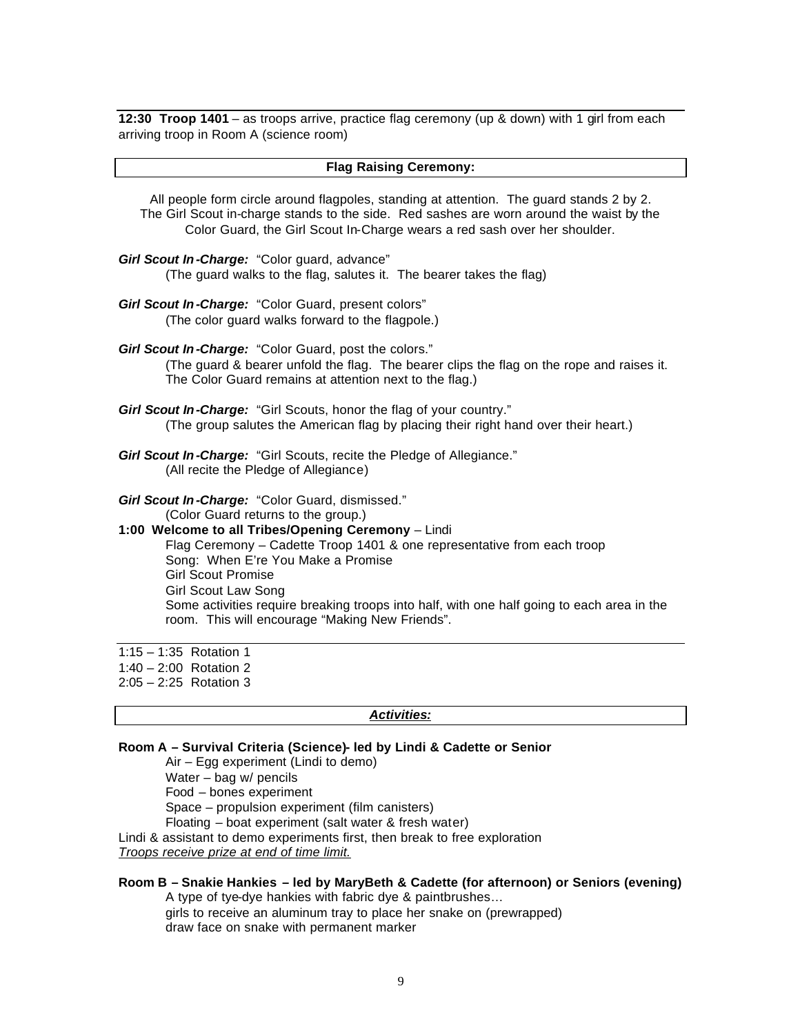**12:30 Troop 1401** – as troops arrive, practice flag ceremony (up & down) with 1 girl from each arriving troop in Room A (science room)

**Flag Raising Ceremony:**

All people form circle around flagpoles, standing at attention. The guard stands 2 by 2. The Girl Scout in-charge stands to the side. Red sashes are worn around the waist by the Color Guard, the Girl Scout In-Charge wears a red sash over her shoulder.

***Girl Scout In-Charge:*** "Color guard, advance"
(The guard walks to the flag, salutes it. The bearer takes the flag)

***Girl Scout In-Charge:*** "Color Guard, present colors"
(The color guard walks forward to the flagpole.)

***Girl Scout In-Charge:*** "Color Guard, post the colors."
(The guard & bearer unfold the flag. The bearer clips the flag on the rope and raises it. The Color Guard remains at attention next to the flag.)

***Girl Scout In-Charge:*** "Girl Scouts, honor the flag of your country."
(The group salutes the American flag by placing their right hand over their heart.)

***Girl Scout In-Charge:*** "Girl Scouts, recite the Pledge of Allegiance."
(All recite the Pledge of Allegiance)

***Girl Scout In-Charge:*** "Color Guard, dismissed."
(Color Guard returns to the group.)

**1:00 Welcome to all Tribes/Opening Ceremony** – Lindi
Flag Ceremony – Cadette Troop 1401 & one representative from each troop
Song: When E're You Make a Promise
Girl Scout Promise
Girl Scout Law Song
Some activities require breaking troops into half, with one half going to each area in the room. This will encourage "Making New Friends".

1:15 – 1:35 Rotation 1
1:40 – 2:00 Rotation 2
2:05 – 2:25 Rotation 3

***Activities:***

**Room A – Survival Criteria (Science)- led by Lindi & Cadette or Senior**
Air – Egg experiment (Lindi to demo)
Water – bag w/ pencils
Food – bones experiment
Space – propulsion experiment (film canisters)
Floating – boat experiment (salt water & fresh water)
Lindi & assistant to demo experiments first, then break to free exploration
*Troops receive prize at end of time limit.*

**Room B – Snakie Hankies – led by MaryBeth & Cadette (for afternoon) or Seniors (evening)**
A type of tye-dye hankies with fabric dye & paintbrushes…
girls to receive an aluminum tray to place her snake on (prewrapped)
draw face on snake with permanent marker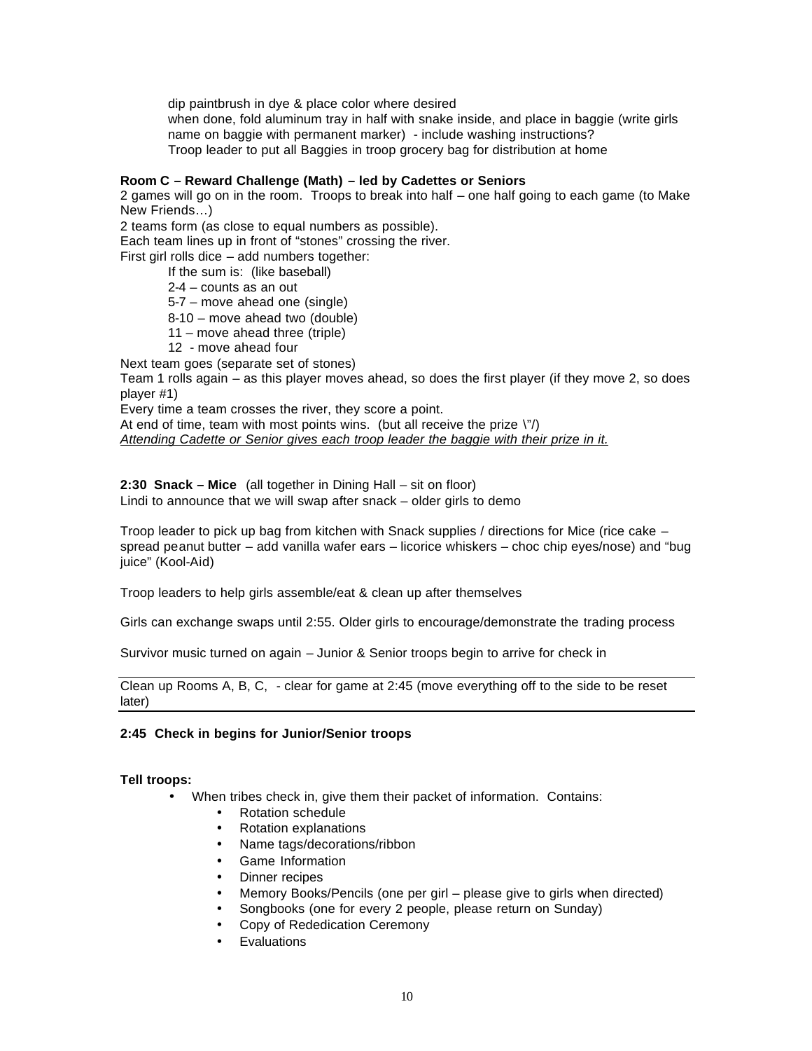dip paintbrush in dye & place color where desired
when done, fold aluminum tray in half with snake inside, and place in baggie (write girls name on baggie with permanent marker) - include washing instructions?
Troop leader to put all Baggies in troop grocery bag for distribution at home

**Room C – Reward Challenge (Math) – led by Cadettes or Seniors**
2 games will go on in the room. Troops to break into half – one half going to each game (to Make New Friends…)
2 teams form (as close to equal numbers as possible).
Each team lines up in front of "stones" crossing the river.
First girl rolls dice – add numbers together:

If the sum is: (like baseball)
2-4 – counts as an out
5-7 – move ahead one (single)
8-10 – move ahead two (double)
11 – move ahead three (triple)
12 - move ahead four

Next team goes (separate set of stones)
Team 1 rolls again – as this player moves ahead, so does the first player (if they move 2, so does player #1)
Every time a team crosses the river, they score a point.
At end of time, team with most points wins. (but all receive the prize \"/)
*Attending Cadette or Senior gives each troop leader the baggie with their prize in it.*

**2:30 Snack – Mice** (all together in Dining Hall – sit on floor)
Lindi to announce that we will swap after snack – older girls to demo

Troop leader to pick up bag from kitchen with Snack supplies / directions for Mice (rice cake – spread peanut butter – add vanilla wafer ears – licorice whiskers – choc chip eyes/nose) and "bug juice" (Kool-Aid)

Troop leaders to help girls assemble/eat & clean up after themselves

Girls can exchange swaps until 2:55. Older girls to encourage/demonstrate the trading process

Survivor music turned on again – Junior & Senior troops begin to arrive for check in

---

Clean up Rooms A, B, C, - clear for game at 2:45 (move everything off to the side to be reset later)

---

**2:45 Check in begins for Junior/Senior troops**

**Tell troops:**

- When tribes check in, give them their packet of information. Contains:
  - Rotation schedule
  - Rotation explanations
  - Name tags/decorations/ribbon
  - Game Information
  - Dinner recipes
  - Memory Books/Pencils (one per girl – please give to girls when directed)
  - Songbooks (one for every 2 people, please return on Sunday)
  - Copy of Rededication Ceremony
  - Evaluations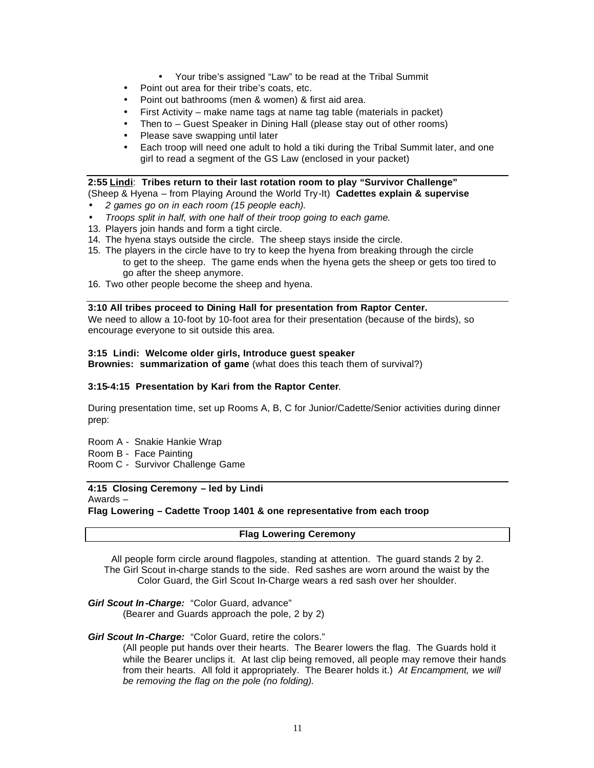- Your tribe's assigned "Law" to be read at the Tribal Summit
- Point out area for their tribe's coats, etc.
- Point out bathrooms (men & women) & first aid area.
- First Activity – make name tags at name tag table (materials in packet)
- Then to – Guest Speaker in Dining Hall (please stay out of other rooms)
- Please save swapping until later
- Each troop will need one adult to hold a tiki during the Tribal Summit later, and one girl to read a segment of the GS Law (enclosed in your packet)

---

**2:55 <u>Lindi</u>: Tribes return to their last rotation room to play "Survivor Challenge"**
(Sheep & Hyena – from Playing Around the World Try-It) **Cadettes explain & supervise**

- *2 games go on in each room (15 people each).*
- *Troops split in half, with one half of their troop going to each game.*

13. Players join hands and form a tight circle.
14. The hyena stays outside the circle. The sheep stays inside the circle.
15. The players in the circle have to try to keep the hyena from breaking through the circle to get to the sheep. The game ends when the hyena gets the sheep or gets too tired to go after the sheep anymore.
16. Two other people become the sheep and hyena.

---

**3:10 All tribes proceed to Dining Hall for presentation from Raptor Center.**
We need to allow a 10-foot by 10-foot area for their presentation (because of the birds), so encourage everyone to sit outside this area.

**3:15 Lindi: Welcome older girls, Introduce guest speaker**
**Brownies: summarization of game** (what does this teach them of survival?)

**3:15-4:15 Presentation by Kari from the Raptor Center**.

During presentation time, set up Rooms A, B, C for Junior/Cadette/Senior activities during dinner prep:

Room A - Snakie Hankie Wrap
Room B - Face Painting
Room C - Survivor Challenge Game

---

**4:15 Closing Ceremony – led by Lindi**
Awards –
**Flag Lowering – Cadette Troop 1401 & one representative from each troop**

**Flag Lowering Ceremony**

All people form circle around flagpoles, standing at attention. The guard stands 2 by 2. The Girl Scout in-charge stands to the side. Red sashes are worn around the waist by the Color Guard, the Girl Scout In-Charge wears a red sash over her shoulder.

***Girl Scout In-Charge:*** "Color Guard, advance"
(Bearer and Guards approach the pole, 2 by 2)

***Girl Scout In-Charge:*** "Color Guard, retire the colors."
(All people put hands over their hearts. The Bearer lowers the flag. The Guards hold it while the Bearer unclips it. At last clip being removed, all people may remove their hands from their hearts. All fold it appropriately. The Bearer holds it.) *At Encampment, we will be removing the flag on the pole (no folding).*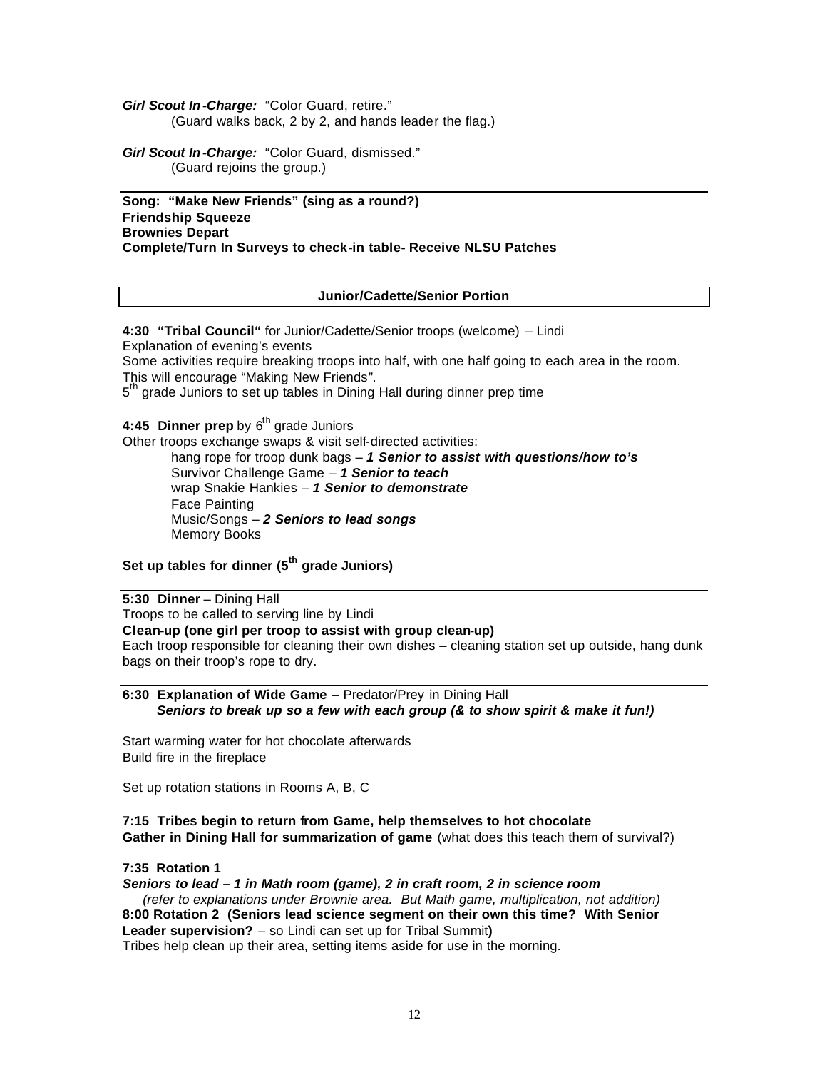***Girl Scout In-Charge:*** "Color Guard, retire."
(Guard walks back, 2 by 2, and hands leader the flag.)

***Girl Scout In-Charge:*** "Color Guard, dismissed."
(Guard rejoins the group.)

---

**Song: "Make New Friends" (sing as a round?)**
**Friendship Squeeze**
**Brownies Depart**
**Complete/Turn In Surveys to check-in table- Receive NLSU Patches**

## Junior/Cadette/Senior Portion

**4:30 "Tribal Council"** for Junior/Cadette/Senior troops (welcome) – Lindi
Explanation of evening's events
Some activities require breaking troops into half, with one half going to each area in the room. This will encourage "Making New Friends".
5th grade Juniors to set up tables in Dining Hall during dinner prep time

---

**4:45 Dinner prep** by 6th grade Juniors
Other troops exchange swaps & visit self-directed activities:

- hang rope for troop dunk bags – ***1 Senior to assist with questions/how to's***
- Survivor Challenge Game – ***1 Senior to teach***
- wrap Snakie Hankies – ***1 Senior to demonstrate***
- Face Painting
- Music/Songs – ***2 Seniors to lead songs***
- Memory Books

**Set up tables for dinner (5th grade Juniors)**

---

**5:30 Dinner** – Dining Hall
Troops to be called to serving line by Lindi
**Clean-up (one girl per troop to assist with group clean-up)**
Each troop responsible for cleaning their own dishes – cleaning station set up outside, hang dunk bags on their troop's rope to dry.

---

**6:30 Explanation of Wide Game** – Predator/Prey in Dining Hall
***Seniors to break up so a few with each group (& to show spirit & make it fun!)***

Start warming water for hot chocolate afterwards
Build fire in the fireplace

Set up rotation stations in Rooms A, B, C

---

**7:15 Tribes begin to return from Game, help themselves to hot chocolate**
**Gather in Dining Hall for summarization of game** (what does this teach them of survival?)

**7:35 Rotation 1**
***Seniors to lead – 1 in Math room (game), 2 in craft room, 2 in science room***
*(refer to explanations under Brownie area. But Math game, multiplication, not addition)*
**8:00 Rotation 2 (Seniors lead science segment on their own this time? With Senior Leader supervision?** – so Lindi can set up for Tribal Summit**)**
Tribes help clean up their area, setting items aside for use in the morning.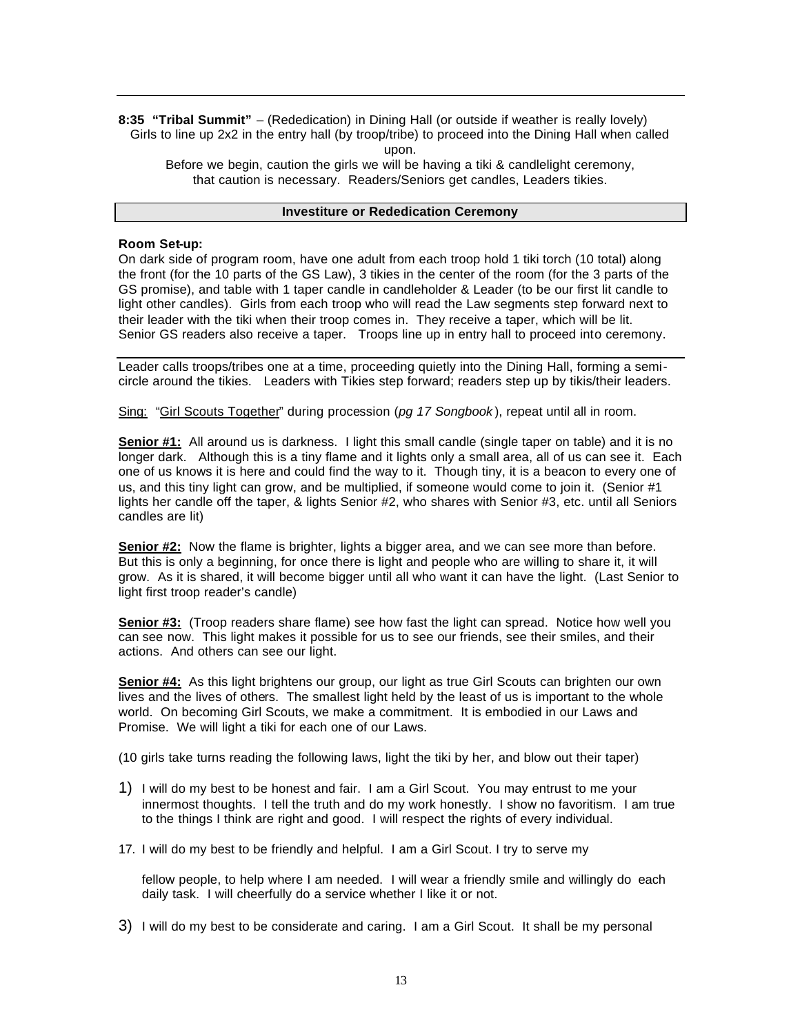**8:35 "Tribal Summit"** – (Rededication) in Dining Hall (or outside if weather is really lovely)
Girls to line up 2x2 in the entry hall (by troop/tribe) to proceed into the Dining Hall when called upon.
Before we begin, caution the girls we will be having a tiki & candlelight ceremony, that caution is necessary. Readers/Seniors get candles, Leaders tikies.

## Investiture or Rededication Ceremony

**Room Set-up:**
On dark side of program room, have one adult from each troop hold 1 tiki torch (10 total) along the front (for the 10 parts of the GS Law), 3 tikies in the center of the room (for the 3 parts of the GS promise), and table with 1 taper candle in candleholder & Leader (to be our first lit candle to light other candles). Girls from each troop who will read the Law segments step forward next to their leader with the tiki when their troop comes in. They receive a taper, which will be lit. Senior GS readers also receive a taper. Troops line up in entry hall to proceed into ceremony.

Leader calls troops/tribes one at a time, proceeding quietly into the Dining Hall, forming a semi-circle around the tikies. Leaders with Tikies step forward; readers step up by tikis/their leaders.

Sing: "Girl Scouts Together" during procession (*pg 17 Songbook*), repeat until all in room.

**Senior #1:** All around us is darkness. I light this small candle (single taper on table) and it is no longer dark. Although this is a tiny flame and it lights only a small area, all of us can see it. Each one of us knows it is here and could find the way to it. Though tiny, it is a beacon to every one of us, and this tiny light can grow, and be multiplied, if someone would come to join it. (Senior #1 lights her candle off the taper, & lights Senior #2, who shares with Senior #3, etc. until all Seniors candles are lit)

**Senior #2:** Now the flame is brighter, lights a bigger area, and we can see more than before. But this is only a beginning, for once there is light and people who are willing to share it, it will grow. As it is shared, it will become bigger until all who want it can have the light. (Last Senior to light first troop reader's candle)

**Senior #3:** (Troop readers share flame) see how fast the light can spread. Notice how well you can see now. This light makes it possible for us to see our friends, see their smiles, and their actions. And others can see our light.

**Senior #4:** As this light brightens our group, our light as true Girl Scouts can brighten our own lives and the lives of others. The smallest light held by the least of us is important to the whole world. On becoming Girl Scouts, we make a commitment. It is embodied in our Laws and Promise. We will light a tiki for each one of our Laws.

(10 girls take turns reading the following laws, light the tiki by her, and blow out their taper)

1) I will do my best to be honest and fair. I am a Girl Scout. You may entrust to me your innermost thoughts. I tell the truth and do my work honestly. I show no favoritism. I am true to the things I think are right and good. I will respect the rights of every individual.

17. I will do my best to be friendly and helpful. I am a Girl Scout. I try to serve my

    fellow people, to help where I am needed. I will wear a friendly smile and willingly do each daily task. I will cheerfully do a service whether I like it or not.

3) I will do my best to be considerate and caring. I am a Girl Scout. It shall be my personal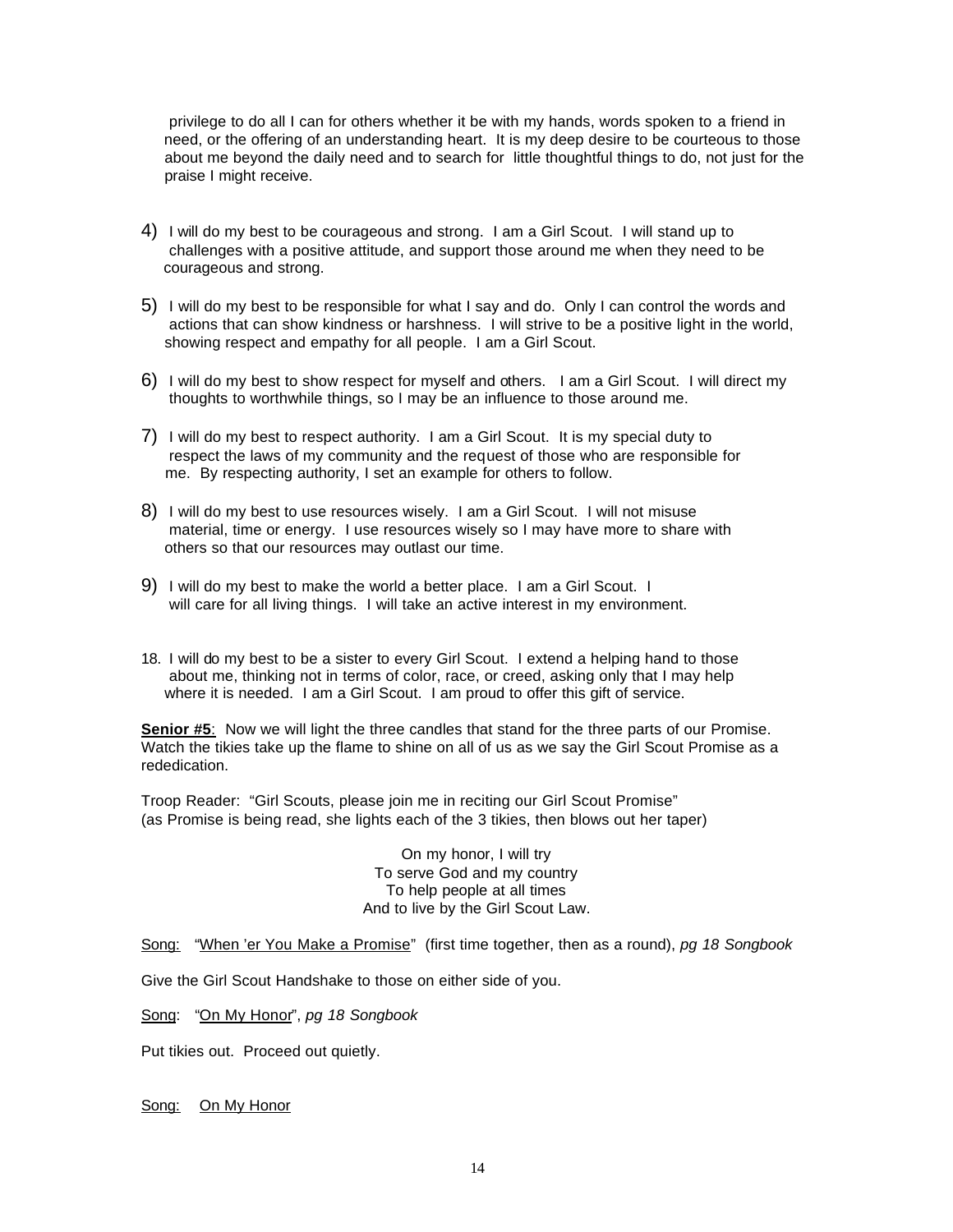privilege to do all I can for others whether it be with my hands, words spoken to a friend in need, or the offering of an understanding heart. It is my deep desire to be courteous to those about me beyond the daily need and to search for little thoughtful things to do, not just for the praise I might receive.

4) I will do my best to be courageous and strong. I am a Girl Scout. I will stand up to challenges with a positive attitude, and support those around me when they need to be courageous and strong.

5) I will do my best to be responsible for what I say and do. Only I can control the words and actions that can show kindness or harshness. I will strive to be a positive light in the world, showing respect and empathy for all people. I am a Girl Scout.

6) I will do my best to show respect for myself and others. I am a Girl Scout. I will direct my thoughts to worthwhile things, so I may be an influence to those around me.

7) I will do my best to respect authority. I am a Girl Scout. It is my special duty to respect the laws of my community and the request of those who are responsible for me. By respecting authority, I set an example for others to follow.

8) I will do my best to use resources wisely. I am a Girl Scout. I will not misuse material, time or energy. I use resources wisely so I may have more to share with others so that our resources may outlast our time.

9) I will do my best to make the world a better place. I am a Girl Scout. I will care for all living things. I will take an active interest in my environment.

18. I will do my best to be a sister to every Girl Scout. I extend a helping hand to those about me, thinking not in terms of color, race, or creed, asking only that I may help where it is needed. I am a Girl Scout. I am proud to offer this gift of service.

**Senior #5**: Now we will light the three candles that stand for the three parts of our Promise. Watch the tikies take up the flame to shine on all of us as we say the Girl Scout Promise as a rededication.

Troop Reader: "Girl Scouts, please join me in reciting our Girl Scout Promise" (as Promise is being read, she lights each of the 3 tikies, then blows out her taper)

On my honor, I will try  
To serve God and my country  
To help people at all times  
And to live by the Girl Scout Law.

Song: "When 'er You Make a Promise" (first time together, then as a round), *pg 18 Songbook*

Give the Girl Scout Handshake to those on either side of you.

Song: "On My Honor", *pg 18 Songbook*

Put tikies out. Proceed out quietly.

Song: On My Honor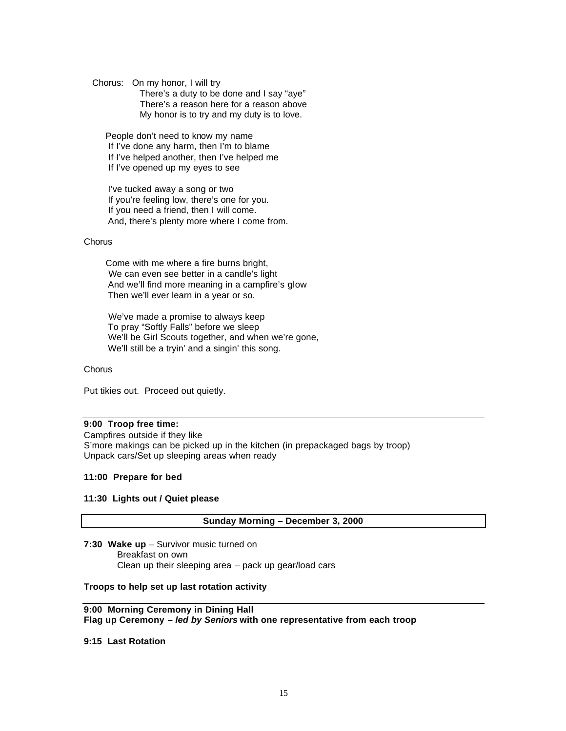Chorus: On my honor, I will try
There's a duty to be done and I say "aye"
There's a reason here for a reason above
My honor is to try and my duty is to love.

People don't need to know my name
If I've done any harm, then I'm to blame
If I've helped another, then I've helped me
If I've opened up my eyes to see

I've tucked away a song or two
If you're feeling low, there's one for you.
If you need a friend, then I will come.
And, there's plenty more where I come from.

Chorus

Come with me where a fire burns bright,
We can even see better in a candle's light
And we'll find more meaning in a campfire's glow
Then we'll ever learn in a year or so.

We've made a promise to always keep
To pray "Softly Falls" before we sleep
We'll be Girl Scouts together, and when we're gone,
We'll still be a tryin' and a singin' this song.

Chorus

Put tikies out. Proceed out quietly.

---

**9:00 Troop free time:**
Campfires outside if they like
S'more makings can be picked up in the kitchen (in prepackaged bags by troop)
Unpack cars/Set up sleeping areas when ready

**11:00 Prepare for bed**

**11:30 Lights out / Quiet please**

## Sunday Morning – December 3, 2000

**7:30 Wake up** – Survivor music turned on
Breakfast on own
Clean up their sleeping area – pack up gear/load cars

**Troops to help set up last rotation activity**

---

**9:00 Morning Ceremony in Dining Hall**
**Flag up Ceremony – *led by Seniors* with one representative from each troop**

**9:15 Last Rotation**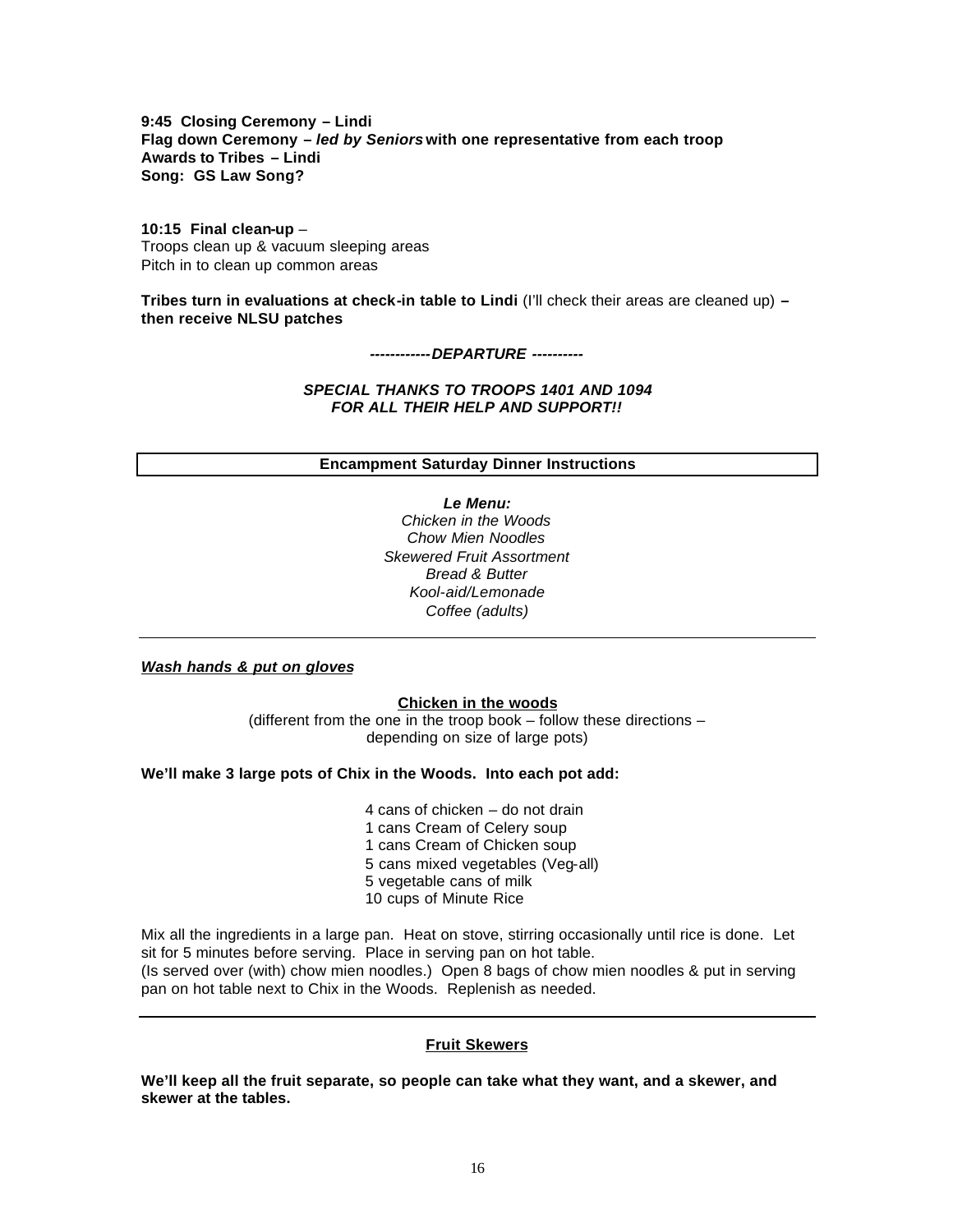**9:45 Closing Ceremony – Lindi**
**Flag down Ceremony – *led by Seniors* with one representative from each troop**
**Awards to Tribes – Lindi**
**Song: GS Law Song?**

**10:15 Final clean-up** –
Troops clean up & vacuum sleeping areas
Pitch in to clean up common areas

**Tribes turn in evaluations at check-in table to Lindi** (I'll check their areas are cleaned up) **– then receive NLSU patches**

***------------DEPARTURE ----------***

***SPECIAL THANKS TO TROOPS 1401 AND 1094***
***FOR ALL THEIR HELP AND SUPPORT!!***

## Encampment Saturday Dinner Instructions

***Le Menu:***
*Chicken in the Woods*
*Chow Mien Noodles*
*Skewered Fruit Assortment*
*Bread & Butter*
*Kool-aid/Lemonade*
*Coffee (adults)*

---

***Wash hands & put on gloves***

### Chicken in the woods

(different from the one in the troop book – follow these directions – depending on size of large pots)

**We'll make 3 large pots of Chix in the Woods. Into each pot add:**

- 4 cans of chicken – do not drain
- 1 cans Cream of Celery soup
- 1 cans Cream of Chicken soup
- 5 cans mixed vegetables (Veg-all)
- 5 vegetable cans of milk
- 10 cups of Minute Rice

Mix all the ingredients in a large pan. Heat on stove, stirring occasionally until rice is done. Let sit for 5 minutes before serving. Place in serving pan on hot table.
(Is served over (with) chow mien noodles.) Open 8 bags of chow mien noodles & put in serving pan on hot table next to Chix in the Woods. Replenish as needed.

---

### Fruit Skewers

**We'll keep all the fruit separate, so people can take what they want, and a skewer, and skewer at the tables.**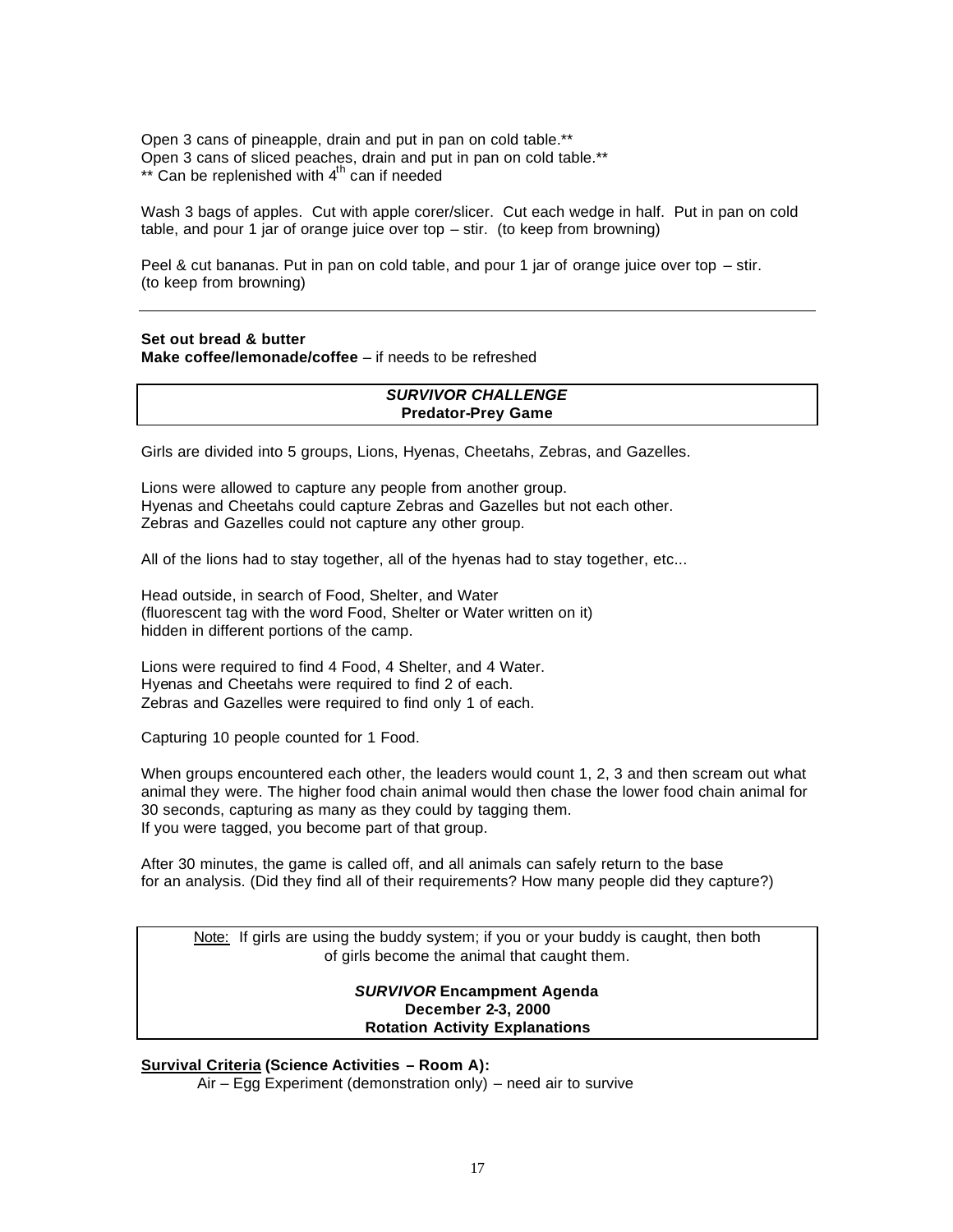Open 3 cans of pineapple, drain and put in pan on cold table.**
Open 3 cans of sliced peaches, drain and put in pan on cold table.**
** Can be replenished with 4th can if needed

Wash 3 bags of apples. Cut with apple corer/slicer. Cut each wedge in half. Put in pan on cold table, and pour 1 jar of orange juice over top – stir. (to keep from browning)

Peel & cut bananas. Put in pan on cold table, and pour 1 jar of orange juice over top – stir. (to keep from browning)

---

**Set out bread & butter**
**Make coffee/lemonade/coffee** – if needs to be refreshed

***SURVIVOR CHALLENGE***
**Predator-Prey Game**

Girls are divided into 5 groups, Lions, Hyenas, Cheetahs, Zebras, and Gazelles.

Lions were allowed to capture any people from another group.
Hyenas and Cheetahs could capture Zebras and Gazelles but not each other.
Zebras and Gazelles could not capture any other group.

All of the lions had to stay together, all of the hyenas had to stay together, etc...

Head outside, in search of Food, Shelter, and Water
(fluorescent tag with the word Food, Shelter or Water written on it)
hidden in different portions of the camp.

Lions were required to find 4 Food, 4 Shelter, and 4 Water.
Hyenas and Cheetahs were required to find 2 of each.
Zebras and Gazelles were required to find only 1 of each.

Capturing 10 people counted for 1 Food.

When groups encountered each other, the leaders would count 1, 2, 3 and then scream out what animal they were. The higher food chain animal would then chase the lower food chain animal for 30 seconds, capturing as many as they could by tagging them.
If you were tagged, you become part of that group.

After 30 minutes, the game is called off, and all animals can safely return to the base for an analysis. (Did they find all of their requirements? How many people did they capture?)

Note: If girls are using the buddy system; if you or your buddy is caught, then both of girls become the animal that caught them.

***SURVIVOR*** **Encampment Agenda**
**December 2-3, 2000**
**Rotation Activity Explanations**

**Survival Criteria (Science Activities – Room A):**

Air – Egg Experiment (demonstration only) – need air to survive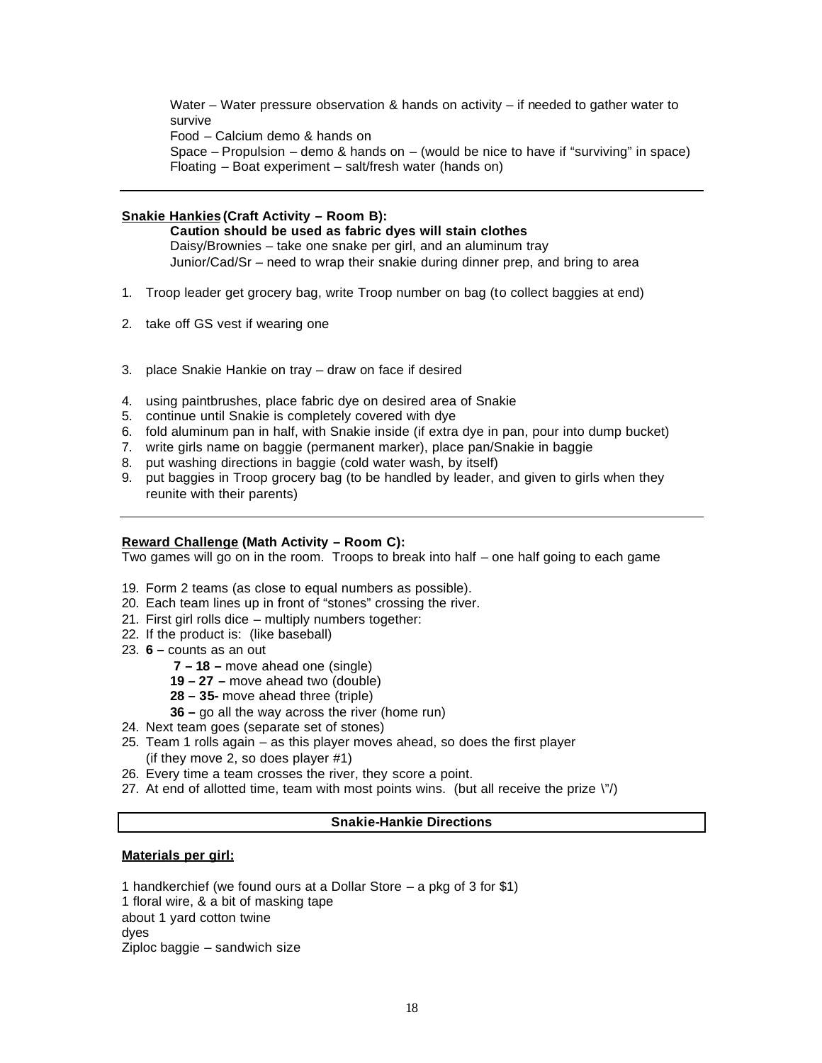Water – Water pressure observation & hands on activity – if needed to gather water to survive
Food – Calcium demo & hands on
Space – Propulsion – demo & hands on – (would be nice to have if "surviving" in space)
Floating – Boat experiment – salt/fresh water (hands on)

---

**Snakie Hankies (Craft Activity – Room B):**

**Caution should be used as fabric dyes will stain clothes**
Daisy/Brownies – take one snake per girl, and an aluminum tray
Junior/Cad/Sr – need to wrap their snakie during dinner prep, and bring to area

1. Troop leader get grocery bag, write Troop number on bag (to collect baggies at end)
2. take off GS vest if wearing one
3. place Snakie Hankie on tray – draw on face if desired
4. using paintbrushes, place fabric dye on desired area of Snakie
5. continue until Snakie is completely covered with dye
6. fold aluminum pan in half, with Snakie inside (if extra dye in pan, pour into dump bucket)
7. write girls name on baggie (permanent marker), place pan/Snakie in baggie
8. put washing directions in baggie (cold water wash, by itself)
9. put baggies in Troop grocery bag (to be handled by leader, and given to girls when they reunite with their parents)

---

**Reward Challenge (Math Activity – Room C):**
Two games will go on in the room. Troops to break into half – one half going to each game

19. Form 2 teams (as close to equal numbers as possible).
20. Each team lines up in front of "stones" crossing the river.
21. First girl rolls dice – multiply numbers together:
22. If the product is: (like baseball)
23. **6 –** counts as an out
    **7 – 18 –** move ahead one (single)
    **19 – 27 –** move ahead two (double)
    **28 – 35-** move ahead three (triple)
    **36 –** go all the way across the river (home run)
24. Next team goes (separate set of stones)
25. Team 1 rolls again – as this player moves ahead, so does the first player (if they move 2, so does player #1)
26. Every time a team crosses the river, they score a point.
27. At end of allotted time, team with most points wins. (but all receive the prize \"/)

## Snakie-Hankie Directions

**Materials per girl:**

1 handkerchief (we found ours at a Dollar Store – a pkg of 3 for $1)
1 floral wire, & a bit of masking tape
about 1 yard cotton twine
dyes
Ziploc baggie – sandwich size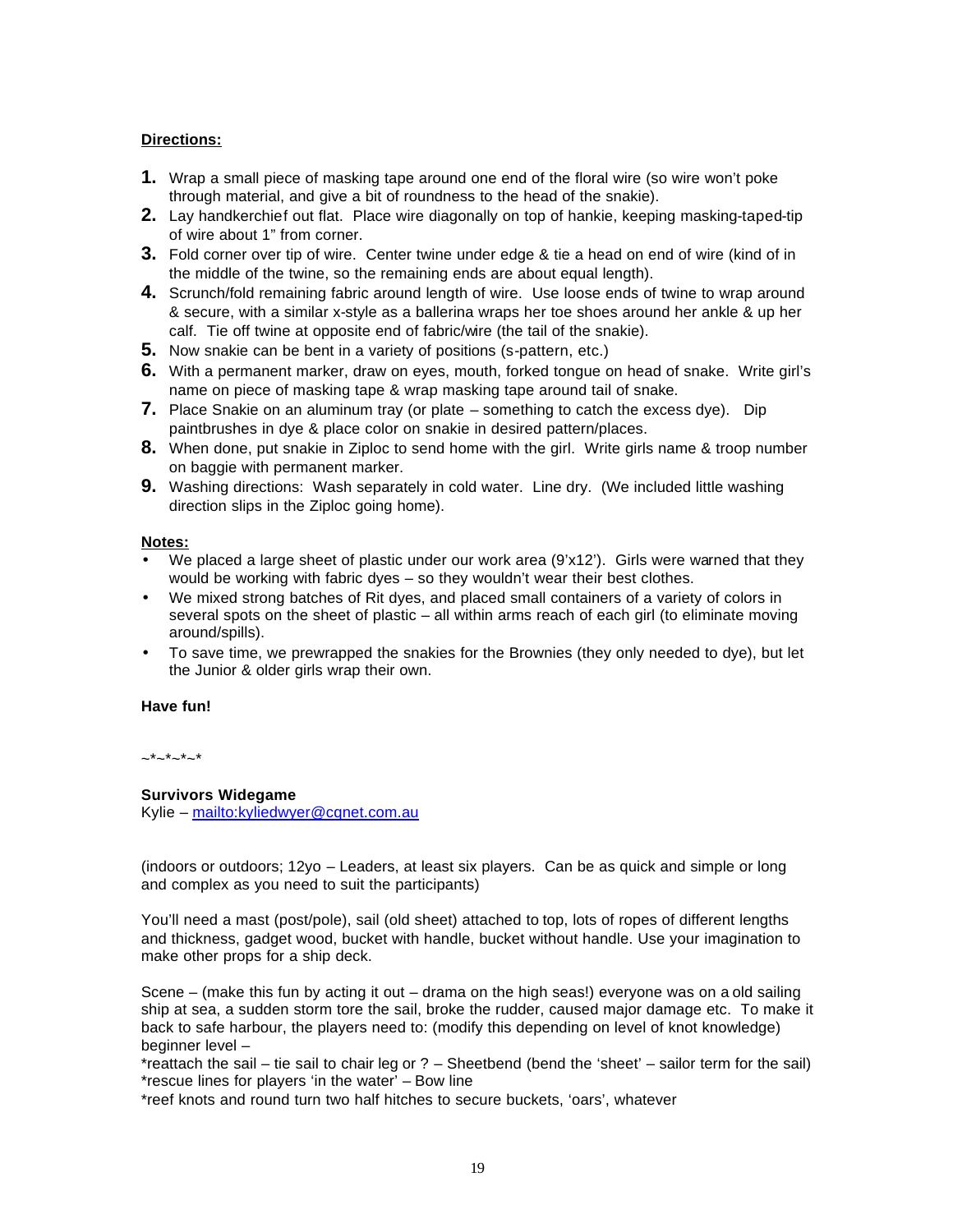**Directions:**

1. Wrap a small piece of masking tape around one end of the floral wire (so wire won't poke through material, and give a bit of roundness to the head of the snakie).
2. Lay handkerchief out flat. Place wire diagonally on top of hankie, keeping masking-taped-tip of wire about 1" from corner.
3. Fold corner over tip of wire. Center twine under edge & tie a head on end of wire (kind of in the middle of the twine, so the remaining ends are about equal length).
4. Scrunch/fold remaining fabric around length of wire. Use loose ends of twine to wrap around & secure, with a similar x-style as a ballerina wraps her toe shoes around her ankle & up her calf. Tie off twine at opposite end of fabric/wire (the tail of the snakie).
5. Now snakie can be bent in a variety of positions (s-pattern, etc.)
6. With a permanent marker, draw on eyes, mouth, forked tongue on head of snake. Write girl's name on piece of masking tape & wrap masking tape around tail of snake.
7. Place Snakie on an aluminum tray (or plate – something to catch the excess dye). Dip paintbrushes in dye & place color on snakie in desired pattern/places.
8. When done, put snakie in Ziploc to send home with the girl. Write girls name & troop number on baggie with permanent marker.
9. Washing directions: Wash separately in cold water. Line dry. (We included little washing direction slips in the Ziploc going home).

**Notes:**

- We placed a large sheet of plastic under our work area (9'x12'). Girls were warned that they would be working with fabric dyes – so they wouldn't wear their best clothes.
- We mixed strong batches of Rit dyes, and placed small containers of a variety of colors in several spots on the sheet of plastic – all within arms reach of each girl (to eliminate moving around/spills).
- To save time, we prewrapped the snakies for the Brownies (they only needed to dye), but let the Junior & older girls wrap their own.

**Have fun!**

~*~*~*~*

**Survivors Widegame**
Kylie – mailto:kyliedwyer@cqnet.com.au

(indoors or outdoors; 12yo – Leaders, at least six players. Can be as quick and simple or long and complex as you need to suit the participants)

You'll need a mast (post/pole), sail (old sheet) attached to top, lots of ropes of different lengths and thickness, gadget wood, bucket with handle, bucket without handle. Use your imagination to make other props for a ship deck.

Scene – (make this fun by acting it out – drama on the high seas!) everyone was on a old sailing ship at sea, a sudden storm tore the sail, broke the rudder, caused major damage etc. To make it back to safe harbour, the players need to: (modify this depending on level of knot knowledge)
beginner level –
*reattach the sail – tie sail to chair leg or ? – Sheetbend (bend the 'sheet' – sailor term for the sail)
*rescue lines for players 'in the water' – Bow line
*reef knots and round turn two half hitches to secure buckets, 'oars', whatever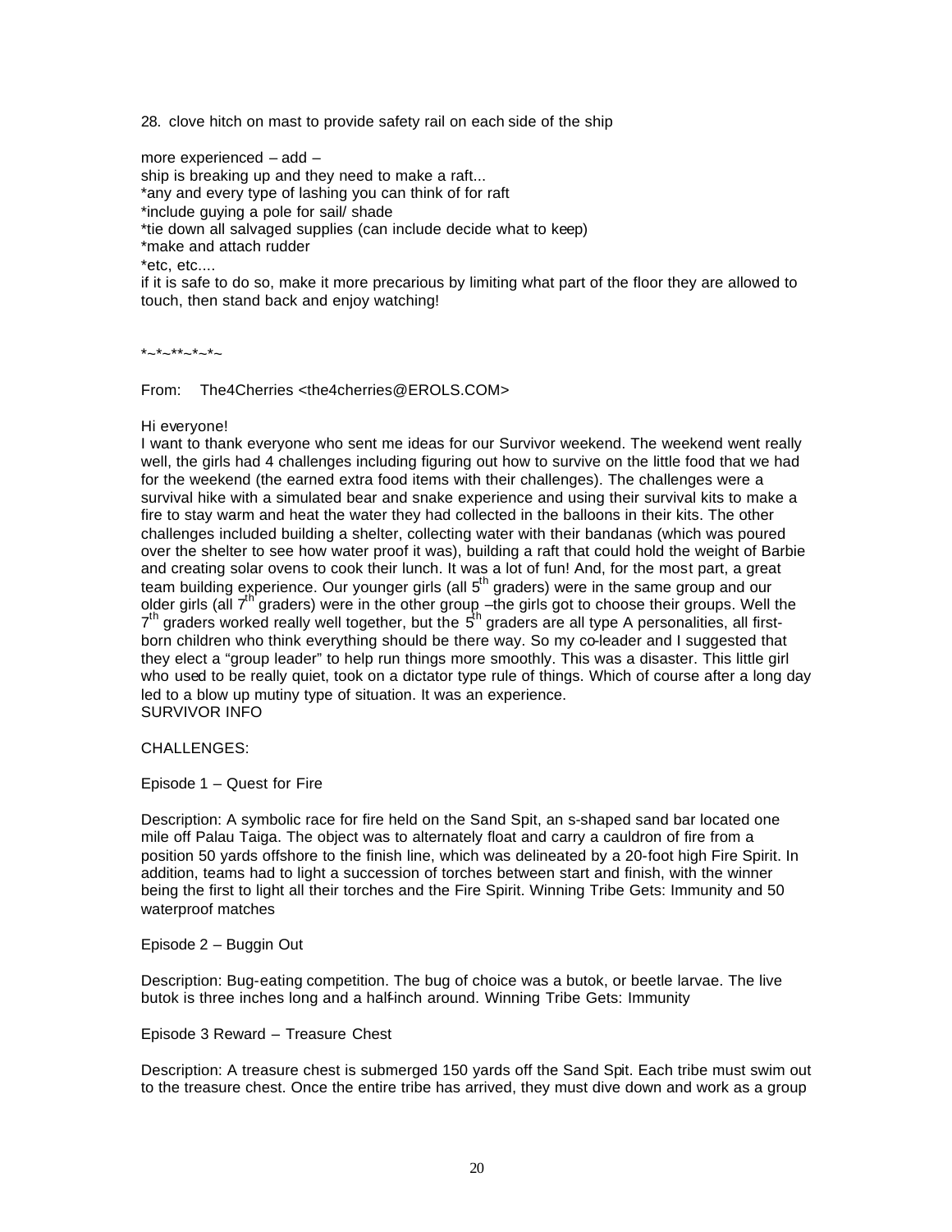28. clove hitch on mast to provide safety rail on each side of the ship

more experienced – add –
ship is breaking up and they need to make a raft...
*any and every type of lashing you can think of for raft
*include guying a pole for sail/ shade
*tie down all salvaged supplies (can include decide what to keep)
*make and attach rudder
*etc, etc....
if it is safe to do so, make it more precarious by limiting what part of the floor they are allowed to touch, then stand back and enjoy watching!

*~*~**~*~*~

From: The4Cherries <the4cherries@EROLS.COM>

Hi everyone!
I want to thank everyone who sent me ideas for our Survivor weekend. The weekend went really well, the girls had 4 challenges including figuring out how to survive on the little food that we had for the weekend (the earned extra food items with their challenges). The challenges were a survival hike with a simulated bear and snake experience and using their survival kits to make a fire to stay warm and heat the water they had collected in the balloons in their kits. The other challenges included building a shelter, collecting water with their bandanas (which was poured over the shelter to see how water proof it was), building a raft that could hold the weight of Barbie and creating solar ovens to cook their lunch. It was a lot of fun! And, for the most part, a great team building experience. Our younger girls (all 5th graders) were in the same group and our older girls (all 7th graders) were in the other group –the girls got to choose their groups. Well the 7th graders worked really well together, but the 5th graders are all type A personalities, all first-born children who think everything should be there way. So my co-leader and I suggested that they elect a “group leader” to help run things more smoothly. This was a disaster. This little girl who used to be really quiet, took on a dictator type rule of things. Which of course after a long day led to a blow up mutiny type of situation. It was an experience.
SURVIVOR INFO

CHALLENGES:

Episode 1 – Quest for Fire

Description: A symbolic race for fire held on the Sand Spit, an s-shaped sand bar located one mile off Palau Taiga. The object was to alternately float and carry a cauldron of fire from a position 50 yards offshore to the finish line, which was delineated by a 20-foot high Fire Spirit. In addition, teams had to light a succession of torches between start and finish, with the winner being the first to light all their torches and the Fire Spirit. Winning Tribe Gets: Immunity and 50 waterproof matches

Episode 2 – Buggin Out

Description: Bug-eating competition. The bug of choice was a butok, or beetle larvae. The live butok is three inches long and a half-inch around. Winning Tribe Gets: Immunity

Episode 3 Reward – Treasure Chest

Description: A treasure chest is submerged 150 yards off the Sand Spit. Each tribe must swim out to the treasure chest. Once the entire tribe has arrived, they must dive down and work as a group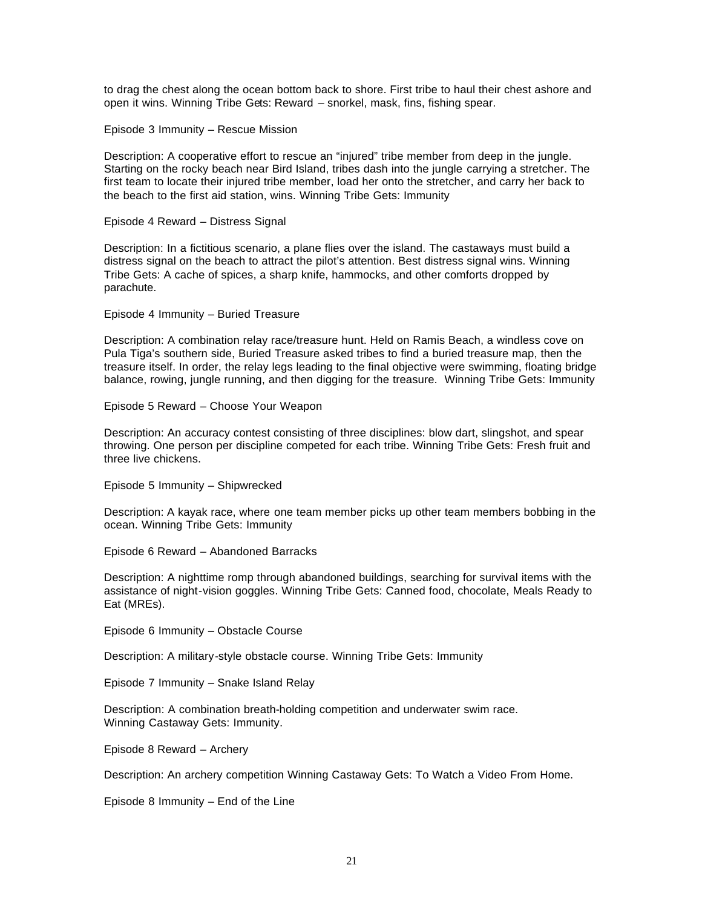to drag the chest along the ocean bottom back to shore. First tribe to haul their chest ashore and open it wins. Winning Tribe Gets: Reward – snorkel, mask, fins, fishing spear.

Episode 3 Immunity – Rescue Mission

Description: A cooperative effort to rescue an "injured" tribe member from deep in the jungle. Starting on the rocky beach near Bird Island, tribes dash into the jungle carrying a stretcher. The first team to locate their injured tribe member, load her onto the stretcher, and carry her back to the beach to the first aid station, wins. Winning Tribe Gets: Immunity

Episode 4 Reward – Distress Signal

Description: In a fictitious scenario, a plane flies over the island. The castaways must build a distress signal on the beach to attract the pilot's attention. Best distress signal wins. Winning Tribe Gets: A cache of spices, a sharp knife, hammocks, and other comforts dropped by parachute.

Episode 4 Immunity – Buried Treasure

Description: A combination relay race/treasure hunt. Held on Ramis Beach, a windless cove on Pula Tiga's southern side, Buried Treasure asked tribes to find a buried treasure map, then the treasure itself. In order, the relay legs leading to the final objective were swimming, floating bridge balance, rowing, jungle running, and then digging for the treasure. Winning Tribe Gets: Immunity

Episode 5 Reward – Choose Your Weapon

Description: An accuracy contest consisting of three disciplines: blow dart, slingshot, and spear throwing. One person per discipline competed for each tribe. Winning Tribe Gets: Fresh fruit and three live chickens.

Episode 5 Immunity – Shipwrecked

Description: A kayak race, where one team member picks up other team members bobbing in the ocean. Winning Tribe Gets: Immunity

Episode 6 Reward – Abandoned Barracks

Description: A nighttime romp through abandoned buildings, searching for survival items with the assistance of night-vision goggles. Winning Tribe Gets: Canned food, chocolate, Meals Ready to Eat (MREs).

Episode 6 Immunity – Obstacle Course

Description: A military-style obstacle course. Winning Tribe Gets: Immunity

Episode 7 Immunity – Snake Island Relay

Description: A combination breath-holding competition and underwater swim race. Winning Castaway Gets: Immunity.

Episode 8 Reward – Archery

Description: An archery competition Winning Castaway Gets: To Watch a Video From Home.

Episode 8 Immunity – End of the Line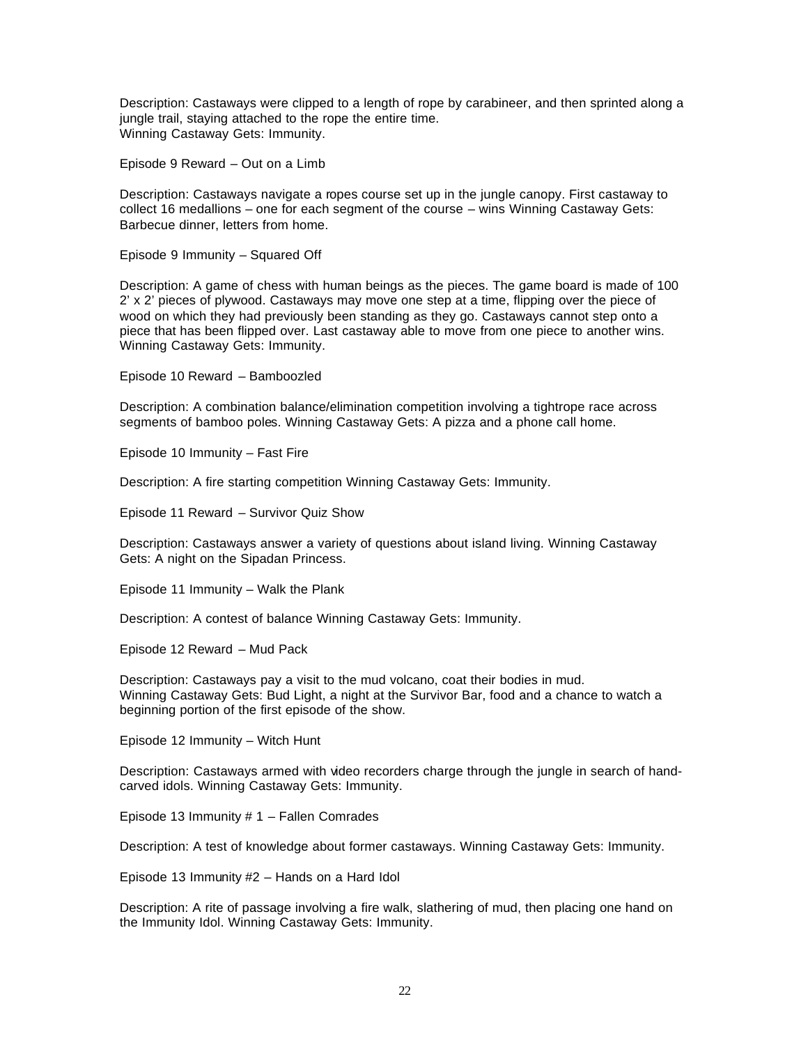Description: Castaways were clipped to a length of rope by carabineer, and then sprinted along a jungle trail, staying attached to the rope the entire time.
Winning Castaway Gets: Immunity.

Episode 9 Reward – Out on a Limb

Description: Castaways navigate a ropes course set up in the jungle canopy. First castaway to collect 16 medallions – one for each segment of the course – wins Winning Castaway Gets: Barbecue dinner, letters from home.

Episode 9 Immunity – Squared Off

Description: A game of chess with human beings as the pieces. The game board is made of 100 2' x 2' pieces of plywood. Castaways may move one step at a time, flipping over the piece of wood on which they had previously been standing as they go. Castaways cannot step onto a piece that has been flipped over. Last castaway able to move from one piece to another wins. Winning Castaway Gets: Immunity.

Episode 10 Reward – Bamboozled

Description: A combination balance/elimination competition involving a tightrope race across segments of bamboo poles. Winning Castaway Gets: A pizza and a phone call home.

Episode 10 Immunity – Fast Fire

Description: A fire starting competition Winning Castaway Gets: Immunity.

Episode 11 Reward – Survivor Quiz Show

Description: Castaways answer a variety of questions about island living. Winning Castaway Gets: A night on the Sipadan Princess.

Episode 11 Immunity – Walk the Plank

Description: A contest of balance Winning Castaway Gets: Immunity.

Episode 12 Reward – Mud Pack

Description: Castaways pay a visit to the mud volcano, coat their bodies in mud.
Winning Castaway Gets: Bud Light, a night at the Survivor Bar, food and a chance to watch a beginning portion of the first episode of the show.

Episode 12 Immunity – Witch Hunt

Description: Castaways armed with video recorders charge through the jungle in search of hand-carved idols. Winning Castaway Gets: Immunity.

Episode 13 Immunity # 1 – Fallen Comrades

Description: A test of knowledge about former castaways. Winning Castaway Gets: Immunity.

Episode 13 Immunity #2 – Hands on a Hard Idol

Description: A rite of passage involving a fire walk, slathering of mud, then placing one hand on the Immunity Idol. Winning Castaway Gets: Immunity.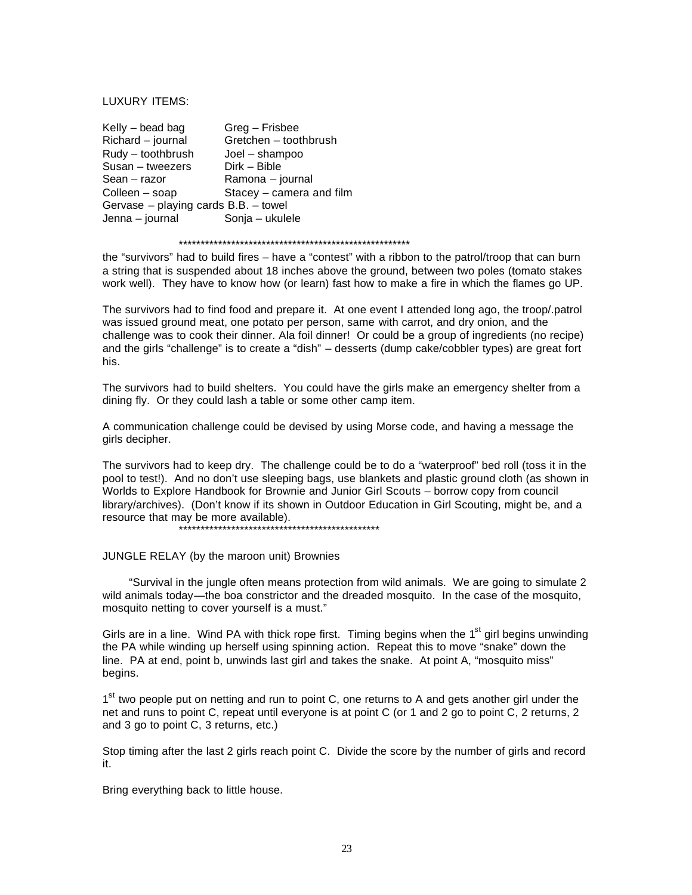LUXURY ITEMS:

| | |
|---|---|
| Kelly – bead bag | Greg – Frisbee |
| Richard – journal | Gretchen – toothbrush |
| Rudy – toothbrush | Joel – shampoo |
| Susan – tweezers | Dirk – Bible |
| Sean – razor | Ramona – journal |
| Colleen – soap | Stacey – camera and film |
| Gervase – playing cards | B.B. – towel |
| Jenna – journal | Sonja – ukulele |

*****************************************************

the “survivors” had to build fires – have a “contest” with a ribbon to the patrol/troop that can burn a string that is suspended about 18 inches above the ground, between two poles (tomato stakes work well). They have to know how (or learn) fast how to make a fire in which the flames go UP.

The survivors had to find food and prepare it. At one event I attended long ago, the troop/.patrol was issued ground meat, one potato per person, same with carrot, and dry onion, and the challenge was to cook their dinner. Ala foil dinner! Or could be a group of ingredients (no recipe) and the girls “challenge” is to create a “dish” – desserts (dump cake/cobbler types) are great fort his.

The survivors had to build shelters. You could have the girls make an emergency shelter from a dining fly. Or they could lash a table or some other camp item.

A communication challenge could be devised by using Morse code, and having a message the girls decipher.

The survivors had to keep dry. The challenge could be to do a “waterproof” bed roll (toss it in the pool to test!). And no don’t use sleeping bags, use blankets and plastic ground cloth (as shown in Worlds to Explore Handbook for Brownie and Junior Girl Scouts – borrow copy from council library/archives). (Don’t know if its shown in Outdoor Education in Girl Scouting, might be, and a resource that may be more available).

***********************************************

JUNGLE RELAY (by the maroon unit) Brownies

“Survival in the jungle often means protection from wild animals. We are going to simulate 2 wild animals today—the boa constrictor and the dreaded mosquito. In the case of the mosquito, mosquito netting to cover yourself is a must.”

Girls are in a line. Wind PA with thick rope first. Timing begins when the 1st girl begins unwinding the PA while winding up herself using spinning action. Repeat this to move “snake” down the line. PA at end, point b, unwinds last girl and takes the snake. At point A, “mosquito miss” begins.

1st two people put on netting and run to point C, one returns to A and gets another girl under the net and runs to point C, repeat until everyone is at point C (or 1 and 2 go to point C, 2 returns, 2 and 3 go to point C, 3 returns, etc.)

Stop timing after the last 2 girls reach point C. Divide the score by the number of girls and record it.

Bring everything back to little house.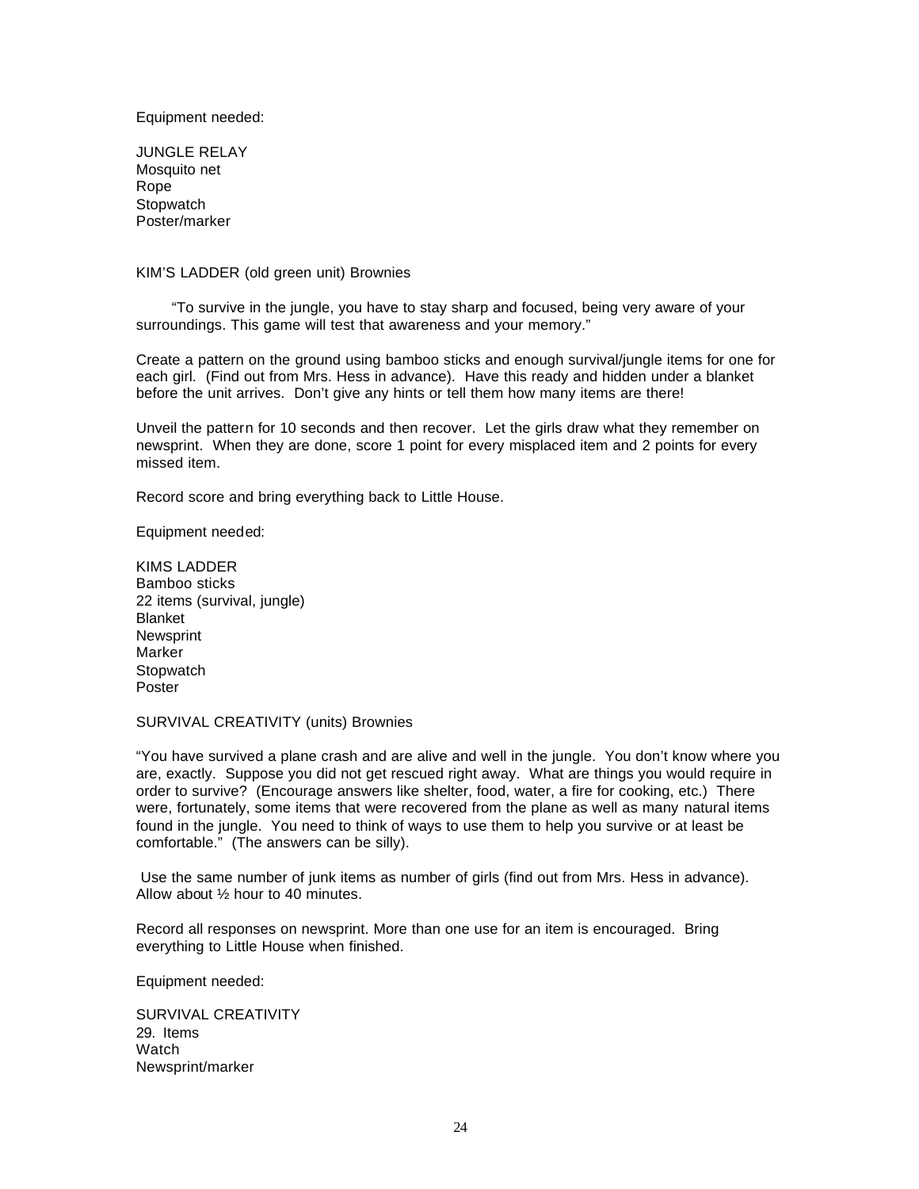Equipment needed:

JUNGLE RELAY  
Mosquito net  
Rope  
Stopwatch  
Poster/marker

KIM'S LADDER (old green unit) Brownies

"To survive in the jungle, you have to stay sharp and focused, being very aware of your surroundings. This game will test that awareness and your memory."

Create a pattern on the ground using bamboo sticks and enough survival/jungle items for one for each girl. (Find out from Mrs. Hess in advance). Have this ready and hidden under a blanket before the unit arrives. Don't give any hints or tell them how many items are there!

Unveil the pattern for 10 seconds and then recover. Let the girls draw what they remember on newsprint. When they are done, score 1 point for every misplaced item and 2 points for every missed item.

Record score and bring everything back to Little House.

Equipment needed:

KIMS LADDER  
Bamboo sticks  
22 items (survival, jungle)  
Blanket  
Newsprint  
Marker  
Stopwatch  
Poster

SURVIVAL CREATIVITY (units) Brownies

"You have survived a plane crash and are alive and well in the jungle. You don't know where you are, exactly. Suppose you did not get rescued right away. What are things you would require in order to survive? (Encourage answers like shelter, food, water, a fire for cooking, etc.) There were, fortunately, some items that were recovered from the plane as well as many natural items found in the jungle. You need to think of ways to use them to help you survive or at least be comfortable." (The answers can be silly).

Use the same number of junk items as number of girls (find out from Mrs. Hess in advance). Allow about ½ hour to 40 minutes.

Record all responses on newsprint. More than one use for an item is encouraged. Bring everything to Little House when finished.

Equipment needed:

SURVIVAL CREATIVITY  
29. Items  
Watch  
Newsprint/marker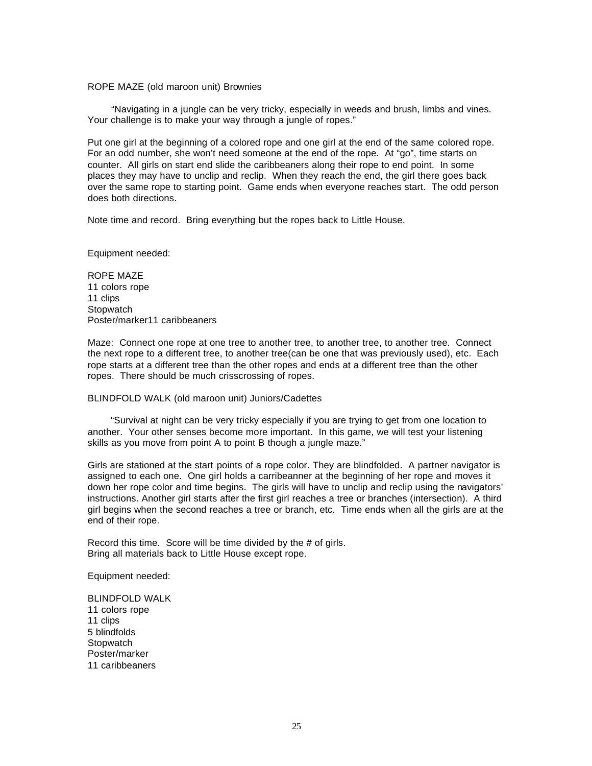ROPE MAZE (old maroon unit) Brownies

"Navigating in a jungle can be very tricky, especially in weeds and brush, limbs and vines. Your challenge is to make your way through a jungle of ropes."

Put one girl at the beginning of a colored rope and one girl at the end of the same colored rope. For an odd number, she won't need someone at the end of the rope. At "go", time starts on counter. All girls on start end slide the caribbeaners along their rope to end point. In some places they may have to unclip and reclip. When they reach the end, the girl there goes back over the same rope to starting point. Game ends when everyone reaches start. The odd person does both directions.

Note time and record. Bring everything but the ropes back to Little House.

Equipment needed:

ROPE MAZE
11 colors rope
11 clips
Stopwatch
Poster/marker11 caribbeaners

Maze: Connect one rope at one tree to another tree, to another tree, to another tree. Connect the next rope to a different tree, to another tree(can be one that was previously used), etc. Each rope starts at a different tree than the other ropes and ends at a different tree than the other ropes. There should be much crisscrossing of ropes.

BLINDFOLD WALK (old maroon unit) Juniors/Cadettes

"Survival at night can be very tricky especially if you are trying to get from one location to another. Your other senses become more important. In this game, we will test your listening skills as you move from point A to point B though a jungle maze."

Girls are stationed at the start points of a rope color. They are blindfolded. A partner navigator is assigned to each one. One girl holds a carribeanner at the beginning of her rope and moves it down her rope color and time begins. The girls will have to unclip and reclip using the navigators' instructions. Another girl starts after the first girl reaches a tree or branches (intersection). A third girl begins when the second reaches a tree or branch, etc. Time ends when all the girls are at the end of their rope.

Record this time. Score will be time divided by the # of girls.
Bring all materials back to Little House except rope.

Equipment needed:

BLINDFOLD WALK
11 colors rope
11 clips
5 blindfolds
Stopwatch
Poster/marker
11 caribbeaners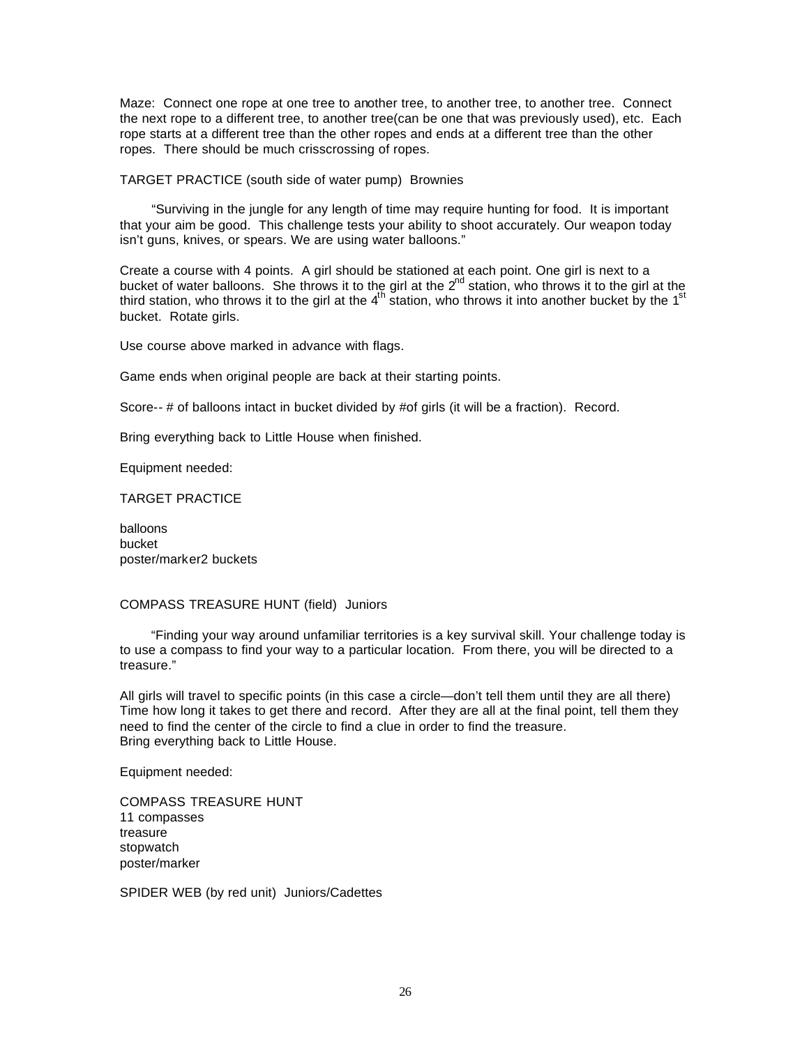Maze: Connect one rope at one tree to another tree, to another tree, to another tree. Connect the next rope to a different tree, to another tree(can be one that was previously used), etc. Each rope starts at a different tree than the other ropes and ends at a different tree than the other ropes. There should be much crisscrossing of ropes.

TARGET PRACTICE (south side of water pump) Brownies

"Surviving in the jungle for any length of time may require hunting for food. It is important that your aim be good. This challenge tests your ability to shoot accurately. Our weapon today isn't guns, knives, or spears. We are using water balloons."

Create a course with 4 points. A girl should be stationed at each point. One girl is next to a bucket of water balloons. She throws it to the girl at the 2nd station, who throws it to the girl at the third station, who throws it to the girl at the 4th station, who throws it into another bucket by the 1st bucket. Rotate girls.

Use course above marked in advance with flags.

Game ends when original people are back at their starting points.

Score-- # of balloons intact in bucket divided by #of girls (it will be a fraction). Record.

Bring everything back to Little House when finished.

Equipment needed:

TARGET PRACTICE

balloons
bucket
poster/marker2 buckets

COMPASS TREASURE HUNT (field) Juniors

"Finding your way around unfamiliar territories is a key survival skill. Your challenge today is to use a compass to find your way to a particular location. From there, you will be directed to a treasure."

All girls will travel to specific points (in this case a circle—don't tell them until they are all there) Time how long it takes to get there and record. After they are all at the final point, tell them they need to find the center of the circle to find a clue in order to find the treasure.
Bring everything back to Little House.

Equipment needed:

COMPASS TREASURE HUNT
11 compasses
treasure
stopwatch
poster/marker

SPIDER WEB (by red unit) Juniors/Cadettes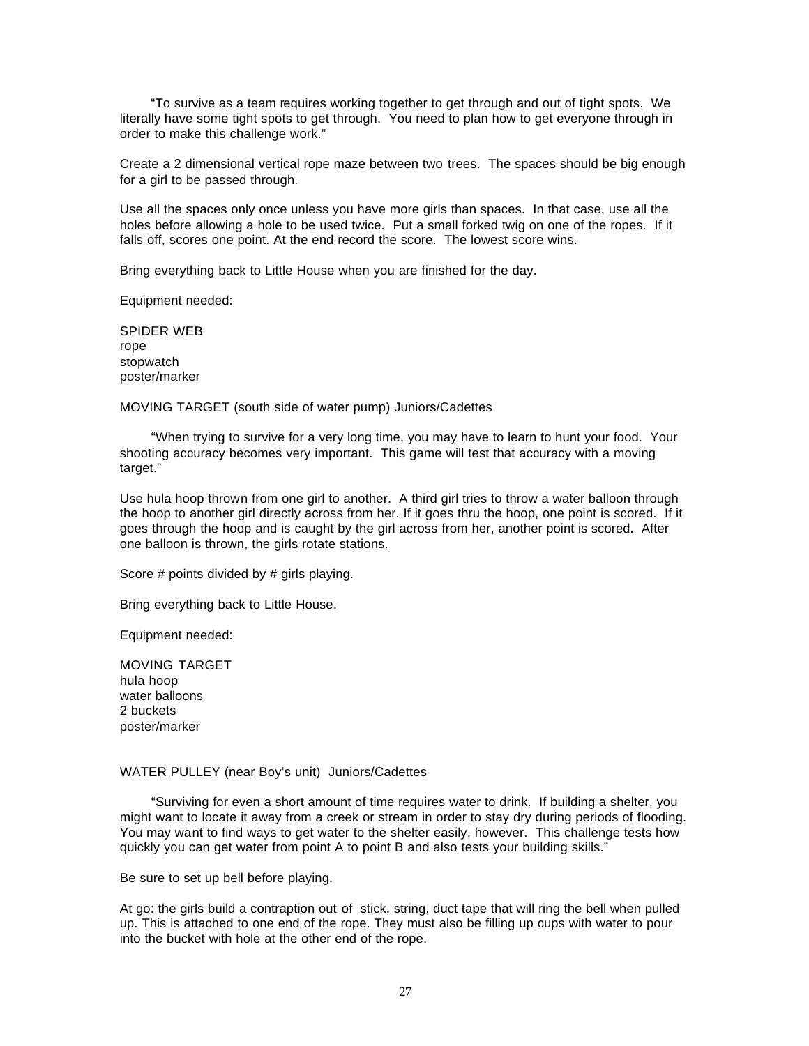"To survive as a team requires working together to get through and out of tight spots. We literally have some tight spots to get through. You need to plan how to get everyone through in order to make this challenge work."

Create a 2 dimensional vertical rope maze between two trees. The spaces should be big enough for a girl to be passed through.

Use all the spaces only once unless you have more girls than spaces. In that case, use all the holes before allowing a hole to be used twice. Put a small forked twig on one of the ropes. If it falls off, scores one point. At the end record the score. The lowest score wins.

Bring everything back to Little House when you are finished for the day.

Equipment needed:

SPIDER WEB
rope
stopwatch
poster/marker

MOVING TARGET (south side of water pump) Juniors/Cadettes

"When trying to survive for a very long time, you may have to learn to hunt your food. Your shooting accuracy becomes very important. This game will test that accuracy with a moving target."

Use hula hoop thrown from one girl to another. A third girl tries to throw a water balloon through the hoop to another girl directly across from her. If it goes thru the hoop, one point is scored. If it goes through the hoop and is caught by the girl across from her, another point is scored. After one balloon is thrown, the girls rotate stations.

Score # points divided by # girls playing.

Bring everything back to Little House.

Equipment needed:

MOVING TARGET
hula hoop
water balloons
2 buckets
poster/marker

WATER PULLEY (near Boy's unit) Juniors/Cadettes

"Surviving for even a short amount of time requires water to drink. If building a shelter, you might want to locate it away from a creek or stream in order to stay dry during periods of flooding. You may want to find ways to get water to the shelter easily, however. This challenge tests how quickly you can get water from point A to point B and also tests your building skills."

Be sure to set up bell before playing.

At go: the girls build a contraption out of stick, string, duct tape that will ring the bell when pulled up. This is attached to one end of the rope. They must also be filling up cups with water to pour into the bucket with hole at the other end of the rope.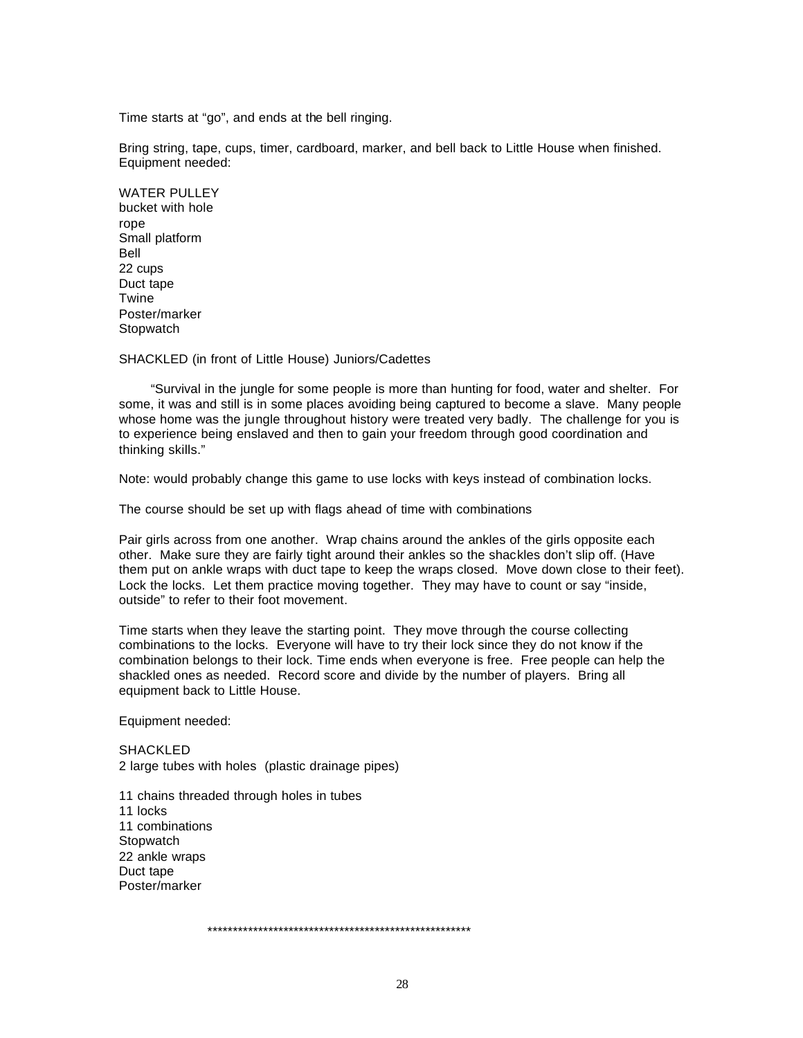Time starts at "go", and ends at the bell ringing.

Bring string, tape, cups, timer, cardboard, marker, and bell back to Little House when finished. Equipment needed:

WATER PULLEY
bucket with hole
rope
Small platform
Bell
22 cups
Duct tape
Twine
Poster/marker
Stopwatch

SHACKLED (in front of Little House) Juniors/Cadettes

"Survival in the jungle for some people is more than hunting for food, water and shelter. For some, it was and still is in some places avoiding being captured to become a slave. Many people whose home was the jungle throughout history were treated very badly. The challenge for you is to experience being enslaved and then to gain your freedom through good coordination and thinking skills."

Note: would probably change this game to use locks with keys instead of combination locks.

The course should be set up with flags ahead of time with combinations

Pair girls across from one another. Wrap chains around the ankles of the girls opposite each other. Make sure they are fairly tight around their ankles so the shackles don't slip off. (Have them put on ankle wraps with duct tape to keep the wraps closed. Move down close to their feet). Lock the locks. Let them practice moving together. They may have to count or say "inside, outside" to refer to their foot movement.

Time starts when they leave the starting point. They move through the course collecting combinations to the locks. Everyone will have to try their lock since they do not know if the combination belongs to their lock. Time ends when everyone is free. Free people can help the shackled ones as needed. Record score and divide by the number of players. Bring all equipment back to Little House.

Equipment needed:

SHACKLED
2 large tubes with holes (plastic drainage pipes)

11 chains threaded through holes in tubes
11 locks
11 combinations
Stopwatch
22 ankle wraps
Duct tape
Poster/marker

*****************************************************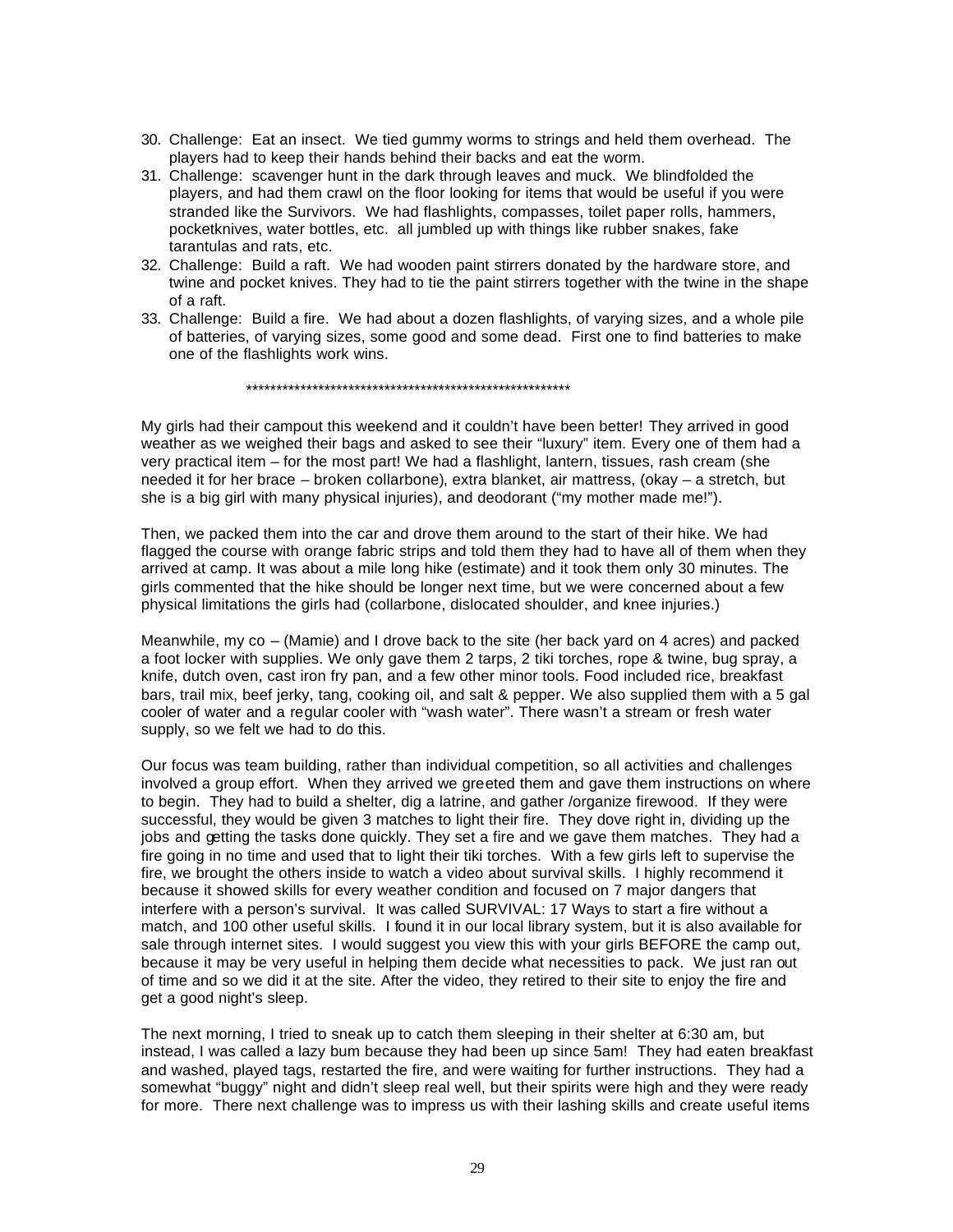30. Challenge: Eat an insect. We tied gummy worms to strings and held them overhead. The players had to keep their hands behind their backs and eat the worm.
31. Challenge: scavenger hunt in the dark through leaves and muck. We blindfolded the players, and had them crawl on the floor looking for items that would be useful if you were stranded like the Survivors. We had flashlights, compasses, toilet paper rolls, hammers, pocketknives, water bottles, etc. all jumbled up with things like rubber snakes, fake tarantulas and rats, etc.
32. Challenge: Build a raft. We had wooden paint stirrers donated by the hardware store, and twine and pocket knives. They had to tie the paint stirrers together with the twine in the shape of a raft.
33. Challenge: Build a fire. We had about a dozen flashlights, of varying sizes, and a whole pile of batteries, of varying sizes, some good and some dead. First one to find batteries to make one of the flashlights work wins.

*******************************************************

My girls had their campout this weekend and it couldn't have been better! They arrived in good weather as we weighed their bags and asked to see their "luxury" item. Every one of them had a very practical item – for the most part! We had a flashlight, lantern, tissues, rash cream (she needed it for her brace – broken collarbone), extra blanket, air mattress, (okay – a stretch, but she is a big girl with many physical injuries), and deodorant ("my mother made me!").

Then, we packed them into the car and drove them around to the start of their hike. We had flagged the course with orange fabric strips and told them they had to have all of them when they arrived at camp. It was about a mile long hike (estimate) and it took them only 30 minutes. The girls commented that the hike should be longer next time, but we were concerned about a few physical limitations the girls had (collarbone, dislocated shoulder, and knee injuries.)

Meanwhile, my co – (Mamie) and I drove back to the site (her back yard on 4 acres) and packed a foot locker with supplies. We only gave them 2 tarps, 2 tiki torches, rope & twine, bug spray, a knife, dutch oven, cast iron fry pan, and a few other minor tools. Food included rice, breakfast bars, trail mix, beef jerky, tang, cooking oil, and salt & pepper. We also supplied them with a 5 gal cooler of water and a regular cooler with "wash water". There wasn't a stream or fresh water supply, so we felt we had to do this.

Our focus was team building, rather than individual competition, so all activities and challenges involved a group effort. When they arrived we greeted them and gave them instructions on where to begin. They had to build a shelter, dig a latrine, and gather /organize firewood. If they were successful, they would be given 3 matches to light their fire. They dove right in, dividing up the jobs and getting the tasks done quickly. They set a fire and we gave them matches. They had a fire going in no time and used that to light their tiki torches. With a few girls left to supervise the fire, we brought the others inside to watch a video about survival skills. I highly recommend it because it showed skills for every weather condition and focused on 7 major dangers that interfere with a person's survival. It was called SURVIVAL: 17 Ways to start a fire without a match, and 100 other useful skills. I found it in our local library system, but it is also available for sale through internet sites. I would suggest you view this with your girls BEFORE the camp out, because it may be very useful in helping them decide what necessities to pack. We just ran out of time and so we did it at the site. After the video, they retired to their site to enjoy the fire and get a good night's sleep.

The next morning, I tried to sneak up to catch them sleeping in their shelter at 6:30 am, but instead, I was called a lazy bum because they had been up since 5am! They had eaten breakfast and washed, played tags, restarted the fire, and were waiting for further instructions. They had a somewhat "buggy" night and didn't sleep real well, but their spirits were high and they were ready for more. There next challenge was to impress us with their lashing skills and create useful items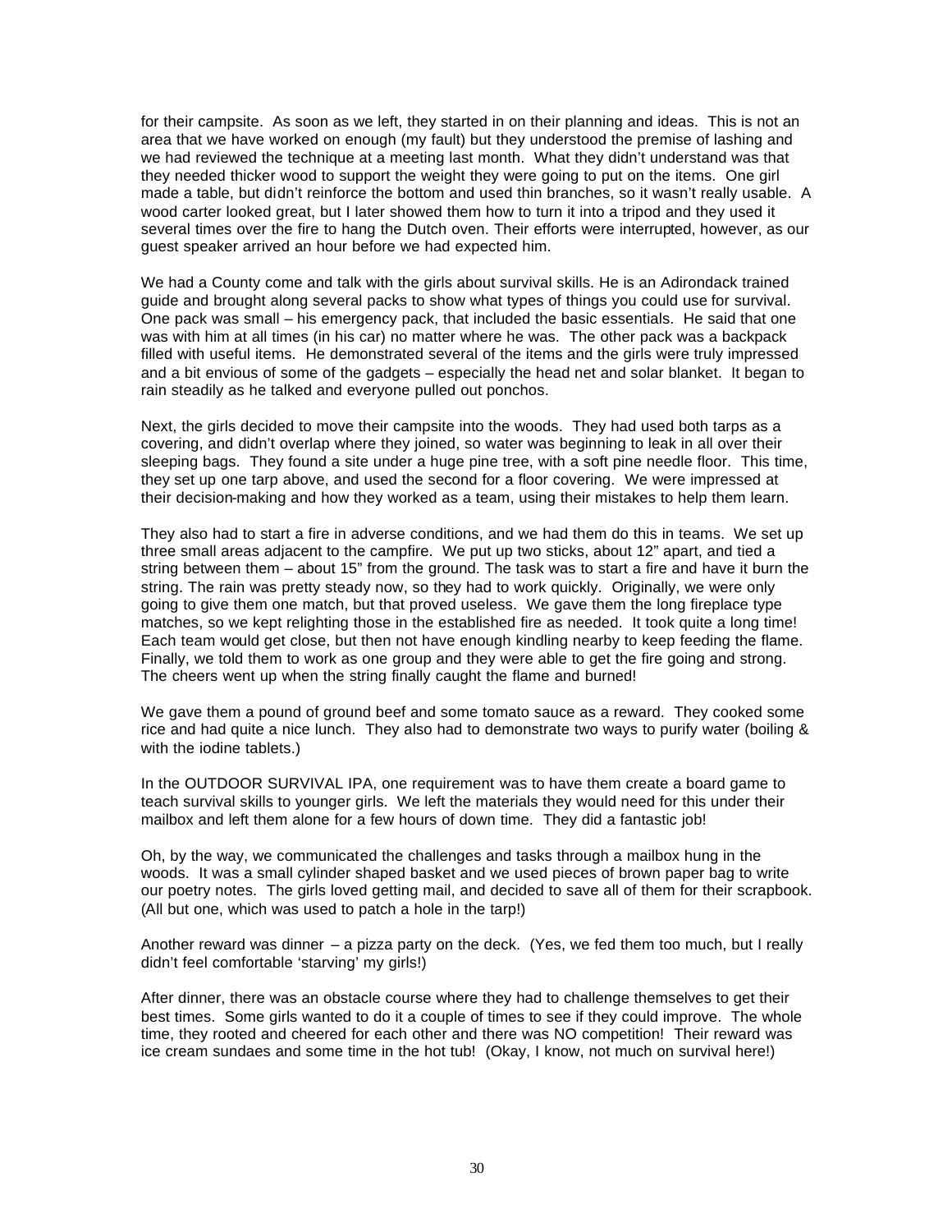for their campsite. As soon as we left, they started in on their planning and ideas. This is not an area that we have worked on enough (my fault) but they understood the premise of lashing and we had reviewed the technique at a meeting last month. What they didn't understand was that they needed thicker wood to support the weight they were going to put on the items. One girl made a table, but didn't reinforce the bottom and used thin branches, so it wasn't really usable. A wood carter looked great, but I later showed them how to turn it into a tripod and they used it several times over the fire to hang the Dutch oven. Their efforts were interrupted, however, as our guest speaker arrived an hour before we had expected him.

We had a County come and talk with the girls about survival skills. He is an Adirondack trained guide and brought along several packs to show what types of things you could use for survival. One pack was small – his emergency pack, that included the basic essentials. He said that one was with him at all times (in his car) no matter where he was. The other pack was a backpack filled with useful items. He demonstrated several of the items and the girls were truly impressed and a bit envious of some of the gadgets – especially the head net and solar blanket. It began to rain steadily as he talked and everyone pulled out ponchos.

Next, the girls decided to move their campsite into the woods. They had used both tarps as a covering, and didn't overlap where they joined, so water was beginning to leak in all over their sleeping bags. They found a site under a huge pine tree, with a soft pine needle floor. This time, they set up one tarp above, and used the second for a floor covering. We were impressed at their decision-making and how they worked as a team, using their mistakes to help them learn.

They also had to start a fire in adverse conditions, and we had them do this in teams. We set up three small areas adjacent to the campfire. We put up two sticks, about 12" apart, and tied a string between them – about 15" from the ground. The task was to start a fire and have it burn the string. The rain was pretty steady now, so they had to work quickly. Originally, we were only going to give them one match, but that proved useless. We gave them the long fireplace type matches, so we kept relighting those in the established fire as needed. It took quite a long time! Each team would get close, but then not have enough kindling nearby to keep feeding the flame. Finally, we told them to work as one group and they were able to get the fire going and strong. The cheers went up when the string finally caught the flame and burned!

We gave them a pound of ground beef and some tomato sauce as a reward. They cooked some rice and had quite a nice lunch. They also had to demonstrate two ways to purify water (boiling & with the iodine tablets.)

In the OUTDOOR SURVIVAL IPA, one requirement was to have them create a board game to teach survival skills to younger girls. We left the materials they would need for this under their mailbox and left them alone for a few hours of down time. They did a fantastic job!

Oh, by the way, we communicated the challenges and tasks through a mailbox hung in the woods. It was a small cylinder shaped basket and we used pieces of brown paper bag to write our poetry notes. The girls loved getting mail, and decided to save all of them for their scrapbook. (All but one, which was used to patch a hole in the tarp!)

Another reward was dinner – a pizza party on the deck. (Yes, we fed them too much, but I really didn't feel comfortable 'starving' my girls!)

After dinner, there was an obstacle course where they had to challenge themselves to get their best times. Some girls wanted to do it a couple of times to see if they could improve. The whole time, they rooted and cheered for each other and there was NO competition! Their reward was ice cream sundaes and some time in the hot tub! (Okay, I know, not much on survival here!)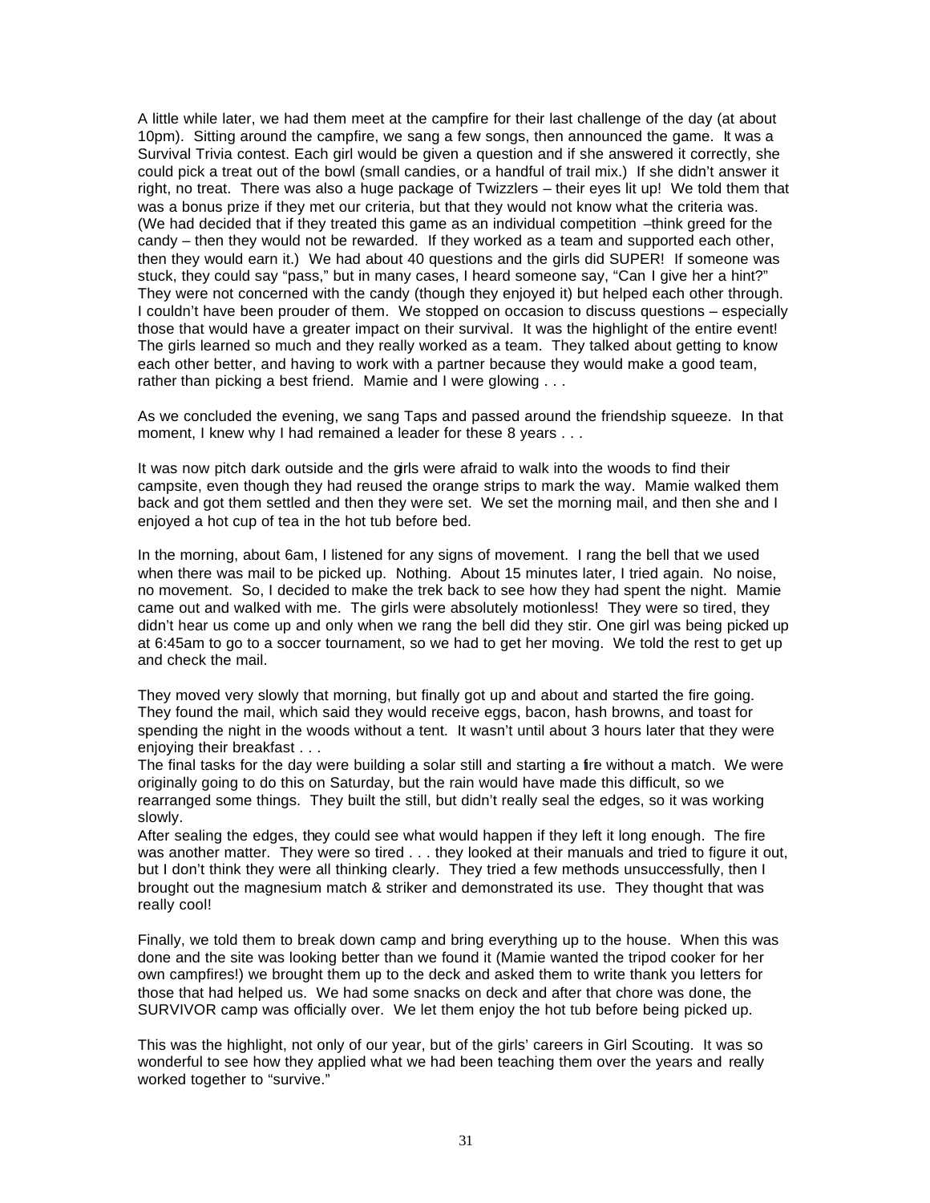A little while later, we had them meet at the campfire for their last challenge of the day (at about 10pm). Sitting around the campfire, we sang a few songs, then announced the game. It was a Survival Trivia contest. Each girl would be given a question and if she answered it correctly, she could pick a treat out of the bowl (small candies, or a handful of trail mix.) If she didn't answer it right, no treat. There was also a huge package of Twizzlers – their eyes lit up! We told them that was a bonus prize if they met our criteria, but that they would not know what the criteria was. (We had decided that if they treated this game as an individual competition –think greed for the candy – then they would not be rewarded. If they worked as a team and supported each other, then they would earn it.) We had about 40 questions and the girls did SUPER! If someone was stuck, they could say "pass," but in many cases, I heard someone say, "Can I give her a hint?" They were not concerned with the candy (though they enjoyed it) but helped each other through. I couldn't have been prouder of them. We stopped on occasion to discuss questions – especially those that would have a greater impact on their survival. It was the highlight of the entire event! The girls learned so much and they really worked as a team. They talked about getting to know each other better, and having to work with a partner because they would make a good team, rather than picking a best friend. Mamie and I were glowing . . .

As we concluded the evening, we sang Taps and passed around the friendship squeeze. In that moment, I knew why I had remained a leader for these 8 years . . .

It was now pitch dark outside and the girls were afraid to walk into the woods to find their campsite, even though they had reused the orange strips to mark the way. Mamie walked them back and got them settled and then they were set. We set the morning mail, and then she and I enjoyed a hot cup of tea in the hot tub before bed.

In the morning, about 6am, I listened for any signs of movement. I rang the bell that we used when there was mail to be picked up. Nothing. About 15 minutes later, I tried again. No noise, no movement. So, I decided to make the trek back to see how they had spent the night. Mamie came out and walked with me. The girls were absolutely motionless! They were so tired, they didn't hear us come up and only when we rang the bell did they stir. One girl was being picked up at 6:45am to go to a soccer tournament, so we had to get her moving. We told the rest to get up and check the mail.

They moved very slowly that morning, but finally got up and about and started the fire going. They found the mail, which said they would receive eggs, bacon, hash browns, and toast for spending the night in the woods without a tent. It wasn't until about 3 hours later that they were enjoying their breakfast . . .

The final tasks for the day were building a solar still and starting a fire without a match. We were originally going to do this on Saturday, but the rain would have made this difficult, so we rearranged some things. They built the still, but didn't really seal the edges, so it was working slowly.

After sealing the edges, they could see what would happen if they left it long enough. The fire was another matter. They were so tired . . . they looked at their manuals and tried to figure it out, but I don't think they were all thinking clearly. They tried a few methods unsuccessfully, then I brought out the magnesium match & striker and demonstrated its use. They thought that was really cool!

Finally, we told them to break down camp and bring everything up to the house. When this was done and the site was looking better than we found it (Mamie wanted the tripod cooker for her own campfires!) we brought them up to the deck and asked them to write thank you letters for those that had helped us. We had some snacks on deck and after that chore was done, the SURVIVOR camp was officially over. We let them enjoy the hot tub before being picked up.

This was the highlight, not only of our year, but of the girls' careers in Girl Scouting. It was so wonderful to see how they applied what we had been teaching them over the years and really worked together to "survive."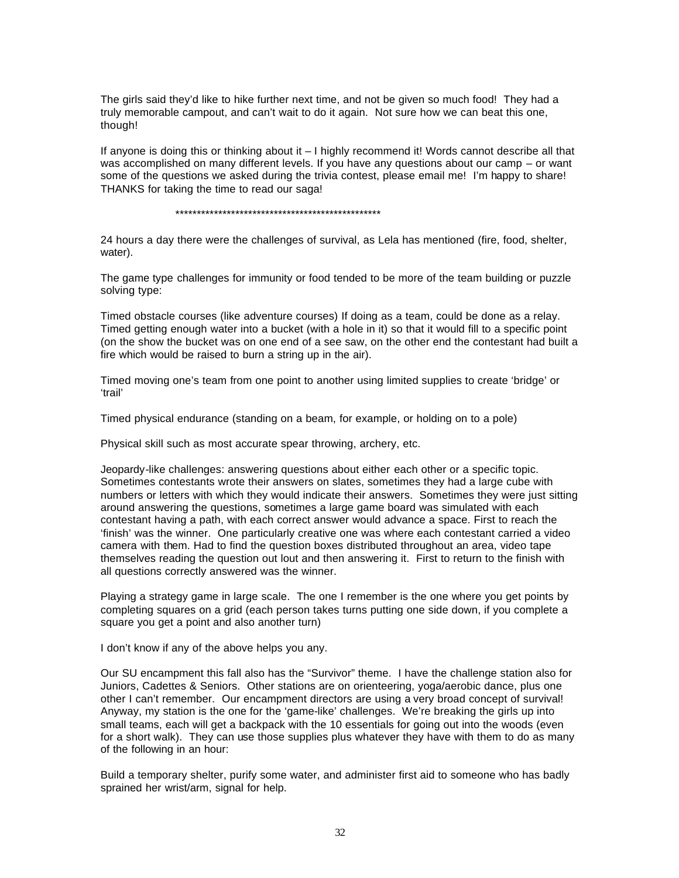The girls said they'd like to hike further next time, and not be given so much food! They had a truly memorable campout, and can't wait to do it again. Not sure how we can beat this one, though!

If anyone is doing this or thinking about it – I highly recommend it! Words cannot describe all that was accomplished on many different levels. If you have any questions about our camp – or want some of the questions we asked during the trivia contest, please email me! I'm happy to share! THANKS for taking the time to read our saga!

**************************************************

24 hours a day there were the challenges of survival, as Lela has mentioned (fire, food, shelter, water).

The game type challenges for immunity or food tended to be more of the team building or puzzle solving type:

Timed obstacle courses (like adventure courses) If doing as a team, could be done as a relay. Timed getting enough water into a bucket (with a hole in it) so that it would fill to a specific point (on the show the bucket was on one end of a see saw, on the other end the contestant had built a fire which would be raised to burn a string up in the air).

Timed moving one's team from one point to another using limited supplies to create 'bridge' or 'trail'

Timed physical endurance (standing on a beam, for example, or holding on to a pole)

Physical skill such as most accurate spear throwing, archery, etc.

Jeopardy-like challenges: answering questions about either each other or a specific topic. Sometimes contestants wrote their answers on slates, sometimes they had a large cube with numbers or letters with which they would indicate their answers. Sometimes they were just sitting around answering the questions, sometimes a large game board was simulated with each contestant having a path, with each correct answer would advance a space. First to reach the 'finish' was the winner. One particularly creative one was where each contestant carried a video camera with them. Had to find the question boxes distributed throughout an area, video tape themselves reading the question out lout and then answering it. First to return to the finish with all questions correctly answered was the winner.

Playing a strategy game in large scale. The one I remember is the one where you get points by completing squares on a grid (each person takes turns putting one side down, if you complete a square you get a point and also another turn)

I don't know if any of the above helps you any.

Our SU encampment this fall also has the "Survivor" theme. I have the challenge station also for Juniors, Cadettes & Seniors. Other stations are on orienteering, yoga/aerobic dance, plus one other I can't remember. Our encampment directors are using a very broad concept of survival! Anyway, my station is the one for the 'game-like' challenges. We're breaking the girls up into small teams, each will get a backpack with the 10 essentials for going out into the woods (even for a short walk). They can use those supplies plus whatever they have with them to do as many of the following in an hour:

Build a temporary shelter, purify some water, and administer first aid to someone who has badly sprained her wrist/arm, signal for help.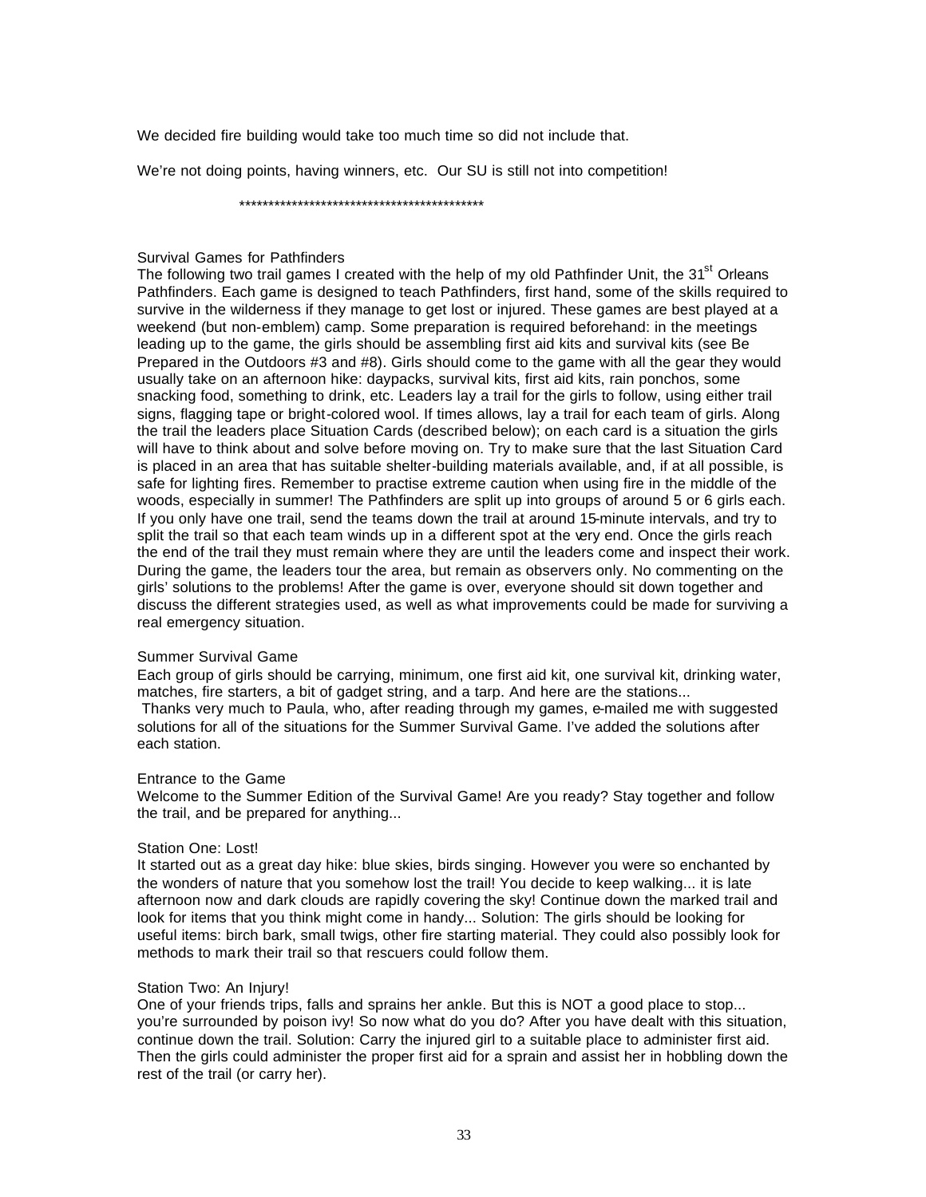We decided fire building would take too much time so did not include that.

We're not doing points, having winners, etc. Our SU is still not into competition!

*******************************************

## Survival Games for Pathfinders

The following two trail games I created with the help of my old Pathfinder Unit, the 31st Orleans Pathfinders. Each game is designed to teach Pathfinders, first hand, some of the skills required to survive in the wilderness if they manage to get lost or injured. These games are best played at a weekend (but non-emblem) camp. Some preparation is required beforehand: in the meetings leading up to the game, the girls should be assembling first aid kits and survival kits (see Be Prepared in the Outdoors #3 and #8). Girls should come to the game with all the gear they would usually take on an afternoon hike: daypacks, survival kits, first aid kits, rain ponchos, some snacking food, something to drink, etc. Leaders lay a trail for the girls to follow, using either trail signs, flagging tape or bright-colored wool. If times allows, lay a trail for each team of girls. Along the trail the leaders place Situation Cards (described below); on each card is a situation the girls will have to think about and solve before moving on. Try to make sure that the last Situation Card is placed in an area that has suitable shelter-building materials available, and, if at all possible, is safe for lighting fires. Remember to practise extreme caution when using fire in the middle of the woods, especially in summer! The Pathfinders are split up into groups of around 5 or 6 girls each. If you only have one trail, send the teams down the trail at around 15-minute intervals, and try to split the trail so that each team winds up in a different spot at the very end. Once the girls reach the end of the trail they must remain where they are until the leaders come and inspect their work. During the game, the leaders tour the area, but remain as observers only. No commenting on the girls' solutions to the problems! After the game is over, everyone should sit down together and discuss the different strategies used, as well as what improvements could be made for surviving a real emergency situation.

### Summer Survival Game

Each group of girls should be carrying, minimum, one first aid kit, one survival kit, drinking water, matches, fire starters, a bit of gadget string, and a tarp. And here are the stations...

Thanks very much to Paula, who, after reading through my games, e-mailed me with suggested solutions for all of the situations for the Summer Survival Game. I've added the solutions after each station.

#### Entrance to the Game

Welcome to the Summer Edition of the Survival Game! Are you ready? Stay together and follow the trail, and be prepared for anything...

#### Station One: Lost!

It started out as a great day hike: blue skies, birds singing. However you were so enchanted by the wonders of nature that you somehow lost the trail! You decide to keep walking... it is late afternoon now and dark clouds are rapidly covering the sky! Continue down the marked trail and look for items that you think might come in handy... Solution: The girls should be looking for useful items: birch bark, small twigs, other fire starting material. They could also possibly look for methods to mark their trail so that rescuers could follow them.

#### Station Two: An Injury!

One of your friends trips, falls and sprains her ankle. But this is NOT a good place to stop... you're surrounded by poison ivy! So now what do you do? After you have dealt with this situation, continue down the trail. Solution: Carry the injured girl to a suitable place to administer first aid. Then the girls could administer the proper first aid for a sprain and assist her in hobbling down the rest of the trail (or carry her).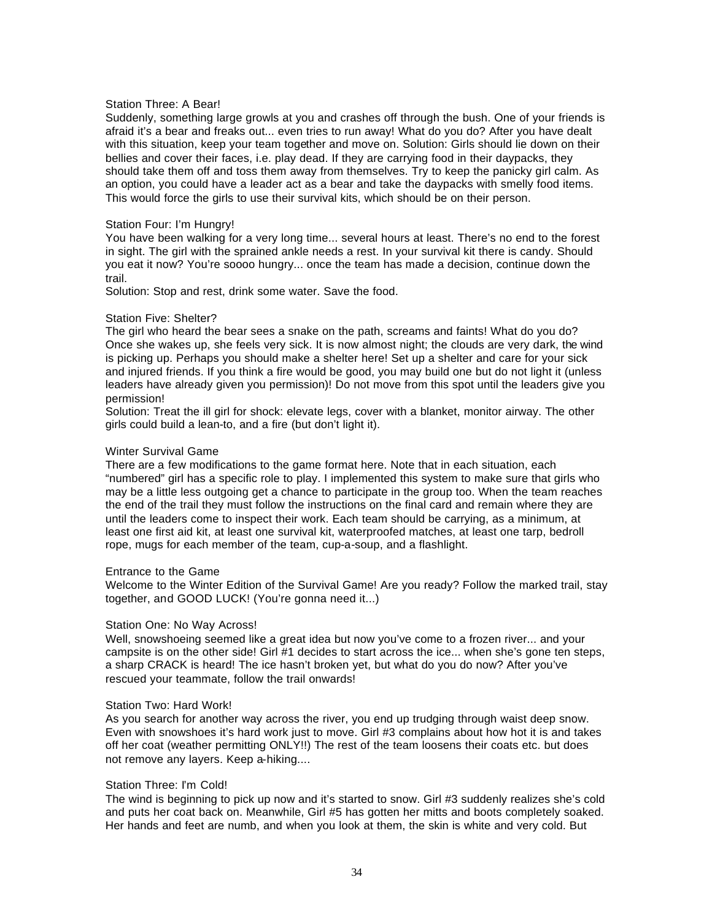### Station Three: A Bear!

Suddenly, something large growls at you and crashes off through the bush. One of your friends is afraid it's a bear and freaks out... even tries to run away! What do you do? After you have dealt with this situation, keep your team together and move on. Solution: Girls should lie down on their bellies and cover their faces, i.e. play dead. If they are carrying food in their daypacks, they should take them off and toss them away from themselves. Try to keep the panicky girl calm. As an option, you could have a leader act as a bear and take the daypacks with smelly food items. This would force the girls to use their survival kits, which should be on their person.

### Station Four: I'm Hungry!

You have been walking for a very long time... several hours at least. There's no end to the forest in sight. The girl with the sprained ankle needs a rest. In your survival kit there is candy. Should you eat it now? You're soooo hungry... once the team has made a decision, continue down the trail.

Solution: Stop and rest, drink some water. Save the food.

### Station Five: Shelter?

The girl who heard the bear sees a snake on the path, screams and faints! What do you do? Once she wakes up, she feels very sick. It is now almost night; the clouds are very dark, the wind is picking up. Perhaps you should make a shelter here! Set up a shelter and care for your sick and injured friends. If you think a fire would be good, you may build one but do not light it (unless leaders have already given you permission)! Do not move from this spot until the leaders give you permission!

Solution: Treat the ill girl for shock: elevate legs, cover with a blanket, monitor airway. The other girls could build a lean-to, and a fire (but don't light it).

## Winter Survival Game

There are a few modifications to the game format here. Note that in each situation, each "numbered" girl has a specific role to play. I implemented this system to make sure that girls who may be a little less outgoing get a chance to participate in the group too. When the team reaches the end of the trail they must follow the instructions on the final card and remain where they are until the leaders come to inspect their work. Each team should be carrying, as a minimum, at least one first aid kit, at least one survival kit, waterproofed matches, at least one tarp, bedroll rope, mugs for each member of the team, cup-a-soup, and a flashlight.

### Entrance to the Game

Welcome to the Winter Edition of the Survival Game! Are you ready? Follow the marked trail, stay together, and GOOD LUCK! (You're gonna need it...)

### Station One: No Way Across!

Well, snowshoeing seemed like a great idea but now you've come to a frozen river... and your campsite is on the other side! Girl #1 decides to start across the ice... when she's gone ten steps, a sharp CRACK is heard! The ice hasn't broken yet, but what do you do now? After you've rescued your teammate, follow the trail onwards!

### Station Two: Hard Work!

As you search for another way across the river, you end up trudging through waist deep snow. Even with snowshoes it's hard work just to move. Girl #3 complains about how hot it is and takes off her coat (weather permitting ONLY!!) The rest of the team loosens their coats etc. but does not remove any layers. Keep a-hiking....

### Station Three: I'm Cold!

The wind is beginning to pick up now and it's started to snow. Girl #3 suddenly realizes she's cold and puts her coat back on. Meanwhile, Girl #5 has gotten her mitts and boots completely soaked. Her hands and feet are numb, and when you look at them, the skin is white and very cold. But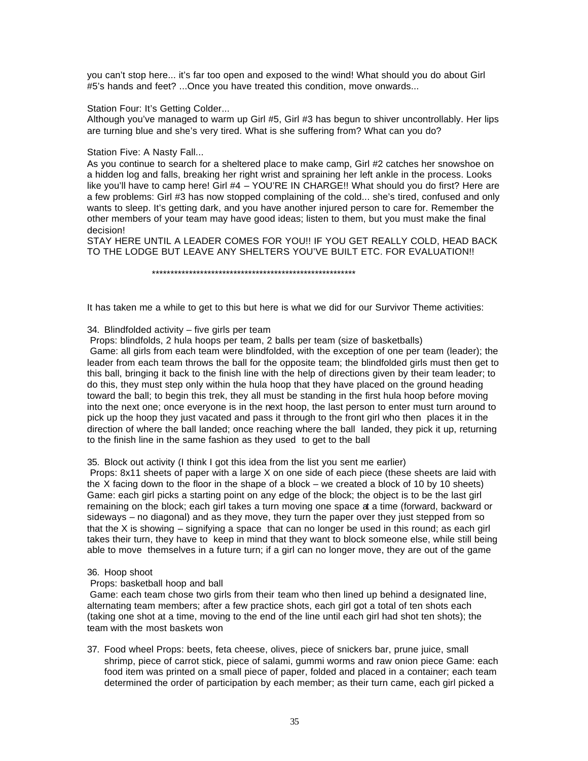you can't stop here... it's far too open and exposed to the wind! What should you do about Girl #5's hands and feet? ...Once you have treated this condition, move onwards...

Station Four: It's Getting Colder...
Although you've managed to warm up Girl #5, Girl #3 has begun to shiver uncontrollably. Her lips are turning blue and she's very tired. What is she suffering from? What can you do?

Station Five: A Nasty Fall...
As you continue to search for a sheltered place to make camp, Girl #2 catches her snowshoe on a hidden log and falls, breaking her right wrist and spraining her left ankle in the process. Looks like you'll have to camp here! Girl #4 – YOU'RE IN CHARGE!! What should you do first? Here are a few problems: Girl #3 has now stopped complaining of the cold... she's tired, confused and only wants to sleep. It's getting dark, and you have another injured person to care for. Remember the other members of your team may have good ideas; listen to them, but you must make the final decision!
STAY HERE UNTIL A LEADER COMES FOR YOU!! IF YOU GET REALLY COLD, HEAD BACK TO THE LODGE BUT LEAVE ANY SHELTERS YOU'VE BUILT ETC. FOR EVALUATION!!

*********************************************************

It has taken me a while to get to this but here is what we did for our Survivor Theme activities:

34. Blindfolded activity – five girls per team
Props: blindfolds, 2 hula hoops per team, 2 balls per team (size of basketballs)
Game: all girls from each team were blindfolded, with the exception of one per team (leader); the leader from each team throws the ball for the opposite team; the blindfolded girls must then get to this ball, bringing it back to the finish line with the help of directions given by their team leader; to do this, they must step only within the hula hoop that they have placed on the ground heading toward the ball; to begin this trek, they all must be standing in the first hula hoop before moving into the next one; once everyone is in the next hoop, the last person to enter must turn around to pick up the hoop they just vacated and pass it through to the front girl who then places it in the direction of where the ball landed; once reaching where the ball landed, they pick it up, returning to the finish line in the same fashion as they used to get to the ball

35. Block out activity (I think I got this idea from the list you sent me earlier)
Props: 8x11 sheets of paper with a large X on one side of each piece (these sheets are laid with the X facing down to the floor in the shape of a block – we created a block of 10 by 10 sheets)
Game: each girl picks a starting point on any edge of the block; the object is to be the last girl remaining on the block; each girl takes a turn moving one space at a time (forward, backward or sideways – no diagonal) and as they move, they turn the paper over they just stepped from so that the X is showing – signifying a space that can no longer be used in this round; as each girl takes their turn, they have to keep in mind that they want to block someone else, while still being able to move themselves in a future turn; if a girl can no longer move, they are out of the game

36. Hoop shoot
Props: basketball hoop and ball
Game: each team chose two girls from their team who then lined up behind a designated line, alternating team members; after a few practice shots, each girl got a total of ten shots each (taking one shot at a time, moving to the end of the line until each girl had shot ten shots); the team with the most baskets won

37. Food wheel Props: beets, feta cheese, olives, piece of snickers bar, prune juice, small shrimp, piece of carrot stick, piece of salami, gummi worms and raw onion piece Game: each food item was printed on a small piece of paper, folded and placed in a container; each team determined the order of participation by each member; as their turn came, each girl picked a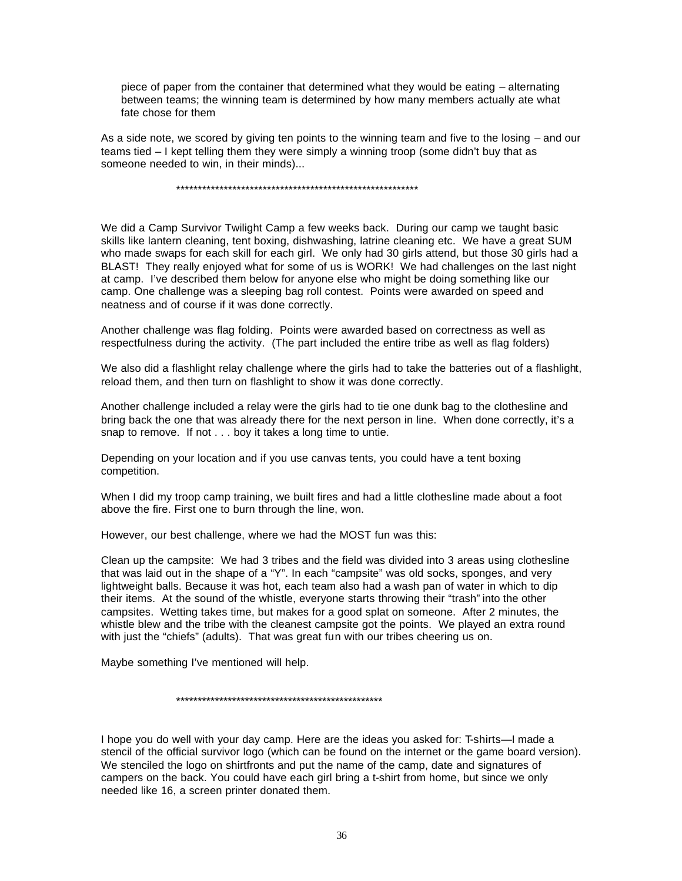piece of paper from the container that determined what they would be eating – alternating between teams; the winning team is determined by how many members actually ate what fate chose for them

As a side note, we scored by giving ten points to the winning team and five to the losing – and our teams tied – I kept telling them they were simply a winning troop (some didn't buy that as someone needed to win, in their minds)...

\*\*\*\*\*\*\*\*\*\*\*\*\*\*\*\*\*\*\*\*\*\*\*\*\*\*\*\*\*\*\*\*\*\*\*\*\*\*\*\*\*\*\*\*\*\*\*\*\*\*\*\*\*\*\*\*\*\*

We did a Camp Survivor Twilight Camp a few weeks back. During our camp we taught basic skills like lantern cleaning, tent boxing, dishwashing, latrine cleaning etc. We have a great SUM who made swaps for each skill for each girl. We only had 30 girls attend, but those 30 girls had a BLAST! They really enjoyed what for some of us is WORK! We had challenges on the last night at camp. I've described them below for anyone else who might be doing something like our camp. One challenge was a sleeping bag roll contest. Points were awarded on speed and neatness and of course if it was done correctly.

Another challenge was flag folding. Points were awarded based on correctness as well as respectfulness during the activity. (The part included the entire tribe as well as flag folders)

We also did a flashlight relay challenge where the girls had to take the batteries out of a flashlight, reload them, and then turn on flashlight to show it was done correctly.

Another challenge included a relay were the girls had to tie one dunk bag to the clothesline and bring back the one that was already there for the next person in line. When done correctly, it's a snap to remove. If not . . . boy it takes a long time to untie.

Depending on your location and if you use canvas tents, you could have a tent boxing competition.

When I did my troop camp training, we built fires and had a little clothesline made about a foot above the fire. First one to burn through the line, won.

However, our best challenge, where we had the MOST fun was this:

Clean up the campsite: We had 3 tribes and the field was divided into 3 areas using clothesline that was laid out in the shape of a "Y". In each "campsite" was old socks, sponges, and very lightweight balls. Because it was hot, each team also had a wash pan of water in which to dip their items. At the sound of the whistle, everyone starts throwing their "trash" into the other campsites. Wetting takes time, but makes for a good splat on someone. After 2 minutes, the whistle blew and the tribe with the cleanest campsite got the points. We played an extra round with just the "chiefs" (adults). That was great fun with our tribes cheering us on.

Maybe something I've mentioned will help.

\*\*\*\*\*\*\*\*\*\*\*\*\*\*\*\*\*\*\*\*\*\*\*\*\*\*\*\*\*\*\*\*\*\*\*\*\*\*\*\*\*\*\*\*\*\*\*\*\*\*

I hope you do well with your day camp. Here are the ideas you asked for: T-shirts—I made a stencil of the official survivor logo (which can be found on the internet or the game board version). We stenciled the logo on shirtfronts and put the name of the camp, date and signatures of campers on the back. You could have each girl bring a t-shirt from home, but since we only needed like 16, a screen printer donated them.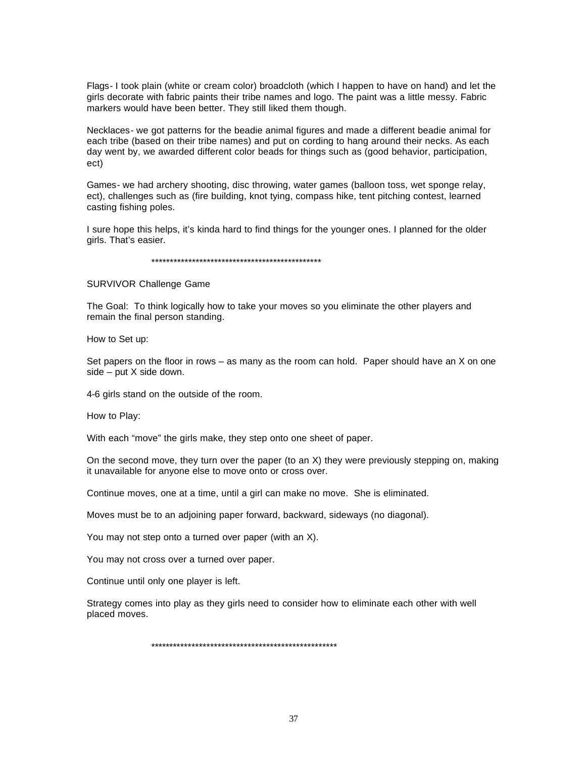Flags- I took plain (white or cream color) broadcloth (which I happen to have on hand) and let the girls decorate with fabric paints their tribe names and logo. The paint was a little messy. Fabric markers would have been better. They still liked them though.

Necklaces- we got patterns for the beadie animal figures and made a different beadie animal for each tribe (based on their tribe names) and put on cording to hang around their necks. As each day went by, we awarded different color beads for things such as (good behavior, participation, ect)

Games- we had archery shooting, disc throwing, water games (balloon toss, wet sponge relay, ect), challenges such as (fire building, knot tying, compass hike, tent pitching contest, learned casting fishing poles.

I sure hope this helps, it's kinda hard to find things for the younger ones. I planned for the older girls. That's easier.

**********************************************

SURVIVOR Challenge Game

The Goal: To think logically how to take your moves so you eliminate the other players and remain the final person standing.

How to Set up:

Set papers on the floor in rows – as many as the room can hold. Paper should have an X on one side – put X side down.

4-6 girls stand on the outside of the room.

How to Play:

With each "move" the girls make, they step onto one sheet of paper.

On the second move, they turn over the paper (to an X) they were previously stepping on, making it unavailable for anyone else to move onto or cross over.

Continue moves, one at a time, until a girl can make no move. She is eliminated.

Moves must be to an adjoining paper forward, backward, sideways (no diagonal).

You may not step onto a turned over paper (with an X).

You may not cross over a turned over paper.

Continue until only one player is left.

Strategy comes into play as they girls need to consider how to eliminate each other with well placed moves.

***************************************************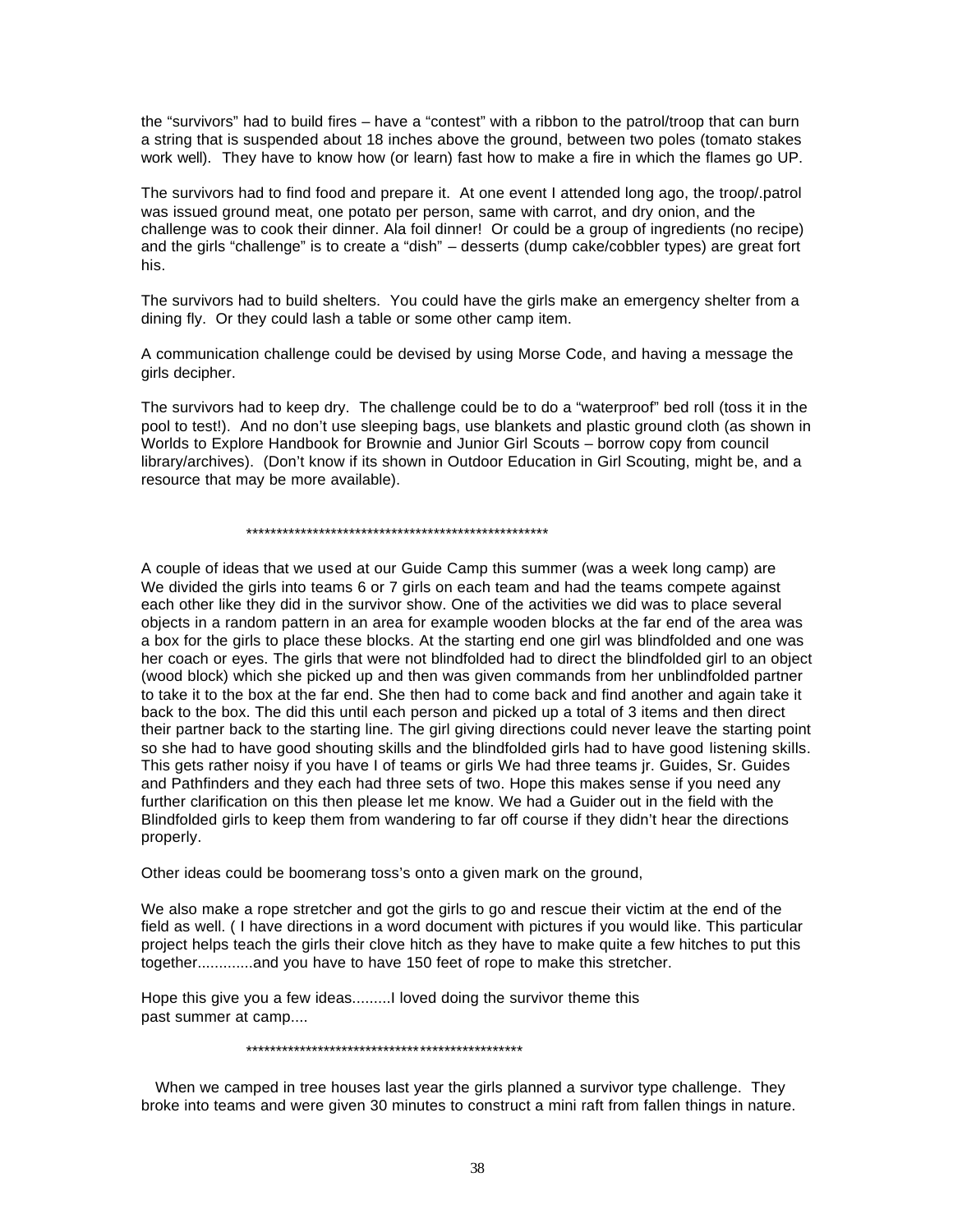the "survivors" had to build fires – have a "contest" with a ribbon to the patrol/troop that can burn a string that is suspended about 18 inches above the ground, between two poles (tomato stakes work well). They have to know how (or learn) fast how to make a fire in which the flames go UP.

The survivors had to find food and prepare it. At one event I attended long ago, the troop/.patrol was issued ground meat, one potato per person, same with carrot, and dry onion, and the challenge was to cook their dinner. Ala foil dinner! Or could be a group of ingredients (no recipe) and the girls "challenge" is to create a "dish" – desserts (dump cake/cobbler types) are great fort his.

The survivors had to build shelters. You could have the girls make an emergency shelter from a dining fly. Or they could lash a table or some other camp item.

A communication challenge could be devised by using Morse Code, and having a message the girls decipher.

The survivors had to keep dry. The challenge could be to do a "waterproof" bed roll (toss it in the pool to test!). And no don't use sleeping bags, use blankets and plastic ground cloth (as shown in Worlds to Explore Handbook for Brownie and Junior Girl Scouts – borrow copy from council library/archives). (Don't know if its shown in Outdoor Education in Girl Scouting, might be, and a resource that may be more available).

****************************************************

A couple of ideas that we used at our Guide Camp this summer (was a week long camp) are We divided the girls into teams 6 or 7 girls on each team and had the teams compete against each other like they did in the survivor show. One of the activities we did was to place several objects in a random pattern in an area for example wooden blocks at the far end of the area was a box for the girls to place these blocks. At the starting end one girl was blindfolded and one was her coach or eyes. The girls that were not blindfolded had to direct the blindfolded girl to an object (wood block) which she picked up and then was given commands from her unblindfolded partner to take it to the box at the far end. She then had to come back and find another and again take it back to the box. The did this until each person and picked up a total of 3 items and then direct their partner back to the starting line. The girl giving directions could never leave the starting point so she had to have good shouting skills and the blindfolded girls had to have good listening skills. This gets rather noisy if you have I of teams or girls We had three teams jr. Guides, Sr. Guides and Pathfinders and they each had three sets of two. Hope this makes sense if you need any further clarification on this then please let me know. We had a Guider out in the field with the Blindfolded girls to keep them from wandering to far off course if they didn't hear the directions properly.

Other ideas could be boomerang toss's onto a given mark on the ground,

We also make a rope stretcher and got the girls to go and rescue their victim at the end of the field as well. ( I have directions in a word document with pictures if you would like. This particular project helps teach the girls their clove hitch as they have to make quite a few hitches to put this together.............and you have to have 150 feet of rope to make this stretcher.

Hope this give you a few ideas.........I loved doing the survivor theme this past summer at camp....

***********************************************

When we camped in tree houses last year the girls planned a survivor type challenge. They broke into teams and were given 30 minutes to construct a mini raft from fallen things in nature.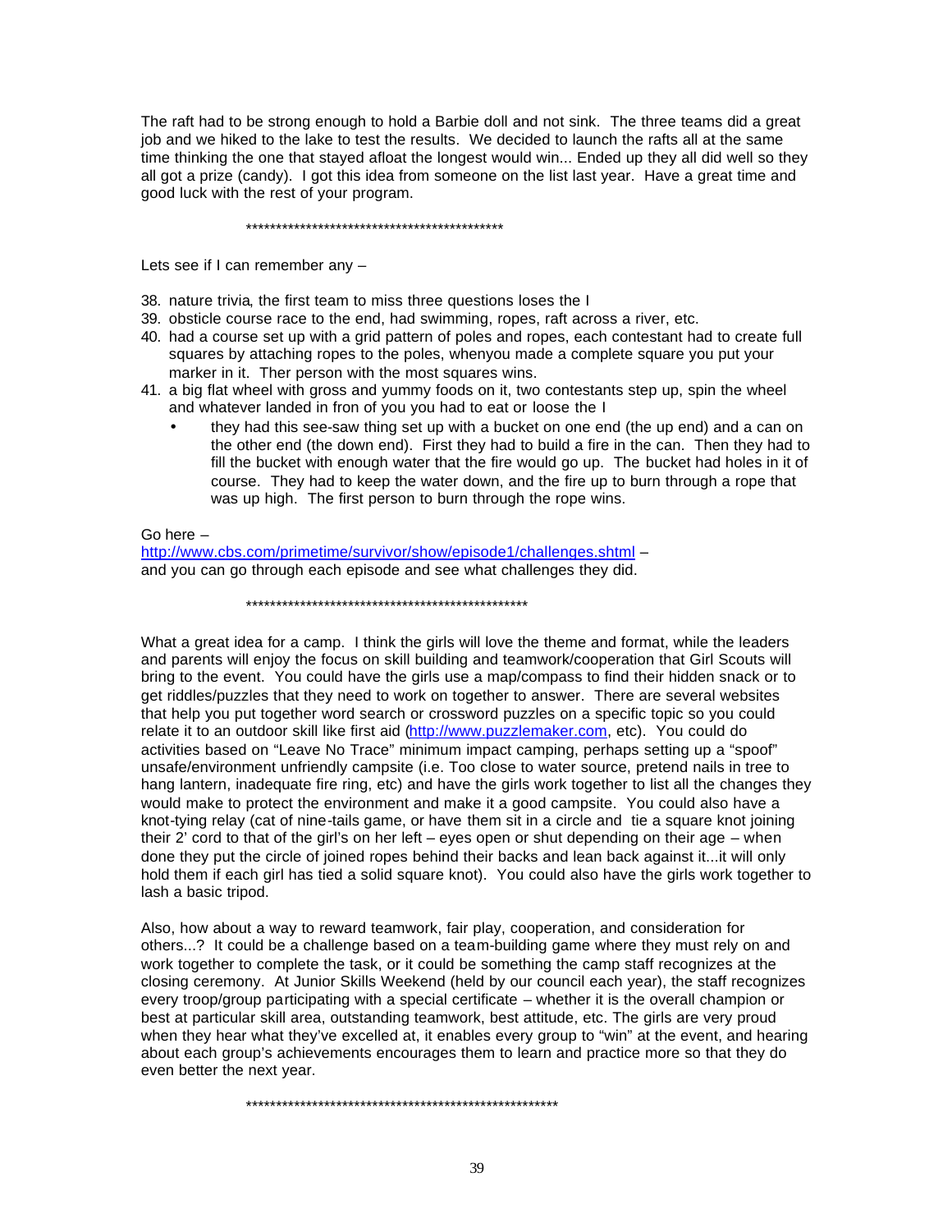The raft had to be strong enough to hold a Barbie doll and not sink. The three teams did a great job and we hiked to the lake to test the results. We decided to launch the rafts all at the same time thinking the one that stayed afloat the longest would win... Ended up they all did well so they all got a prize (candy). I got this idea from someone on the list last year. Have a great time and good luck with the rest of your program.

*******************************************

Lets see if I can remember any –

38. nature trivia, the first team to miss three questions loses the I
39. obsticle course race to the end, had swimming, ropes, raft across a river, etc.
40. had a course set up with a grid pattern of poles and ropes, each contestant had to create full squares by attaching ropes to the poles, whenyou made a complete square you put your marker in it. Ther person with the most squares wins.
41. a big flat wheel with gross and yummy foods on it, two contestants step up, spin the wheel and whatever landed in fron of you you had to eat or loose the I
    - they had this see-saw thing set up with a bucket on one end (the up end) and a can on the other end (the down end). First they had to build a fire in the can. Then they had to fill the bucket with enough water that the fire would go up. The bucket had holes in it of course. They had to keep the water down, and the fire up to burn through a rope that was up high. The first person to burn through the rope wins.

Go here –
http://www.cbs.com/primetime/survivor/show/episode1/challenges.shtml –
and you can go through each episode and see what challenges they did.

***********************************************

What a great idea for a camp. I think the girls will love the theme and format, while the leaders and parents will enjoy the focus on skill building and teamwork/cooperation that Girl Scouts will bring to the event. You could have the girls use a map/compass to find their hidden snack or to get riddles/puzzles that they need to work on together to answer. There are several websites that help you put together word search or crossword puzzles on a specific topic so you could relate it to an outdoor skill like first aid (http://www.puzzlemaker.com, etc). You could do activities based on "Leave No Trace" minimum impact camping, perhaps setting up a "spoof" unsafe/environment unfriendly campsite (i.e. Too close to water source, pretend nails in tree to hang lantern, inadequate fire ring, etc) and have the girls work together to list all the changes they would make to protect the environment and make it a good campsite. You could also have a knot-tying relay (cat of nine-tails game, or have them sit in a circle and tie a square knot joining their 2' cord to that of the girl's on her left – eyes open or shut depending on their age – when done they put the circle of joined ropes behind their backs and lean back against it...it will only hold them if each girl has tied a solid square knot). You could also have the girls work together to lash a basic tripod.

Also, how about a way to reward teamwork, fair play, cooperation, and consideration for others...? It could be a challenge based on a team-building game where they must rely on and work together to complete the task, or it could be something the camp staff recognizes at the closing ceremony. At Junior Skills Weekend (held by our council each year), the staff recognizes every troop/group participating with a special certificate – whether it is the overall champion or best at particular skill area, outstanding teamwork, best attitude, etc. The girls are very proud when they hear what they've excelled at, it enables every group to "win" at the event, and hearing about each group's achievements encourages them to learn and practice more so that they do even better the next year.

*****************************************************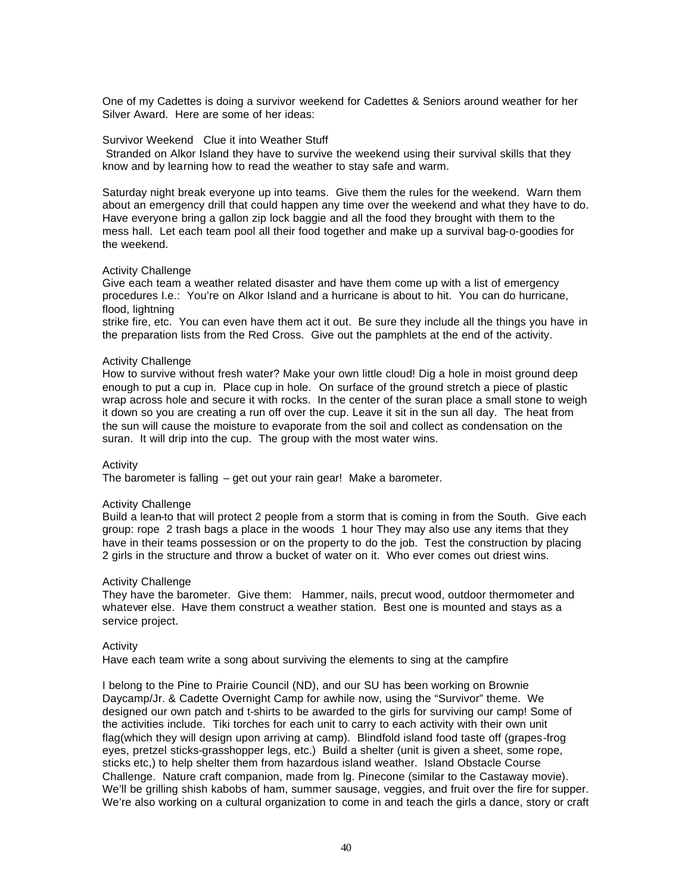One of my Cadettes is doing a survivor weekend for Cadettes & Seniors around weather for her Silver Award. Here are some of her ideas:

Survivor Weekend Clue it into Weather Stuff

Stranded on Alkor Island they have to survive the weekend using their survival skills that they know and by learning how to read the weather to stay safe and warm.

Saturday night break everyone up into teams. Give them the rules for the weekend. Warn them about an emergency drill that could happen any time over the weekend and what they have to do. Have everyone bring a gallon zip lock baggie and all the food they brought with them to the mess hall. Let each team pool all their food together and make up a survival bag-o-goodies for the weekend.

Activity Challenge

Give each team a weather related disaster and have them come up with a list of emergency procedures I.e.: You're on Alkor Island and a hurricane is about to hit. You can do hurricane, flood, lightning
strike fire, etc. You can even have them act it out. Be sure they include all the things you have in the preparation lists from the Red Cross. Give out the pamphlets at the end of the activity.

Activity Challenge

How to survive without fresh water? Make your own little cloud! Dig a hole in moist ground deep enough to put a cup in. Place cup in hole. On surface of the ground stretch a piece of plastic wrap across hole and secure it with rocks. In the center of the suran place a small stone to weigh it down so you are creating a run off over the cup. Leave it sit in the sun all day. The heat from the sun will cause the moisture to evaporate from the soil and collect as condensation on the suran. It will drip into the cup. The group with the most water wins.

Activity

The barometer is falling – get out your rain gear! Make a barometer.

Activity Challenge

Build a lean-to that will protect 2 people from a storm that is coming in from the South. Give each group: rope 2 trash bags a place in the woods 1 hour They may also use any items that they have in their teams possession or on the property to do the job. Test the construction by placing 2 girls in the structure and throw a bucket of water on it. Who ever comes out driest wins.

Activity Challenge

They have the barometer. Give them: Hammer, nails, precut wood, outdoor thermometer and whatever else. Have them construct a weather station. Best one is mounted and stays as a service project.

Activity

Have each team write a song about surviving the elements to sing at the campfire

I belong to the Pine to Prairie Council (ND), and our SU has been working on Brownie Daycamp/Jr. & Cadette Overnight Camp for awhile now, using the "Survivor" theme. We designed our own patch and t-shirts to be awarded to the girls for surviving our camp! Some of the activities include. Tiki torches for each unit to carry to each activity with their own unit flag(which they will design upon arriving at camp). Blindfold island food taste off (grapes-frog eyes, pretzel sticks-grasshopper legs, etc.) Build a shelter (unit is given a sheet, some rope, sticks etc,) to help shelter them from hazardous island weather. Island Obstacle Course Challenge. Nature craft companion, made from lg. Pinecone (similar to the Castaway movie). We'll be grilling shish kabobs of ham, summer sausage, veggies, and fruit over the fire for supper. We're also working on a cultural organization to come in and teach the girls a dance, story or craft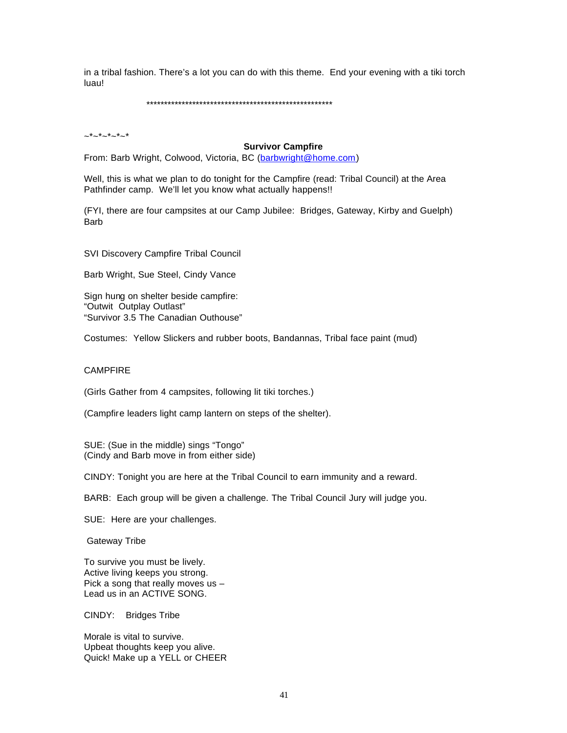in a tribal fashion. There's a lot you can do with this theme. End your evening with a tiki torch luau!

*****************************************************

~*~*~*~*~*

**Survivor Campfire**

From: Barb Wright, Colwood, Victoria, BC (barbwright@home.com)

Well, this is what we plan to do tonight for the Campfire (read: Tribal Council) at the Area Pathfinder camp. We'll let you know what actually happens!!

(FYI, there are four campsites at our Camp Jubilee: Bridges, Gateway, Kirby and Guelph)
Barb

SVI Discovery Campfire Tribal Council

Barb Wright, Sue Steel, Cindy Vance

Sign hung on shelter beside campfire:
"Outwit Outplay Outlast"
"Survivor 3.5 The Canadian Outhouse"

Costumes: Yellow Slickers and rubber boots, Bandannas, Tribal face paint (mud)

CAMPFIRE

(Girls Gather from 4 campsites, following lit tiki torches.)

(Campfire leaders light camp lantern on steps of the shelter).

SUE: (Sue in the middle) sings "Tongo"
(Cindy and Barb move in from either side)

CINDY: Tonight you are here at the Tribal Council to earn immunity and a reward.

BARB: Each group will be given a challenge. The Tribal Council Jury will judge you.

SUE: Here are your challenges.

Gateway Tribe

To survive you must be lively.
Active living keeps you strong.
Pick a song that really moves us –
Lead us in an ACTIVE SONG.

CINDY: Bridges Tribe

Morale is vital to survive.
Upbeat thoughts keep you alive.
Quick! Make up a YELL or CHEER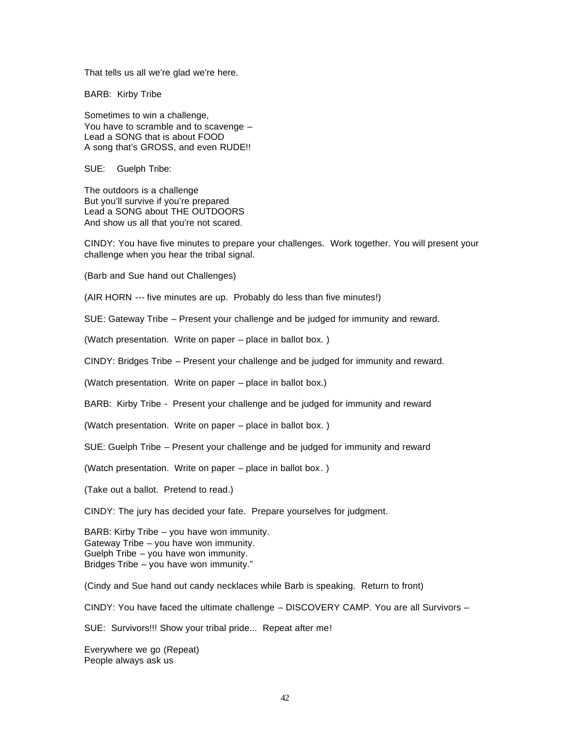That tells us all we're glad we're here.

BARB: Kirby Tribe

Sometimes to win a challenge,
You have to scramble and to scavenge –
Lead a SONG that is about FOOD
A song that's GROSS, and even RUDE!!

SUE: Guelph Tribe:

The outdoors is a challenge
But you'll survive if you're prepared
Lead a SONG about THE OUTDOORS
And show us all that you're not scared.

CINDY: You have five minutes to prepare your challenges. Work together. You will present your challenge when you hear the tribal signal.

(Barb and Sue hand out Challenges)

(AIR HORN --- five minutes are up. Probably do less than five minutes!)

SUE: Gateway Tribe – Present your challenge and be judged for immunity and reward.

(Watch presentation. Write on paper – place in ballot box. )

CINDY: Bridges Tribe – Present your challenge and be judged for immunity and reward.

(Watch presentation. Write on paper – place in ballot box.)

BARB: Kirby Tribe - Present your challenge and be judged for immunity and reward

(Watch presentation. Write on paper – place in ballot box. )

SUE: Guelph Tribe – Present your challenge and be judged for immunity and reward

(Watch presentation. Write on paper – place in ballot box. )

(Take out a ballot. Pretend to read.)

CINDY: The jury has decided your fate. Prepare yourselves for judgment.

BARB: Kirby Tribe – you have won immunity.
Gateway Tribe – you have won immunity.
Guelph Tribe – you have won immunity.
Bridges Tribe – you have won immunity."

(Cindy and Sue hand out candy necklaces while Barb is speaking. Return to front)

CINDY: You have faced the ultimate challenge – DISCOVERY CAMP. You are all Survivors –

SUE: Survivors!!! Show your tribal pride... Repeat after me!

Everywhere we go (Repeat)
People always ask us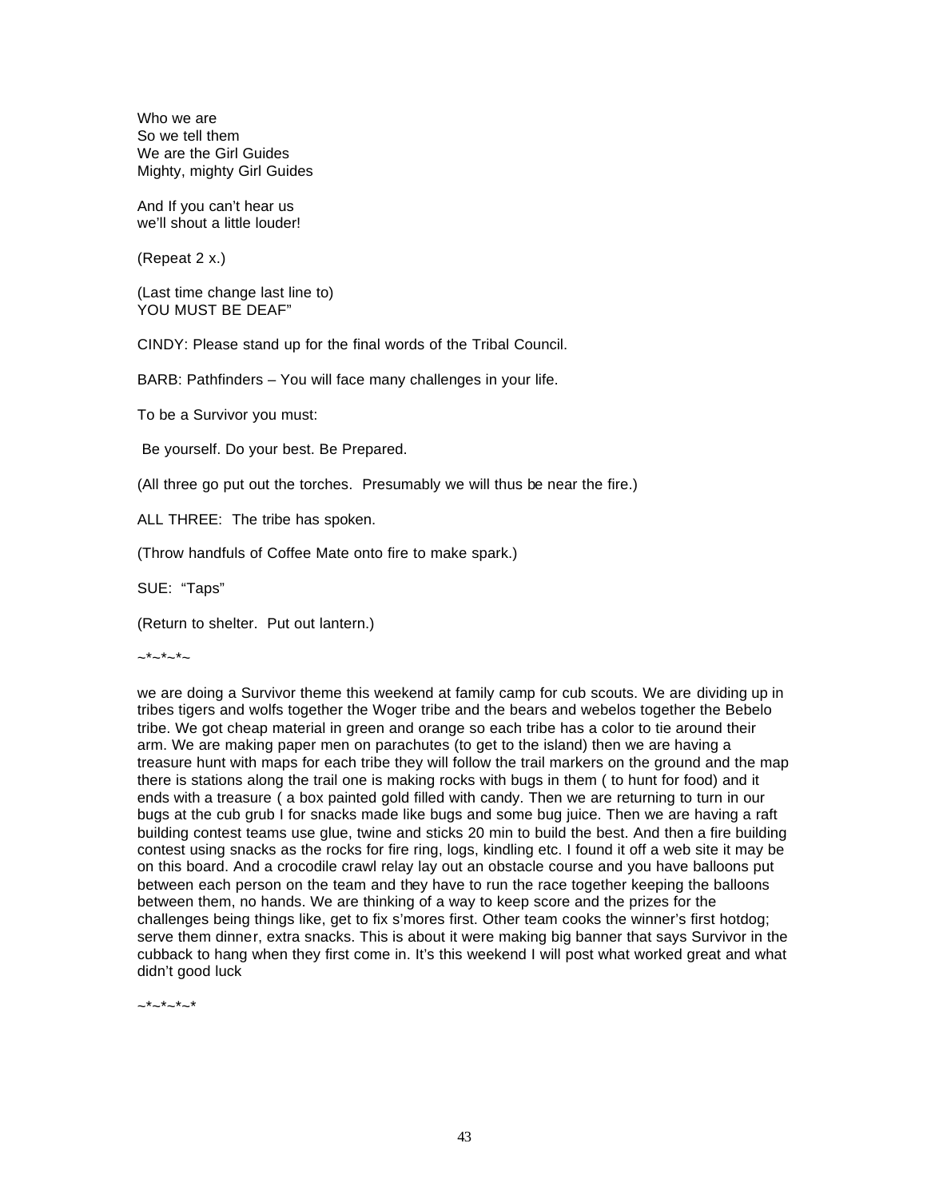Who we are
So we tell them
We are the Girl Guides
Mighty, mighty Girl Guides

And If you can't hear us
we'll shout a little louder!

(Repeat 2 x.)

(Last time change last line to)
YOU MUST BE DEAF"

CINDY: Please stand up for the final words of the Tribal Council.

BARB: Pathfinders – You will face many challenges in your life.

To be a Survivor you must:

Be yourself. Do your best. Be Prepared.

(All three go put out the torches. Presumably we will thus be near the fire.)

ALL THREE: The tribe has spoken.

(Throw handfuls of Coffee Mate onto fire to make spark.)

SUE: "Taps"

(Return to shelter. Put out lantern.)

~*~*~*~

we are doing a Survivor theme this weekend at family camp for cub scouts. We are dividing up in tribes tigers and wolfs together the Woger tribe and the bears and webelos together the Bebelo tribe. We got cheap material in green and orange so each tribe has a color to tie around their arm. We are making paper men on parachutes (to get to the island) then we are having a treasure hunt with maps for each tribe they will follow the trail markers on the ground and the map there is stations along the trail one is making rocks with bugs in them ( to hunt for food) and it ends with a treasure ( a box painted gold filled with candy. Then we are returning to turn in our bugs at the cub grub I for snacks made like bugs and some bug juice. Then we are having a raft building contest teams use glue, twine and sticks 20 min to build the best. And then a fire building contest using snacks as the rocks for fire ring, logs, kindling etc. I found it off a web site it may be on this board. And a crocodile crawl relay lay out an obstacle course and you have balloons put between each person on the team and they have to run the race together keeping the balloons between them, no hands. We are thinking of a way to keep score and the prizes for the challenges being things like, get to fix s'mores first. Other team cooks the winner's first hotdog; serve them dinner, extra snacks. This is about it were making big banner that says Survivor in the cubback to hang when they first come in. It's this weekend I will post what worked great and what didn't good luck

~*~*~*~*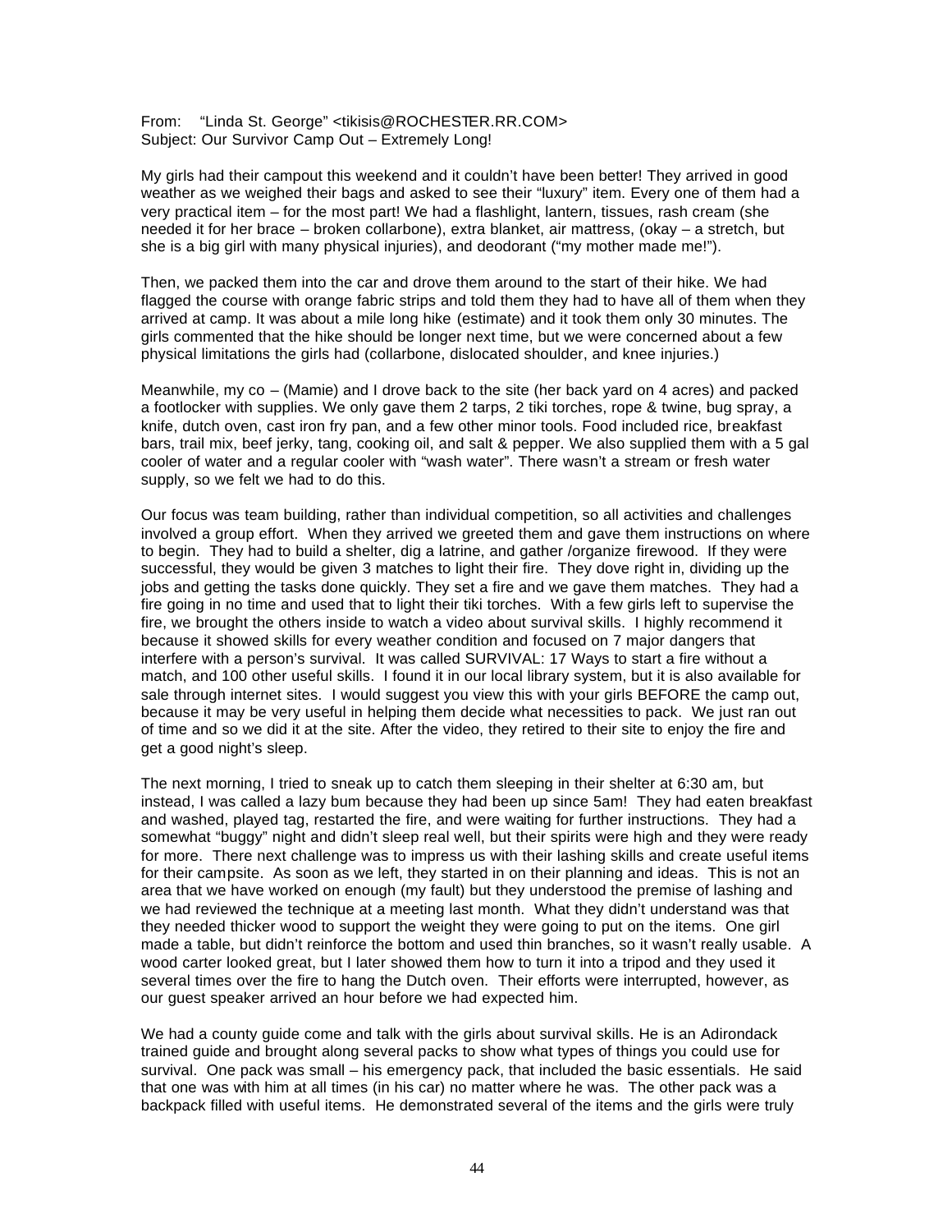From: "Linda St. George" <tikisis@ROCHESTER.RR.COM>
Subject: Our Survivor Camp Out – Extremely Long!

My girls had their campout this weekend and it couldn't have been better! They arrived in good weather as we weighed their bags and asked to see their "luxury" item. Every one of them had a very practical item – for the most part! We had a flashlight, lantern, tissues, rash cream (she needed it for her brace – broken collarbone), extra blanket, air mattress, (okay – a stretch, but she is a big girl with many physical injuries), and deodorant ("my mother made me!").

Then, we packed them into the car and drove them around to the start of their hike. We had flagged the course with orange fabric strips and told them they had to have all of them when they arrived at camp. It was about a mile long hike (estimate) and it took them only 30 minutes. The girls commented that the hike should be longer next time, but we were concerned about a few physical limitations the girls had (collarbone, dislocated shoulder, and knee injuries.)

Meanwhile, my co – (Mamie) and I drove back to the site (her back yard on 4 acres) and packed a footlocker with supplies. We only gave them 2 tarps, 2 tiki torches, rope & twine, bug spray, a knife, dutch oven, cast iron fry pan, and a few other minor tools. Food included rice, breakfast bars, trail mix, beef jerky, tang, cooking oil, and salt & pepper. We also supplied them with a 5 gal cooler of water and a regular cooler with "wash water". There wasn't a stream or fresh water supply, so we felt we had to do this.

Our focus was team building, rather than individual competition, so all activities and challenges involved a group effort. When they arrived we greeted them and gave them instructions on where to begin. They had to build a shelter, dig a latrine, and gather /organize firewood. If they were successful, they would be given 3 matches to light their fire. They dove right in, dividing up the jobs and getting the tasks done quickly. They set a fire and we gave them matches. They had a fire going in no time and used that to light their tiki torches. With a few girls left to supervise the fire, we brought the others inside to watch a video about survival skills. I highly recommend it because it showed skills for every weather condition and focused on 7 major dangers that interfere with a person's survival. It was called SURVIVAL: 17 Ways to start a fire without a match, and 100 other useful skills. I found it in our local library system, but it is also available for sale through internet sites. I would suggest you view this with your girls BEFORE the camp out, because it may be very useful in helping them decide what necessities to pack. We just ran out of time and so we did it at the site. After the video, they retired to their site to enjoy the fire and get a good night's sleep.

The next morning, I tried to sneak up to catch them sleeping in their shelter at 6:30 am, but instead, I was called a lazy bum because they had been up since 5am! They had eaten breakfast and washed, played tag, restarted the fire, and were waiting for further instructions. They had a somewhat "buggy" night and didn't sleep real well, but their spirits were high and they were ready for more. There next challenge was to impress us with their lashing skills and create useful items for their campsite. As soon as we left, they started in on their planning and ideas. This is not an area that we have worked on enough (my fault) but they understood the premise of lashing and we had reviewed the technique at a meeting last month. What they didn't understand was that they needed thicker wood to support the weight they were going to put on the items. One girl made a table, but didn't reinforce the bottom and used thin branches, so it wasn't really usable. A wood carter looked great, but I later showed them how to turn it into a tripod and they used it several times over the fire to hang the Dutch oven. Their efforts were interrupted, however, as our guest speaker arrived an hour before we had expected him.

We had a county guide come and talk with the girls about survival skills. He is an Adirondack trained guide and brought along several packs to show what types of things you could use for survival. One pack was small – his emergency pack, that included the basic essentials. He said that one was with him at all times (in his car) no matter where he was. The other pack was a backpack filled with useful items. He demonstrated several of the items and the girls were truly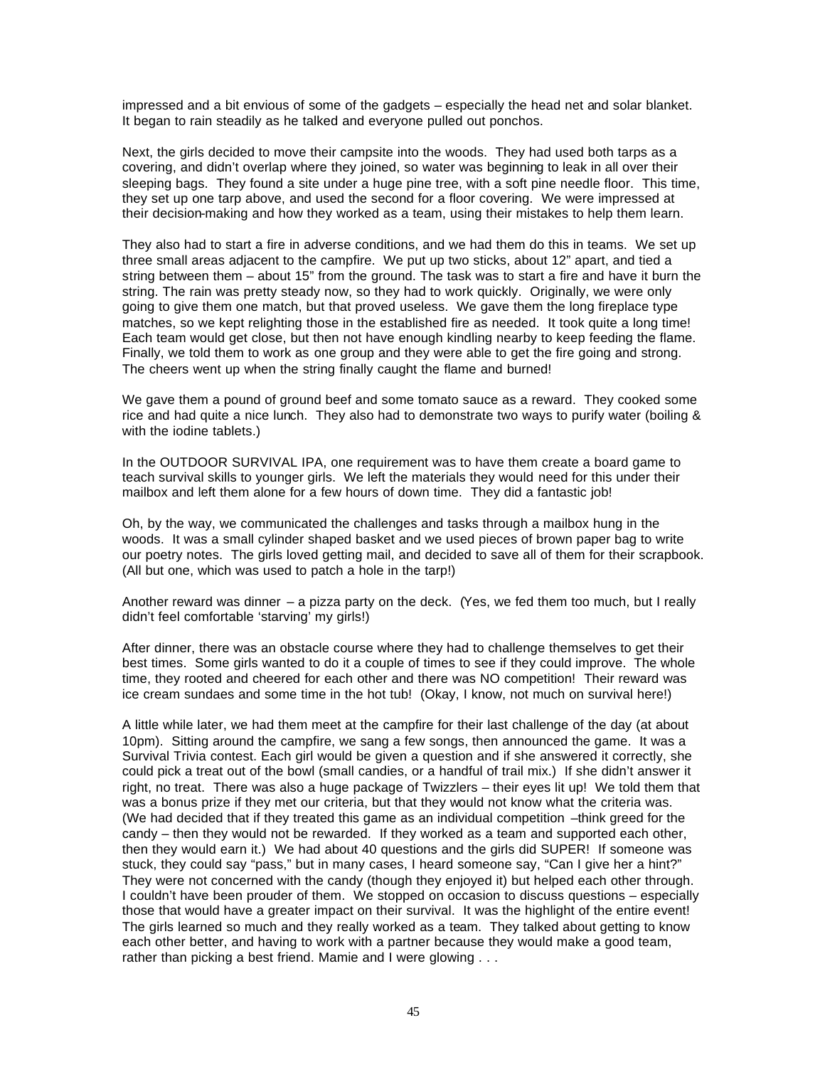impressed and a bit envious of some of the gadgets – especially the head net and solar blanket. It began to rain steadily as he talked and everyone pulled out ponchos.

Next, the girls decided to move their campsite into the woods. They had used both tarps as a covering, and didn't overlap where they joined, so water was beginning to leak in all over their sleeping bags. They found a site under a huge pine tree, with a soft pine needle floor. This time, they set up one tarp above, and used the second for a floor covering. We were impressed at their decision-making and how they worked as a team, using their mistakes to help them learn.

They also had to start a fire in adverse conditions, and we had them do this in teams. We set up three small areas adjacent to the campfire. We put up two sticks, about 12" apart, and tied a string between them – about 15" from the ground. The task was to start a fire and have it burn the string. The rain was pretty steady now, so they had to work quickly. Originally, we were only going to give them one match, but that proved useless. We gave them the long fireplace type matches, so we kept relighting those in the established fire as needed. It took quite a long time! Each team would get close, but then not have enough kindling nearby to keep feeding the flame. Finally, we told them to work as one group and they were able to get the fire going and strong. The cheers went up when the string finally caught the flame and burned!

We gave them a pound of ground beef and some tomato sauce as a reward. They cooked some rice and had quite a nice lunch. They also had to demonstrate two ways to purify water (boiling & with the iodine tablets.)

In the OUTDOOR SURVIVAL IPA, one requirement was to have them create a board game to teach survival skills to younger girls. We left the materials they would need for this under their mailbox and left them alone for a few hours of down time. They did a fantastic job!

Oh, by the way, we communicated the challenges and tasks through a mailbox hung in the woods. It was a small cylinder shaped basket and we used pieces of brown paper bag to write our poetry notes. The girls loved getting mail, and decided to save all of them for their scrapbook. (All but one, which was used to patch a hole in the tarp!)

Another reward was dinner – a pizza party on the deck. (Yes, we fed them too much, but I really didn't feel comfortable 'starving' my girls!)

After dinner, there was an obstacle course where they had to challenge themselves to get their best times. Some girls wanted to do it a couple of times to see if they could improve. The whole time, they rooted and cheered for each other and there was NO competition! Their reward was ice cream sundaes and some time in the hot tub! (Okay, I know, not much on survival here!)

A little while later, we had them meet at the campfire for their last challenge of the day (at about 10pm). Sitting around the campfire, we sang a few songs, then announced the game. It was a Survival Trivia contest. Each girl would be given a question and if she answered it correctly, she could pick a treat out of the bowl (small candies, or a handful of trail mix.) If she didn't answer it right, no treat. There was also a huge package of Twizzlers – their eyes lit up! We told them that was a bonus prize if they met our criteria, but that they would not know what the criteria was. (We had decided that if they treated this game as an individual competition –think greed for the candy – then they would not be rewarded. If they worked as a team and supported each other, then they would earn it.) We had about 40 questions and the girls did SUPER! If someone was stuck, they could say "pass," but in many cases, I heard someone say, "Can I give her a hint?" They were not concerned with the candy (though they enjoyed it) but helped each other through. I couldn't have been prouder of them. We stopped on occasion to discuss questions – especially those that would have a greater impact on their survival. It was the highlight of the entire event! The girls learned so much and they really worked as a team. They talked about getting to know each other better, and having to work with a partner because they would make a good team, rather than picking a best friend. Mamie and I were glowing . . .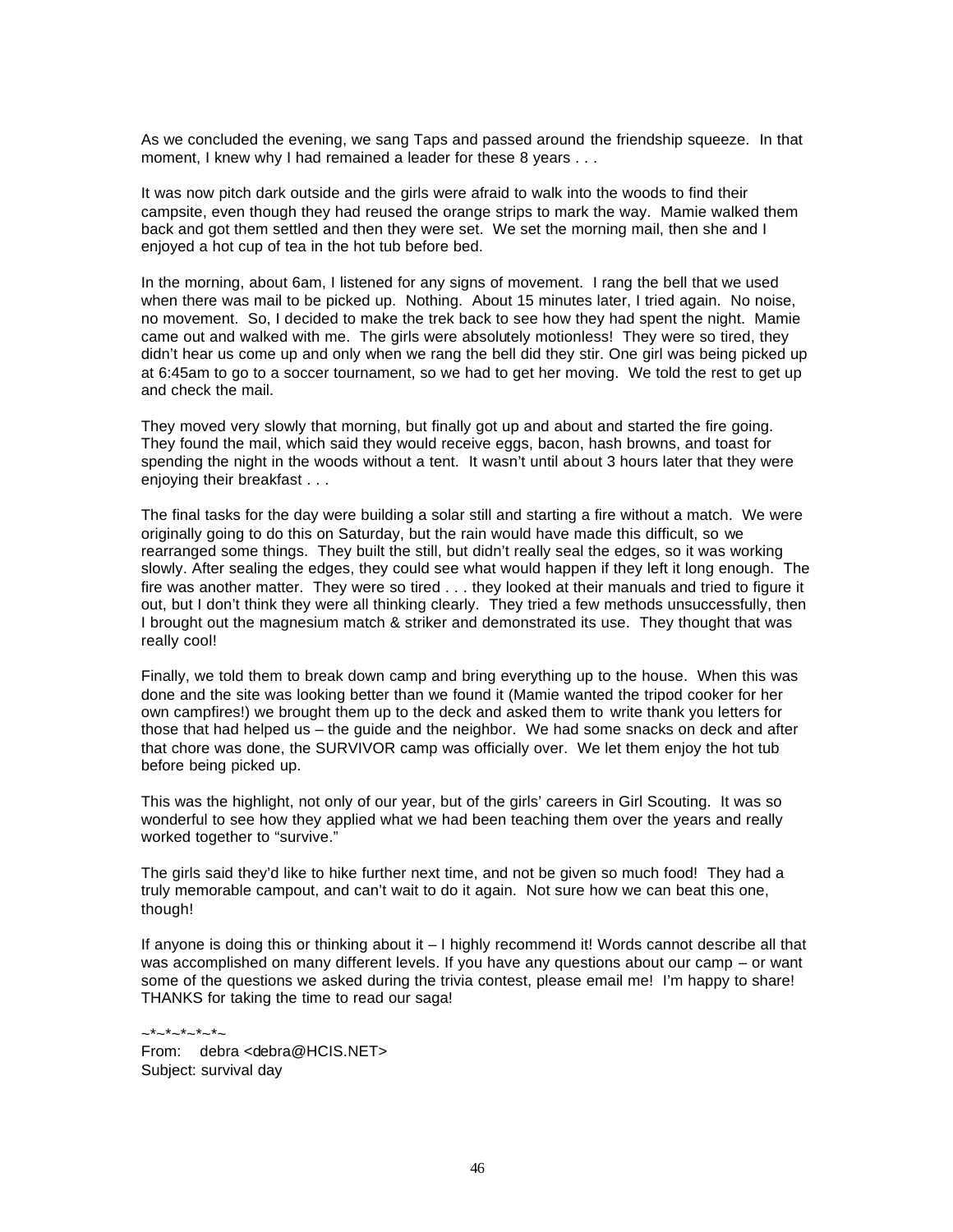As we concluded the evening, we sang Taps and passed around the friendship squeeze. In that moment, I knew why I had remained a leader for these 8 years . . .

It was now pitch dark outside and the girls were afraid to walk into the woods to find their campsite, even though they had reused the orange strips to mark the way. Mamie walked them back and got them settled and then they were set. We set the morning mail, then she and I enjoyed a hot cup of tea in the hot tub before bed.

In the morning, about 6am, I listened for any signs of movement. I rang the bell that we used when there was mail to be picked up. Nothing. About 15 minutes later, I tried again. No noise, no movement. So, I decided to make the trek back to see how they had spent the night. Mamie came out and walked with me. The girls were absolutely motionless! They were so tired, they didn't hear us come up and only when we rang the bell did they stir. One girl was being picked up at 6:45am to go to a soccer tournament, so we had to get her moving. We told the rest to get up and check the mail.

They moved very slowly that morning, but finally got up and about and started the fire going. They found the mail, which said they would receive eggs, bacon, hash browns, and toast for spending the night in the woods without a tent. It wasn't until about 3 hours later that they were enjoying their breakfast . . .

The final tasks for the day were building a solar still and starting a fire without a match. We were originally going to do this on Saturday, but the rain would have made this difficult, so we rearranged some things. They built the still, but didn't really seal the edges, so it was working slowly. After sealing the edges, they could see what would happen if they left it long enough. The fire was another matter. They were so tired . . . they looked at their manuals and tried to figure it out, but I don't think they were all thinking clearly. They tried a few methods unsuccessfully, then I brought out the magnesium match & striker and demonstrated its use. They thought that was really cool!

Finally, we told them to break down camp and bring everything up to the house. When this was done and the site was looking better than we found it (Mamie wanted the tripod cooker for her own campfires!) we brought them up to the deck and asked them to write thank you letters for those that had helped us – the guide and the neighbor. We had some snacks on deck and after that chore was done, the SURVIVOR camp was officially over. We let them enjoy the hot tub before being picked up.

This was the highlight, not only of our year, but of the girls' careers in Girl Scouting. It was so wonderful to see how they applied what we had been teaching them over the years and really worked together to "survive."

The girls said they'd like to hike further next time, and not be given so much food! They had a truly memorable campout, and can't wait to do it again. Not sure how we can beat this one, though!

If anyone is doing this or thinking about it – I highly recommend it! Words cannot describe all that was accomplished on many different levels. If you have any questions about our camp – or want some of the questions we asked during the trivia contest, please email me! I'm happy to share! THANKS for taking the time to read our saga!

~*~*~*~*~*~

From: debra <debra@HCIS.NET>
Subject: survival day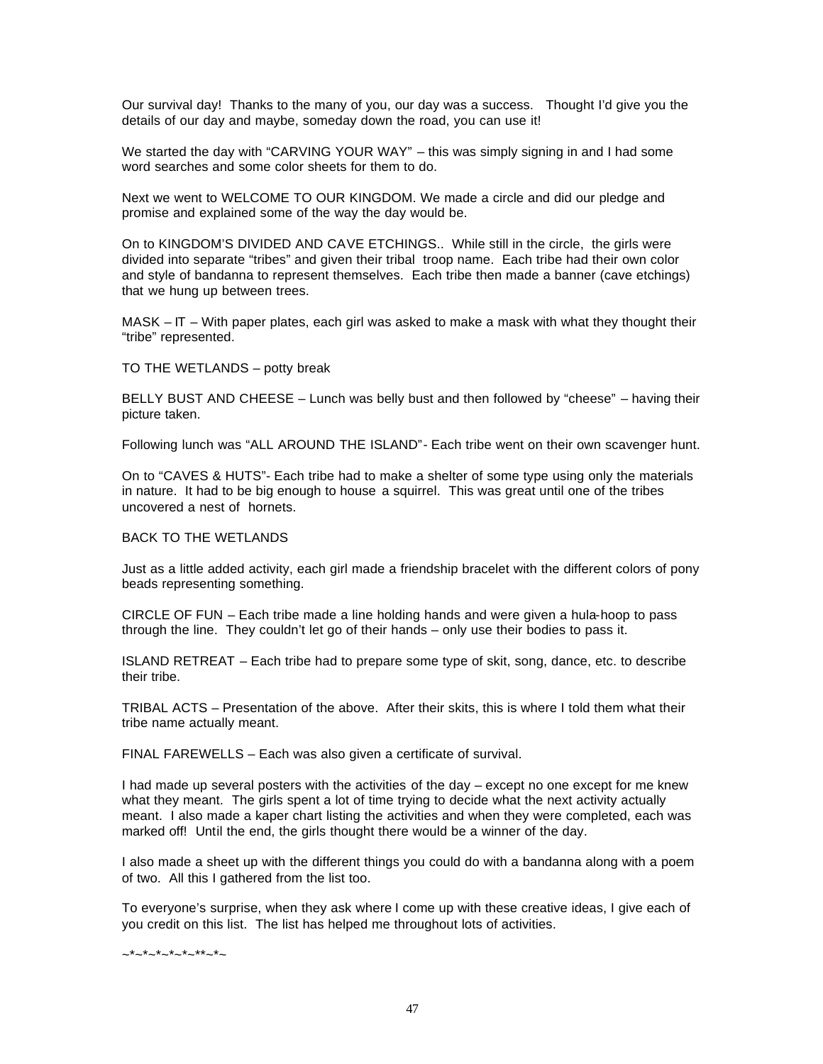Our survival day! Thanks to the many of you, our day was a success. Thought I'd give you the details of our day and maybe, someday down the road, you can use it!

We started the day with "CARVING YOUR WAY" – this was simply signing in and I had some word searches and some color sheets for them to do.

Next we went to WELCOME TO OUR KINGDOM. We made a circle and did our pledge and promise and explained some of the way the day would be.

On to KINGDOM'S DIVIDED AND CAVE ETCHINGS.. While still in the circle, the girls were divided into separate "tribes" and given their tribal troop name. Each tribe had their own color and style of bandanna to represent themselves. Each tribe then made a banner (cave etchings) that we hung up between trees.

MASK – IT – With paper plates, each girl was asked to make a mask with what they thought their "tribe" represented.

TO THE WETLANDS – potty break

BELLY BUST AND CHEESE – Lunch was belly bust and then followed by "cheese" – having their picture taken.

Following lunch was "ALL AROUND THE ISLAND"- Each tribe went on their own scavenger hunt.

On to "CAVES & HUTS"- Each tribe had to make a shelter of some type using only the materials in nature. It had to be big enough to house a squirrel. This was great until one of the tribes uncovered a nest of hornets.

BACK TO THE WETLANDS

Just as a little added activity, each girl made a friendship bracelet with the different colors of pony beads representing something.

CIRCLE OF FUN – Each tribe made a line holding hands and were given a hula-hoop to pass through the line. They couldn't let go of their hands – only use their bodies to pass it.

ISLAND RETREAT – Each tribe had to prepare some type of skit, song, dance, etc. to describe their tribe.

TRIBAL ACTS – Presentation of the above. After their skits, this is where I told them what their tribe name actually meant.

FINAL FAREWELLS – Each was also given a certificate of survival.

I had made up several posters with the activities of the day – except no one except for me knew what they meant. The girls spent a lot of time trying to decide what the next activity actually meant. I also made a kaper chart listing the activities and when they were completed, each was marked off! Until the end, the girls thought there would be a winner of the day.

I also made a sheet up with the different things you could do with a bandanna along with a poem of two. All this I gathered from the list too.

To everyone's surprise, when they ask where I come up with these creative ideas, I give each of you credit on this list. The list has helped me throughout lots of activities.

~*~*~*~*~*~**~*~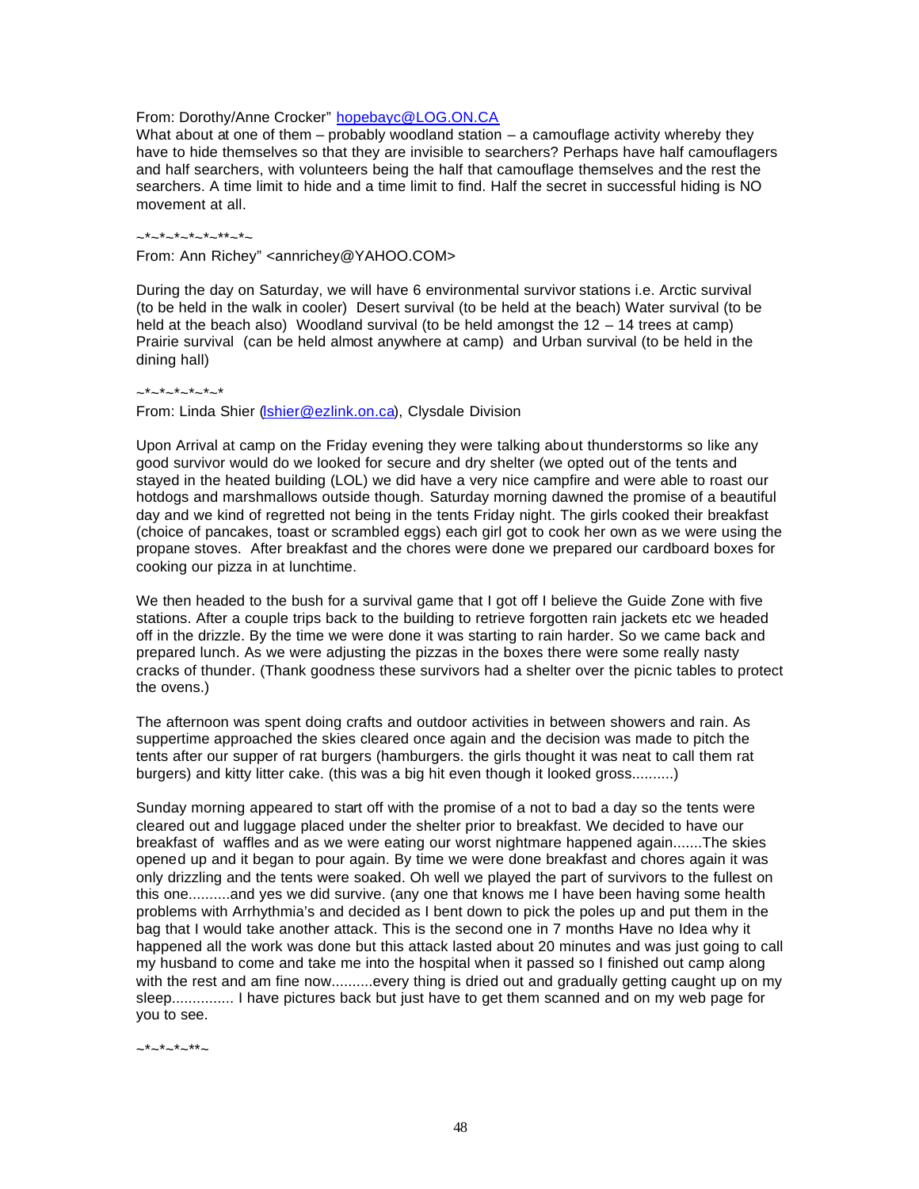From: Dorothy/Anne Crocker" hopebayc@LOG.ON.CA
What about at one of them – probably woodland station – a camouflage activity whereby they have to hide themselves so that they are invisible to searchers? Perhaps have half camouflagers and half searchers, with volunteers being the half that camouflage themselves and the rest the searchers. A time limit to hide and a time limit to find. Half the secret in successful hiding is NO movement at all.

~*~*~*~*~*~**~*~

From: Ann Richey" <annrichey@YAHOO.COM>

During the day on Saturday, we will have 6 environmental survivor stations i.e. Arctic survival (to be held in the walk in cooler) Desert survival (to be held at the beach) Water survival (to be held at the beach also) Woodland survival (to be held amongst the 12 – 14 trees at camp) Prairie survival (can be held almost anywhere at camp) and Urban survival (to be held in the dining hall)

~*~*~*~*~*~*

From: Linda Shier (lshier@ezlink.on.ca), Clysdale Division

Upon Arrival at camp on the Friday evening they were talking about thunderstorms so like any good survivor would do we looked for secure and dry shelter (we opted out of the tents and stayed in the heated building (LOL) we did have a very nice campfire and were able to roast our hotdogs and marshmallows outside though. Saturday morning dawned the promise of a beautiful day and we kind of regretted not being in the tents Friday night. The girls cooked their breakfast (choice of pancakes, toast or scrambled eggs) each girl got to cook her own as we were using the propane stoves. After breakfast and the chores were done we prepared our cardboard boxes for cooking our pizza in at lunchtime.

We then headed to the bush for a survival game that I got off I believe the Guide Zone with five stations. After a couple trips back to the building to retrieve forgotten rain jackets etc we headed off in the drizzle. By the time we were done it was starting to rain harder. So we came back and prepared lunch. As we were adjusting the pizzas in the boxes there were some really nasty cracks of thunder. (Thank goodness these survivors had a shelter over the picnic tables to protect the ovens.)

The afternoon was spent doing crafts and outdoor activities in between showers and rain. As suppertime approached the skies cleared once again and the decision was made to pitch the tents after our supper of rat burgers (hamburgers. the girls thought it was neat to call them rat burgers) and kitty litter cake. (this was a big hit even though it looked gross..........)

Sunday morning appeared to start off with the promise of a not to bad a day so the tents were cleared out and luggage placed under the shelter prior to breakfast. We decided to have our breakfast of waffles and as we were eating our worst nightmare happened again.......The skies opened up and it began to pour again. By time we were done breakfast and chores again it was only drizzling and the tents were soaked. Oh well we played the part of survivors to the fullest on this one..........and yes we did survive. (any one that knows me I have been having some health problems with Arrhythmia's and decided as I bent down to pick the poles up and put them in the bag that I would take another attack. This is the second one in 7 months Have no Idea why it happened all the work was done but this attack lasted about 20 minutes and was just going to call my husband to come and take me into the hospital when it passed so I finished out camp along with the rest and am fine now..........every thing is dried out and gradually getting caught up on my sleep............... I have pictures back but just have to get them scanned and on my web page for you to see.

~*~*~*~**~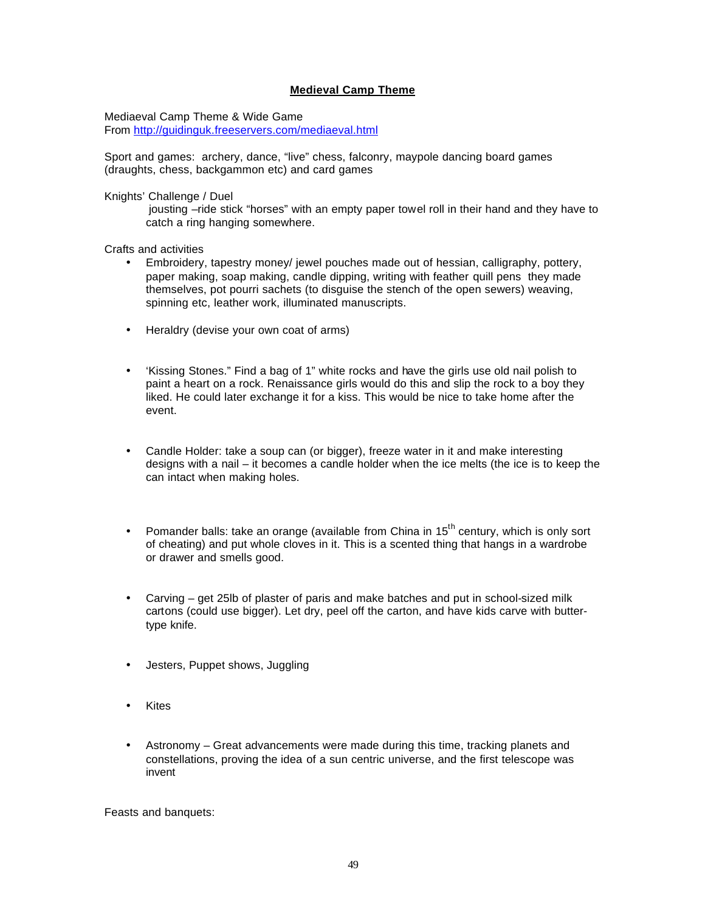## Medieval Camp Theme

Mediaeval Camp Theme & Wide Game
From http://guidinguk.freeservers.com/mediaeval.html

Sport and games: archery, dance, "live" chess, falconry, maypole dancing board games (draughts, chess, backgammon etc) and card games

Knights' Challenge / Duel
jousting –ride stick "horses" with an empty paper towel roll in their hand and they have to catch a ring hanging somewhere.

Crafts and activities

- Embroidery, tapestry money/ jewel pouches made out of hessian, calligraphy, pottery, paper making, soap making, candle dipping, writing with feather quill pens they made themselves, pot pourri sachets (to disguise the stench of the open sewers) weaving, spinning etc, leather work, illuminated manuscripts.
- Heraldry (devise your own coat of arms)
- 'Kissing Stones." Find a bag of 1" white rocks and have the girls use old nail polish to paint a heart on a rock. Renaissance girls would do this and slip the rock to a boy they liked. He could later exchange it for a kiss. This would be nice to take home after the event.
- Candle Holder: take a soup can (or bigger), freeze water in it and make interesting designs with a nail – it becomes a candle holder when the ice melts (the ice is to keep the can intact when making holes.
- Pomander balls: take an orange (available from China in 15th century, which is only sort of cheating) and put whole cloves in it. This is a scented thing that hangs in a wardrobe or drawer and smells good.
- Carving – get 25lb of plaster of paris and make batches and put in school-sized milk cartons (could use bigger). Let dry, peel off the carton, and have kids carve with butter-type knife.
- Jesters, Puppet shows, Juggling
- Kites
- Astronomy – Great advancements were made during this time, tracking planets and constellations, proving the idea of a sun centric universe, and the first telescope was invent

Feasts and banquets: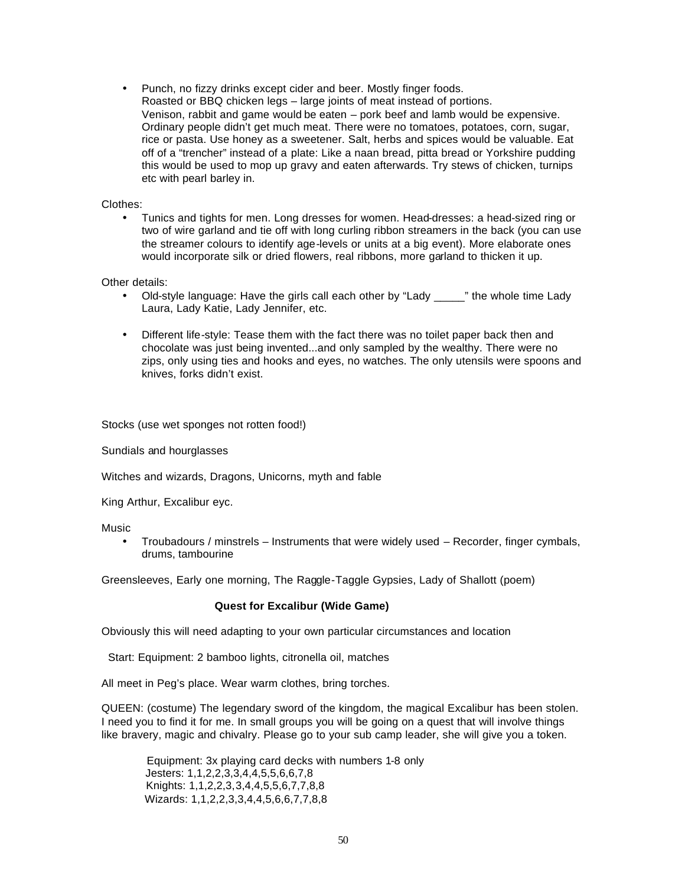- Punch, no fizzy drinks except cider and beer. Mostly finger foods.
  Roasted or BBQ chicken legs – large joints of meat instead of portions.
  Venison, rabbit and game would be eaten – pork beef and lamb would be expensive. Ordinary people didn't get much meat. There were no tomatoes, potatoes, corn, sugar, rice or pasta. Use honey as a sweetener. Salt, herbs and spices would be valuable. Eat off of a "trencher" instead of a plate: Like a naan bread, pitta bread or Yorkshire pudding this would be used to mop up gravy and eaten afterwards. Try stews of chicken, turnips etc with pearl barley in.

Clothes:

- Tunics and tights for men. Long dresses for women. Head-dresses: a head-sized ring or two of wire garland and tie off with long curling ribbon streamers in the back (you can use the streamer colours to identify age-levels or units at a big event). More elaborate ones would incorporate silk or dried flowers, real ribbons, more garland to thicken it up.

Other details:

- Old-style language: Have the girls call each other by "Lady _____" the whole time Lady Laura, Lady Katie, Lady Jennifer, etc.

- Different life-style: Tease them with the fact there was no toilet paper back then and chocolate was just being invented...and only sampled by the wealthy. There were no zips, only using ties and hooks and eyes, no watches. The only utensils were spoons and knives, forks didn't exist.

Stocks (use wet sponges not rotten food!)

Sundials and hourglasses

Witches and wizards, Dragons, Unicorns, myth and fable

King Arthur, Excalibur eyc.

Music

- Troubadours / minstrels – Instruments that were widely used – Recorder, finger cymbals, drums, tambourine

Greensleeves, Early one morning, The Raggle-Taggle Gypsies, Lady of Shallott (poem)

**Quest for Excalibur (Wide Game)**

Obviously this will need adapting to your own particular circumstances and location

Start: Equipment: 2 bamboo lights, citronella oil, matches

All meet in Peg's place. Wear warm clothes, bring torches.

QUEEN: (costume) The legendary sword of the kingdom, the magical Excalibur has been stolen. I need you to find it for me. In small groups you will be going on a quest that will involve things like bravery, magic and chivalry. Please go to your sub camp leader, she will give you a token.

Equipment: 3x playing card decks with numbers 1-8 only
Jesters: 1,1,2,2,3,3,4,4,5,5,6,6,7,8
Knights: 1,1,2,2,3,3,4,4,5,5,6,7,7,8,8
Wizards: 1,1,2,2,3,3,4,4,5,6,6,7,7,8,8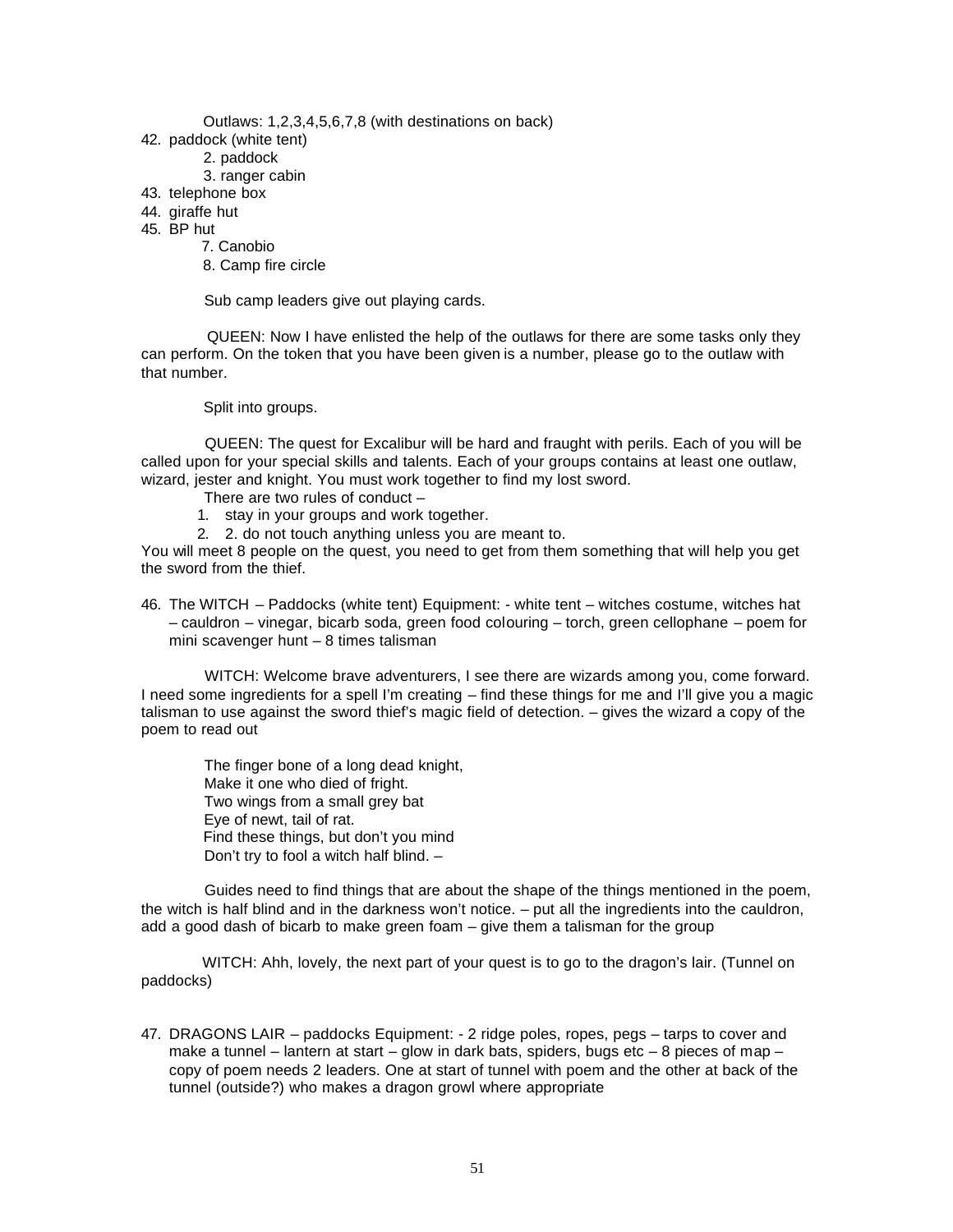Outlaws: 1,2,3,4,5,6,7,8 (with destinations on back)

42. paddock (white tent)
    2. paddock
    3. ranger cabin
43. telephone box
44. giraffe hut
45. BP hut
    7. Canobio
    8. Camp fire circle

Sub camp leaders give out playing cards.

QUEEN: Now I have enlisted the help of the outlaws for there are some tasks only they can perform. On the token that you have been given is a number, please go to the outlaw with that number.

Split into groups.

QUEEN: The quest for Excalibur will be hard and fraught with perils. Each of you will be called upon for your special skills and talents. Each of your groups contains at least one outlaw, wizard, jester and knight. You must work together to find my lost sword.

There are two rules of conduct –

1. stay in your groups and work together.
2. 2. do not touch anything unless you are meant to.

You will meet 8 people on the quest, you need to get from them something that will help you get the sword from the thief.

46. The WITCH – Paddocks (white tent) Equipment: - white tent – witches costume, witches hat – cauldron – vinegar, bicarb soda, green food colouring – torch, green cellophane – poem for mini scavenger hunt – 8 times talisman

WITCH: Welcome brave adventurers, I see there are wizards among you, come forward. I need some ingredients for a spell I'm creating – find these things for me and I'll give you a magic talisman to use against the sword thief's magic field of detection. – gives the wizard a copy of the poem to read out

The finger bone of a long dead knight,
Make it one who died of fright.
Two wings from a small grey bat
Eye of newt, tail of rat.
Find these things, but don't you mind
Don't try to fool a witch half blind. –

Guides need to find things that are about the shape of the things mentioned in the poem, the witch is half blind and in the darkness won't notice. – put all the ingredients into the cauldron, add a good dash of bicarb to make green foam – give them a talisman for the group

WITCH: Ahh, lovely, the next part of your quest is to go to the dragon's lair. (Tunnel on paddocks)

47. DRAGONS LAIR – paddocks Equipment: - 2 ridge poles, ropes, pegs – tarps to cover and make a tunnel – lantern at start – glow in dark bats, spiders, bugs etc – 8 pieces of map – copy of poem needs 2 leaders. One at start of tunnel with poem and the other at back of the tunnel (outside?) who makes a dragon growl where appropriate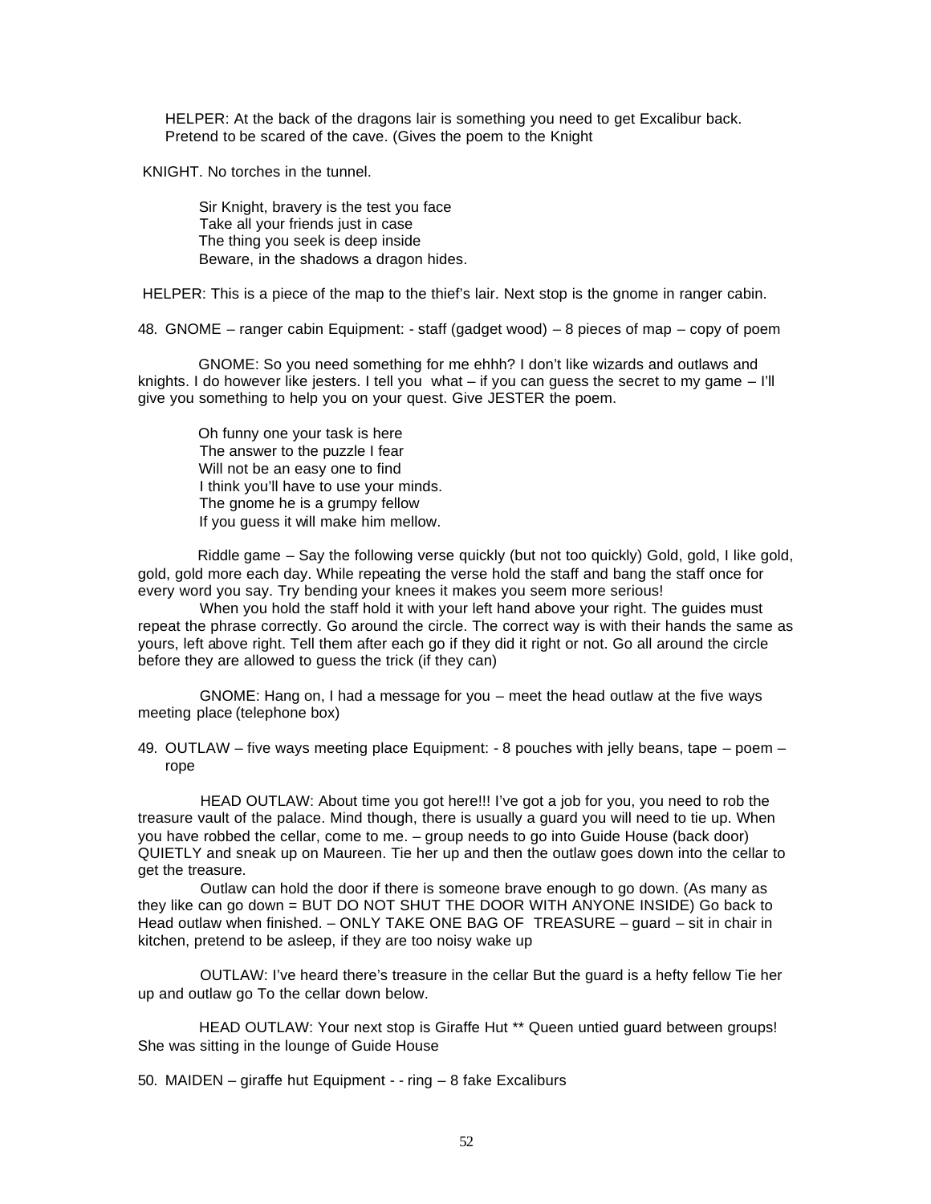HELPER: At the back of the dragons lair is something you need to get Excalibur back. Pretend to be scared of the cave. (Gives the poem to the Knight

KNIGHT. No torches in the tunnel.

> Sir Knight, bravery is the test you face
> Take all your friends just in case
> The thing you seek is deep inside
> Beware, in the shadows a dragon hides.

HELPER: This is a piece of the map to the thief's lair. Next stop is the gnome in ranger cabin.

48. GNOME – ranger cabin Equipment: - staff (gadget wood) – 8 pieces of map – copy of poem

GNOME: So you need something for me ehhh? I don't like wizards and outlaws and knights. I do however like jesters. I tell you what – if you can guess the secret to my game – I'll give you something to help you on your quest. Give JESTER the poem.

> Oh funny one your task is here
> The answer to the puzzle I fear
> Will not be an easy one to find
> I think you'll have to use your minds.
> The gnome he is a grumpy fellow
> If you guess it will make him mellow.

Riddle game – Say the following verse quickly (but not too quickly) Gold, gold, I like gold, gold, gold more each day. While repeating the verse hold the staff and bang the staff once for every word you say. Try bending your knees it makes you seem more serious!

When you hold the staff hold it with your left hand above your right. The guides must repeat the phrase correctly. Go around the circle. The correct way is with their hands the same as yours, left above right. Tell them after each go if they did it right or not. Go all around the circle before they are allowed to guess the trick (if they can)

GNOME: Hang on, I had a message for you – meet the head outlaw at the five ways meeting place (telephone box)

49. OUTLAW – five ways meeting place Equipment: - 8 pouches with jelly beans, tape – poem – rope

HEAD OUTLAW: About time you got here!!! I've got a job for you, you need to rob the treasure vault of the palace. Mind though, there is usually a guard you will need to tie up. When you have robbed the cellar, come to me. – group needs to go into Guide House (back door) QUIETLY and sneak up on Maureen. Tie her up and then the outlaw goes down into the cellar to get the treasure.

Outlaw can hold the door if there is someone brave enough to go down. (As many as they like can go down = BUT DO NOT SHUT THE DOOR WITH ANYONE INSIDE) Go back to Head outlaw when finished. – ONLY TAKE ONE BAG OF TREASURE – guard – sit in chair in kitchen, pretend to be asleep, if they are too noisy wake up

OUTLAW: I've heard there's treasure in the cellar But the guard is a hefty fellow Tie her up and outlaw go To the cellar down below.

HEAD OUTLAW: Your next stop is Giraffe Hut ** Queen untied guard between groups! She was sitting in the lounge of Guide House

50. MAIDEN – giraffe hut Equipment - - ring – 8 fake Excaliburs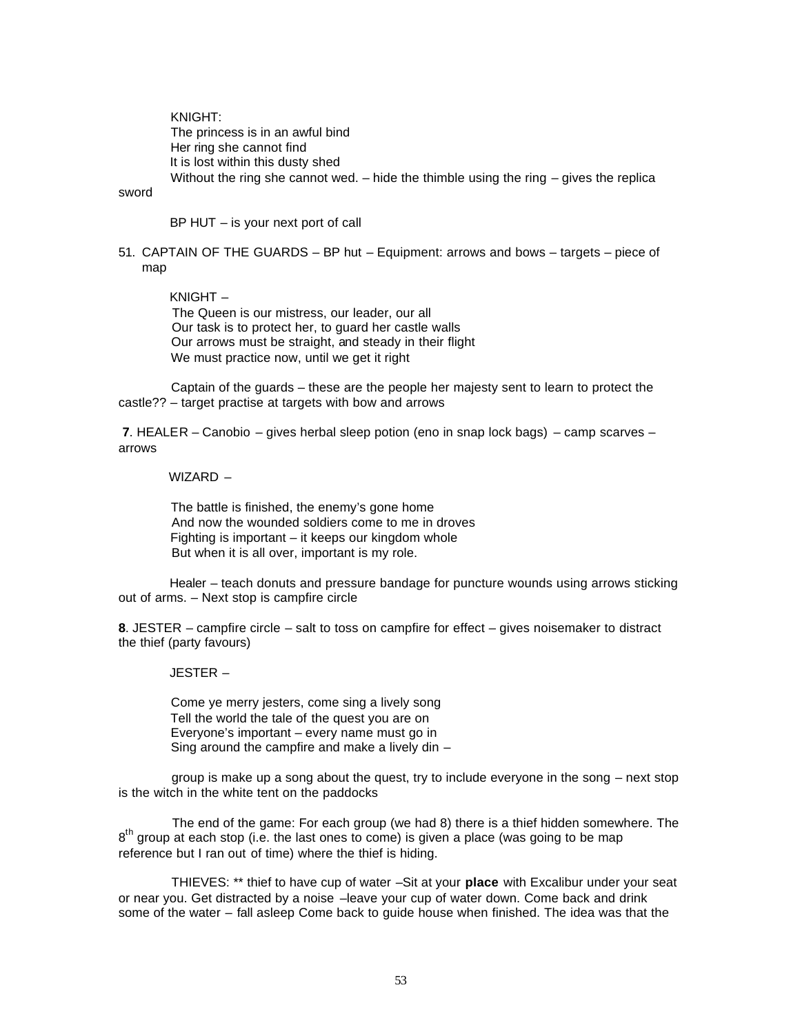KNIGHT:
The princess is in an awful bind
Her ring she cannot find
It is lost within this dusty shed
Without the ring she cannot wed. – hide the thimble using the ring – gives the replica sword

BP HUT – is your next port of call

51. CAPTAIN OF THE GUARDS – BP hut – Equipment: arrows and bows – targets – piece of map

KNIGHT –
The Queen is our mistress, our leader, our all
Our task is to protect her, to guard her castle walls
Our arrows must be straight, and steady in their flight
We must practice now, until we get it right

Captain of the guards – these are the people her majesty sent to learn to protect the castle?? – target practise at targets with bow and arrows

**7**. HEALER – Canobio – gives herbal sleep potion (eno in snap lock bags) – camp scarves – arrows

WIZARD –

The battle is finished, the enemy's gone home
And now the wounded soldiers come to me in droves
Fighting is important – it keeps our kingdom whole
But when it is all over, important is my role.

Healer – teach donuts and pressure bandage for puncture wounds using arrows sticking out of arms. – Next stop is campfire circle

**8**. JESTER – campfire circle – salt to toss on campfire for effect – gives noisemaker to distract the thief (party favours)

JESTER –

Come ye merry jesters, come sing a lively song
Tell the world the tale of the quest you are on
Everyone's important – every name must go in
Sing around the campfire and make a lively din –

group is make up a song about the quest, try to include everyone in the song – next stop is the witch in the white tent on the paddocks

The end of the game: For each group (we had 8) there is a thief hidden somewhere. The 8th group at each stop (i.e. the last ones to come) is given a place (was going to be map reference but I ran out of time) where the thief is hiding.

THIEVES: ** thief to have cup of water –Sit at your **place** with Excalibur under your seat or near you. Get distracted by a noise –leave your cup of water down. Come back and drink some of the water – fall asleep Come back to guide house when finished. The idea was that the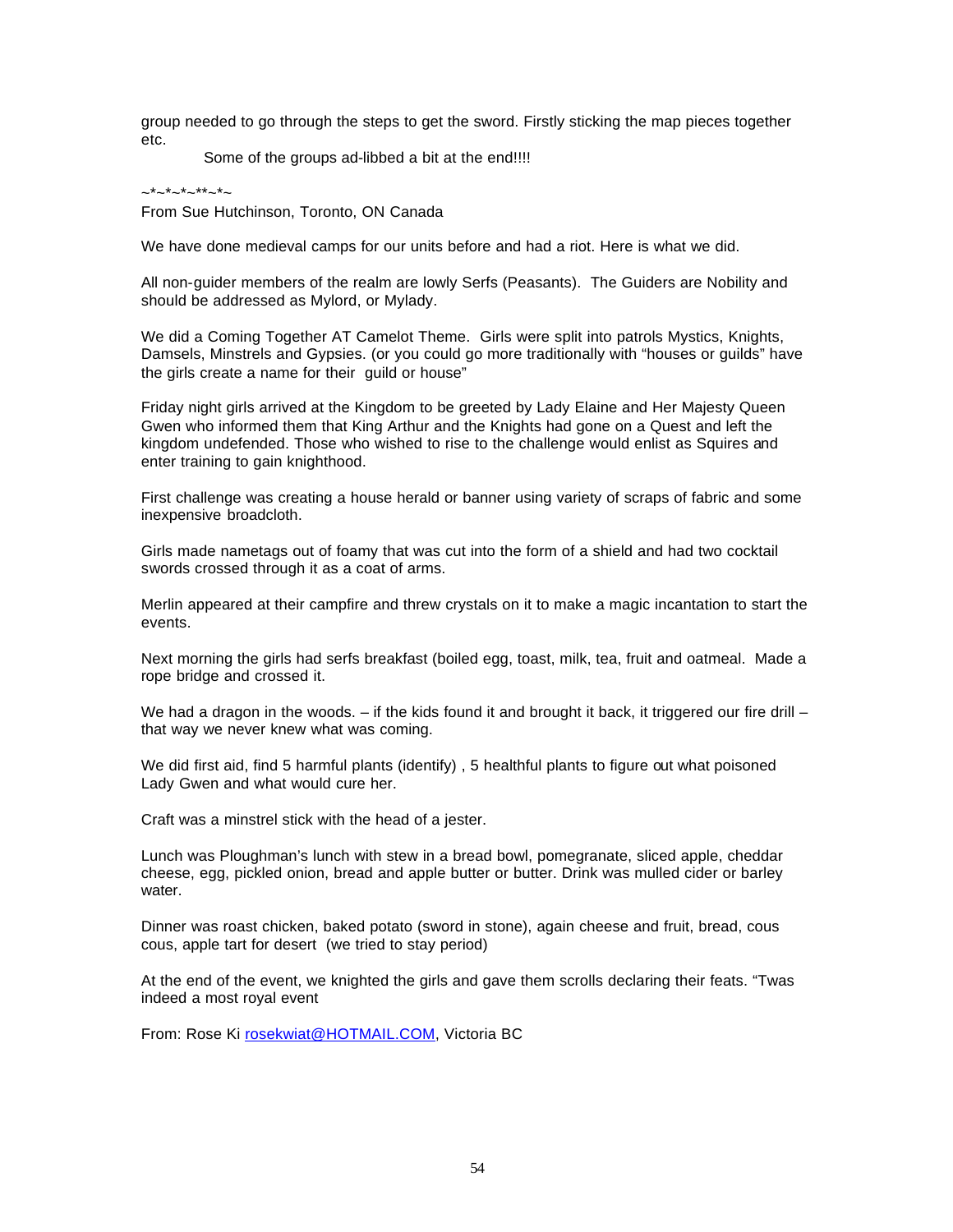group needed to go through the steps to get the sword. Firstly sticking the map pieces together etc.

Some of the groups ad-libbed a bit at the end!!!!

~*~*~*~**~*~

From Sue Hutchinson, Toronto, ON Canada

We have done medieval camps for our units before and had a riot. Here is what we did.

All non-guider members of the realm are lowly Serfs (Peasants). The Guiders are Nobility and should be addressed as Mylord, or Mylady.

We did a Coming Together AT Camelot Theme. Girls were split into patrols Mystics, Knights, Damsels, Minstrels and Gypsies. (or you could go more traditionally with "houses or guilds" have the girls create a name for their guild or house"

Friday night girls arrived at the Kingdom to be greeted by Lady Elaine and Her Majesty Queen Gwen who informed them that King Arthur and the Knights had gone on a Quest and left the kingdom undefended. Those who wished to rise to the challenge would enlist as Squires and enter training to gain knighthood.

First challenge was creating a house herald or banner using variety of scraps of fabric and some inexpensive broadcloth.

Girls made nametags out of foamy that was cut into the form of a shield and had two cocktail swords crossed through it as a coat of arms.

Merlin appeared at their campfire and threw crystals on it to make a magic incantation to start the events.

Next morning the girls had serfs breakfast (boiled egg, toast, milk, tea, fruit and oatmeal. Made a rope bridge and crossed it.

We had a dragon in the woods. – if the kids found it and brought it back, it triggered our fire drill – that way we never knew what was coming.

We did first aid, find 5 harmful plants (identify) , 5 healthful plants to figure out what poisoned Lady Gwen and what would cure her.

Craft was a minstrel stick with the head of a jester.

Lunch was Ploughman's lunch with stew in a bread bowl, pomegranate, sliced apple, cheddar cheese, egg, pickled onion, bread and apple butter or butter. Drink was mulled cider or barley water.

Dinner was roast chicken, baked potato (sword in stone), again cheese and fruit, bread, cous cous, apple tart for desert (we tried to stay period)

At the end of the event, we knighted the girls and gave them scrolls declaring their feats. "Twas indeed a most royal event

From: Rose Ki rosekwiat@HOTMAIL.COM, Victoria BC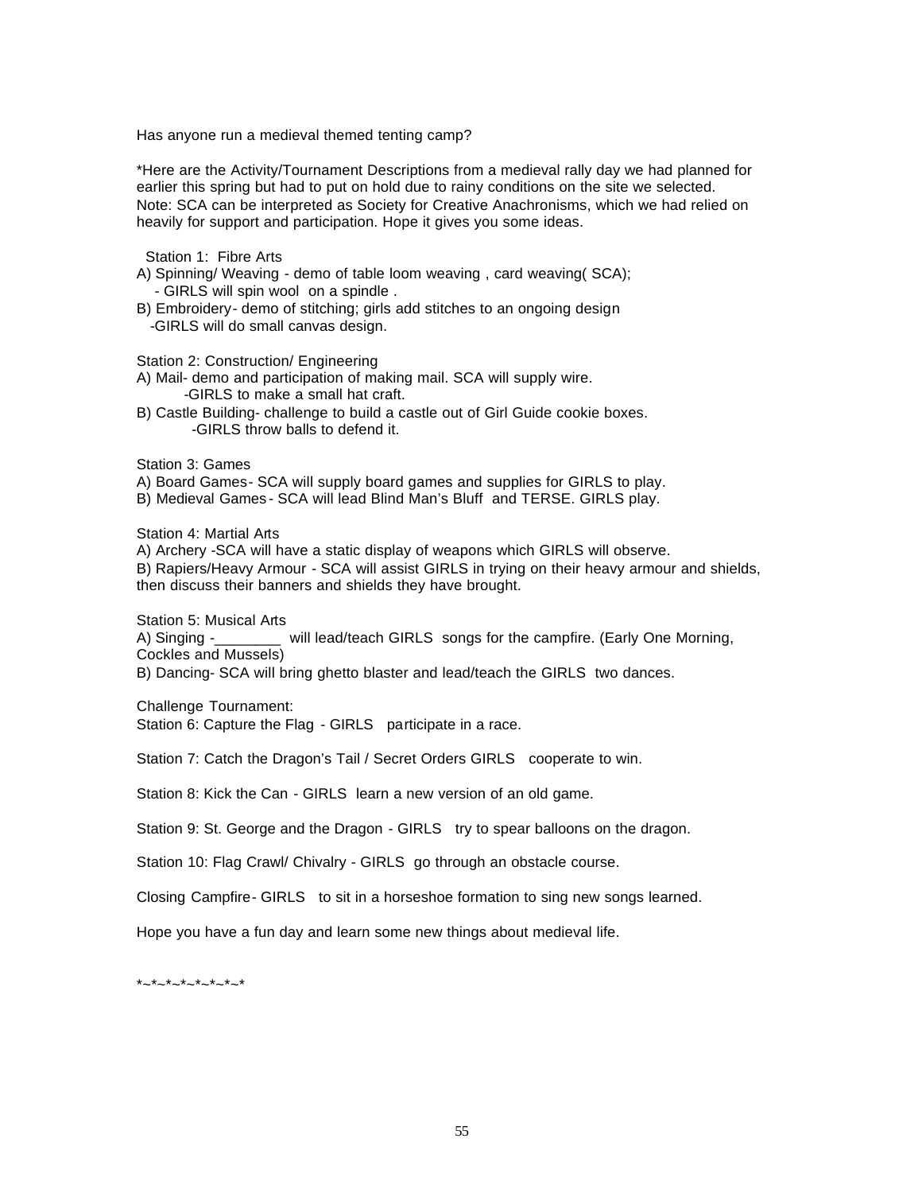Has anyone run a medieval themed tenting camp?

*Here are the Activity/Tournament Descriptions from a medieval rally day we had planned for earlier this spring but had to put on hold due to rainy conditions on the site we selected. Note: SCA can be interpreted as Society for Creative Anachronisms, which we had relied on heavily for support and participation. Hope it gives you some ideas.

Station 1: Fibre Arts

A) Spinning/ Weaving - demo of table loom weaving , card weaving( SCA);
   - GIRLS will spin wool on a spindle .

B) Embroidery- demo of stitching; girls add stitches to an ongoing design
   -GIRLS will do small canvas design.

Station 2: Construction/ Engineering

A) Mail- demo and participation of making mail. SCA will supply wire.
   -GIRLS to make a small hat craft.

B) Castle Building- challenge to build a castle out of Girl Guide cookie boxes.
   -GIRLS throw balls to defend it.

Station 3: Games

A) Board Games- SCA will supply board games and supplies for GIRLS to play.

B) Medieval Games- SCA will lead Blind Man's Bluff and TERSE. GIRLS play.

Station 4: Martial Arts

A) Archery -SCA will have a static display of weapons which GIRLS will observe.

B) Rapiers/Heavy Armour - SCA will assist GIRLS in trying on their heavy armour and shields, then discuss their banners and shields they have brought.

Station 5: Musical Arts

A) Singing -________ will lead/teach GIRLS songs for the campfire. (Early One Morning, Cockles and Mussels)

B) Dancing- SCA will bring ghetto blaster and lead/teach the GIRLS two dances.

Challenge Tournament:

Station 6: Capture the Flag - GIRLS participate in a race.

Station 7: Catch the Dragon's Tail / Secret Orders GIRLS cooperate to win.

Station 8: Kick the Can - GIRLS learn a new version of an old game.

Station 9: St. George and the Dragon - GIRLS try to spear balloons on the dragon.

Station 10: Flag Crawl/ Chivalry - GIRLS go through an obstacle course.

Closing Campfire- GIRLS to sit in a horseshoe formation to sing new songs learned.

Hope you have a fun day and learn some new things about medieval life.

*~*~*~*~*~*~*~*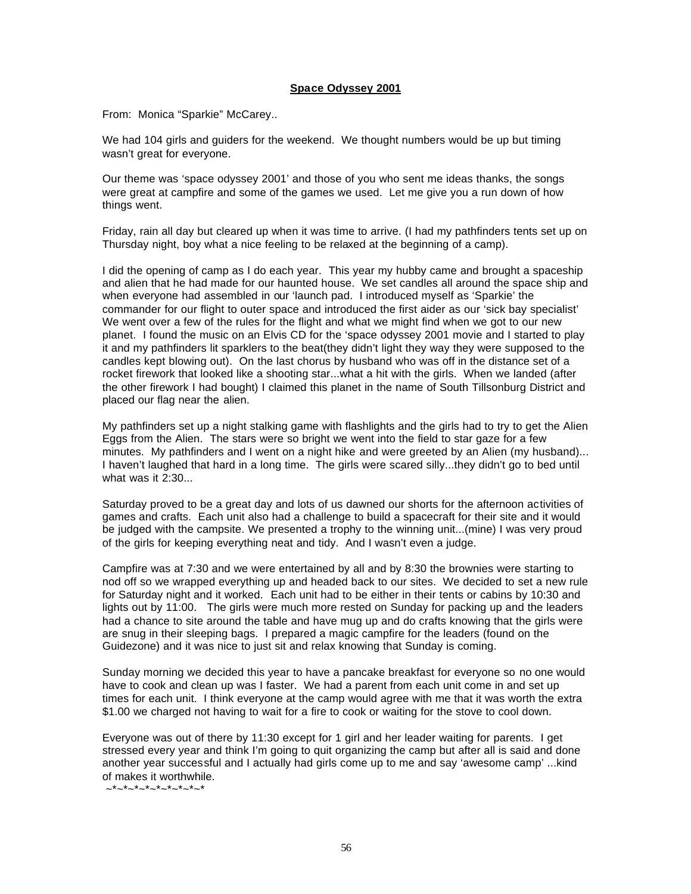**Space Odyssey 2001**

From: Monica "Sparkie" McCarey..

We had 104 girls and guiders for the weekend. We thought numbers would be up but timing wasn't great for everyone.

Our theme was 'space odyssey 2001' and those of you who sent me ideas thanks, the songs were great at campfire and some of the games we used. Let me give you a run down of how things went.

Friday, rain all day but cleared up when it was time to arrive. (I had my pathfinders tents set up on Thursday night, boy what a nice feeling to be relaxed at the beginning of a camp).

I did the opening of camp as I do each year. This year my hubby came and brought a spaceship and alien that he had made for our haunted house. We set candles all around the space ship and when everyone had assembled in our 'launch pad. I introduced myself as 'Sparkie' the commander for our flight to outer space and introduced the first aider as our 'sick bay specialist' We went over a few of the rules for the flight and what we might find when we got to our new planet. I found the music on an Elvis CD for the 'space odyssey 2001 movie and I started to play it and my pathfinders lit sparklers to the beat(they didn't light they way they were supposed to the candles kept blowing out). On the last chorus by husband who was off in the distance set of a rocket firework that looked like a shooting star...what a hit with the girls. When we landed (after the other firework I had bought) I claimed this planet in the name of South Tillsonburg District and placed our flag near the alien.

My pathfinders set up a night stalking game with flashlights and the girls had to try to get the Alien Eggs from the Alien. The stars were so bright we went into the field to star gaze for a few minutes. My pathfinders and I went on a night hike and were greeted by an Alien (my husband)... I haven't laughed that hard in a long time. The girls were scared silly...they didn't go to bed until what was it 2:30...

Saturday proved to be a great day and lots of us dawned our shorts for the afternoon activities of games and crafts. Each unit also had a challenge to build a spacecraft for their site and it would be judged with the campsite. We presented a trophy to the winning unit...(mine) I was very proud of the girls for keeping everything neat and tidy. And I wasn't even a judge.

Campfire was at 7:30 and we were entertained by all and by 8:30 the brownies were starting to nod off so we wrapped everything up and headed back to our sites. We decided to set a new rule for Saturday night and it worked. Each unit had to be either in their tents or cabins by 10:30 and lights out by 11:00. The girls were much more rested on Sunday for packing up and the leaders had a chance to site around the table and have mug up and do crafts knowing that the girls were are snug in their sleeping bags. I prepared a magic campfire for the leaders (found on the Guidezone) and it was nice to just sit and relax knowing that Sunday is coming.

Sunday morning we decided this year to have a pancake breakfast for everyone so no one would have to cook and clean up was I faster. We had a parent from each unit come in and set up times for each unit. I think everyone at the camp would agree with me that it was worth the extra $1.00 we charged not having to wait for a fire to cook or waiting for the stove to cool down.

Everyone was out of there by 11:30 except for 1 girl and her leader waiting for parents. I get stressed every year and think I'm going to quit organizing the camp but after all is said and done another year successful and I actually had girls come up to me and say 'awesome camp' ...kind of makes it worthwhile.

~*~*~*~*~*~*~*~*~*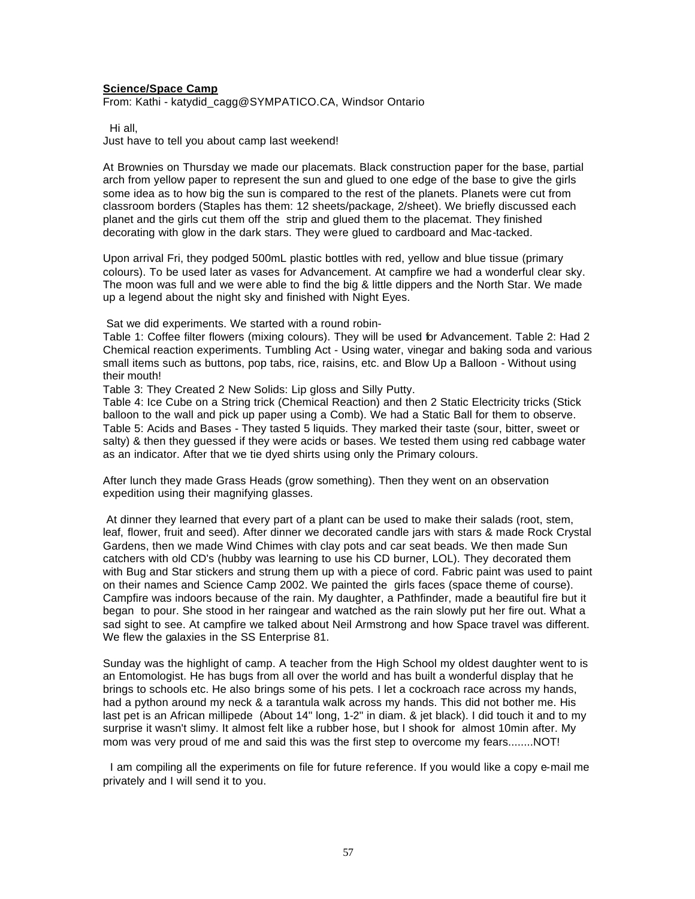**Science/Space Camp**

From: Kathi - katydid_cagg@SYMPATICO.CA, Windsor Ontario

Hi all,
Just have to tell you about camp last weekend!

At Brownies on Thursday we made our placemats. Black construction paper for the base, partial arch from yellow paper to represent the sun and glued to one edge of the base to give the girls some idea as to how big the sun is compared to the rest of the planets. Planets were cut from classroom borders (Staples has them: 12 sheets/package, 2/sheet). We briefly discussed each planet and the girls cut them off the strip and glued them to the placemat. They finished decorating with glow in the dark stars. They were glued to cardboard and Mac-tacked.

Upon arrival Fri, they podged 500mL plastic bottles with red, yellow and blue tissue (primary colours). To be used later as vases for Advancement. At campfire we had a wonderful clear sky. The moon was full and we were able to find the big & little dippers and the North Star. We made up a legend about the night sky and finished with Night Eyes.

Sat we did experiments. We started with a round robin-
Table 1: Coffee filter flowers (mixing colours). They will be used for Advancement. Table 2: Had 2 Chemical reaction experiments. Tumbling Act - Using water, vinegar and baking soda and various small items such as buttons, pop tabs, rice, raisins, etc. and Blow Up a Balloon - Without using their mouth!
Table 3: They Created 2 New Solids: Lip gloss and Silly Putty.
Table 4: Ice Cube on a String trick (Chemical Reaction) and then 2 Static Electricity tricks (Stick balloon to the wall and pick up paper using a Comb). We had a Static Ball for them to observe.
Table 5: Acids and Bases - They tasted 5 liquids. They marked their taste (sour, bitter, sweet or salty) & then they guessed if they were acids or bases. We tested them using red cabbage water as an indicator. After that we tie dyed shirts using only the Primary colours.

After lunch they made Grass Heads (grow something). Then they went on an observation expedition using their magnifying glasses.

At dinner they learned that every part of a plant can be used to make their salads (root, stem, leaf, flower, fruit and seed). After dinner we decorated candle jars with stars & made Rock Crystal Gardens, then we made Wind Chimes with clay pots and car seat beads. We then made Sun catchers with old CD's (hubby was learning to use his CD burner, LOL). They decorated them with Bug and Star stickers and strung them up with a piece of cord. Fabric paint was used to paint on their names and Science Camp 2002. We painted the girls faces (space theme of course). Campfire was indoors because of the rain. My daughter, a Pathfinder, made a beautiful fire but it began to pour. She stood in her raingear and watched as the rain slowly put her fire out. What a sad sight to see. At campfire we talked about Neil Armstrong and how Space travel was different. We flew the galaxies in the SS Enterprise 81.

Sunday was the highlight of camp. A teacher from the High School my oldest daughter went to is an Entomologist. He has bugs from all over the world and has built a wonderful display that he brings to schools etc. He also brings some of his pets. I let a cockroach race across my hands, had a python around my neck & a tarantula walk across my hands. This did not bother me. His last pet is an African millipede (About 14" long, 1-2" in diam. & jet black). I did touch it and to my surprise it wasn't slimy. It almost felt like a rubber hose, but I shook for almost 10min after. My mom was very proud of me and said this was the first step to overcome my fears........NOT!

I am compiling all the experiments on file for future reference. If you would like a copy e-mail me privately and I will send it to you.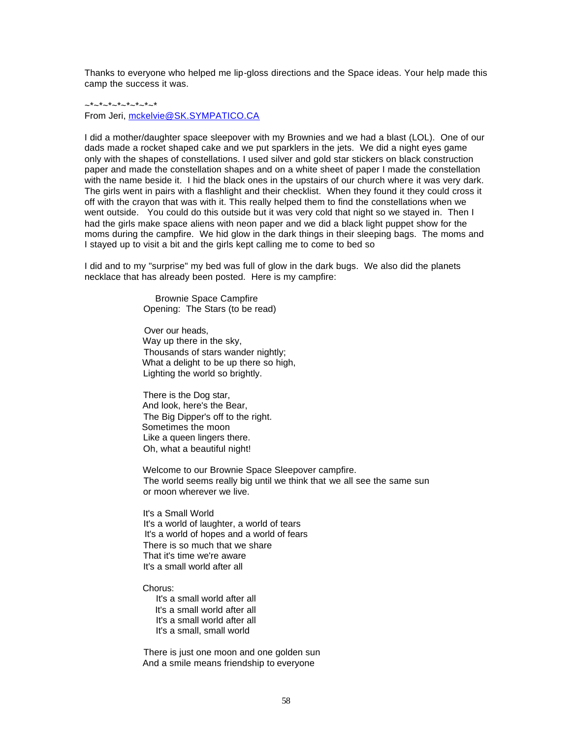Thanks to everyone who helped me lip-gloss directions and the Space ideas. Your help made this camp the success it was.

~*~*~*~*~*~*~*~*

From Jeri, mckelvie@SK.SYMPATICO.CA

I did a mother/daughter space sleepover with my Brownies and we had a blast (LOL). One of our dads made a rocket shaped cake and we put sparklers in the jets. We did a night eyes game only with the shapes of constellations. I used silver and gold star stickers on black construction paper and made the constellation shapes and on a white sheet of paper I made the constellation with the name beside it. I hid the black ones in the upstairs of our church where it was very dark. The girls went in pairs with a flashlight and their checklist. When they found it they could cross it off with the crayon that was with it. This really helped them to find the constellations when we went outside. You could do this outside but it was very cold that night so we stayed in. Then I had the girls make space aliens with neon paper and we did a black light puppet show for the moms during the campfire. We hid glow in the dark things in their sleeping bags. The moms and I stayed up to visit a bit and the girls kept calling me to come to bed so

I did and to my "surprise" my bed was full of glow in the dark bugs. We also did the planets necklace that has already been posted. Here is my campfire:

Brownie Space Campfire
Opening: The Stars (to be read)

Over our heads,
Way up there in the sky,
Thousands of stars wander nightly;
What a delight to be up there so high,
Lighting the world so brightly.

There is the Dog star,
And look, here's the Bear,
The Big Dipper's off to the right.
Sometimes the moon
Like a queen lingers there.
Oh, what a beautiful night!

Welcome to our Brownie Space Sleepover campfire.
The world seems really big until we think that we all see the same sun or moon wherever we live.

It's a Small World
It's a world of laughter, a world of tears
It's a world of hopes and a world of fears
There is so much that we share
That it's time we're aware
It's a small world after all

Chorus:
It's a small world after all
It's a small world after all
It's a small world after all
It's a small, small world

There is just one moon and one golden sun
And a smile means friendship to everyone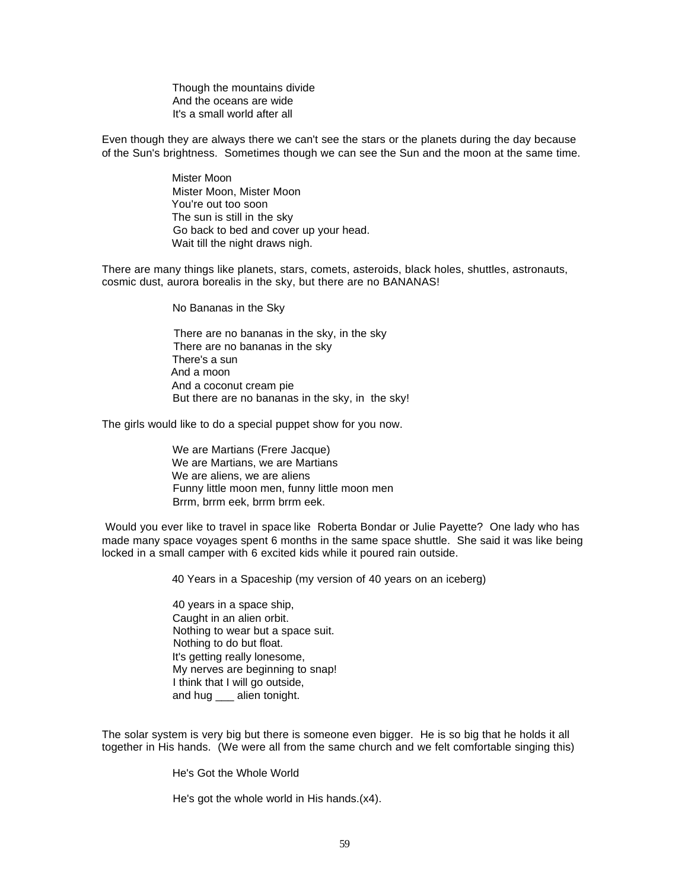Though the mountains divide
And the oceans are wide
It's a small world after all

Even though they are always there we can't see the stars or the planets during the day because of the Sun's brightness. Sometimes though we can see the Sun and the moon at the same time.

Mister Moon
Mister Moon, Mister Moon
You're out too soon
The sun is still in the sky
Go back to bed and cover up your head.
Wait till the night draws nigh.

There are many things like planets, stars, comets, asteroids, black holes, shuttles, astronauts, cosmic dust, aurora borealis in the sky, but there are no BANANAS!

No Bananas in the Sky

There are no bananas in the sky, in the sky
There are no bananas in the sky
There's a sun
And a moon
And a coconut cream pie
But there are no bananas in the sky, in the sky!

The girls would like to do a special puppet show for you now.

We are Martians (Frere Jacque)
We are Martians, we are Martians
We are aliens, we are aliens
Funny little moon men, funny little moon men
Brrm, brrm eek, brrm brrm eek.

Would you ever like to travel in space like Roberta Bondar or Julie Payette? One lady who has made many space voyages spent 6 months in the same space shuttle. She said it was like being locked in a small camper with 6 excited kids while it poured rain outside.

40 Years in a Spaceship (my version of 40 years on an iceberg)

40 years in a space ship,
Caught in an alien orbit.
Nothing to wear but a space suit.
Nothing to do but float.
It's getting really lonesome,
My nerves are beginning to snap!
I think that I will go outside,
and hug ___ alien tonight.

The solar system is very big but there is someone even bigger. He is so big that he holds it all together in His hands. (We were all from the same church and we felt comfortable singing this)

He's Got the Whole World

He's got the whole world in His hands.(x4).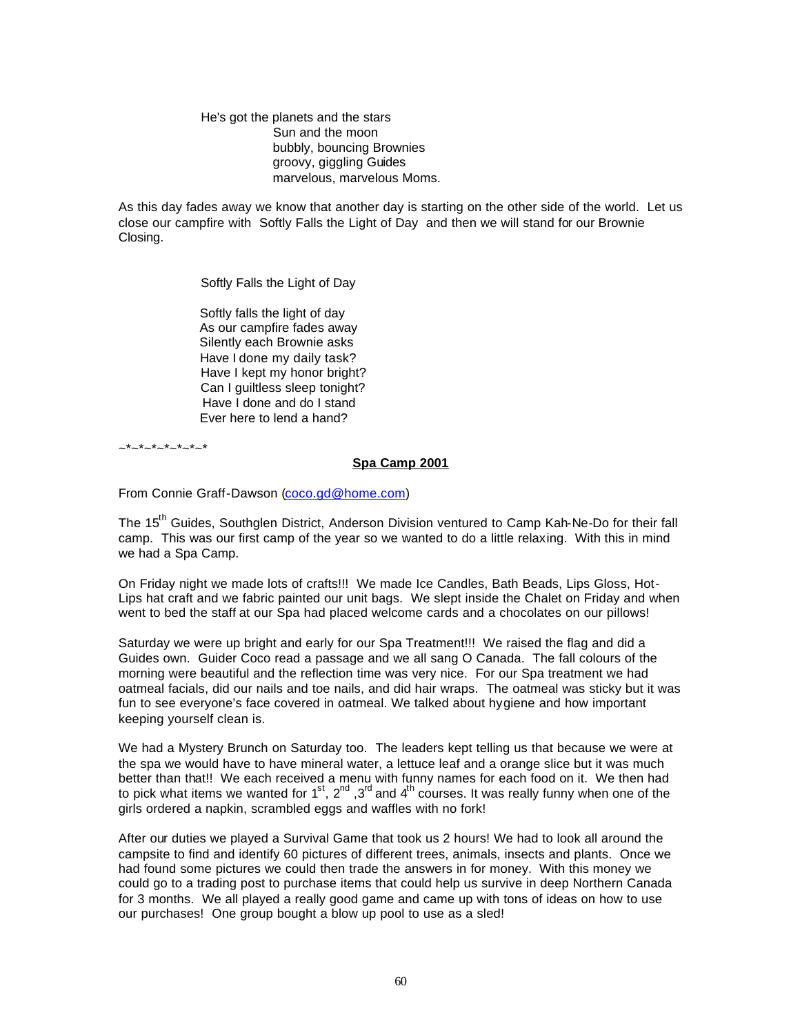He's got the planets and the stars  
Sun and the moon  
bubbly, bouncing Brownies  
groovy, giggling Guides  
marvelous, marvelous Moms.

As this day fades away we know that another day is starting on the other side of the world. Let us close our campfire with Softly Falls the Light of Day and then we will stand for our Brownie Closing.

Softly Falls the Light of Day

Softly falls the light of day  
As our campfire fades away  
Silently each Brownie asks  
Have I done my daily task?  
Have I kept my honor bright?  
Can I guiltless sleep tonight?  
Have I done and do I stand  
Ever here to lend a hand?

~*~*~*~*~*~*~*

## Spa Camp 2001

From Connie Graff-Dawson (coco.gd@home.com)

The 15th Guides, Southglen District, Anderson Division ventured to Camp Kah-Ne-Do for their fall camp. This was our first camp of the year so we wanted to do a little relaxing. With this in mind we had a Spa Camp.

On Friday night we made lots of crafts!!! We made Ice Candles, Bath Beads, Lips Gloss, Hot-Lips hat craft and we fabric painted our unit bags. We slept inside the Chalet on Friday and when went to bed the staff at our Spa had placed welcome cards and a chocolates on our pillows!

Saturday we were up bright and early for our Spa Treatment!!! We raised the flag and did a Guides own. Guider Coco read a passage and we all sang O Canada. The fall colours of the morning were beautiful and the reflection time was very nice. For our Spa treatment we had oatmeal facials, did our nails and toe nails, and did hair wraps. The oatmeal was sticky but it was fun to see everyone's face covered in oatmeal. We talked about hygiene and how important keeping yourself clean is.

We had a Mystery Brunch on Saturday too. The leaders kept telling us that because we were at the spa we would have to have mineral water, a lettuce leaf and a orange slice but it was much better than that!! We each received a menu with funny names for each food on it. We then had to pick what items we wanted for 1st, 2nd ,3rd and 4th courses. It was really funny when one of the girls ordered a napkin, scrambled eggs and waffles with no fork!

After our duties we played a Survival Game that took us 2 hours! We had to look all around the campsite to find and identify 60 pictures of different trees, animals, insects and plants. Once we had found some pictures we could then trade the answers in for money. With this money we could go to a trading post to purchase items that could help us survive in deep Northern Canada for 3 months. We all played a really good game and came up with tons of ideas on how to use our purchases! One group bought a blow up pool to use as a sled!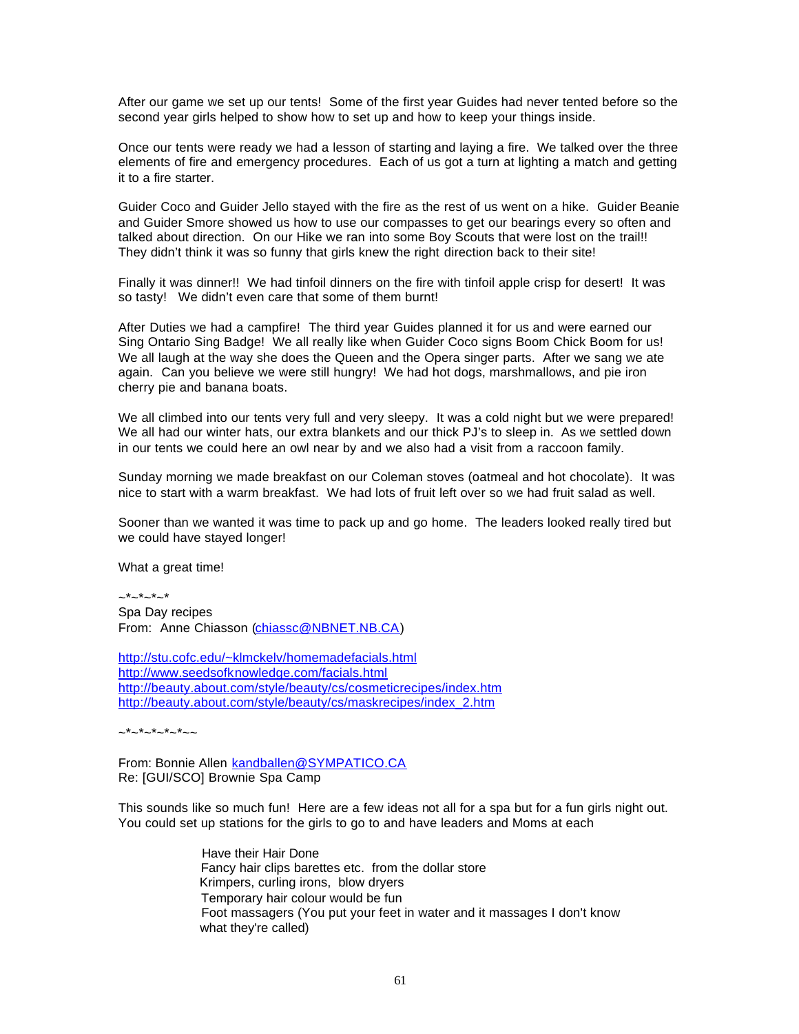After our game we set up our tents! Some of the first year Guides had never tented before so the second year girls helped to show how to set up and how to keep your things inside.

Once our tents were ready we had a lesson of starting and laying a fire. We talked over the three elements of fire and emergency procedures. Each of us got a turn at lighting a match and getting it to a fire starter.

Guider Coco and Guider Jello stayed with the fire as the rest of us went on a hike. Guider Beanie and Guider Smore showed us how to use our compasses to get our bearings every so often and talked about direction. On our Hike we ran into some Boy Scouts that were lost on the trail!! They didn't think it was so funny that girls knew the right direction back to their site!

Finally it was dinner!! We had tinfoil dinners on the fire with tinfoil apple crisp for desert! It was so tasty! We didn't even care that some of them burnt!

After Duties we had a campfire! The third year Guides planned it for us and were earned our Sing Ontario Sing Badge! We all really like when Guider Coco signs Boom Chick Boom for us! We all laugh at the way she does the Queen and the Opera singer parts. After we sang we ate again. Can you believe we were still hungry! We had hot dogs, marshmallows, and pie iron cherry pie and banana boats.

We all climbed into our tents very full and very sleepy. It was a cold night but we were prepared! We all had our winter hats, our extra blankets and our thick PJ's to sleep in. As we settled down in our tents we could here an owl near by and we also had a visit from a raccoon family.

Sunday morning we made breakfast on our Coleman stoves (oatmeal and hot chocolate). It was nice to start with a warm breakfast. We had lots of fruit left over so we had fruit salad as well.

Sooner than we wanted it was time to pack up and go home. The leaders looked really tired but we could have stayed longer!

What a great time!

~*~*~*~*

Spa Day recipes
From: Anne Chiasson (chiassc@NBNET.NB.CA)

http://stu.cofc.edu/~klmckelv/homemadefacials.html
http://www.seedsofknowledge.com/facials.html
http://beauty.about.com/style/beauty/cs/cosmeticrecipes/index.htm
http://beauty.about.com/style/beauty/cs/maskrecipes/index_2.htm

~*~*~*~*~*~~

From: Bonnie Allen kandballen@SYMPATICO.CA
Re: [GUI/SCO] Brownie Spa Camp

This sounds like so much fun! Here are a few ideas not all for a spa but for a fun girls night out. You could set up stations for the girls to go to and have leaders and Moms at each

Have their Hair Done
Fancy hair clips barettes etc. from the dollar store
Krimpers, curling irons, blow dryers
Temporary hair colour would be fun
Foot massagers (You put your feet in water and it massages I don't know what they're called)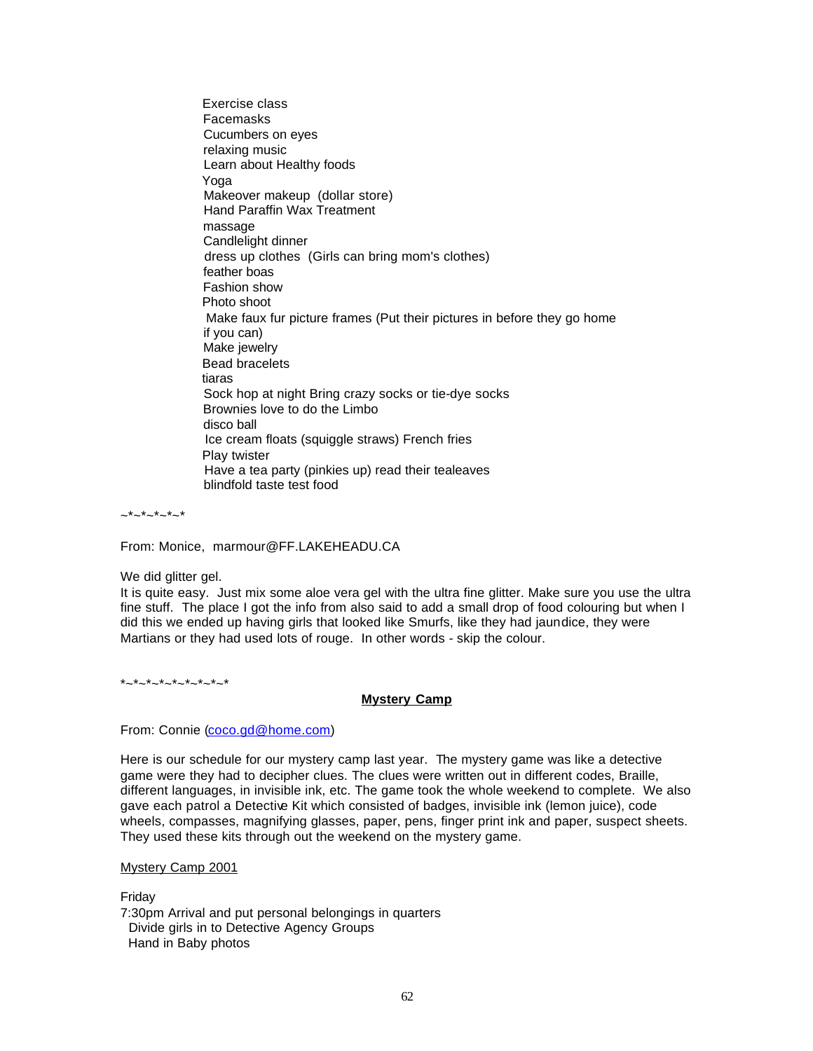Exercise class
Facemasks
Cucumbers on eyes
relaxing music
Learn about Healthy foods
Yoga
Makeover makeup (dollar store)
Hand Paraffin Wax Treatment
massage
Candlelight dinner
dress up clothes (Girls can bring mom's clothes)
feather boas
Fashion show
Photo shoot
Make faux fur picture frames (Put their pictures in before they go home if you can)
Make jewelry
Bead bracelets
tiaras
Sock hop at night Bring crazy socks or tie-dye socks
Brownies love to do the Limbo
disco ball
Ice cream floats (squiggle straws) French fries
Play twister
Have a tea party (pinkies up) read their tealeaves
blindfold taste test food

~*~*~*~*~*

From: Monice, marmour@FF.LAKEHEADU.CA

We did glitter gel.
It is quite easy. Just mix some aloe vera gel with the ultra fine glitter. Make sure you use the ultra fine stuff. The place I got the info from also said to add a small drop of food colouring but when I did this we ended up having girls that looked like Smurfs, like they had jaundice, they were Martians or they had used lots of rouge. In other words - skip the colour.

*~*~*~*~*~*~*~*~*

## Mystery Camp

From: Connie (coco.gd@home.com)

Here is our schedule for our mystery camp last year. The mystery game was like a detective game were they had to decipher clues. The clues were written out in different codes, Braille, different languages, in invisible ink, etc. The game took the whole weekend to complete. We also gave each patrol a Detective Kit which consisted of badges, invisible ink (lemon juice), code wheels, compasses, magnifying glasses, paper, pens, finger print ink and paper, suspect sheets. They used these kits through out the weekend on the mystery game.

Mystery Camp 2001

Friday
7:30pm Arrival and put personal belongings in quarters
Divide girls in to Detective Agency Groups
Hand in Baby photos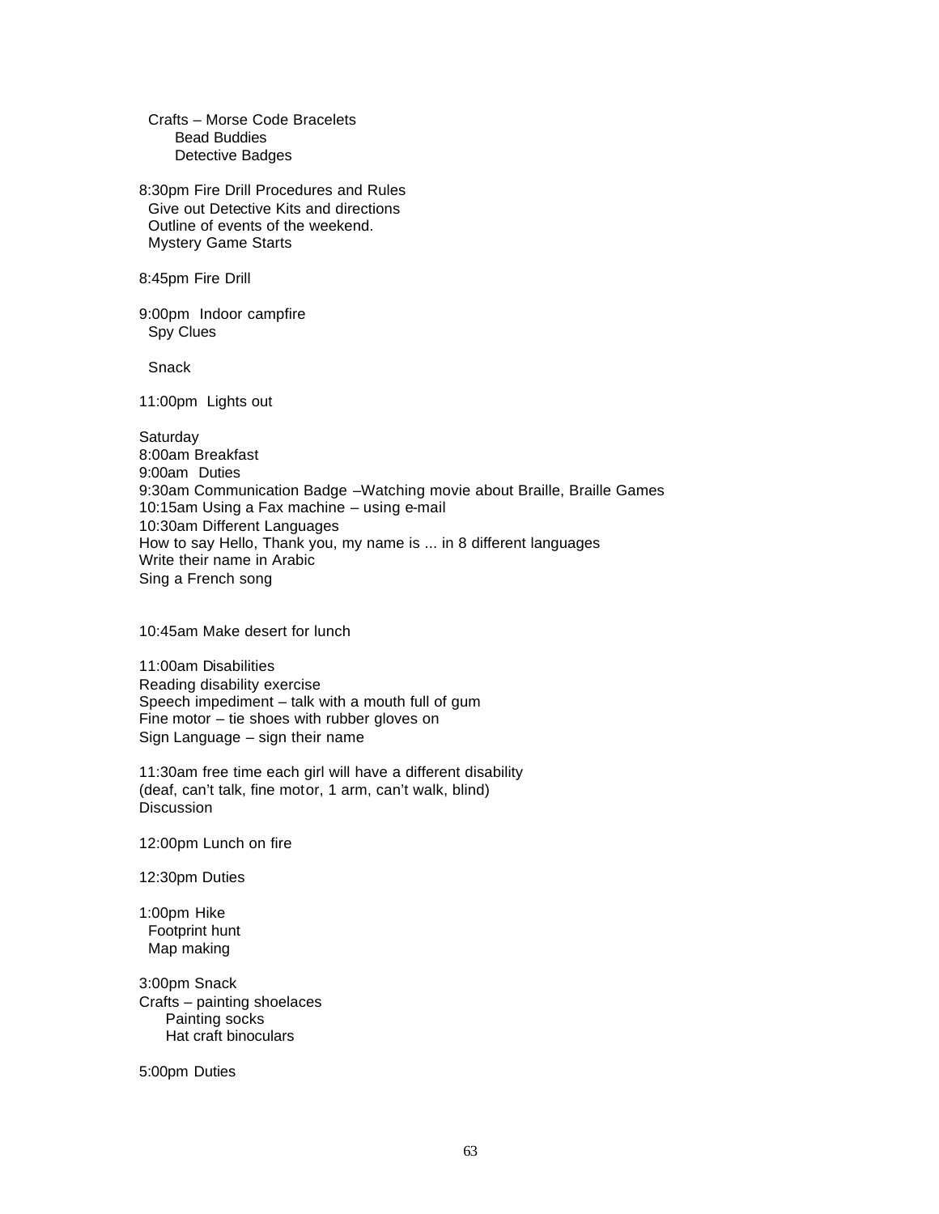Crafts – Morse Code Bracelets
Bead Buddies
Detective Badges

8:30pm Fire Drill Procedures and Rules
Give out Detective Kits and directions
Outline of events of the weekend.
Mystery Game Starts

8:45pm Fire Drill

9:00pm Indoor campfire
Spy Clues

Snack

11:00pm Lights out

Saturday
8:00am Breakfast
9:00am Duties
9:30am Communication Badge –Watching movie about Braille, Braille Games
10:15am Using a Fax machine – using e-mail
10:30am Different Languages
How to say Hello, Thank you, my name is ... in 8 different languages
Write their name in Arabic
Sing a French song

10:45am Make desert for lunch

11:00am Disabilities
Reading disability exercise
Speech impediment – talk with a mouth full of gum
Fine motor – tie shoes with rubber gloves on
Sign Language – sign their name

11:30am free time each girl will have a different disability
(deaf, can't talk, fine motor, 1 arm, can't walk, blind)
Discussion

12:00pm Lunch on fire

12:30pm Duties

1:00pm Hike
Footprint hunt
Map making

3:00pm Snack
Crafts – painting shoelaces
Painting socks
Hat craft binoculars

5:00pm Duties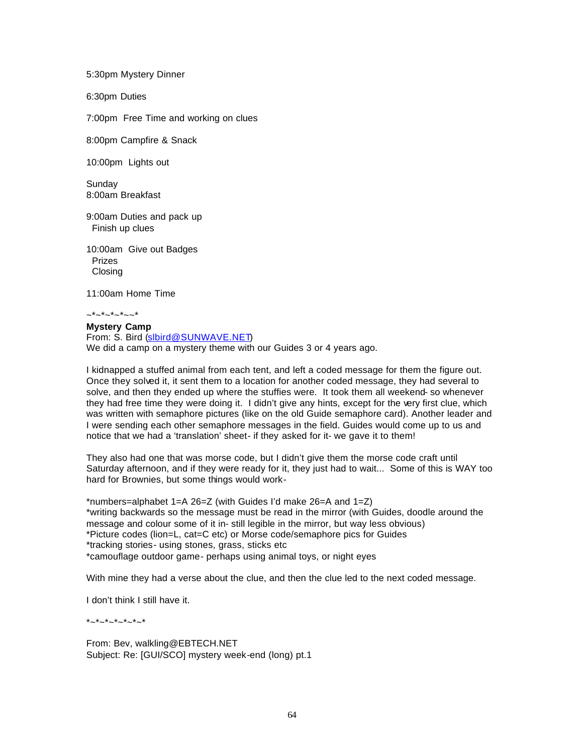5:30pm Mystery Dinner

6:30pm Duties

7:00pm  Free Time and working on clues

8:00pm Campfire & Snack

10:00pm  Lights out

Sunday
8:00am Breakfast

9:00am Duties and pack up
  Finish up clues

10:00am  Give out Badges
  Prizes
  Closing

11:00am Home Time

~*~*~*~*~~*

**Mystery Camp**
From: S. Bird (slbird@SUNWAVE.NET)
We did a camp on a mystery theme with our Guides 3 or 4 years ago.

I kidnapped a stuffed animal from each tent, and left a coded message for them the figure out. Once they solved it, it sent them to a location for another coded message, they had several to solve, and then they ended up where the stuffies were.  It took them all weekend- so whenever they had free time they were doing it.  I didn't give any hints, except for the very first clue, which was written with semaphore pictures (like on the old Guide semaphore card). Another leader and I were sending each other semaphore messages in the field. Guides would come up to us and notice that we had a 'translation' sheet- if they asked for it- we gave it to them!

They also had one that was morse code, but I didn't give them the morse code craft until Saturday afternoon, and if they were ready for it, they just had to wait...  Some of this is WAY too hard for Brownies, but some things would work-

*numbers=alphabet 1=A 26=Z (with Guides I'd make 26=A and 1=Z)
*writing backwards so the message must be read in the mirror (with Guides, doodle around the message and colour some of it in- still legible in the mirror, but way less obvious)
*Picture codes (lion=L, cat=C etc) or Morse code/semaphore pics for Guides
*tracking stories- using stones, grass, sticks etc
*camouflage outdoor game- perhaps using animal toys, or night eyes

With mine they had a verse about the clue, and then the clue led to the next coded message.

I don't think I still have it.

*~*~*~*~*~*~*

From: Bev, walkling@EBTECH.NET
Subject: Re: [GUI/SCO] mystery week-end (long) pt.1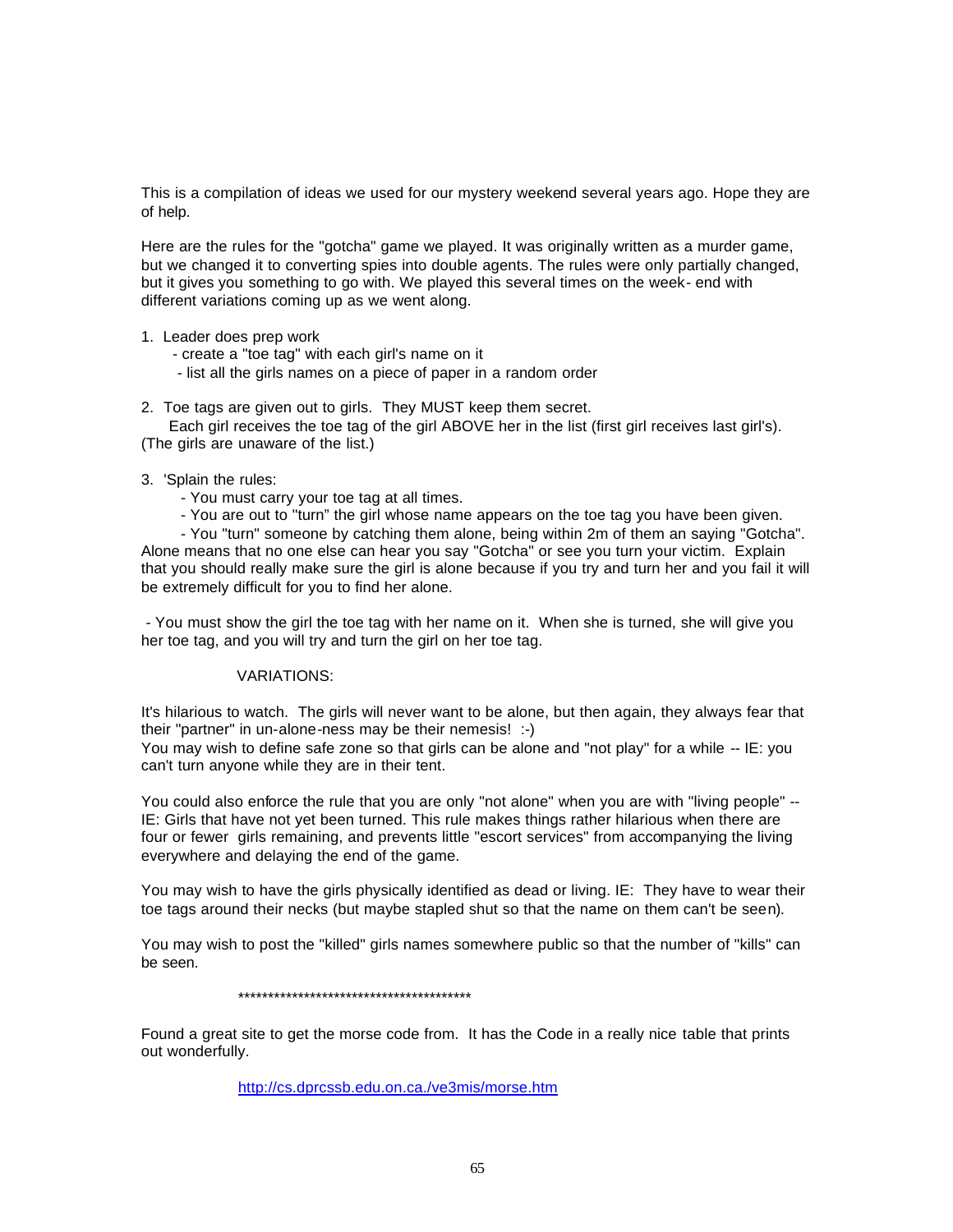This is a compilation of ideas we used for our mystery weekend several years ago. Hope they are of help.

Here are the rules for the "gotcha" game we played. It was originally written as a murder game, but we changed it to converting spies into double agents. The rules were only partially changed, but it gives you something to go with. We played this several times on the week- end with different variations coming up as we went along.

1. Leader does prep work
   - create a "toe tag" with each girl's name on it
   - list all the girls names on a piece of paper in a random order

2. Toe tags are given out to girls. They MUST keep them secret.
   Each girl receives the toe tag of the girl ABOVE her in the list (first girl receives last girl's). (The girls are unaware of the list.)

3. 'Splain the rules:
   - You must carry your toe tag at all times.
   - You are out to "turn" the girl whose name appears on the toe tag you have been given.
   - You "turn" someone by catching them alone, being within 2m of them an saying "Gotcha". Alone means that no one else can hear you say "Gotcha" or see you turn your victim. Explain that you should really make sure the girl is alone because if you try and turn her and you fail it will be extremely difficult for you to find her alone.

   - You must show the girl the toe tag with her name on it. When she is turned, she will give you her toe tag, and you will try and turn the girl on her toe tag.

VARIATIONS:

It's hilarious to watch. The girls will never want to be alone, but then again, they always fear that their "partner" in un-alone-ness may be their nemesis! :-)
You may wish to define safe zone so that girls can be alone and "not play" for a while -- IE: you can't turn anyone while they are in their tent.

You could also enforce the rule that you are only "not alone" when you are with "living people" -- IE: Girls that have not yet been turned. This rule makes things rather hilarious when there are four or fewer girls remaining, and prevents little "escort services" from accompanying the living everywhere and delaying the end of the game.

You may wish to have the girls physically identified as dead or living. IE: They have to wear their toe tags around their necks (but maybe stapled shut so that the name on them can't be seen).

You may wish to post the "killed" girls names somewhere public so that the number of "kills" can be seen.

****************************************

Found a great site to get the morse code from. It has the Code in a really nice table that prints out wonderfully.

http://cs.dprcssb.edu.on.ca./ve3mis/morse.htm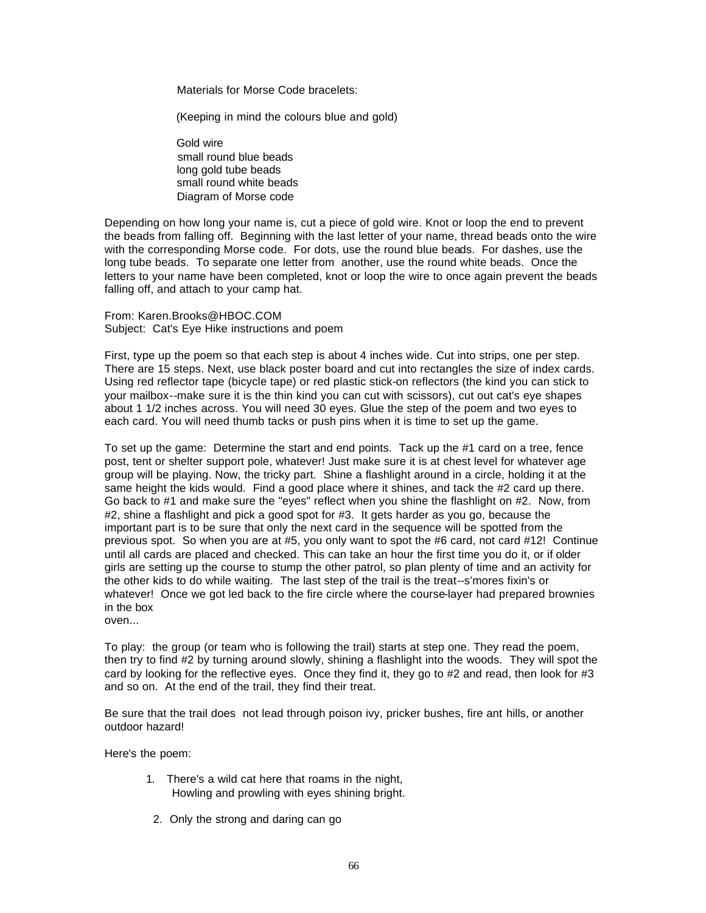Materials for Morse Code bracelets:

(Keeping in mind the colours blue and gold)

Gold wire
small round blue beads
long gold tube beads
small round white beads
Diagram of Morse code

Depending on how long your name is, cut a piece of gold wire. Knot or loop the end to prevent the beads from falling off. Beginning with the last letter of your name, thread beads onto the wire with the corresponding Morse code. For dots, use the round blue beads. For dashes, use the long tube beads. To separate one letter from another, use the round white beads. Once the letters to your name have been completed, knot or loop the wire to once again prevent the beads falling off, and attach to your camp hat.

From: Karen.Brooks@HBOC.COM
Subject: Cat's Eye Hike instructions and poem

First, type up the poem so that each step is about 4 inches wide. Cut into strips, one per step. There are 15 steps. Next, use black poster board and cut into rectangles the size of index cards. Using red reflector tape (bicycle tape) or red plastic stick-on reflectors (the kind you can stick to your mailbox--make sure it is the thin kind you can cut with scissors), cut out cat's eye shapes about 1 1/2 inches across. You will need 30 eyes. Glue the step of the poem and two eyes to each card. You will need thumb tacks or push pins when it is time to set up the game.

To set up the game: Determine the start and end points. Tack up the #1 card on a tree, fence post, tent or shelter support pole, whatever! Just make sure it is at chest level for whatever age group will be playing. Now, the tricky part. Shine a flashlight around in a circle, holding it at the same height the kids would. Find a good place where it shines, and tack the #2 card up there. Go back to #1 and make sure the "eyes" reflect when you shine the flashlight on #2. Now, from #2, shine a flashlight and pick a good spot for #3. It gets harder as you go, because the important part is to be sure that only the next card in the sequence will be spotted from the previous spot. So when you are at #5, you only want to spot the #6 card, not card #12! Continue until all cards are placed and checked. This can take an hour the first time you do it, or if older girls are setting up the course to stump the other patrol, so plan plenty of time and an activity for the other kids to do while waiting. The last step of the trail is the treat--s'mores fixin's or whatever! Once we got led back to the fire circle where the course-layer had prepared brownies in the box
oven...

To play: the group (or team who is following the trail) starts at step one. They read the poem, then try to find #2 by turning around slowly, shining a flashlight into the woods. They will spot the card by looking for the reflective eyes. Once they find it, they go to #2 and read, then look for #3 and so on. At the end of the trail, they find their treat.

Be sure that the trail does not lead through poison ivy, pricker bushes, fire ant hills, or another outdoor hazard!

Here's the poem:

1. There's a wild cat here that roams in the night,
   Howling and prowling with eyes shining bright.

2. Only the strong and daring can go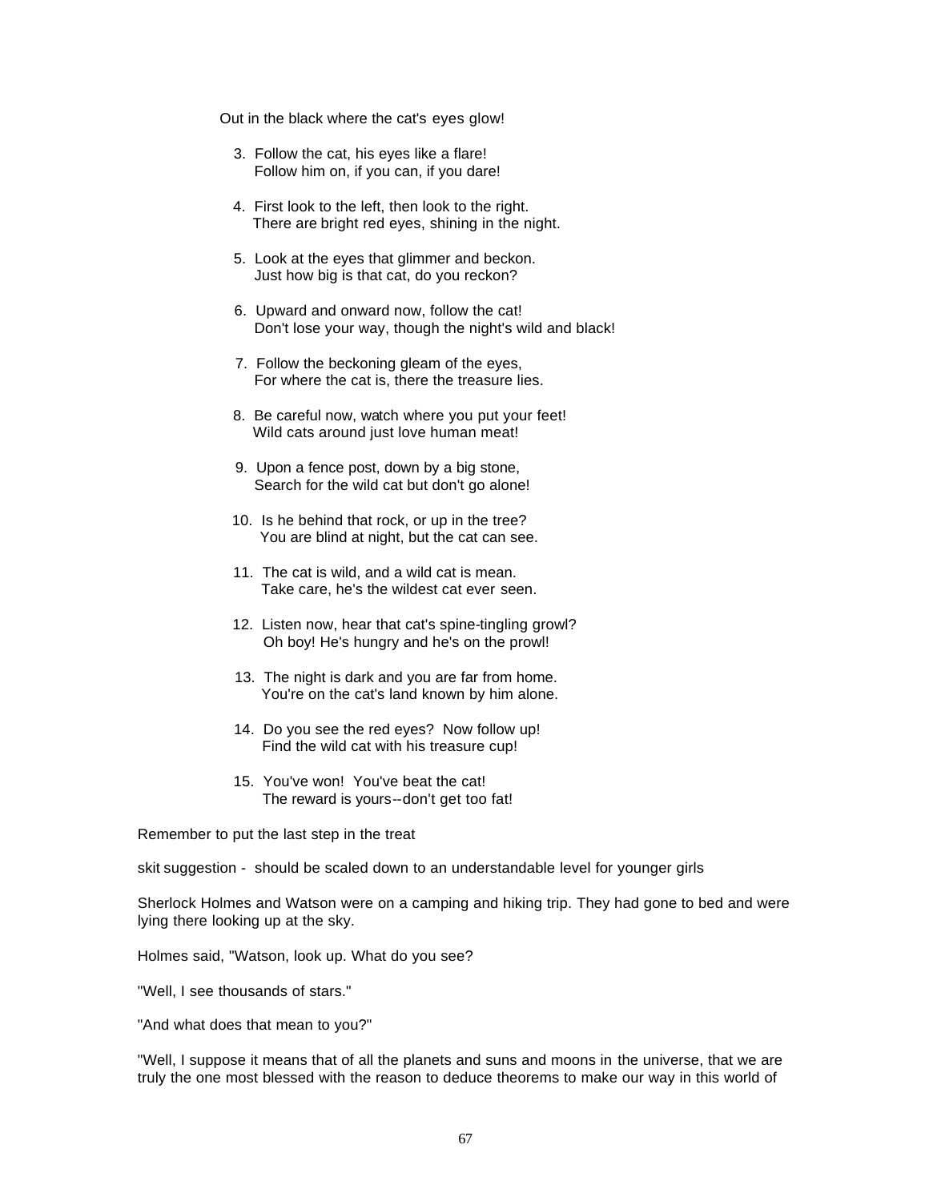Out in the black where the cat's eyes glow!

3. Follow the cat, his eyes like a flare!
   Follow him on, if you can, if you dare!

4. First look to the left, then look to the right.
   There are bright red eyes, shining in the night.

5. Look at the eyes that glimmer and beckon.
   Just how big is that cat, do you reckon?

6. Upward and onward now, follow the cat!
   Don't lose your way, though the night's wild and black!

7. Follow the beckoning gleam of the eyes,
   For where the cat is, there the treasure lies.

8. Be careful now, watch where you put your feet!
   Wild cats around just love human meat!

9. Upon a fence post, down by a big stone,
   Search for the wild cat but don't go alone!

10. Is he behind that rock, or up in the tree?
    You are blind at night, but the cat can see.

11. The cat is wild, and a wild cat is mean.
    Take care, he's the wildest cat ever seen.

12. Listen now, hear that cat's spine-tingling growl?
    Oh boy! He's hungry and he's on the prowl!

13. The night is dark and you are far from home.
    You're on the cat's land known by him alone.

14. Do you see the red eyes? Now follow up!
    Find the wild cat with his treasure cup!

15. You've won! You've beat the cat!
    The reward is yours--don't get too fat!

Remember to put the last step in the treat

skit suggestion - should be scaled down to an understandable level for younger girls

Sherlock Holmes and Watson were on a camping and hiking trip. They had gone to bed and were lying there looking up at the sky.

Holmes said, "Watson, look up. What do you see?

"Well, I see thousands of stars."

"And what does that mean to you?"

"Well, I suppose it means that of all the planets and suns and moons in the universe, that we are truly the one most blessed with the reason to deduce theorems to make our way in this world of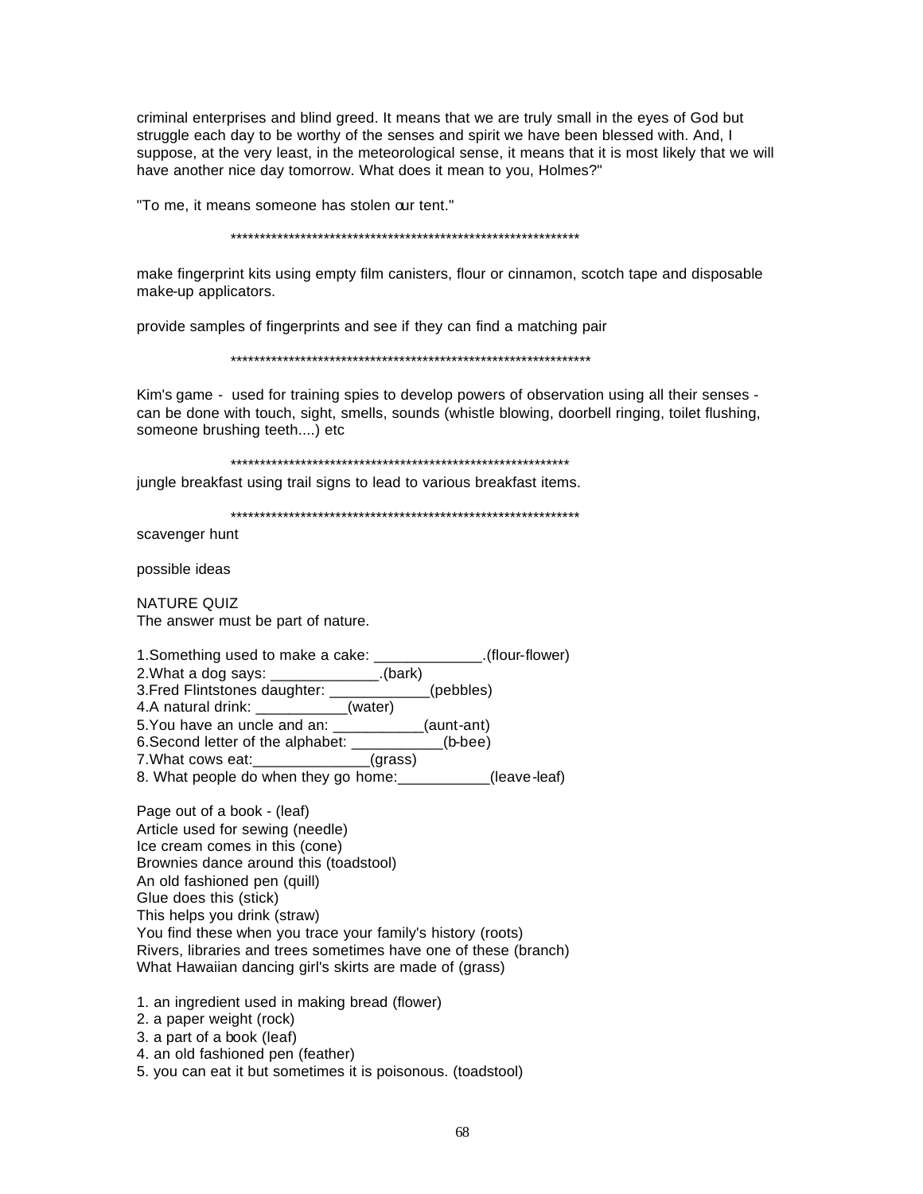criminal enterprises and blind greed. It means that we are truly small in the eyes of God but struggle each day to be worthy of the senses and spirit we have been blessed with. And, I suppose, at the very least, in the meteorological sense, it means that it is most likely that we will have another nice day tomorrow. What does it mean to you, Holmes?"

"To me, it means someone has stolen our tent."

****************************************************************

make fingerprint kits using empty film canisters, flour or cinnamon, scotch tape and disposable make-up applicators.

provide samples of fingerprints and see if they can find a matching pair

******************************************************************

Kim's game - used for training spies to develop powers of observation using all their senses - can be done with touch, sight, smells, sounds (whistle blowing, doorbell ringing, toilet flushing, someone brushing teeth....) etc

**************************************************************

jungle breakfast using trail signs to lead to various breakfast items.

****************************************************************

scavenger hunt

possible ideas

NATURE QUIZ
The answer must be part of nature.

1.Something used to make a cake: _____________.(flour-flower)
2.What a dog says: _____________.(bark)
3.Fred Flintstones daughter: ____________(pebbles)
4.A natural drink: ___________(water)
5.You have an uncle and an: ___________(aunt-ant)
6.Second letter of the alphabet: ___________(b-bee)
7.What cows eat:______________(grass)
8. What people do when they go home:___________(leave-leaf)

Page out of a book - (leaf)
Article used for sewing (needle)
Ice cream comes in this (cone)
Brownies dance around this (toadstool)
An old fashioned pen (quill)
Glue does this (stick)
This helps you drink (straw)
You find these when you trace your family's history (roots)
Rivers, libraries and trees sometimes have one of these (branch)
What Hawaiian dancing girl's skirts are made of (grass)

1. an ingredient used in making bread (flower)
2. a paper weight (rock)
3. a part of a book (leaf)
4. an old fashioned pen (feather)
5. you can eat it but sometimes it is poisonous. (toadstool)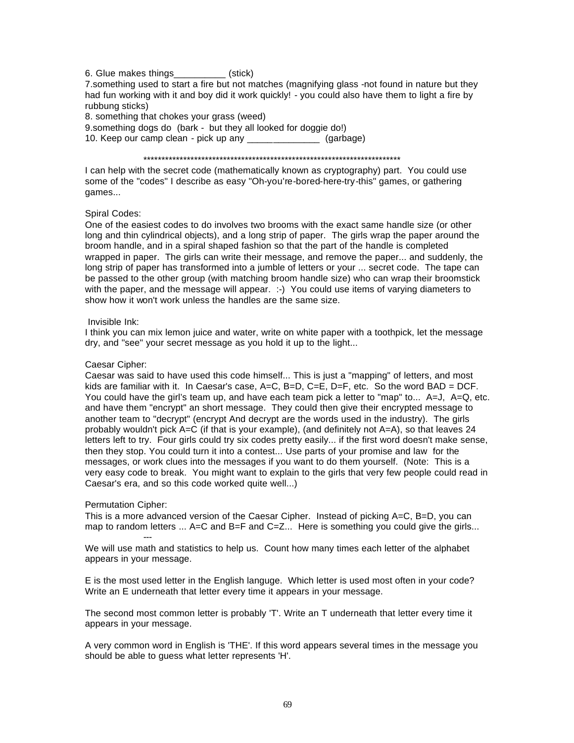6. Glue makes things__________ (stick)
7.something used to start a fire but not matches (magnifying glass -not found in nature but they had fun working with it and boy did it work quickly! - you could also have them to light a fire by rubbung sticks)
8. something that chokes your grass (weed)
9.something dogs do (bark - but they all looked for doggie do!)
10. Keep our camp clean - pick up any ______________ (garbage)

************************************************************************

I can help with the secret code (mathematically known as cryptography) part. You could use some of the "codes" I describe as easy "Oh-you're-bored-here-try-this" games, or gathering games...

Spiral Codes:
One of the easiest codes to do involves two brooms with the exact same handle size (or other long and thin cylindrical objects), and a long strip of paper. The girls wrap the paper around the broom handle, and in a spiral shaped fashion so that the part of the handle is completed wrapped in paper. The girls can write their message, and remove the paper... and suddenly, the long strip of paper has transformed into a jumble of letters or your ... secret code. The tape can be passed to the other group (with matching broom handle size) who can wrap their broomstick with the paper, and the message will appear. :-) You could use items of varying diameters to show how it won't work unless the handles are the same size.

Invisible Ink:
I think you can mix lemon juice and water, write on white paper with a toothpick, let the message dry, and "see" your secret message as you hold it up to the light...

Caesar Cipher:
Caesar was said to have used this code himself... This is just a "mapping" of letters, and most kids are familiar with it. In Caesar's case, A=C, B=D, C=E, D=F, etc. So the word BAD = DCF. You could have the girl's team up, and have each team pick a letter to "map" to... A=J, A=Q, etc. and have them "encrypt" an short message. They could then give their encrypted message to another team to "decrypt" (encrypt And decrypt are the words used in the industry). The girls probably wouldn't pick A=C (if that is your example), (and definitely not A=A), so that leaves 24 letters left to try. Four girls could try six codes pretty easily... if the first word doesn't make sense, then they stop. You could turn it into a contest... Use parts of your promise and law for the messages, or work clues into the messages if you want to do them yourself. (Note: This is a very easy code to break. You might want to explain to the girls that very few people could read in Caesar's era, and so this code worked quite well...)

Permutation Cipher:
This is a more advanced version of the Caesar Cipher. Instead of picking A=C, B=D, you can map to random letters ... A=C and B=F and C=Z... Here is something you could give the girls...

---

We will use math and statistics to help us. Count how many times each letter of the alphabet appears in your message.

E is the most used letter in the English languge. Which letter is used most often in your code? Write an E underneath that letter every time it appears in your message.

The second most common letter is probably 'T'. Write an T underneath that letter every time it appears in your message.

A very common word in English is 'THE'. If this word appears several times in the message you should be able to guess what letter represents 'H'.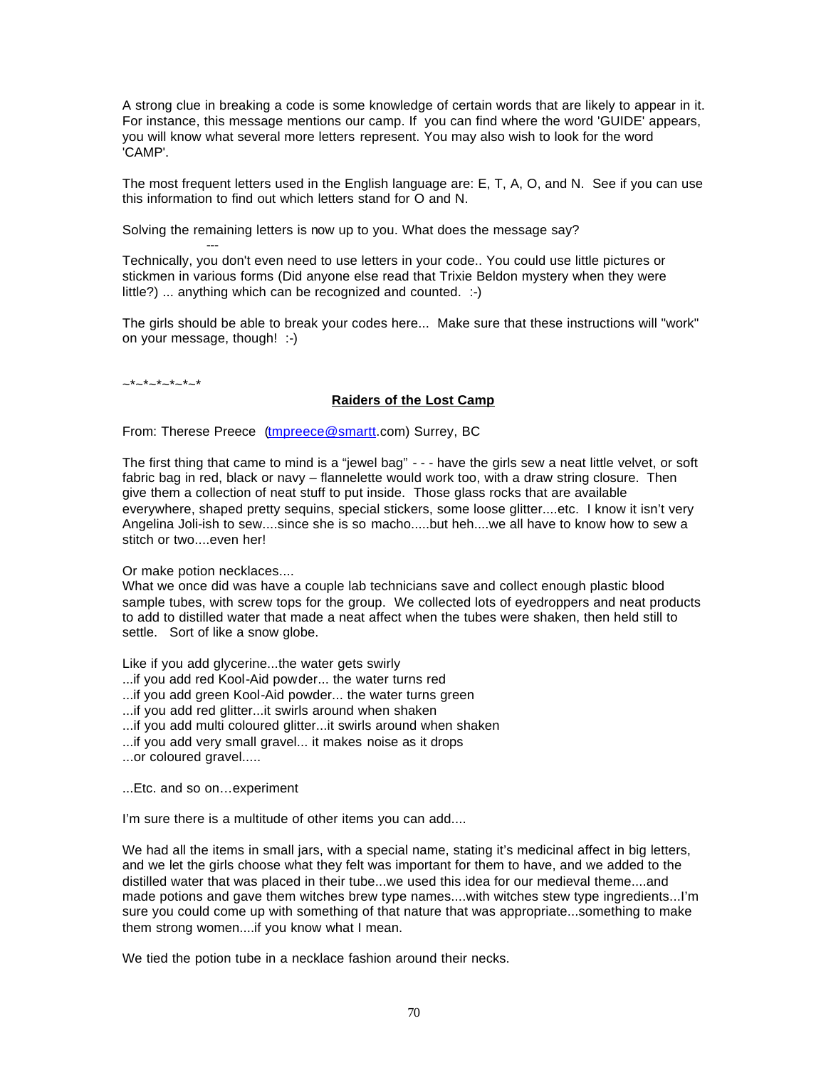A strong clue in breaking a code is some knowledge of certain words that are likely to appear in it. For instance, this message mentions our camp. If you can find where the word 'GUIDE' appears, you will know what several more letters represent. You may also wish to look for the word 'CAMP'.

The most frequent letters used in the English language are: E, T, A, O, and N. See if you can use this information to find out which letters stand for O and N.

Solving the remaining letters is now up to you. What does the message say?

---

Technically, you don't even need to use letters in your code.. You could use little pictures or stickmen in various forms (Did anyone else read that Trixie Beldon mystery when they were little?) ... anything which can be recognized and counted. :-)

The girls should be able to break your codes here... Make sure that these instructions will "work" on your message, though! :-)

~*~*~*~*~*~*

## Raiders of the Lost Camp

From: Therese Preece (tmpreece@smartt.com) Surrey, BC

The first thing that came to mind is a "jewel bag" - - - have the girls sew a neat little velvet, or soft fabric bag in red, black or navy – flannelette would work too, with a draw string closure. Then give them a collection of neat stuff to put inside. Those glass rocks that are available everywhere, shaped pretty sequins, special stickers, some loose glitter....etc. I know it isn't very Angelina Joli-ish to sew....since she is so macho.....but heh....we all have to know how to sew a stitch or two....even her!

Or make potion necklaces....
What we once did was have a couple lab technicians save and collect enough plastic blood sample tubes, with screw tops for the group. We collected lots of eyedroppers and neat products to add to distilled water that made a neat affect when the tubes were shaken, then held still to settle. Sort of like a snow globe.

Like if you add glycerine...the water gets swirly
...if you add red Kool-Aid powder... the water turns red
...if you add green Kool-Aid powder... the water turns green
...if you add red glitter...it swirls around when shaken
...if you add multi coloured glitter...it swirls around when shaken
...if you add very small gravel... it makes noise as it drops
...or coloured gravel.....

...Etc. and so on…experiment

I'm sure there is a multitude of other items you can add....

We had all the items in small jars, with a special name, stating it's medicinal affect in big letters, and we let the girls choose what they felt was important for them to have, and we added to the distilled water that was placed in their tube...we used this idea for our medieval theme....and made potions and gave them witches brew type names....with witches stew type ingredients...I'm sure you could come up with something of that nature that was appropriate...something to make them strong women....if you know what I mean.

We tied the potion tube in a necklace fashion around their necks.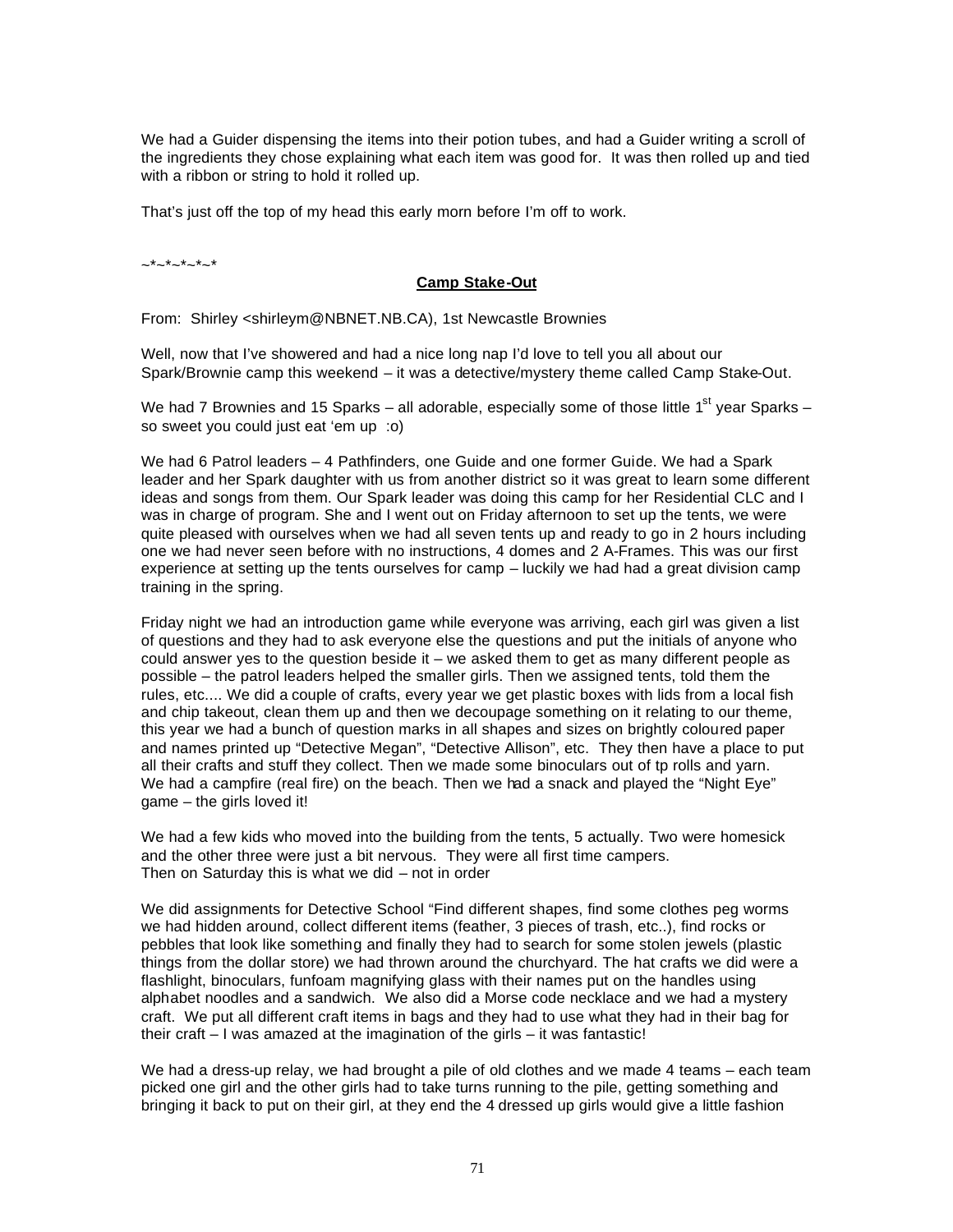We had a Guider dispensing the items into their potion tubes, and had a Guider writing a scroll of the ingredients they chose explaining what each item was good for. It was then rolled up and tied with a ribbon or string to hold it rolled up.

That's just off the top of my head this early morn before I'm off to work.

~*~*~*~*~*

**Camp Stake-Out**

From: Shirley <shirleym@NBNET.NB.CA), 1st Newcastle Brownies

Well, now that I've showered and had a nice long nap I'd love to tell you all about our Spark/Brownie camp this weekend – it was a detective/mystery theme called Camp Stake-Out.

We had 7 Brownies and 15 Sparks – all adorable, especially some of those little 1st year Sparks – so sweet you could just eat 'em up :o)

We had 6 Patrol leaders – 4 Pathfinders, one Guide and one former Guide. We had a Spark leader and her Spark daughter with us from another district so it was great to learn some different ideas and songs from them. Our Spark leader was doing this camp for her Residential CLC and I was in charge of program. She and I went out on Friday afternoon to set up the tents, we were quite pleased with ourselves when we had all seven tents up and ready to go in 2 hours including one we had never seen before with no instructions, 4 domes and 2 A-Frames. This was our first experience at setting up the tents ourselves for camp – luckily we had had a great division camp training in the spring.

Friday night we had an introduction game while everyone was arriving, each girl was given a list of questions and they had to ask everyone else the questions and put the initials of anyone who could answer yes to the question beside it – we asked them to get as many different people as possible – the patrol leaders helped the smaller girls. Then we assigned tents, told them the rules, etc.... We did a couple of crafts, every year we get plastic boxes with lids from a local fish and chip takeout, clean them up and then we decoupage something on it relating to our theme, this year we had a bunch of question marks in all shapes and sizes on brightly coloured paper and names printed up "Detective Megan", "Detective Allison", etc. They then have a place to put all their crafts and stuff they collect. Then we made some binoculars out of tp rolls and yarn. We had a campfire (real fire) on the beach. Then we had a snack and played the "Night Eye" game – the girls loved it!

We had a few kids who moved into the building from the tents, 5 actually. Two were homesick and the other three were just a bit nervous. They were all first time campers.
Then on Saturday this is what we did – not in order

We did assignments for Detective School "Find different shapes, find some clothes peg worms we had hidden around, collect different items (feather, 3 pieces of trash, etc..), find rocks or pebbles that look like something and finally they had to search for some stolen jewels (plastic things from the dollar store) we had thrown around the churchyard. The hat crafts we did were a flashlight, binoculars, funfoam magnifying glass with their names put on the handles using alphabet noodles and a sandwich. We also did a Morse code necklace and we had a mystery craft. We put all different craft items in bags and they had to use what they had in their bag for their craft – I was amazed at the imagination of the girls – it was fantastic!

We had a dress-up relay, we had brought a pile of old clothes and we made 4 teams – each team picked one girl and the other girls had to take turns running to the pile, getting something and bringing it back to put on their girl, at they end the 4 dressed up girls would give a little fashion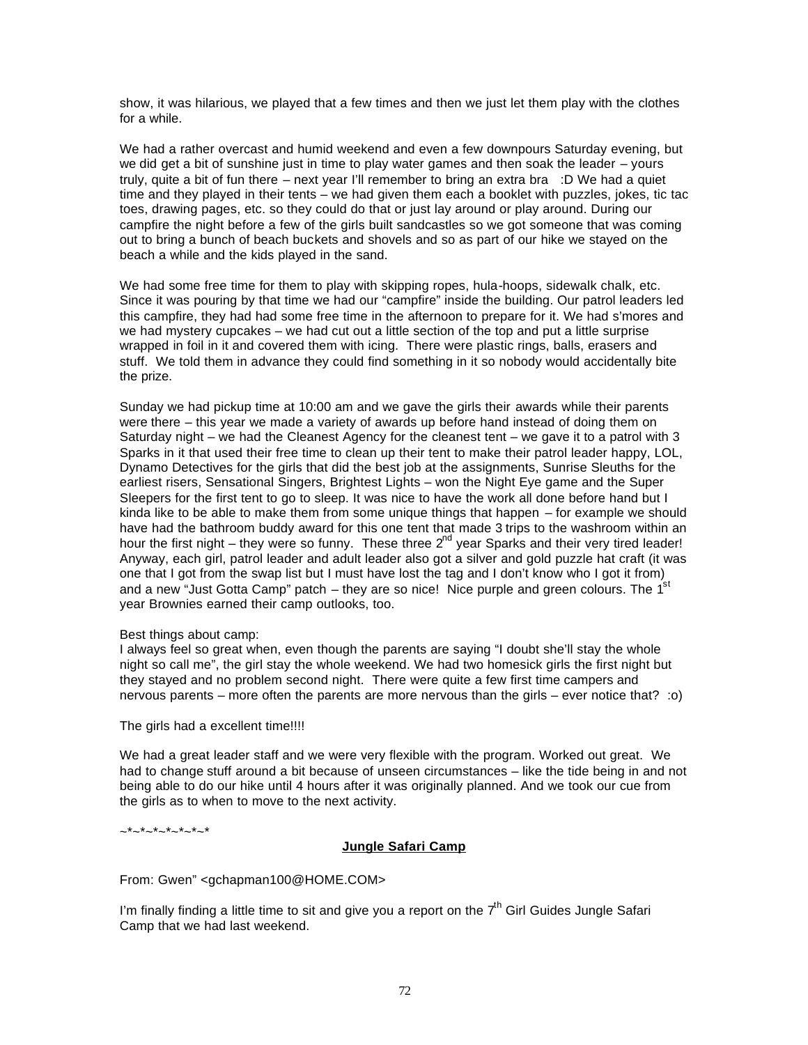show, it was hilarious, we played that a few times and then we just let them play with the clothes for a while.

We had a rather overcast and humid weekend and even a few downpours Saturday evening, but we did get a bit of sunshine just in time to play water games and then soak the leader – yours truly, quite a bit of fun there – next year I'll remember to bring an extra bra :D We had a quiet time and they played in their tents – we had given them each a booklet with puzzles, jokes, tic tac toes, drawing pages, etc. so they could do that or just lay around or play around. During our campfire the night before a few of the girls built sandcastles so we got someone that was coming out to bring a bunch of beach buckets and shovels and so as part of our hike we stayed on the beach a while and the kids played in the sand.

We had some free time for them to play with skipping ropes, hula-hoops, sidewalk chalk, etc. Since it was pouring by that time we had our "campfire" inside the building. Our patrol leaders led this campfire, they had had some free time in the afternoon to prepare for it. We had s'mores and we had mystery cupcakes – we had cut out a little section of the top and put a little surprise wrapped in foil in it and covered them with icing. There were plastic rings, balls, erasers and stuff. We told them in advance they could find something in it so nobody would accidentally bite the prize.

Sunday we had pickup time at 10:00 am and we gave the girls their awards while their parents were there – this year we made a variety of awards up before hand instead of doing them on Saturday night – we had the Cleanest Agency for the cleanest tent – we gave it to a patrol with 3 Sparks in it that used their free time to clean up their tent to make their patrol leader happy, LOL, Dynamo Detectives for the girls that did the best job at the assignments, Sunrise Sleuths for the earliest risers, Sensational Singers, Brightest Lights – won the Night Eye game and the Super Sleepers for the first tent to go to sleep. It was nice to have the work all done before hand but I kinda like to be able to make them from some unique things that happen – for example we should have had the bathroom buddy award for this one tent that made 3 trips to the washroom within an hour the first night – they were so funny. These three 2nd year Sparks and their very tired leader! Anyway, each girl, patrol leader and adult leader also got a silver and gold puzzle hat craft (it was one that I got from the swap list but I must have lost the tag and I don't know who I got it from) and a new "Just Gotta Camp" patch – they are so nice! Nice purple and green colours. The 1st year Brownies earned their camp outlooks, too.

Best things about camp:
I always feel so great when, even though the parents are saying "I doubt she'll stay the whole night so call me", the girl stay the whole weekend. We had two homesick girls the first night but they stayed and no problem second night. There were quite a few first time campers and nervous parents – more often the parents are more nervous than the girls – ever notice that? :o)

The girls had a excellent time!!!!

We had a great leader staff and we were very flexible with the program. Worked out great. We had to change stuff around a bit because of unseen circumstances – like the tide being in and not being able to do our hike until 4 hours after it was originally planned. And we took our cue from the girls as to when to move to the next activity.

~*~*~*~*~*~*~*

**Jungle Safari Camp**

From: Gwen" <gchapman100@HOME.COM>

I'm finally finding a little time to sit and give you a report on the 7th Girl Guides Jungle Safari Camp that we had last weekend.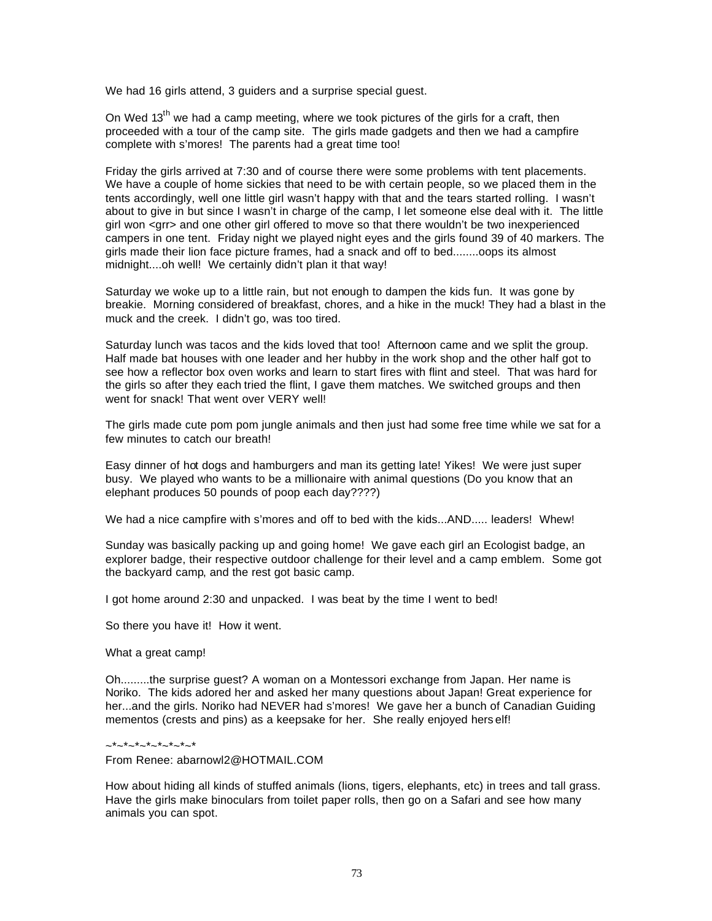We had 16 girls attend, 3 guiders and a surprise special guest.

On Wed 13th we had a camp meeting, where we took pictures of the girls for a craft, then proceeded with a tour of the camp site. The girls made gadgets and then we had a campfire complete with s'mores! The parents had a great time too!

Friday the girls arrived at 7:30 and of course there were some problems with tent placements. We have a couple of home sickies that need to be with certain people, so we placed them in the tents accordingly, well one little girl wasn't happy with that and the tears started rolling. I wasn't about to give in but since I wasn't in charge of the camp, I let someone else deal with it. The little girl won <grr> and one other girl offered to move so that there wouldn't be two inexperienced campers in one tent. Friday night we played night eyes and the girls found 39 of 40 markers. The girls made their lion face picture frames, had a snack and off to bed........oops its almost midnight....oh well! We certainly didn't plan it that way!

Saturday we woke up to a little rain, but not enough to dampen the kids fun. It was gone by breakie. Morning considered of breakfast, chores, and a hike in the muck! They had a blast in the muck and the creek. I didn't go, was too tired.

Saturday lunch was tacos and the kids loved that too! Afternoon came and we split the group. Half made bat houses with one leader and her hubby in the work shop and the other half got to see how a reflector box oven works and learn to start fires with flint and steel. That was hard for the girls so after they each tried the flint, I gave them matches. We switched groups and then went for snack! That went over VERY well!

The girls made cute pom pom jungle animals and then just had some free time while we sat for a few minutes to catch our breath!

Easy dinner of hot dogs and hamburgers and man its getting late! Yikes! We were just super busy. We played who wants to be a millionaire with animal questions (Do you know that an elephant produces 50 pounds of poop each day????)

We had a nice campfire with s'mores and off to bed with the kids...AND..... leaders! Whew!

Sunday was basically packing up and going home! We gave each girl an Ecologist badge, an explorer badge, their respective outdoor challenge for their level and a camp emblem. Some got the backyard camp, and the rest got basic camp.

I got home around 2:30 and unpacked. I was beat by the time I went to bed!

So there you have it! How it went.

What a great camp!

Oh.........the surprise guest? A woman on a Montessori exchange from Japan. Her name is Noriko. The kids adored her and asked her many questions about Japan! Great experience for her...and the girls. Noriko had NEVER had s'mores! We gave her a bunch of Canadian Guiding mementos (crests and pins) as a keepsake for her. She really enjoyed herself!

~*~*~*~*~*~*~*~*

From Renee: abarnowl2@HOTMAIL.COM

How about hiding all kinds of stuffed animals (lions, tigers, elephants, etc) in trees and tall grass. Have the girls make binoculars from toilet paper rolls, then go on a Safari and see how many animals you can spot.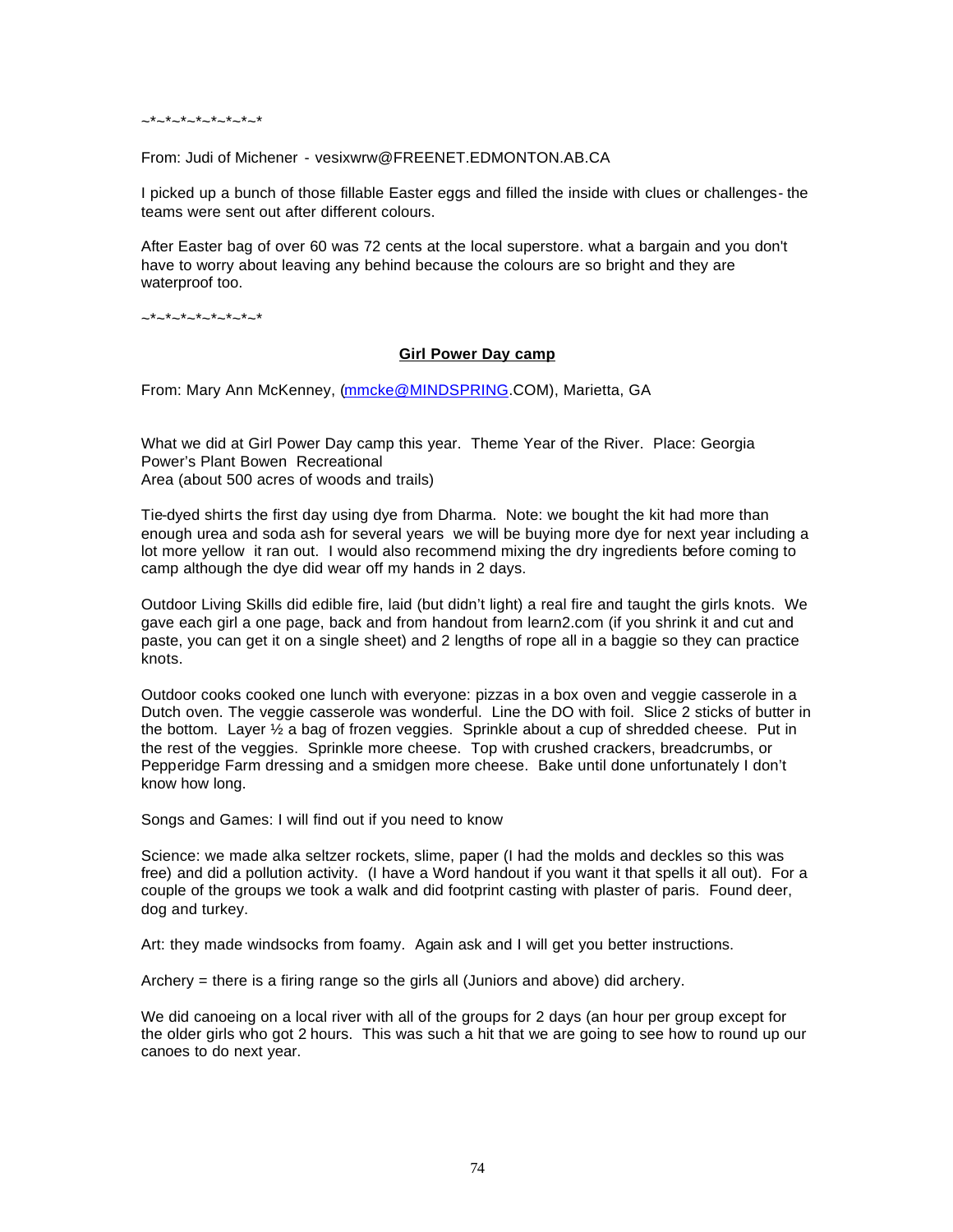~*~*~*~*~*~*~*~*

From: Judi of Michener - vesixwrw@FREENET.EDMONTON.AB.CA

I picked up a bunch of those fillable Easter eggs and filled the inside with clues or challenges- the teams were sent out after different colours.

After Easter bag of over 60 was 72 cents at the local superstore. what a bargain and you don't have to worry about leaving any behind because the colours are so bright and they are waterproof too.

~*~*~*~*~*~*~*~*

## Girl Power Day camp

From: Mary Ann McKenney, (mmcke@MINDSPRING.COM), Marietta, GA

What we did at Girl Power Day camp this year. Theme Year of the River. Place: Georgia Power's Plant Bowen Recreational
Area (about 500 acres of woods and trails)

Tie-dyed shirts the first day using dye from Dharma. Note: we bought the kit had more than enough urea and soda ash for several years we will be buying more dye for next year including a lot more yellow it ran out. I would also recommend mixing the dry ingredients before coming to camp although the dye did wear off my hands in 2 days.

Outdoor Living Skills did edible fire, laid (but didn't light) a real fire and taught the girls knots. We gave each girl a one page, back and from handout from learn2.com (if you shrink it and cut and paste, you can get it on a single sheet) and 2 lengths of rope all in a baggie so they can practice knots.

Outdoor cooks cooked one lunch with everyone: pizzas in a box oven and veggie casserole in a Dutch oven. The veggie casserole was wonderful. Line the DO with foil. Slice 2 sticks of butter in the bottom. Layer ½ a bag of frozen veggies. Sprinkle about a cup of shredded cheese. Put in the rest of the veggies. Sprinkle more cheese. Top with crushed crackers, breadcrumbs, or Pepperidge Farm dressing and a smidgen more cheese. Bake until done unfortunately I don't know how long.

Songs and Games: I will find out if you need to know

Science: we made alka seltzer rockets, slime, paper (I had the molds and deckles so this was free) and did a pollution activity. (I have a Word handout if you want it that spells it all out). For a couple of the groups we took a walk and did footprint casting with plaster of paris. Found deer, dog and turkey.

Art: they made windsocks from foamy. Again ask and I will get you better instructions.

Archery = there is a firing range so the girls all (Juniors and above) did archery.

We did canoeing on a local river with all of the groups for 2 days (an hour per group except for the older girls who got 2 hours. This was such a hit that we are going to see how to round up our canoes to do next year.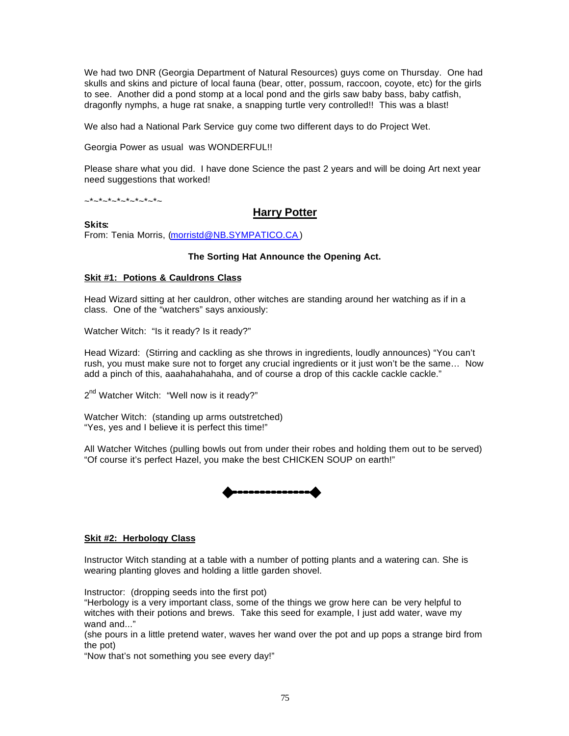We had two DNR (Georgia Department of Natural Resources) guys come on Thursday. One had skulls and skins and picture of local fauna (bear, otter, possum, raccoon, coyote, etc) for the girls to see. Another did a pond stomp at a local pond and the girls saw baby bass, baby catfish, dragonfly nymphs, a huge rat snake, a snapping turtle very controlled!! This was a blast!

We also had a National Park Service guy come two different days to do Project Wet.

Georgia Power as usual was WONDERFUL!!

Please share what you did. I have done Science the past 2 years and will be doing Art next year need suggestions that worked!

~*~*~*~*~*~*~*~*~

## Harry Potter

**Skits:**
From: Tenia Morris, (morristd@NB.SYMPATICO.CA)

**The Sorting Hat Announce the Opening Act.**

### Skit #1: Potions & Cauldrons Class

Head Wizard sitting at her cauldron, other witches are standing around her watching as if in a class. One of the "watchers" says anxiously:

Watcher Witch: "Is it ready? Is it ready?"

Head Wizard: (Stirring and cackling as she throws in ingredients, loudly announces) "You can't rush, you must make sure not to forget any crucial ingredients or it just won't be the same… Now add a pinch of this, aaahahahahaha, and of course a drop of this cackle cackle cackle."

2nd Watcher Witch: "Well now is it ready?"

Watcher Witch: (standing up arms outstretched)
"Yes, yes and I believe it is perfect this time!"

All Watcher Witches (pulling bowls out from under their robes and holding them out to be served) "Of course it's perfect Hazel, you make the best CHICKEN SOUP on earth!"

---

### Skit #2: Herbology Class

Instructor Witch standing at a table with a number of potting plants and a watering can. She is wearing planting gloves and holding a little garden shovel.

Instructor: (dropping seeds into the first pot)
"Herbology is a very important class, some of the things we grow here can be very helpful to witches with their potions and brews. Take this seed for example, I just add water, wave my wand and..."
(she pours in a little pretend water, waves her wand over the pot and up pops a strange bird from the pot)
"Now that's not something you see every day!"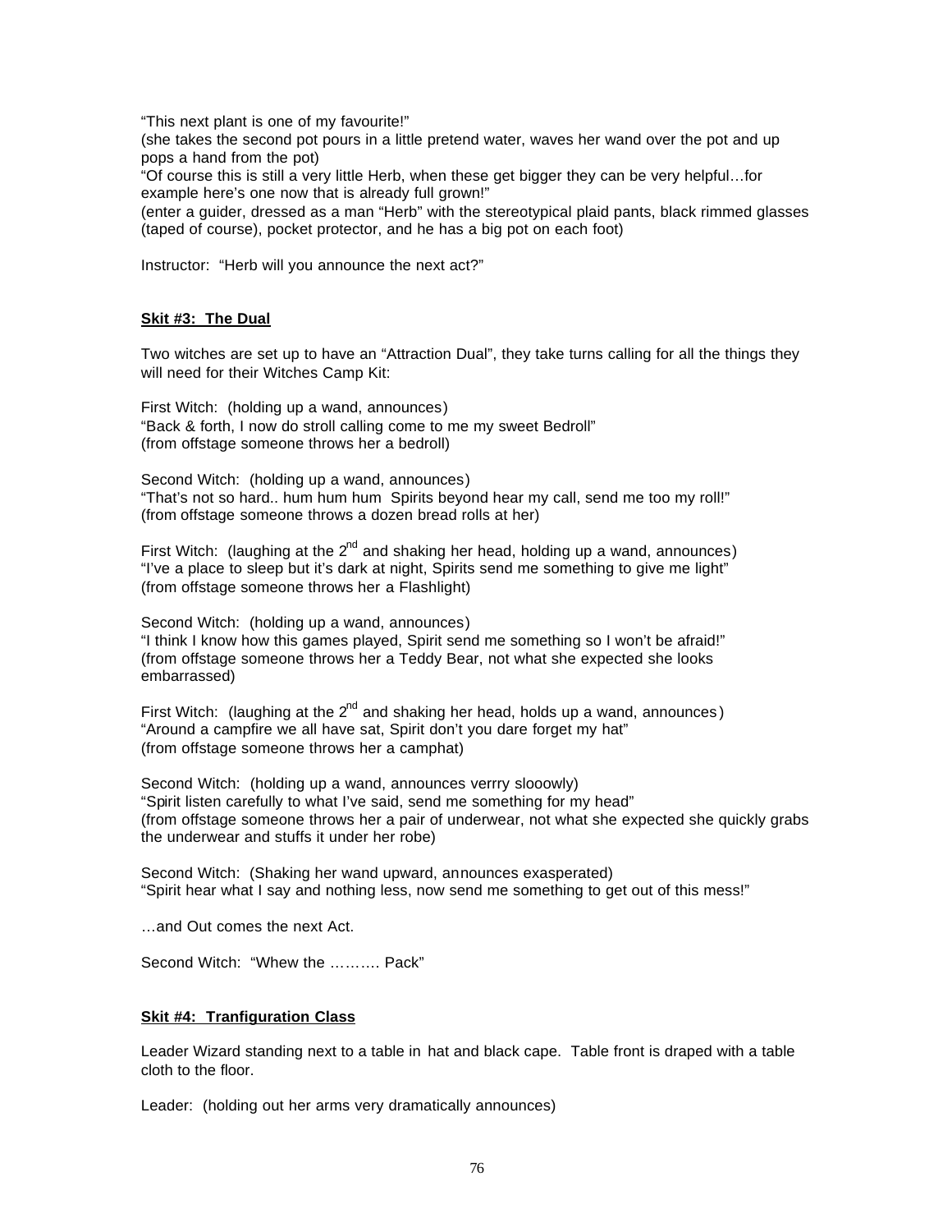"This next plant is one of my favourite!"
(she takes the second pot pours in a little pretend water, waves her wand over the pot and up pops a hand from the pot)
"Of course this is still a very little Herb, when these get bigger they can be very helpful…for example here's one now that is already full grown!"
(enter a guider, dressed as a man "Herb" with the stereotypical plaid pants, black rimmed glasses (taped of course), pocket protector, and he has a big pot on each foot)

Instructor: "Herb will you announce the next act?"

**Skit #3: The Dual**

Two witches are set up to have an "Attraction Dual", they take turns calling for all the things they will need for their Witches Camp Kit:

First Witch: (holding up a wand, announces)
"Back & forth, I now do stroll calling come to me my sweet Bedroll"
(from offstage someone throws her a bedroll)

Second Witch: (holding up a wand, announces)
"That's not so hard.. hum hum hum Spirits beyond hear my call, send me too my roll!"
(from offstage someone throws a dozen bread rolls at her)

First Witch: (laughing at the 2nd and shaking her head, holding up a wand, announces)
"I've a place to sleep but it's dark at night, Spirits send me something to give me light"
(from offstage someone throws her a Flashlight)

Second Witch: (holding up a wand, announces)
"I think I know how this games played, Spirit send me something so I won't be afraid!"
(from offstage someone throws her a Teddy Bear, not what she expected she looks embarrassed)

First Witch: (laughing at the 2nd and shaking her head, holds up a wand, announces)
"Around a campfire we all have sat, Spirit don't you dare forget my hat"
(from offstage someone throws her a camphat)

Second Witch: (holding up a wand, announces verrry slooowly)
"Spirit listen carefully to what I've said, send me something for my head"
(from offstage someone throws her a pair of underwear, not what she expected she quickly grabs the underwear and stuffs it under her robe)

Second Witch: (Shaking her wand upward, announces exasperated)
"Spirit hear what I say and nothing less, now send me something to get out of this mess!"

…and Out comes the next Act.

Second Witch: "Whew the ………. Pack"

**Skit #4: Tranfiguration Class**

Leader Wizard standing next to a table in hat and black cape. Table front is draped with a table cloth to the floor.

Leader: (holding out her arms very dramatically announces)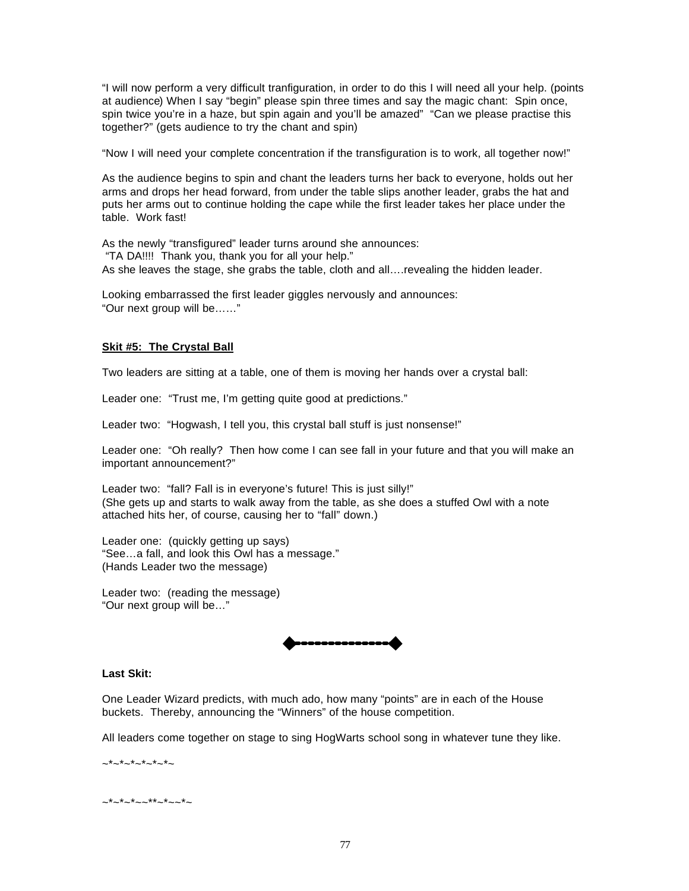"I will now perform a very difficult tranfiguration, in order to do this I will need all your help. (points at audience) When I say "begin" please spin three times and say the magic chant: Spin once, spin twice you're in a haze, but spin again and you'll be amazed" "Can we please practise this together?" (gets audience to try the chant and spin)

"Now I will need your complete concentration if the transfiguration is to work, all together now!"

As the audience begins to spin and chant the leaders turns her back to everyone, holds out her arms and drops her head forward, from under the table slips another leader, grabs the hat and puts her arms out to continue holding the cape while the first leader takes her place under the table. Work fast!

As the newly "transfigured" leader turns around she announces:
"TA DA!!!! Thank you, thank you for all your help."
As she leaves the stage, she grabs the table, cloth and all….revealing the hidden leader.

Looking embarrassed the first leader giggles nervously and announces:
"Our next group will be……"

**Skit #5: The Crystal Ball**

Two leaders are sitting at a table, one of them is moving her hands over a crystal ball:

Leader one: "Trust me, I'm getting quite good at predictions."

Leader two: "Hogwash, I tell you, this crystal ball stuff is just nonsense!"

Leader one: "Oh really? Then how come I can see fall in your future and that you will make an important announcement?"

Leader two: "fall? Fall is in everyone's future! This is just silly!"
(She gets up and starts to walk away from the table, as she does a stuffed Owl with a note attached hits her, of course, causing her to "fall" down.)

Leader one: (quickly getting up says)
"See…a fall, and look this Owl has a message."
(Hands Leader two the message)

Leader two: (reading the message)
"Our next group will be…"

◆-------------◆

**Last Skit:**

One Leader Wizard predicts, with much ado, how many "points" are in each of the House buckets. Thereby, announcing the "Winners" of the house competition.

All leaders come together on stage to sing HogWarts school song in whatever tune they like.

~*~*~*~*~*~*~

~*~*~*~~**~*~~*~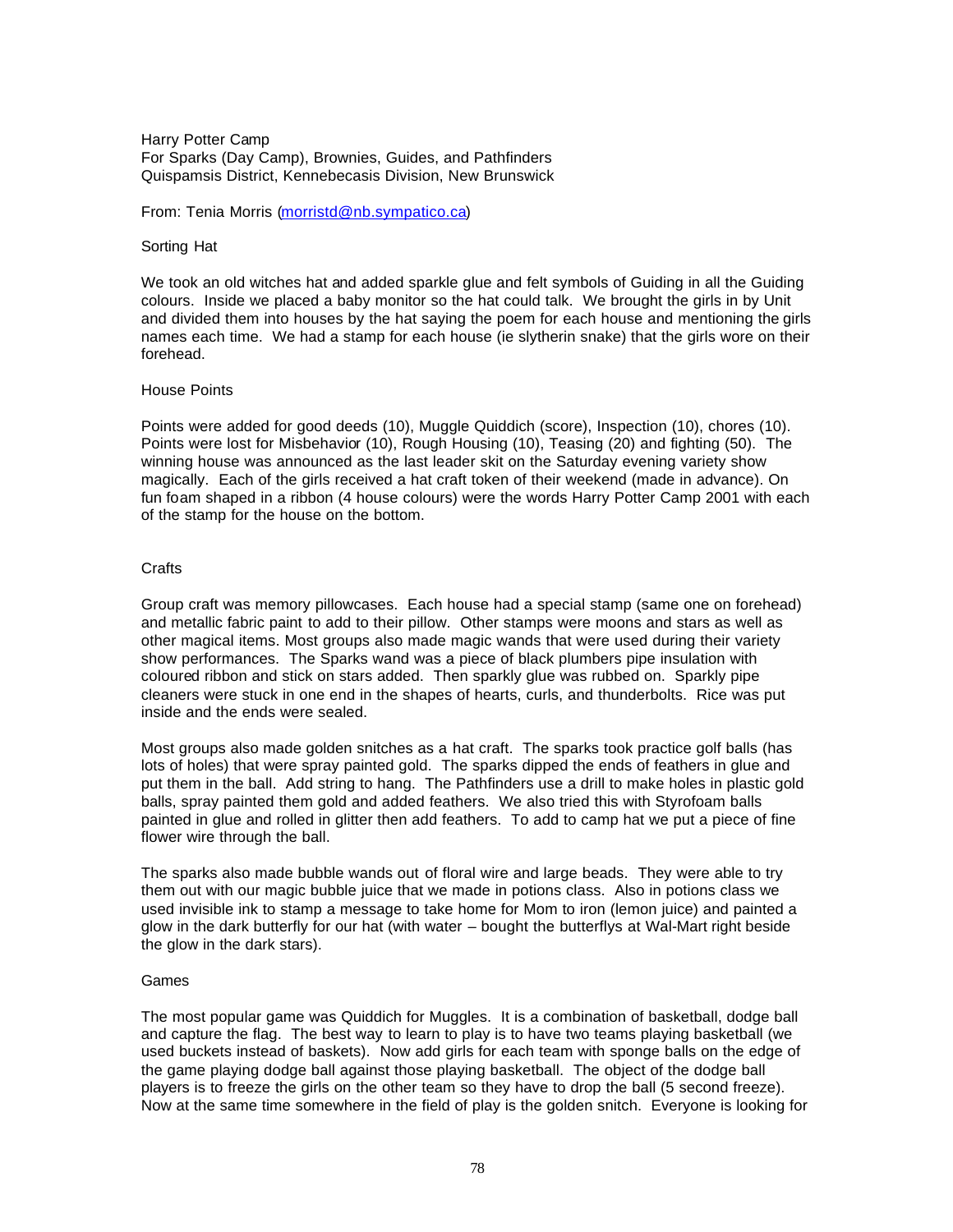Harry Potter Camp
For Sparks (Day Camp), Brownies, Guides, and Pathfinders
Quispamsis District, Kennebecasis Division, New Brunswick

From: Tenia Morris (morristd@nb.sympatico.ca)

## Sorting Hat

We took an old witches hat and added sparkle glue and felt symbols of Guiding in all the Guiding colours. Inside we placed a baby monitor so the hat could talk. We brought the girls in by Unit and divided them into houses by the hat saying the poem for each house and mentioning the girls names each time. We had a stamp for each house (ie slytherin snake) that the girls wore on their forehead.

## House Points

Points were added for good deeds (10), Muggle Quiddich (score), Inspection (10), chores (10). Points were lost for Misbehavior (10), Rough Housing (10), Teasing (20) and fighting (50). The winning house was announced as the last leader skit on the Saturday evening variety show magically. Each of the girls received a hat craft token of their weekend (made in advance). On fun foam shaped in a ribbon (4 house colours) were the words Harry Potter Camp 2001 with each of the stamp for the house on the bottom.

## Crafts

Group craft was memory pillowcases. Each house had a special stamp (same one on forehead) and metallic fabric paint to add to their pillow. Other stamps were moons and stars as well as other magical items. Most groups also made magic wands that were used during their variety show performances. The Sparks wand was a piece of black plumbers pipe insulation with coloured ribbon and stick on stars added. Then sparkly glue was rubbed on. Sparkly pipe cleaners were stuck in one end in the shapes of hearts, curls, and thunderbolts. Rice was put inside and the ends were sealed.

Most groups also made golden snitches as a hat craft. The sparks took practice golf balls (has lots of holes) that were spray painted gold. The sparks dipped the ends of feathers in glue and put them in the ball. Add string to hang. The Pathfinders use a drill to make holes in plastic gold balls, spray painted them gold and added feathers. We also tried this with Styrofoam balls painted in glue and rolled in glitter then add feathers. To add to camp hat we put a piece of fine flower wire through the ball.

The sparks also made bubble wands out of floral wire and large beads. They were able to try them out with our magic bubble juice that we made in potions class. Also in potions class we used invisible ink to stamp a message to take home for Mom to iron (lemon juice) and painted a glow in the dark butterfly for our hat (with water – bought the butterflys at Wal-Mart right beside the glow in the dark stars).

## Games

The most popular game was Quiddich for Muggles. It is a combination of basketball, dodge ball and capture the flag. The best way to learn to play is to have two teams playing basketball (we used buckets instead of baskets). Now add girls for each team with sponge balls on the edge of the game playing dodge ball against those playing basketball. The object of the dodge ball players is to freeze the girls on the other team so they have to drop the ball (5 second freeze). Now at the same time somewhere in the field of play is the golden snitch. Everyone is looking for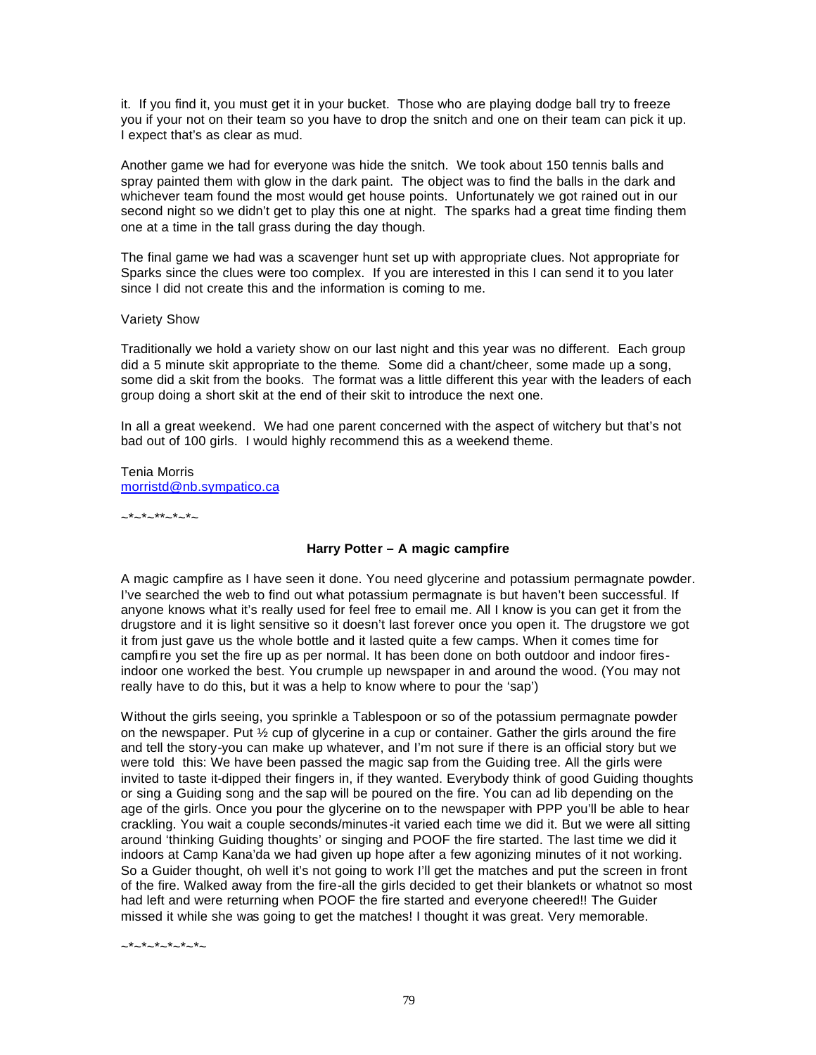it. If you find it, you must get it in your bucket. Those who are playing dodge ball try to freeze you if your not on their team so you have to drop the snitch and one on their team can pick it up. I expect that's as clear as mud.

Another game we had for everyone was hide the snitch. We took about 150 tennis balls and spray painted them with glow in the dark paint. The object was to find the balls in the dark and whichever team found the most would get house points. Unfortunately we got rained out in our second night so we didn't get to play this one at night. The sparks had a great time finding them one at a time in the tall grass during the day though.

The final game we had was a scavenger hunt set up with appropriate clues. Not appropriate for Sparks since the clues were too complex. If you are interested in this I can send it to you later since I did not create this and the information is coming to me.

Variety Show

Traditionally we hold a variety show on our last night and this year was no different. Each group did a 5 minute skit appropriate to the theme. Some did a chant/cheer, some made up a song, some did a skit from the books. The format was a little different this year with the leaders of each group doing a short skit at the end of their skit to introduce the next one.

In all a great weekend. We had one parent concerned with the aspect of witchery but that's not bad out of 100 girls. I would highly recommend this as a weekend theme.

Tenia Morris
morristd@nb.sympatico.ca

~*~*~**~*~*~

**Harry Potter – A magic campfire**

A magic campfire as I have seen it done. You need glycerine and potassium permagnate powder. I've searched the web to find out what potassium permagnate is but haven't been successful. If anyone knows what it's really used for feel free to email me. All I know is you can get it from the drugstore and it is light sensitive so it doesn't last forever once you open it. The drugstore we got it from just gave us the whole bottle and it lasted quite a few camps. When it comes time for campfire you set the fire up as per normal. It has been done on both outdoor and indoor fires-indoor one worked the best. You crumple up newspaper in and around the wood. (You may not really have to do this, but it was a help to know where to pour the 'sap')

Without the girls seeing, you sprinkle a Tablespoon or so of the potassium permagnate powder on the newspaper. Put ½ cup of glycerine in a cup or container. Gather the girls around the fire and tell the story-you can make up whatever, and I'm not sure if there is an official story but we were told this: We have been passed the magic sap from the Guiding tree. All the girls were invited to taste it-dipped their fingers in, if they wanted. Everybody think of good Guiding thoughts or sing a Guiding song and the sap will be poured on the fire. You can ad lib depending on the age of the girls. Once you pour the glycerine on to the newspaper with PPP you'll be able to hear crackling. You wait a couple seconds/minutes-it varied each time we did it. But we were all sitting around 'thinking Guiding thoughts' or singing and POOF the fire started. The last time we did it indoors at Camp Kana'da we had given up hope after a few agonizing minutes of it not working. So a Guider thought, oh well it's not going to work I'll get the matches and put the screen in front of the fire. Walked away from the fire-all the girls decided to get their blankets or whatnot so most had left and were returning when POOF the fire started and everyone cheered!! The Guider missed it while she was going to get the matches! I thought it was great. Very memorable.

~*~*~*~*~*~*~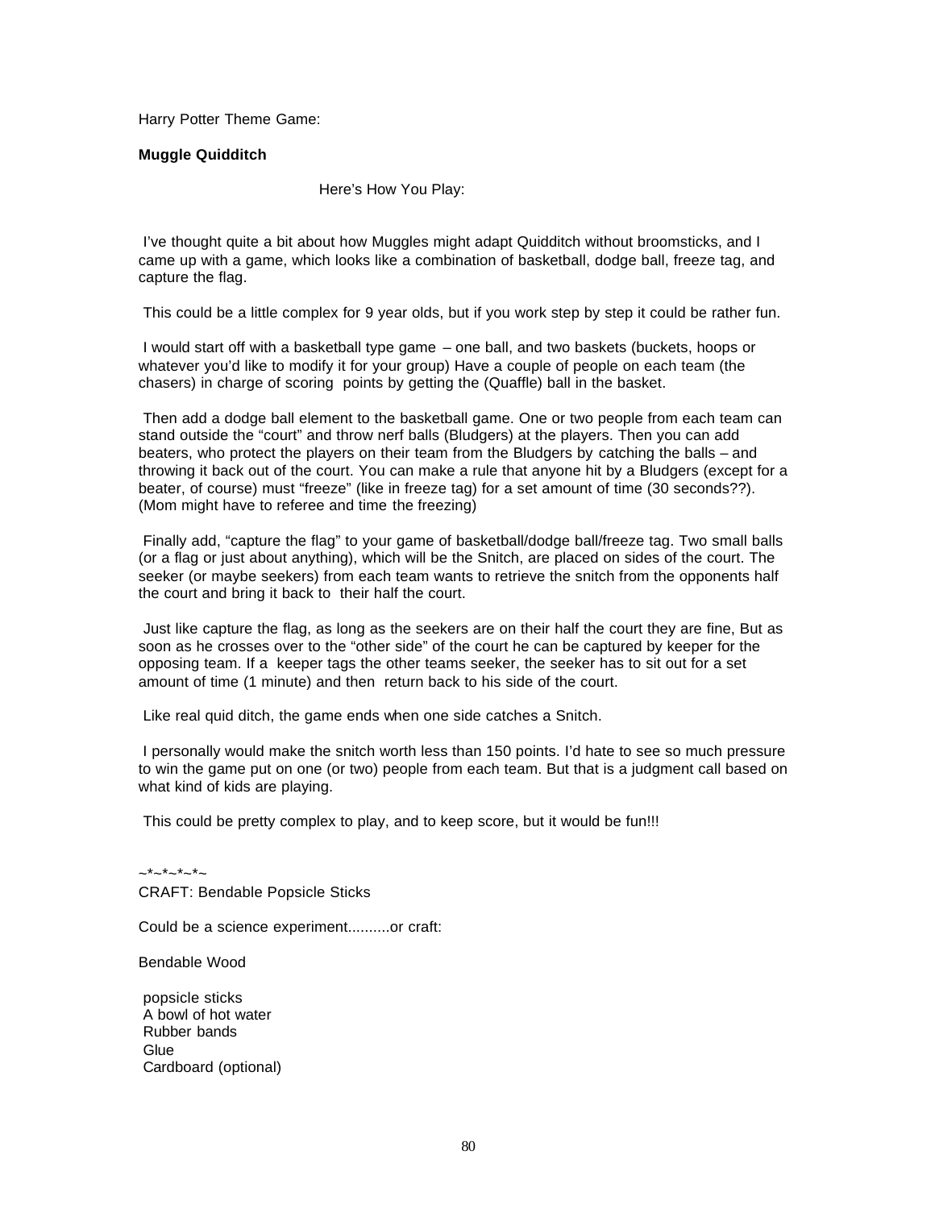Harry Potter Theme Game:

**Muggle Quidditch**

Here's How You Play:

I've thought quite a bit about how Muggles might adapt Quidditch without broomsticks, and I came up with a game, which looks like a combination of basketball, dodge ball, freeze tag, and capture the flag.

This could be a little complex for 9 year olds, but if you work step by step it could be rather fun.

I would start off with a basketball type game – one ball, and two baskets (buckets, hoops or whatever you'd like to modify it for your group) Have a couple of people on each team (the chasers) in charge of scoring points by getting the (Quaffle) ball in the basket.

Then add a dodge ball element to the basketball game. One or two people from each team can stand outside the "court" and throw nerf balls (Bludgers) at the players. Then you can add beaters, who protect the players on their team from the Bludgers by catching the balls – and throwing it back out of the court. You can make a rule that anyone hit by a Bludgers (except for a beater, of course) must "freeze" (like in freeze tag) for a set amount of time (30 seconds??). (Mom might have to referee and time the freezing)

Finally add, "capture the flag" to your game of basketball/dodge ball/freeze tag. Two small balls (or a flag or just about anything), which will be the Snitch, are placed on sides of the court. The seeker (or maybe seekers) from each team wants to retrieve the snitch from the opponents half the court and bring it back to their half the court.

Just like capture the flag, as long as the seekers are on their half the court they are fine, But as soon as he crosses over to the "other side" of the court he can be captured by keeper for the opposing team. If a keeper tags the other teams seeker, the seeker has to sit out for a set amount of time (1 minute) and then return back to his side of the court.

Like real quid ditch, the game ends when one side catches a Snitch.

I personally would make the snitch worth less than 150 points. I'd hate to see so much pressure to win the game put on one (or two) people from each team. But that is a judgment call based on what kind of kids are playing.

This could be pretty complex to play, and to keep score, but it would be fun!!!

~*~*~*~*~

CRAFT: Bendable Popsicle Sticks

Could be a science experiment..........or craft:

Bendable Wood

popsicle sticks
A bowl of hot water
Rubber bands
Glue
Cardboard (optional)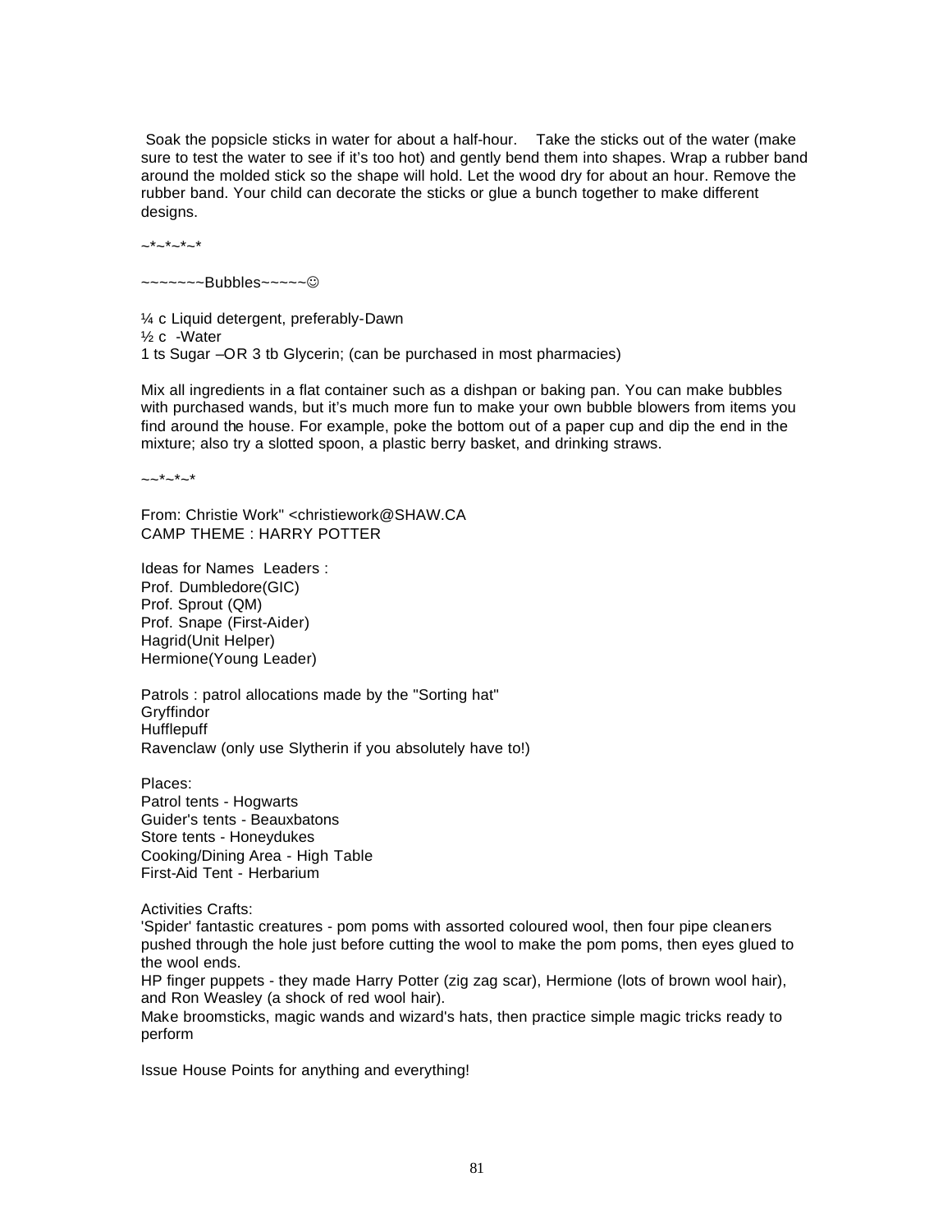Soak the popsicle sticks in water for about a half-hour. Take the sticks out of the water (make sure to test the water to see if it's too hot) and gently bend them into shapes. Wrap a rubber band around the molded stick so the shape will hold. Let the wood dry for about an hour. Remove the rubber band. Your child can decorate the sticks or glue a bunch together to make different designs.

~*~*~*~*

~~~~~~~Bubbles~~~~~☺

¼ c Liquid detergent, preferably-Dawn
½ c -Water
1 ts Sugar –OR 3 tb Glycerin; (can be purchased in most pharmacies)

Mix all ingredients in a flat container such as a dishpan or baking pan. You can make bubbles with purchased wands, but it's much more fun to make your own bubble blowers from items you find around the house. For example, poke the bottom out of a paper cup and dip the end in the mixture; also try a slotted spoon, a plastic berry basket, and drinking straws.

~~*~*~*

From: Christie Work" <christiework@SHAW.CA
CAMP THEME : HARRY POTTER

Ideas for Names Leaders :
Prof. Dumbledore(GIC)
Prof. Sprout (QM)
Prof. Snape (First-Aider)
Hagrid(Unit Helper)
Hermione(Young Leader)

Patrols : patrol allocations made by the "Sorting hat"
Gryffindor
Hufflepuff
Ravenclaw (only use Slytherin if you absolutely have to!)

Places:
Patrol tents - Hogwarts
Guider's tents - Beauxbatons
Store tents - Honeydukes
Cooking/Dining Area - High Table
First-Aid Tent - Herbarium

Activities Crafts:
'Spider' fantastic creatures - pom poms with assorted coloured wool, then four pipe cleaners pushed through the hole just before cutting the wool to make the pom poms, then eyes glued to the wool ends.
HP finger puppets - they made Harry Potter (zig zag scar), Hermione (lots of brown wool hair), and Ron Weasley (a shock of red wool hair).
Make broomsticks, magic wands and wizard's hats, then practice simple magic tricks ready to perform

Issue House Points for anything and everything!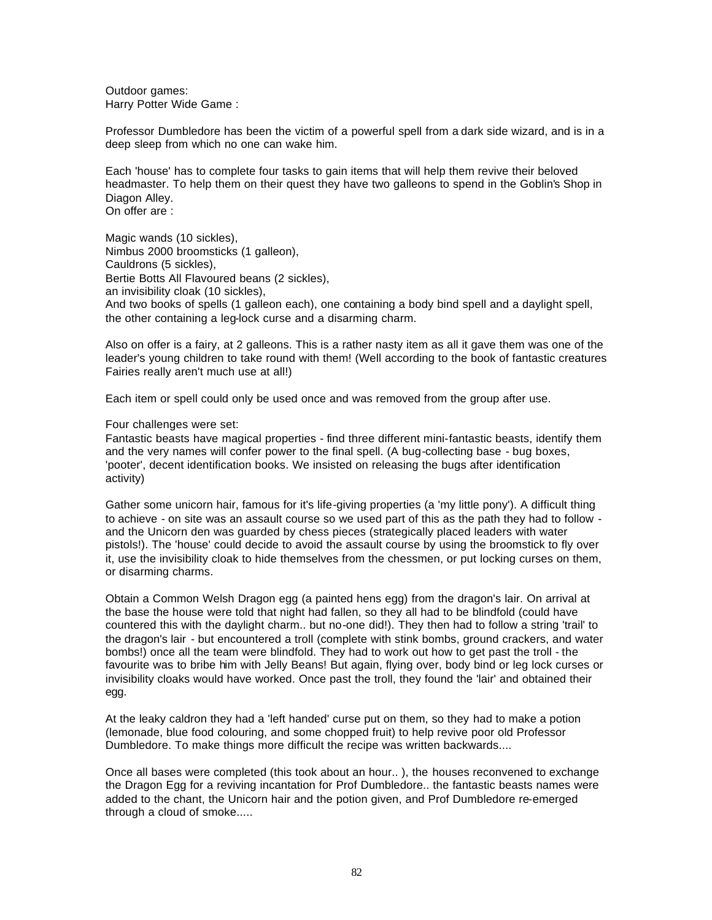Outdoor games:
Harry Potter Wide Game :

Professor Dumbledore has been the victim of a powerful spell from a dark side wizard, and is in a deep sleep from which no one can wake him.

Each 'house' has to complete four tasks to gain items that will help them revive their beloved headmaster. To help them on their quest they have two galleons to spend in the Goblin's Shop in Diagon Alley.
On offer are :

Magic wands (10 sickles),
Nimbus 2000 broomsticks (1 galleon),
Cauldrons (5 sickles),
Bertie Botts All Flavoured beans (2 sickles),
an invisibility cloak (10 sickles),
And two books of spells (1 galleon each), one containing a body bind spell and a daylight spell, the other containing a leg-lock curse and a disarming charm.

Also on offer is a fairy, at 2 galleons. This is a rather nasty item as all it gave them was one of the leader's young children to take round with them! (Well according to the book of fantastic creatures Fairies really aren't much use at all!)

Each item or spell could only be used once and was removed from the group after use.

Four challenges were set:
Fantastic beasts have magical properties - find three different mini-fantastic beasts, identify them and the very names will confer power to the final spell. (A bug-collecting base - bug boxes, 'pooter', decent identification books. We insisted on releasing the bugs after identification activity)

Gather some unicorn hair, famous for it's life-giving properties (a 'my little pony'). A difficult thing to achieve - on site was an assault course so we used part of this as the path they had to follow - and the Unicorn den was guarded by chess pieces (strategically placed leaders with water pistols!). The 'house' could decide to avoid the assault course by using the broomstick to fly over it, use the invisibility cloak to hide themselves from the chessmen, or put locking curses on them, or disarming charms.

Obtain a Common Welsh Dragon egg (a painted hens egg) from the dragon's lair. On arrival at the base the house were told that night had fallen, so they all had to be blindfold (could have countered this with the daylight charm.. but no-one did!). They then had to follow a string 'trail' to the dragon's lair - but encountered a troll (complete with stink bombs, ground crackers, and water bombs!) once all the team were blindfold. They had to work out how to get past the troll - the favourite was to bribe him with Jelly Beans! But again, flying over, body bind or leg lock curses or invisibility cloaks would have worked. Once past the troll, they found the 'lair' and obtained their egg.

At the leaky caldron they had a 'left handed' curse put on them, so they had to make a potion (lemonade, blue food colouring, and some chopped fruit) to help revive poor old Professor Dumbledore. To make things more difficult the recipe was written backwards....

Once all bases were completed (this took about an hour.. ), the houses reconvened to exchange the Dragon Egg for a reviving incantation for Prof Dumbledore.. the fantastic beasts names were added to the chant, the Unicorn hair and the potion given, and Prof Dumbledore re-emerged through a cloud of smoke.....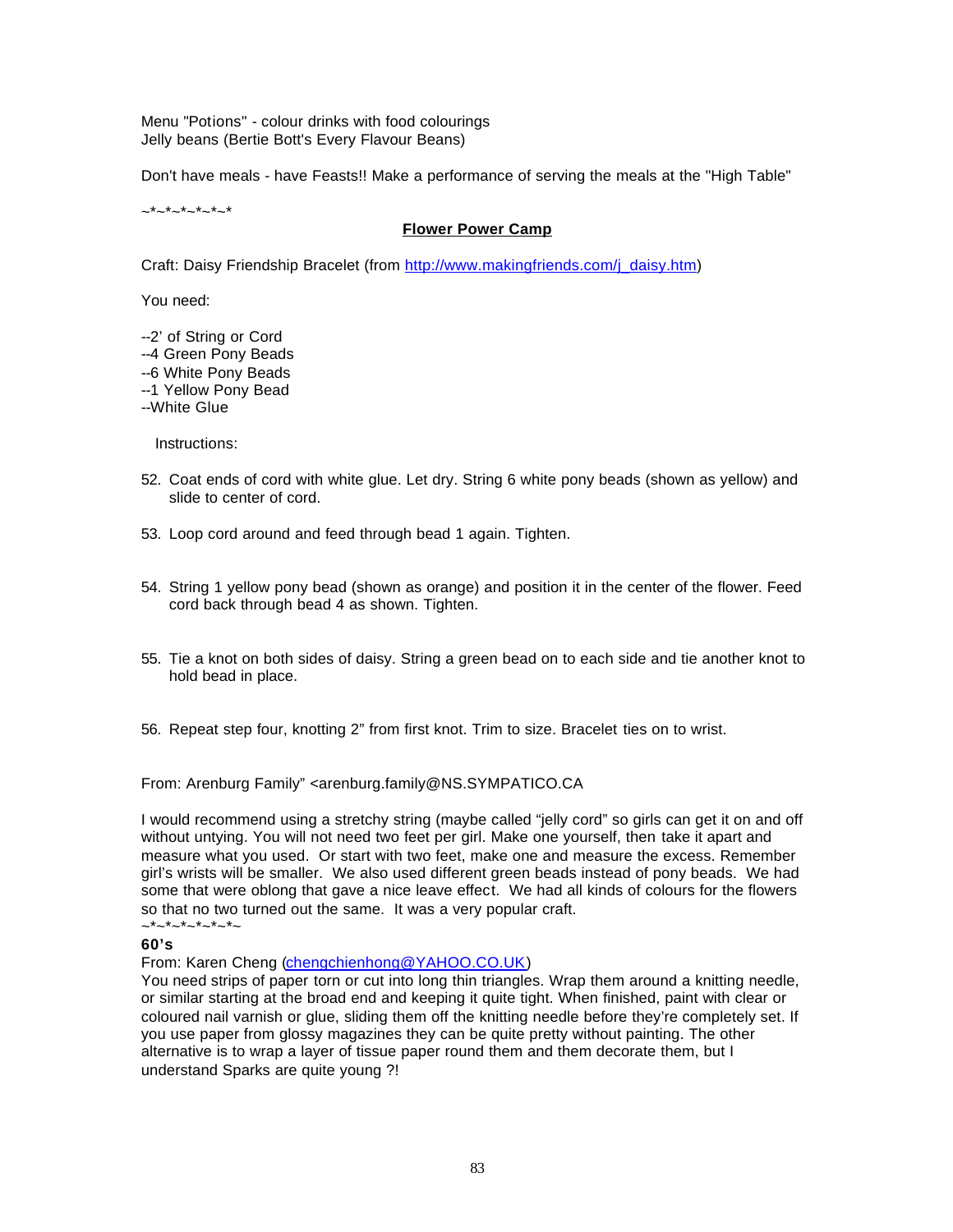Menu "Potions" - colour drinks with food colourings
Jelly beans (Bertie Bott's Every Flavour Beans)

Don't have meals - have Feasts!! Make a performance of serving the meals at the "High Table"

~*~*~*~*~*~*

**Flower Power Camp**

Craft: Daisy Friendship Bracelet (from http://www.makingfriends.com/j_daisy.htm)

You need:

--2' of String or Cord
--4 Green Pony Beads
--6 White Pony Beads
--1 Yellow Pony Bead
--White Glue

Instructions:

52. Coat ends of cord with white glue. Let dry. String 6 white pony beads (shown as yellow) and slide to center of cord.

53. Loop cord around and feed through bead 1 again. Tighten.

54. String 1 yellow pony bead (shown as orange) and position it in the center of the flower. Feed cord back through bead 4 as shown. Tighten.

55. Tie a knot on both sides of daisy. String a green bead on to each side and tie another knot to hold bead in place.

56. Repeat step four, knotting 2" from first knot. Trim to size. Bracelet ties on to wrist.

From: Arenburg Family" <arenburg.family@NS.SYMPATICO.CA

I would recommend using a stretchy string (maybe called "jelly cord" so girls can get it on and off without untying. You will not need two feet per girl. Make one yourself, then take it apart and measure what you used. Or start with two feet, make one and measure the excess. Remember girl's wrists will be smaller. We also used different green beads instead of pony beads. We had some that were oblong that gave a nice leave effect. We had all kinds of colours for the flowers so that no two turned out the same. It was a very popular craft.
~*~*~*~*~*~

**60's**

From: Karen Cheng (chengchienhong@YAHOO.CO.UK)
You need strips of paper torn or cut into long thin triangles. Wrap them around a knitting needle, or similar starting at the broad end and keeping it quite tight. When finished, paint with clear or coloured nail varnish or glue, sliding them off the knitting needle before they're completely set. If you use paper from glossy magazines they can be quite pretty without painting. The other alternative is to wrap a layer of tissue paper round them and them decorate them, but I understand Sparks are quite young ?!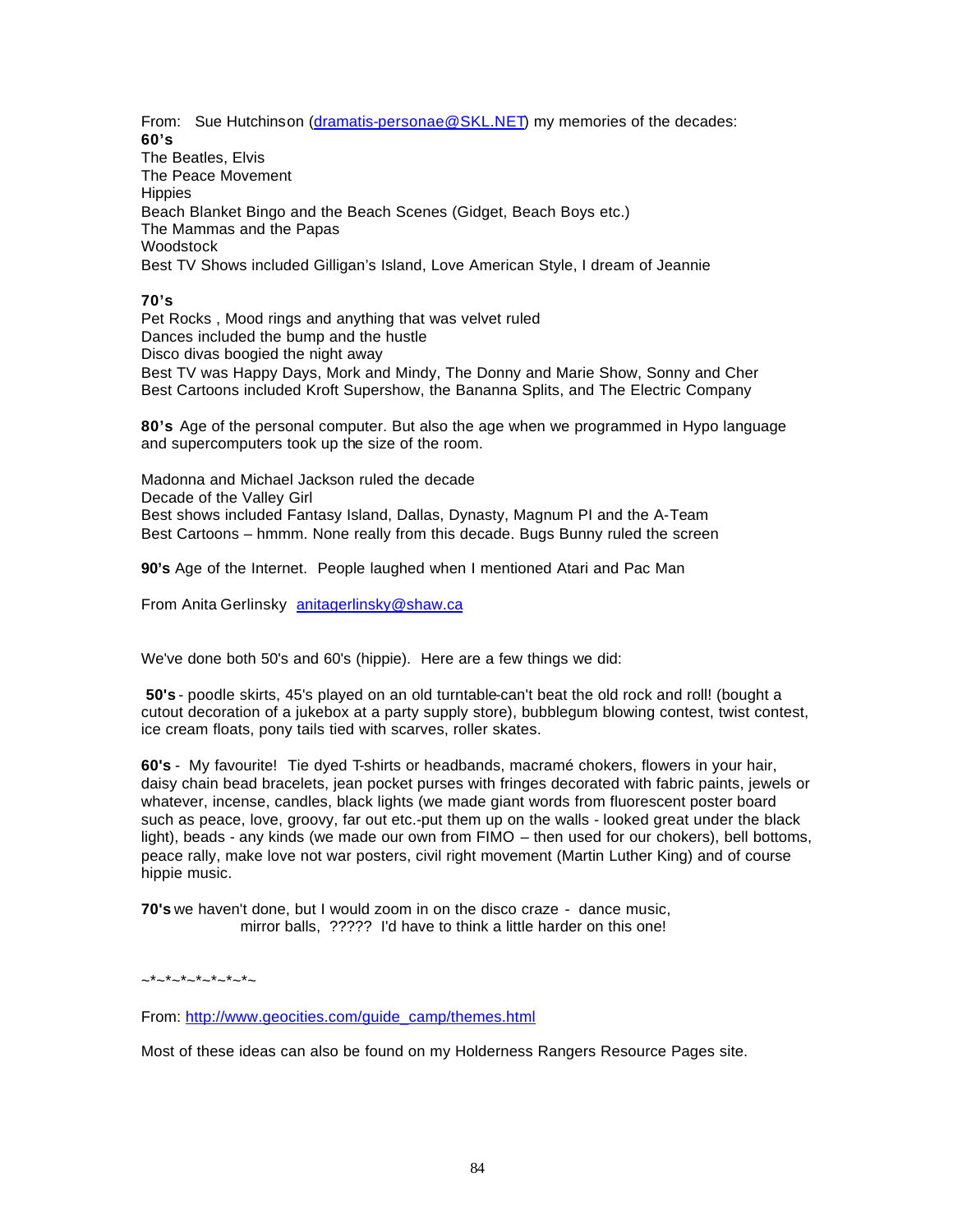From: Sue Hutchinson (dramatis-personae@SKL.NET) my memories of the decades:

**60's**

The Beatles, Elvis
The Peace Movement
Hippies
Beach Blanket Bingo and the Beach Scenes (Gidget, Beach Boys etc.)
The Mammas and the Papas
Woodstock
Best TV Shows included Gilligan's Island, Love American Style, I dream of Jeannie

**70's**

Pet Rocks , Mood rings and anything that was velvet ruled
Dances included the bump and the hustle
Disco divas boogied the night away
Best TV was Happy Days, Mork and Mindy, The Donny and Marie Show, Sonny and Cher
Best Cartoons included Kroft Supershow, the Bananna Splits, and The Electric Company

**80's** Age of the personal computer. But also the age when we programmed in Hypo language and supercomputers took up the size of the room.

Madonna and Michael Jackson ruled the decade
Decade of the Valley Girl
Best shows included Fantasy Island, Dallas, Dynasty, Magnum PI and the A-Team
Best Cartoons – hmmm. None really from this decade. Bugs Bunny ruled the screen

**90's** Age of the Internet. People laughed when I mentioned Atari and Pac Man

From Anita Gerlinsky anitagerlinsky@shaw.ca

We've done both 50's and 60's (hippie). Here are a few things we did:

**50's** - poodle skirts, 45's played on an old turntable-can't beat the old rock and roll! (bought a cutout decoration of a jukebox at a party supply store), bubblegum blowing contest, twist contest, ice cream floats, pony tails tied with scarves, roller skates.

**60's** - My favourite! Tie dyed T-shirts or headbands, macramé chokers, flowers in your hair, daisy chain bead bracelets, jean pocket purses with fringes decorated with fabric paints, jewels or whatever, incense, candles, black lights (we made giant words from fluorescent poster board such as peace, love, groovy, far out etc.-put them up on the walls - looked great under the black light), beads - any kinds (we made our own from FIMO – then used for our chokers), bell bottoms, peace rally, make love not war posters, civil right movement (Martin Luther King) and of course hippie music.

**70's** we haven't done, but I would zoom in on the disco craze - dance music, mirror balls, ????? I'd have to think a little harder on this one!

~*~*~*~*~*~*~*~

From: http://www.geocities.com/guide_camp/themes.html

Most of these ideas can also be found on my Holderness Rangers Resource Pages site.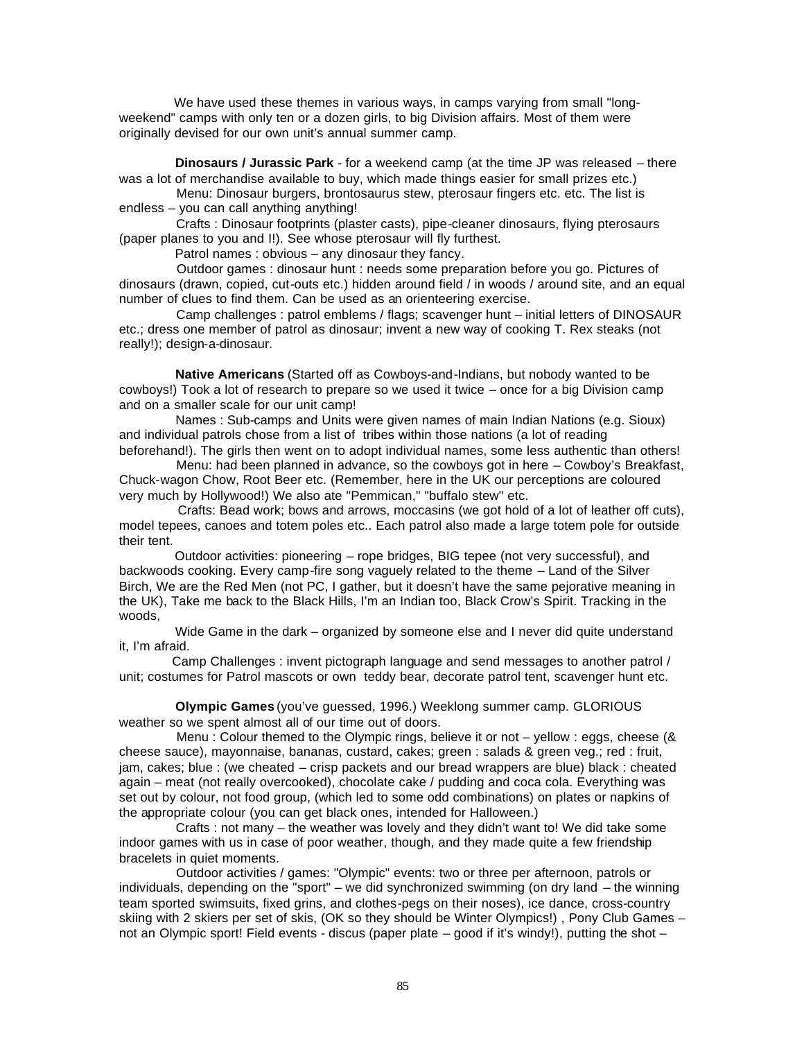We have used these themes in various ways, in camps varying from small "long-weekend" camps with only ten or a dozen girls, to big Division affairs. Most of them were originally devised for our own unit's annual summer camp.

**Dinosaurs / Jurassic Park** - for a weekend camp (at the time JP was released – there was a lot of merchandise available to buy, which made things easier for small prizes etc.)

Menu: Dinosaur burgers, brontosaurus stew, pterosaur fingers etc. etc. The list is endless – you can call anything anything!

Crafts : Dinosaur footprints (plaster casts), pipe-cleaner dinosaurs, flying pterosaurs (paper planes to you and I!). See whose pterosaur will fly furthest.

Patrol names : obvious – any dinosaur they fancy.

Outdoor games : dinosaur hunt : needs some preparation before you go. Pictures of dinosaurs (drawn, copied, cut-outs etc.) hidden around field / in woods / around site, and an equal number of clues to find them. Can be used as an orienteering exercise.

Camp challenges : patrol emblems / flags; scavenger hunt – initial letters of DINOSAUR etc.; dress one member of patrol as dinosaur; invent a new way of cooking T. Rex steaks (not really!); design-a-dinosaur.

**Native Americans** (Started off as Cowboys-and-Indians, but nobody wanted to be cowboys!) Took a lot of research to prepare so we used it twice – once for a big Division camp and on a smaller scale for our unit camp!

Names : Sub-camps and Units were given names of main Indian Nations (e.g. Sioux) and individual patrols chose from a list of tribes within those nations (a lot of reading beforehand!). The girls then went on to adopt individual names, some less authentic than others!

Menu: had been planned in advance, so the cowboys got in here – Cowboy's Breakfast, Chuck-wagon Chow, Root Beer etc. (Remember, here in the UK our perceptions are coloured very much by Hollywood!) We also ate "Pemmican," "buffalo stew" etc.

Crafts: Bead work; bows and arrows, moccasins (we got hold of a lot of leather off cuts), model tepees, canoes and totem poles etc.. Each patrol also made a large totem pole for outside their tent.

Outdoor activities: pioneering – rope bridges, BIG tepee (not very successful), and backwoods cooking. Every camp-fire song vaguely related to the theme – Land of the Silver Birch, We are the Red Men (not PC, I gather, but it doesn't have the same pejorative meaning in the UK), Take me back to the Black Hills, I'm an Indian too, Black Crow's Spirit. Tracking in the woods,

Wide Game in the dark – organized by someone else and I never did quite understand it, I'm afraid.

Camp Challenges : invent pictograph language and send messages to another patrol / unit; costumes for Patrol mascots or own teddy bear, decorate patrol tent, scavenger hunt etc.

**Olympic Games** (you've guessed, 1996.) Weeklong summer camp. GLORIOUS weather so we spent almost all of our time out of doors.

Menu : Colour themed to the Olympic rings, believe it or not – yellow : eggs, cheese (& cheese sauce), mayonnaise, bananas, custard, cakes; green : salads & green veg.; red : fruit, jam, cakes; blue : (we cheated – crisp packets and our bread wrappers are blue) black : cheated again – meat (not really overcooked), chocolate cake / pudding and coca cola. Everything was set out by colour, not food group, (which led to some odd combinations) on plates or napkins of the appropriate colour (you can get black ones, intended for Halloween.)

Crafts : not many – the weather was lovely and they didn't want to! We did take some indoor games with us in case of poor weather, though, and they made quite a few friendship bracelets in quiet moments.

Outdoor activities / games: "Olympic" events: two or three per afternoon, patrols or individuals, depending on the "sport" – we did synchronized swimming (on dry land – the winning team sported swimsuits, fixed grins, and clothes-pegs on their noses), ice dance, cross-country skiing with 2 skiers per set of skis, (OK so they should be Winter Olympics!) , Pony Club Games – not an Olympic sport! Field events - discus (paper plate – good if it's windy!), putting the shot –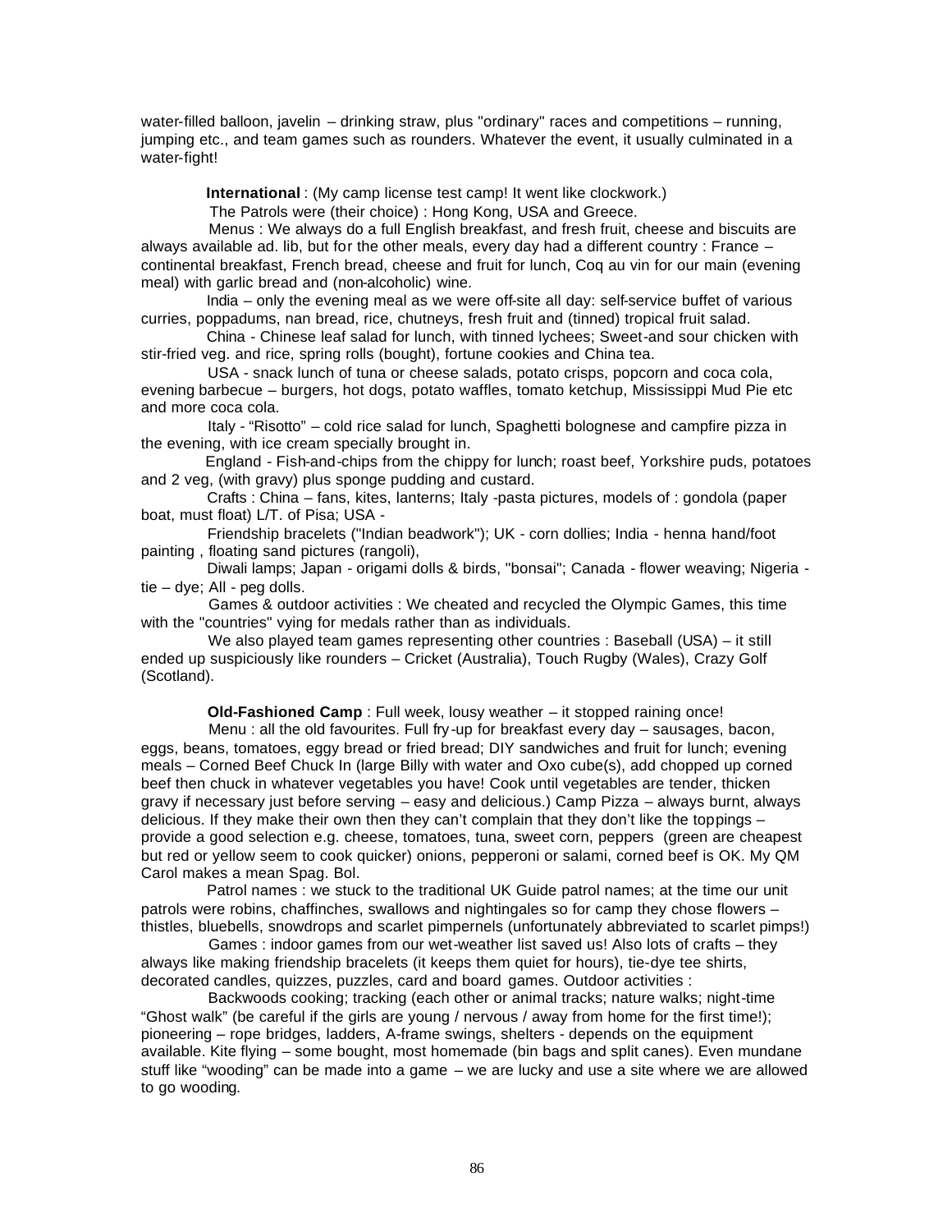water-filled balloon, javelin – drinking straw, plus "ordinary" races and competitions – running, jumping etc., and team games such as rounders. Whatever the event, it usually culminated in a water-fight!

**International** : (My camp license test camp! It went like clockwork.)

The Patrols were (their choice) : Hong Kong, USA and Greece.

Menus : We always do a full English breakfast, and fresh fruit, cheese and biscuits are always available ad. lib, but for the other meals, every day had a different country : France – continental breakfast, French bread, cheese and fruit for lunch, Coq au vin for our main (evening meal) with garlic bread and (non-alcoholic) wine.

India – only the evening meal as we were off-site all day: self-service buffet of various curries, poppadums, nan bread, rice, chutneys, fresh fruit and (tinned) tropical fruit salad.

China - Chinese leaf salad for lunch, with tinned lychees; Sweet-and sour chicken with stir-fried veg. and rice, spring rolls (bought), fortune cookies and China tea.

USA - snack lunch of tuna or cheese salads, potato crisps, popcorn and coca cola, evening barbecue – burgers, hot dogs, potato waffles, tomato ketchup, Mississippi Mud Pie etc and more coca cola.

Italy - "Risotto" – cold rice salad for lunch, Spaghetti bolognese and campfire pizza in the evening, with ice cream specially brought in.

England - Fish-and-chips from the chippy for lunch; roast beef, Yorkshire puds, potatoes and 2 veg, (with gravy) plus sponge pudding and custard.

Crafts : China – fans, kites, lanterns; Italy -pasta pictures, models of : gondola (paper boat, must float) L/T. of Pisa; USA -

Friendship bracelets ("Indian beadwork"); UK - corn dollies; India - henna hand/foot painting , floating sand pictures (rangoli),

Diwali lamps; Japan - origami dolls & birds, "bonsai"; Canada - flower weaving; Nigeria - tie – dye; All - peg dolls.

Games & outdoor activities : We cheated and recycled the Olympic Games, this time with the "countries" vying for medals rather than as individuals.

We also played team games representing other countries : Baseball (USA) – it still ended up suspiciously like rounders – Cricket (Australia), Touch Rugby (Wales), Crazy Golf (Scotland).

**Old-Fashioned Camp** : Full week, lousy weather – it stopped raining once!

Menu : all the old favourites. Full fry-up for breakfast every day – sausages, bacon, eggs, beans, tomatoes, eggy bread or fried bread; DIY sandwiches and fruit for lunch; evening meals – Corned Beef Chuck In (large Billy with water and Oxo cube(s), add chopped up corned beef then chuck in whatever vegetables you have! Cook until vegetables are tender, thicken gravy if necessary just before serving – easy and delicious.) Camp Pizza – always burnt, always delicious. If they make their own then they can't complain that they don't like the toppings – provide a good selection e.g. cheese, tomatoes, tuna, sweet corn, peppers (green are cheapest but red or yellow seem to cook quicker) onions, pepperoni or salami, corned beef is OK. My QM Carol makes a mean Spag. Bol.

Patrol names : we stuck to the traditional UK Guide patrol names; at the time our unit patrols were robins, chaffinches, swallows and nightingales so for camp they chose flowers – thistles, bluebells, snowdrops and scarlet pimpernels (unfortunately abbreviated to scarlet pimps!)

Games : indoor games from our wet-weather list saved us! Also lots of crafts – they always like making friendship bracelets (it keeps them quiet for hours), tie-dye tee shirts, decorated candles, quizzes, puzzles, card and board games. Outdoor activities :

Backwoods cooking; tracking (each other or animal tracks; nature walks; night-time "Ghost walk" (be careful if the girls are young / nervous / away from home for the first time!); pioneering – rope bridges, ladders, A-frame swings, shelters - depends on the equipment available. Kite flying – some bought, most homemade (bin bags and split canes). Even mundane stuff like "wooding" can be made into a game – we are lucky and use a site where we are allowed to go wooding.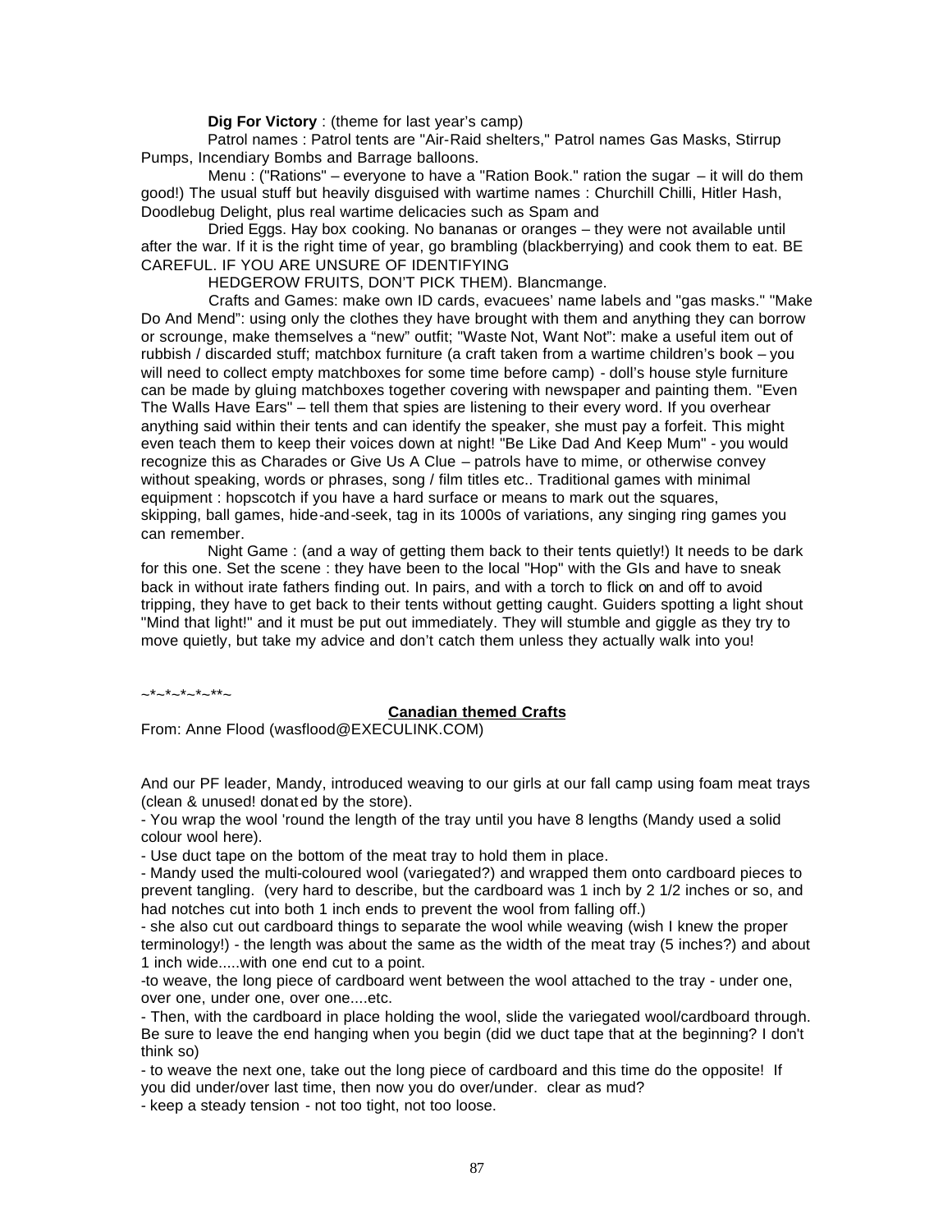**Dig For Victory** : (theme for last year's camp)

Patrol names : Patrol tents are "Air-Raid shelters," Patrol names Gas Masks, Stirrup Pumps, Incendiary Bombs and Barrage balloons.

Menu : ("Rations" – everyone to have a "Ration Book." ration the sugar – it will do them good!) The usual stuff but heavily disguised with wartime names : Churchill Chilli, Hitler Hash, Doodlebug Delight, plus real wartime delicacies such as Spam and

Dried Eggs. Hay box cooking. No bananas or oranges – they were not available until after the war. If it is the right time of year, go brambling (blackberrying) and cook them to eat. BE CAREFUL. IF YOU ARE UNSURE OF IDENTIFYING

HEDGEROW FRUITS, DON'T PICK THEM). Blancmange.

Crafts and Games: make own ID cards, evacuees' name labels and "gas masks." "Make Do And Mend": using only the clothes they have brought with them and anything they can borrow or scrounge, make themselves a "new" outfit; "Waste Not, Want Not": make a useful item out of rubbish / discarded stuff; matchbox furniture (a craft taken from a wartime children's book – you will need to collect empty matchboxes for some time before camp) - doll's house style furniture can be made by gluing matchboxes together covering with newspaper and painting them. "Even The Walls Have Ears" – tell them that spies are listening to their every word. If you overhear anything said within their tents and can identify the speaker, she must pay a forfeit. This might even teach them to keep their voices down at night! "Be Like Dad And Keep Mum" - you would recognize this as Charades or Give Us A Clue – patrols have to mime, or otherwise convey without speaking, words or phrases, song / film titles etc.. Traditional games with minimal equipment : hopscotch if you have a hard surface or means to mark out the squares, skipping, ball games, hide-and-seek, tag in its 1000s of variations, any singing ring games you can remember.

Night Game : (and a way of getting them back to their tents quietly!) It needs to be dark for this one. Set the scene : they have been to the local "Hop" with the GIs and have to sneak back in without irate fathers finding out. In pairs, and with a torch to flick on and off to avoid tripping, they have to get back to their tents without getting caught. Guiders spotting a light shout "Mind that light!" and it must be put out immediately. They will stumble and giggle as they try to move quietly, but take my advice and don't catch them unless they actually walk into you!

~*~*~*~*~**~

## Canadian themed Crafts

From: Anne Flood (wasflood@EXECULINK.COM)

And our PF leader, Mandy, introduced weaving to our girls at our fall camp using foam meat trays (clean & unused! donated by the store).

- You wrap the wool 'round the length of the tray until you have 8 lengths (Mandy used a solid colour wool here).
- Use duct tape on the bottom of the meat tray to hold them in place.
- Mandy used the multi-coloured wool (variegated?) and wrapped them onto cardboard pieces to prevent tangling. (very hard to describe, but the cardboard was 1 inch by 2 1/2 inches or so, and had notches cut into both 1 inch ends to prevent the wool from falling off.)
- she also cut out cardboard things to separate the wool while weaving (wish I knew the proper terminology!) - the length was about the same as the width of the meat tray (5 inches?) and about 1 inch wide.....with one end cut to a point.
- to weave, the long piece of cardboard went between the wool attached to the tray - under one, over one, under one, over one....etc.
- Then, with the cardboard in place holding the wool, slide the variegated wool/cardboard through. Be sure to leave the end hanging when you begin (did we duct tape that at the beginning? I don't think so)
- to weave the next one, take out the long piece of cardboard and this time do the opposite! If you did under/over last time, then now you do over/under. clear as mud?
- keep a steady tension - not too tight, not too loose.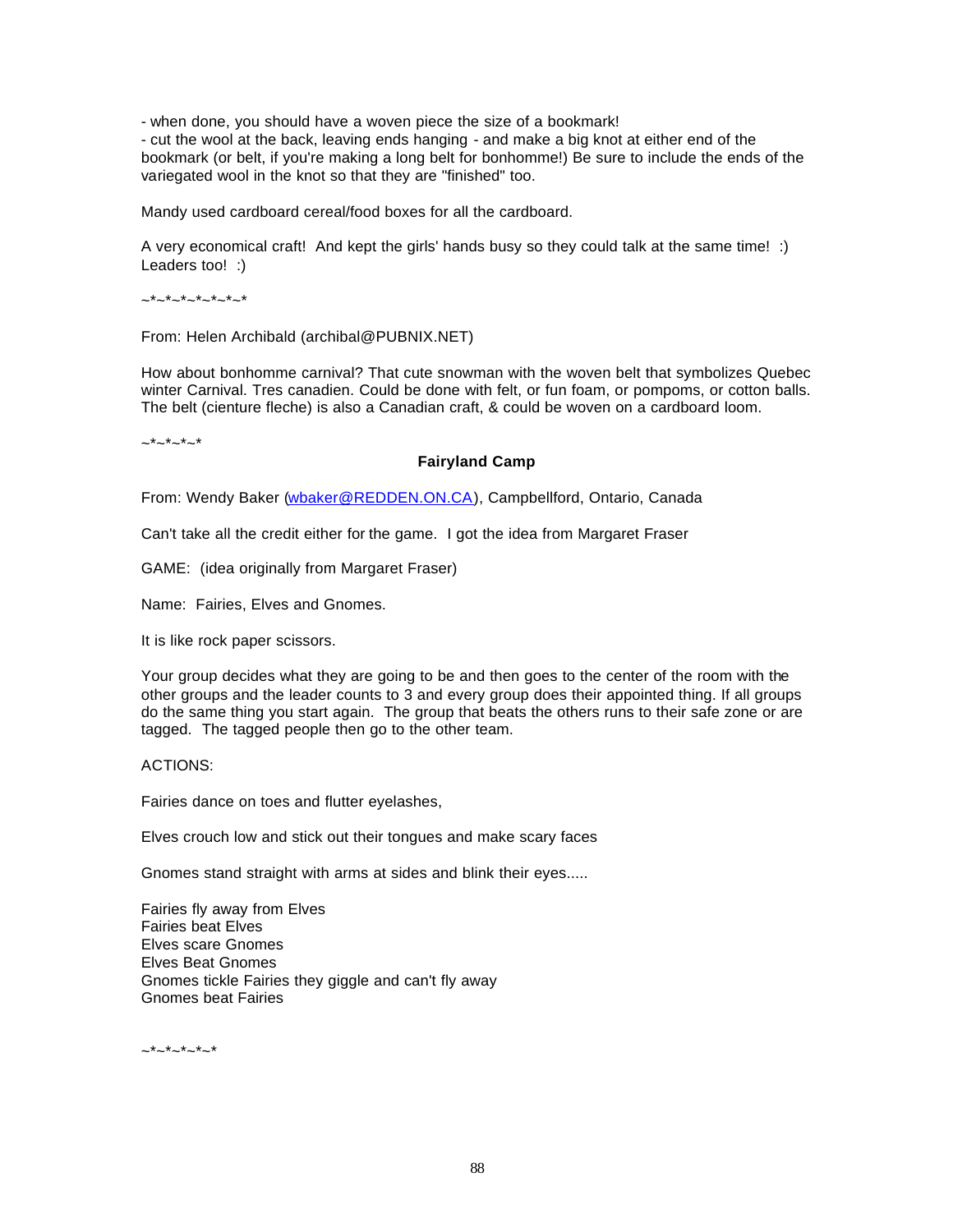- when done, you should have a woven piece the size of a bookmark!
- cut the wool at the back, leaving ends hanging - and make a big knot at either end of the bookmark (or belt, if you're making a long belt for bonhomme!) Be sure to include the ends of the variegated wool in the knot so that they are "finished" too.

Mandy used cardboard cereal/food boxes for all the cardboard.

A very economical craft! And kept the girls' hands busy so they could talk at the same time! :) Leaders too! :)

~*~*~*~*~*~*~*

From: Helen Archibald (archibal@PUBNIX.NET)

How about bonhomme carnival? That cute snowman with the woven belt that symbolizes Quebec winter Carnival. Tres canadien. Could be done with felt, or fun foam, or pompoms, or cotton balls. The belt (cienture fleche) is also a Canadian craft, & could be woven on a cardboard loom.

~*~*~*~*

## Fairyland Camp

From: Wendy Baker (wbaker@REDDEN.ON.CA), Campbellford, Ontario, Canada

Can't take all the credit either for the game. I got the idea from Margaret Fraser

GAME: (idea originally from Margaret Fraser)

Name: Fairies, Elves and Gnomes.

It is like rock paper scissors.

Your group decides what they are going to be and then goes to the center of the room with the other groups and the leader counts to 3 and every group does their appointed thing. If all groups do the same thing you start again. The group that beats the others runs to their safe zone or are tagged. The tagged people then go to the other team.

ACTIONS:

Fairies dance on toes and flutter eyelashes,

Elves crouch low and stick out their tongues and make scary faces

Gnomes stand straight with arms at sides and blink their eyes.....

Fairies fly away from Elves
Fairies beat Elves
Elves scare Gnomes
Elves Beat Gnomes
Gnomes tickle Fairies they giggle and can't fly away
Gnomes beat Fairies

~*~*~*~*~*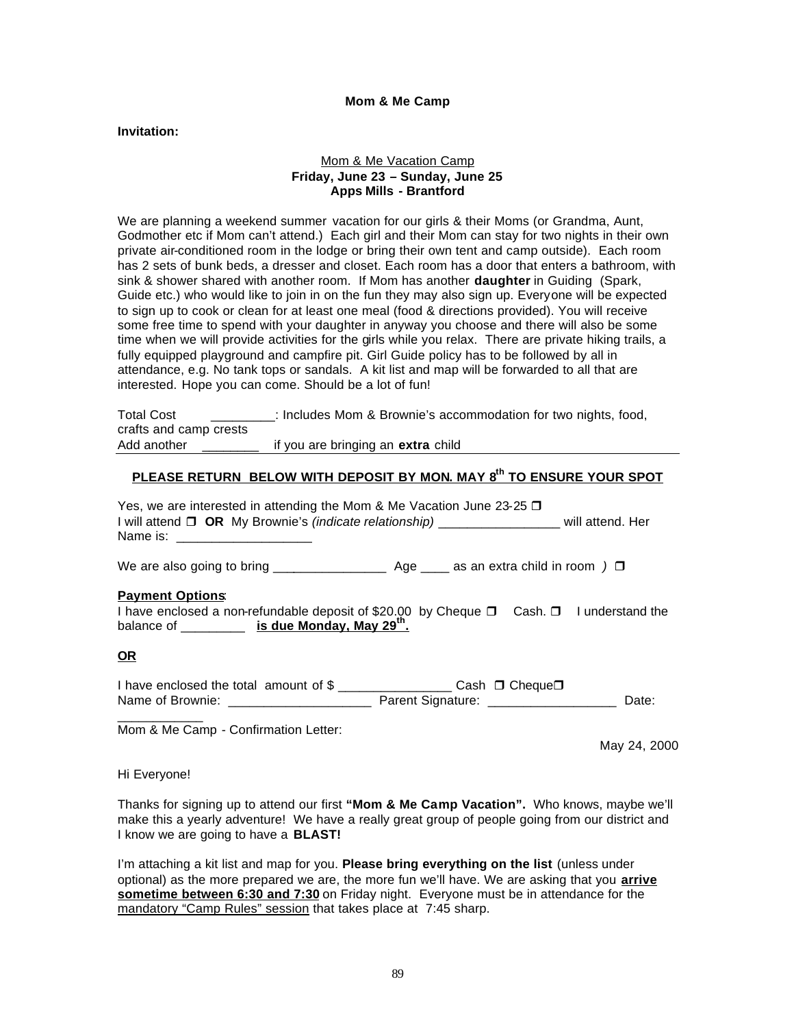**Mom & Me Camp**

**Invitation:**

<u>Mom & Me Vacation Camp</u>
**Friday, June 23 – Sunday, June 25**
**Apps Mills - Brantford**

We are planning a weekend summer vacation for our girls & their Moms (or Grandma, Aunt, Godmother etc if Mom can't attend.) Each girl and their Mom can stay for two nights in their own private air-conditioned room in the lodge or bring their own tent and camp outside). Each room has 2 sets of bunk beds, a dresser and closet. Each room has a door that enters a bathroom, with sink & shower shared with another room. If Mom has another **daughter** in Guiding (Spark, Guide etc.) who would like to join in on the fun they may also sign up. Everyone will be expected to sign up to cook or clean for at least one meal (food & directions provided). You will receive some free time to spend with your daughter in anyway you choose and there will also be some time when we will provide activities for the girls while you relax. There are private hiking trails, a fully equipped playground and campfire pit. Girl Guide policy has to be followed by all in attendance, e.g. No tank tops or sandals. A kit list and map will be forwarded to all that are interested. Hope you can come. Should be a lot of fun!

Total Cost _________: Includes Mom & Brownie's accommodation for two nights, food, crafts and camp crests
Add another ________ if you are bringing an **extra** child

**<u>PLEASE RETURN BELOW WITH DEPOSIT BY MON. MAY 8th TO ENSURE YOUR SPOT</u>**

Yes, we are interested in attending the Mom & Me Vacation June 23-25 ❐
I will attend ❐ **OR** My Brownie's *(indicate relationship)* _________________ will attend. Her Name is: ___________________

We are also going to bring _______________ Age ____ as an extra child in room *)* ❐

**<u>Payment Options</u>**:
I have enclosed a non-refundable deposit of $20.00 by Cheque ❐ Cash. ❐ I understand the balance of _________ **<u>is due Monday, May 29th.</u>**

**<u>OR</u>**

I have enclosed the total amount of $ ________________ Cash ❐ Cheque❐
Name of Brownie: ____________________ Parent Signature: __________________ Date: ____________

Mom & Me Camp - Confirmation Letter:

May 24, 2000

Hi Everyone!

Thanks for signing up to attend our first **"Mom & Me Camp Vacation".** Who knows, maybe we'll make this a yearly adventure! We have a really great group of people going from our district and I know we are going to have a **BLAST!**

I'm attaching a kit list and map for you. **Please bring everything on the list** (unless under optional) as the more prepared we are, the more fun we'll have. We are asking that you **<u>arrive sometime between 6:30 and 7:30</u>** on Friday night. Everyone must be in attendance for the <u>mandatory "Camp Rules" session</u> that takes place at 7:45 sharp.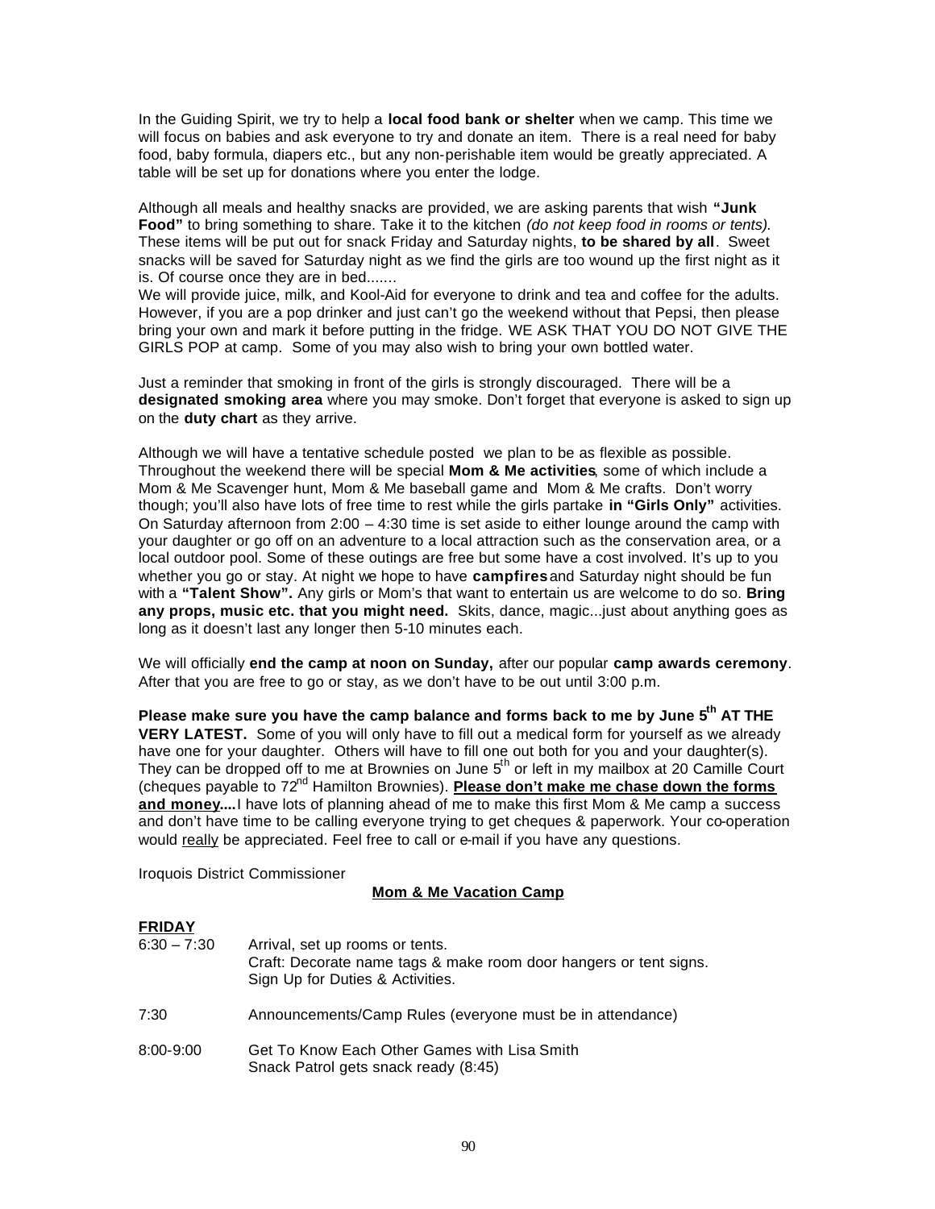In the Guiding Spirit, we try to help a **local food bank or shelter** when we camp. This time we will focus on babies and ask everyone to try and donate an item. There is a real need for baby food, baby formula, diapers etc., but any non-perishable item would be greatly appreciated. A table will be set up for donations where you enter the lodge.

Although all meals and healthy snacks are provided, we are asking parents that wish **"Junk Food"** to bring something to share. Take it to the kitchen *(do not keep food in rooms or tents).* These items will be put out for snack Friday and Saturday nights, **to be shared by all**. Sweet snacks will be saved for Saturday night as we find the girls are too wound up the first night as it is. Of course once they are in bed.......
We will provide juice, milk, and Kool-Aid for everyone to drink and tea and coffee for the adults. However, if you are a pop drinker and just can't go the weekend without that Pepsi, then please bring your own and mark it before putting in the fridge. WE ASK THAT YOU DO NOT GIVE THE GIRLS POP at camp. Some of you may also wish to bring your own bottled water.

Just a reminder that smoking in front of the girls is strongly discouraged. There will be a **designated smoking area** where you may smoke. Don't forget that everyone is asked to sign up on the **duty chart** as they arrive.

Although we will have a tentative schedule posted we plan to be as flexible as possible. Throughout the weekend there will be special **Mom & Me activities**, some of which include a Mom & Me Scavenger hunt, Mom & Me baseball game and Mom & Me crafts. Don't worry though; you'll also have lots of free time to rest while the girls partake **in "Girls Only"** activities. On Saturday afternoon from 2:00 – 4:30 time is set aside to either lounge around the camp with your daughter or go off on an adventure to a local attraction such as the conservation area, or a local outdoor pool. Some of these outings are free but some have a cost involved. It's up to you whether you go or stay. At night we hope to have **campfires** and Saturday night should be fun with a **"Talent Show".** Any girls or Mom's that want to entertain us are welcome to do so. **Bring any props, music etc. that you might need.** Skits, dance, magic...just about anything goes as long as it doesn't last any longer then 5-10 minutes each.

We will officially **end the camp at noon on Sunday,** after our popular **camp awards ceremony**. After that you are free to go or stay, as we don't have to be out until 3:00 p.m.

**Please make sure you have the camp balance and forms back to me by June 5th AT THE VERY LATEST.** Some of you will only have to fill out a medical form for yourself as we already have one for your daughter. Others will have to fill one out both for you and your daughter(s). They can be dropped off to me at Brownies on June 5th or left in my mailbox at 20 Camille Court (cheques payable to 72nd Hamilton Brownies). **<u>Please don't make me chase down the forms and money</u>....** I have lots of planning ahead of me to make this first Mom & Me camp a success and don't have time to be calling everyone trying to get cheques & paperwork. Your co-operation would <u>really</u> be appreciated. Feel free to call or e-mail if you have any questions.

Iroquois District Commissioner

**<u>Mom & Me Vacation Camp</u>**

**<u>FRIDAY</u>**

| | |
|---|---|
| 6:30 – 7:30 | Arrival, set up rooms or tents.<br>Craft: Decorate name tags & make room door hangers or tent signs.<br>Sign Up for Duties & Activities. |
| 7:30 | Announcements/Camp Rules (everyone must be in attendance) |
| 8:00-9:00 | Get To Know Each Other Games with Lisa Smith<br>Snack Patrol gets snack ready (8:45) |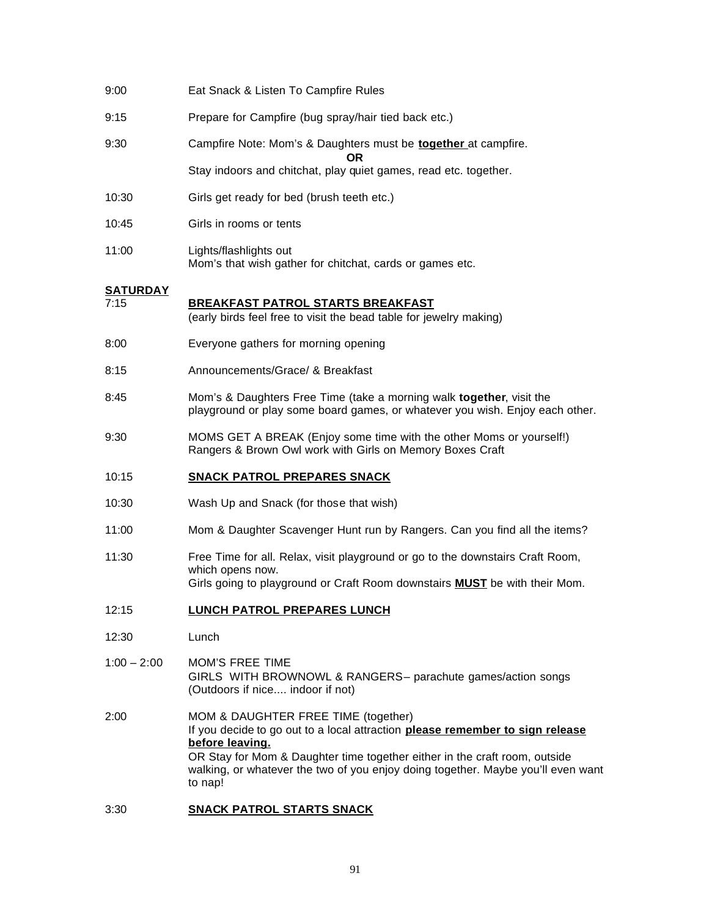| | |
|---|---|
| 9:00 | Eat Snack & Listen To Campfire Rules |
| 9:15 | Prepare for Campfire (bug spray/hair tied back etc.) |
| 9:30 | Campfire Note: Mom's & Daughters must be **together** at campfire.<br>**OR**<br>Stay indoors and chitchat, play quiet games, read etc. together. |
| 10:30 | Girls get ready for bed (brush teeth etc.) |
| 10:45 | Girls in rooms or tents |
| 11:00 | Lights/flashlights out<br>Mom's that wish gather for chitchat, cards or games etc. |

**SATURDAY**

| | |
|---|---|
| 7:15 | **BREAKFAST PATROL STARTS BREAKFAST**<br>(early birds feel free to visit the bead table for jewelry making) |
| 8:00 | Everyone gathers for morning opening |
| 8:15 | Announcements/Grace/ & Breakfast |
| 8:45 | Mom's & Daughters Free Time (take a morning walk **together**, visit the playground or play some board games, or whatever you wish. Enjoy each other. |
| 9:30 | MOMS GET A BREAK (Enjoy some time with the other Moms or yourself!)<br>Rangers & Brown Owl work with Girls on Memory Boxes Craft |
| 10:15 | **SNACK PATROL PREPARES SNACK** |
| 10:30 | Wash Up and Snack (for those that wish) |
| 11:00 | Mom & Daughter Scavenger Hunt run by Rangers. Can you find all the items? |
| 11:30 | Free Time for all. Relax, visit playground or go to the downstairs Craft Room, which opens now.<br>Girls going to playground or Craft Room downstairs **MUST** be with their Mom. |
| 12:15 | **LUNCH PATROL PREPARES LUNCH** |
| 12:30 | Lunch |
| 1:00 – 2:00 | MOM'S FREE TIME<br>GIRLS WITH BROWNOWL & RANGERS– parachute games/action songs (Outdoors if nice.... indoor if not) |
| 2:00 | MOM & DAUGHTER FREE TIME (together)<br>If you decide to go out to a local attraction **please remember to sign release before leaving.**<br>OR Stay for Mom & Daughter time together either in the craft room, outside walking, or whatever the two of you enjoy doing together. Maybe you'll even want to nap! |
| 3:30 | **SNACK PATROL STARTS SNACK** |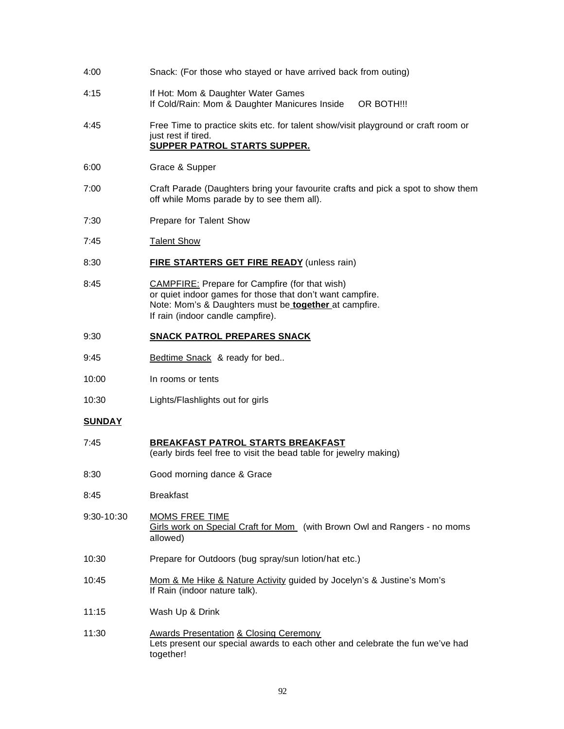4:00 Snack: (For those who stayed or have arrived back from outing)

4:15 If Hot: Mom & Daughter Water Games
If Cold/Rain: Mom & Daughter Manicures Inside OR BOTH!!!

4:45 Free Time to practice skits etc. for talent show/visit playground or craft room or just rest if tired.
**SUPPER PATROL STARTS SUPPER.**

6:00 Grace & Supper

7:00 Craft Parade (Daughters bring your favourite crafts and pick a spot to show them off while Moms parade by to see them all).

7:30 Prepare for Talent Show

7:45 Talent Show

8:30 **FIRE STARTERS GET FIRE READY** (unless rain)

8:45 CAMPFIRE: Prepare for Campfire (for that wish)
or quiet indoor games for those that don't want campfire.
Note: Mom's & Daughters must be **together** at campfire.
If rain (indoor candle campfire).

9:30 **SNACK PATROL PREPARES SNACK**

9:45 Bedtime Snack & ready for bed..

10:00 In rooms or tents

10:30 Lights/Flashlights out for girls

**SUNDAY**

7:45 **BREAKFAST PATROL STARTS BREAKFAST**
(early birds feel free to visit the bead table for jewelry making)

8:30 Good morning dance & Grace

8:45 Breakfast

9:30-10:30 MOMS FREE TIME
Girls work on Special Craft for Mom (with Brown Owl and Rangers - no moms allowed)

10:30 Prepare for Outdoors (bug spray/sun lotion/hat etc.)

10:45 Mom & Me Hike & Nature Activity guided by Jocelyn's & Justine's Mom's
If Rain (indoor nature talk).

11:15 Wash Up & Drink

11:30 Awards Presentation & Closing Ceremony
Lets present our special awards to each other and celebrate the fun we've had together!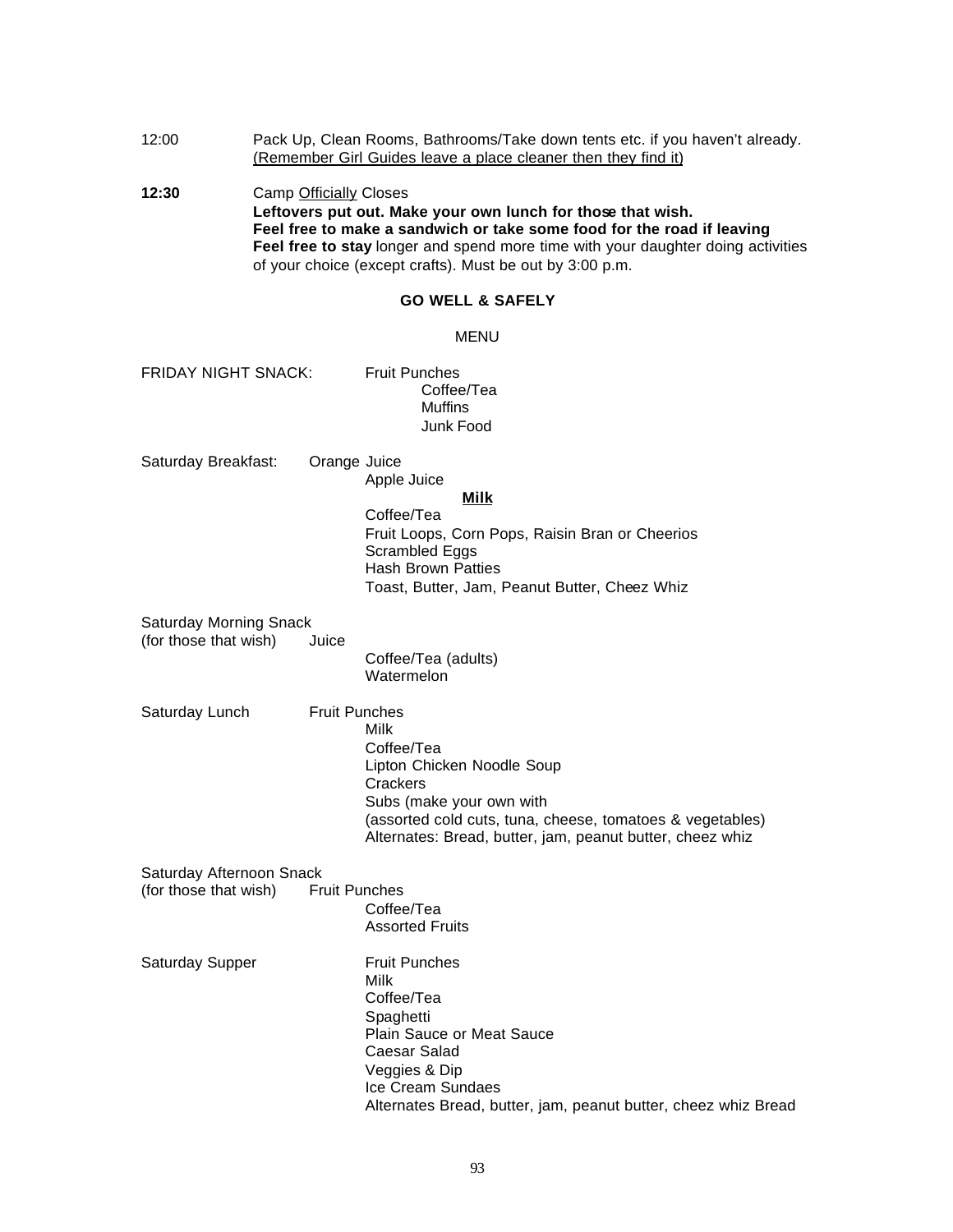12:00 Pack Up, Clean Rooms, Bathrooms/Take down tents etc. if you haven't already. <u>(Remember Girl Guides leave a place cleaner then they find it)</u>

**12:30** Camp <u>Officially</u> Closes
**Leftovers put out. Make your own lunch for those that wish.**
**Feel free to make a sandwich or take some food for the road if leaving**
**Feel free to stay** longer and spend more time with your daughter doing activities of your choice (except crafts). Must be out by 3:00 p.m.

**GO WELL & SAFELY**

MENU

FRIDAY NIGHT SNACK:
- Fruit Punches
- Coffee/Tea
- Muffins
- Junk Food

Saturday Breakfast:
- Orange Juice
- Apple Juice
- **<u>Milk</u>**
- Coffee/Tea
- Fruit Loops, Corn Pops, Raisin Bran or Cheerios
- Scrambled Eggs
- Hash Brown Patties
- Toast, Butter, Jam, Peanut Butter, Cheez Whiz

Saturday Morning Snack (for those that wish)
- Juice
- Coffee/Tea (adults)
- Watermelon

Saturday Lunch
- Fruit Punches
- Milk
- Coffee/Tea
- Lipton Chicken Noodle Soup
- Crackers
- Subs (make your own with (assorted cold cuts, tuna, cheese, tomatoes & vegetables)
- Alternates: Bread, butter, jam, peanut butter, cheez whiz

Saturday Afternoon Snack (for those that wish)
- Fruit Punches
- Coffee/Tea
- Assorted Fruits

Saturday Supper
- Fruit Punches
- Milk
- Coffee/Tea
- Spaghetti
- Plain Sauce or Meat Sauce
- Caesar Salad
- Veggies & Dip
- Ice Cream Sundaes
- Alternates Bread, butter, jam, peanut butter, cheez whiz Bread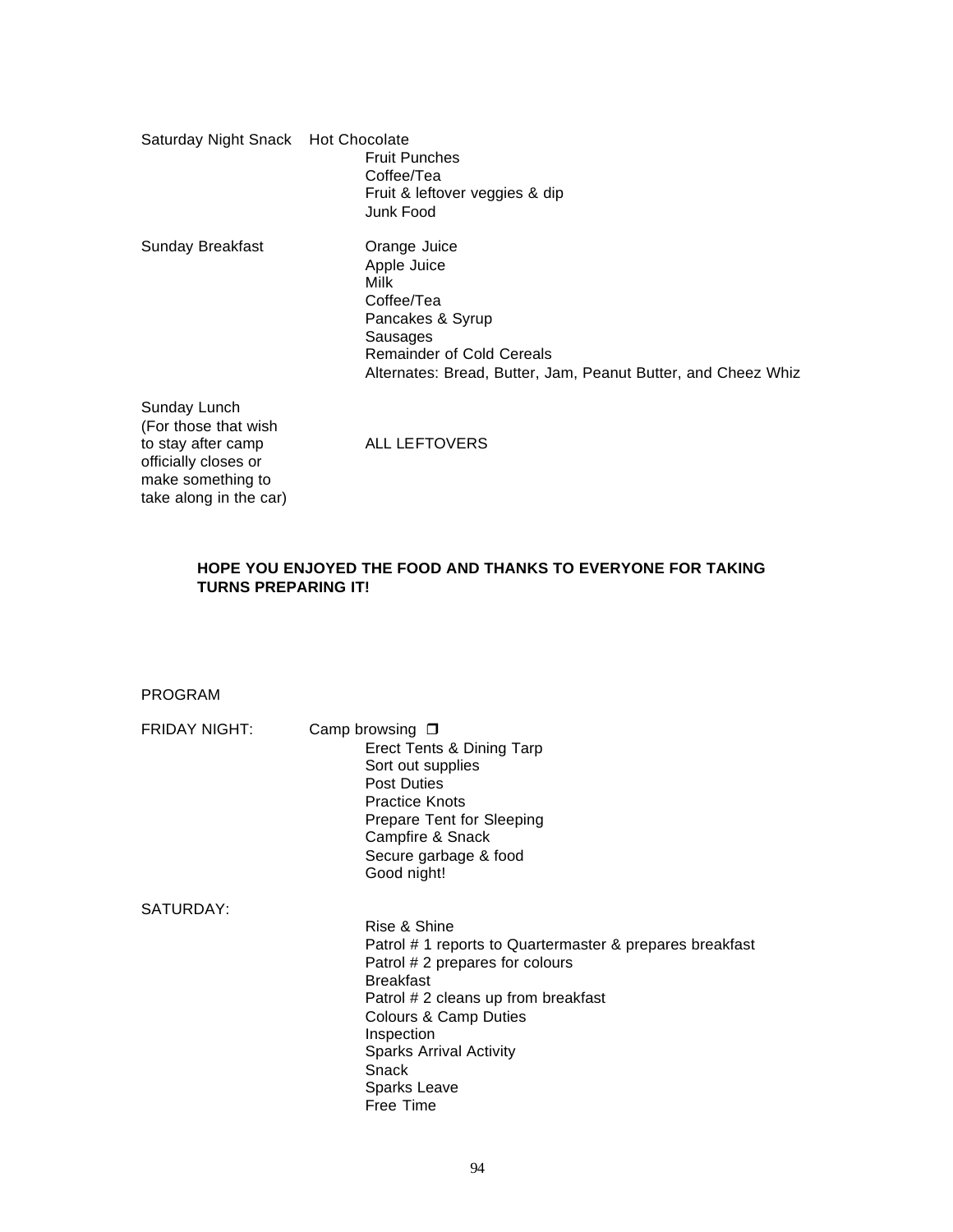Saturday Night Snack  Hot Chocolate
Fruit Punches
Coffee/Tea
Fruit & leftover veggies & dip
Junk Food

Sunday Breakfast
Orange Juice
Apple Juice
Milk
Coffee/Tea
Pancakes & Syrup
Sausages
Remainder of Cold Cereals
Alternates: Bread, Butter, Jam, Peanut Butter, and Cheez Whiz

Sunday Lunch
(For those that wish to stay after camp officially closes or make something to take along in the car)
ALL LEFTOVERS

**HOPE YOU ENJOYED THE FOOD AND THANKS TO EVERYONE FOR TAKING TURNS PREPARING IT!**

PROGRAM

FRIDAY NIGHT:
Camp browsing ❐
Erect Tents & Dining Tarp
Sort out supplies
Post Duties
Practice Knots
Prepare Tent for Sleeping
Campfire & Snack
Secure garbage & food
Good night!

SATURDAY:
Rise & Shine
Patrol # 1 reports to Quartermaster & prepares breakfast
Patrol # 2 prepares for colours
Breakfast
Patrol # 2 cleans up from breakfast
Colours & Camp Duties
Inspection
Sparks Arrival Activity
Snack
Sparks Leave
Free Time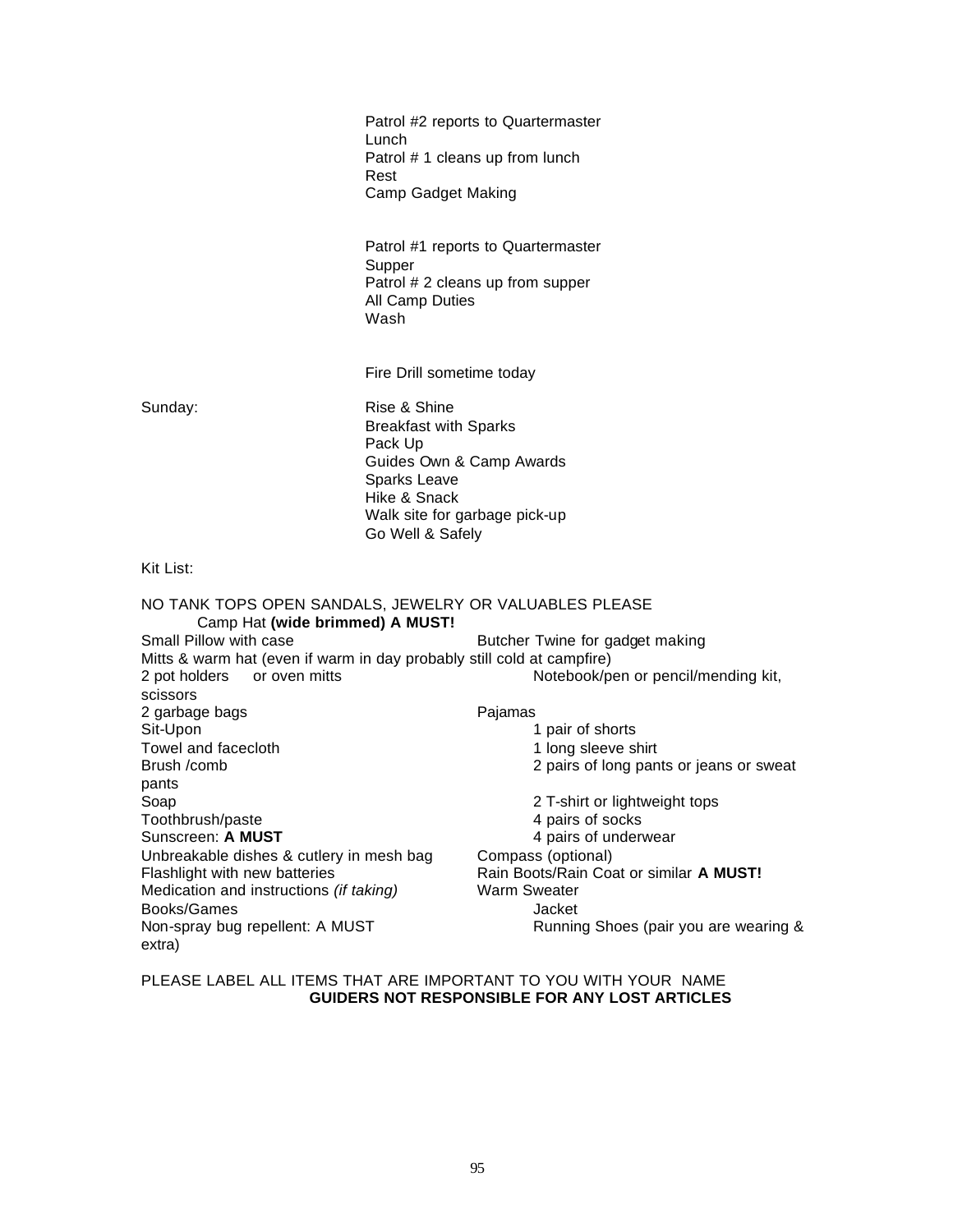Patrol #2 reports to Quartermaster
Lunch
Patrol # 1 cleans up from lunch
Rest
Camp Gadget Making

Patrol #1 reports to Quartermaster
Supper
Patrol # 2 cleans up from supper
All Camp Duties
Wash

Fire Drill sometime today

Sunday:

- Rise & Shine
- Breakfast with Sparks
- Pack Up
- Guides Own & Camp Awards
- Sparks Leave
- Hike & Snack
- Walk site for garbage pick-up
- Go Well & Safely

Kit List:

NO TANK TOPS OPEN SANDALS, JEWELRY OR VALUABLES PLEASE

Camp Hat **(wide brimmed) A MUST!**

- Small Pillow with case
- Butcher Twine for gadget making
- Mitts & warm hat (even if warm in day probably still cold at campfire)
- 2 pot holders or oven mitts
- Notebook/pen or pencil/mending kit, scissors
- 2 garbage bags
- Pajamas
- Sit-Upon
- 1 pair of shorts
- Towel and facecloth
- 1 long sleeve shirt
- Brush /comb
- 2 pairs of long pants or jeans or sweat pants
- Soap
- 2 T-shirt or lightweight tops
- Toothbrush/paste
- 4 pairs of socks
- Sunscreen: **A MUST**
- 4 pairs of underwear
- Unbreakable dishes & cutlery in mesh bag
- Compass (optional)
- Flashlight with new batteries
- Rain Boots/Rain Coat or similar **A MUST!**
- Medication and instructions *(if taking)*
- Warm Sweater
- Books/Games
- Jacket
- Non-spray bug repellent: A MUST
- Running Shoes (pair you are wearing & extra)

PLEASE LABEL ALL ITEMS THAT ARE IMPORTANT TO YOU WITH YOUR NAME

**GUIDERS NOT RESPONSIBLE FOR ANY LOST ARTICLES**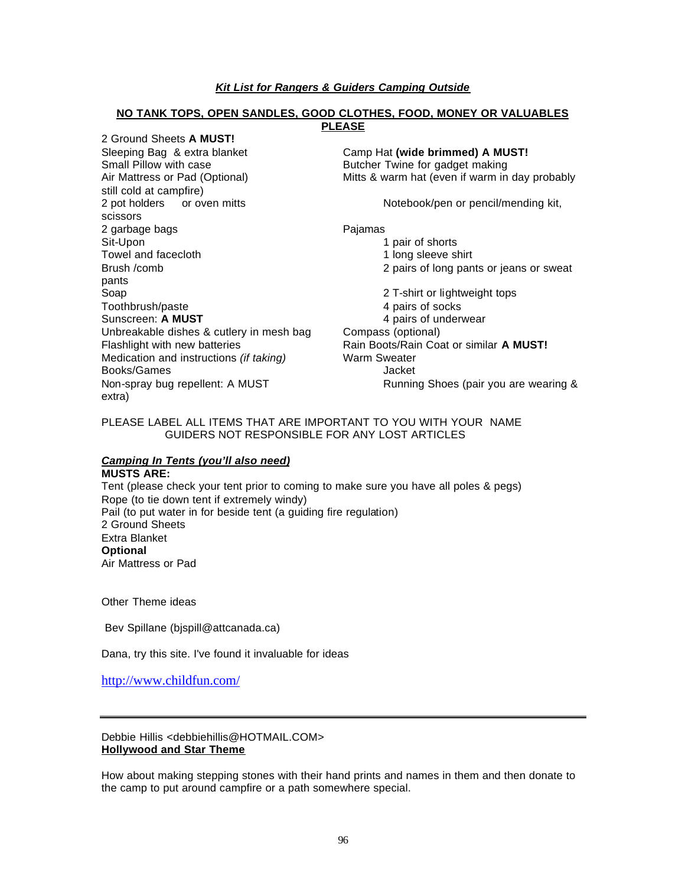***Kit List for Rangers & Guiders Camping Outside***

**NO TANK TOPS, OPEN SANDLES, GOOD CLOTHES, FOOD, MONEY OR VALUABLES PLEASE**

2 Ground Sheets **A MUST!**
Sleeping Bag & extra blanket
Small Pillow with case
Air Mattress or Pad (Optional)
2 pot holders or oven mitts
2 garbage bags
Sit-Upon
Towel and facecloth
Brush /comb
Soap
Toothbrush/paste
Sunscreen: **A MUST**
Unbreakable dishes & cutlery in mesh bag
Flashlight with new batteries
Medication and instructions *(if taking)*
Books/Games
Non-spray bug repellent: A MUST

Camp Hat **(wide brimmed) A MUST!**
Butcher Twine for gadget making
Mitts & warm hat (even if warm in day probably still cold at campfire)
Notebook/pen or pencil/mending kit, scissors
Pajamas
1 pair of shorts
1 long sleeve shirt
2 pairs of long pants or jeans or sweat pants
2 T-shirt or lightweight tops
4 pairs of socks
4 pairs of underwear
Compass (optional)
Rain Boots/Rain Coat or similar **A MUST!**
Warm Sweater
Jacket
Running Shoes (pair you are wearing & extra)

PLEASE LABEL ALL ITEMS THAT ARE IMPORTANT TO YOU WITH YOUR NAME
GUIDERS NOT RESPONSIBLE FOR ANY LOST ARTICLES

***Camping In Tents (you'll also need)***

**MUSTS ARE:**
Tent (please check your tent prior to coming to make sure you have all poles & pegs)
Rope (to tie down tent if extremely windy)
Pail (to put water in for beside tent (a guiding fire regulation)
2 Ground Sheets
Extra Blanket
**Optional**
Air Mattress or Pad

Other Theme ideas

Bev Spillane (bjspill@attcanada.ca)

Dana, try this site. I've found it invaluable for ideas

http://www.childfun.com/

---

Debbie Hillis <debbiehillis@HOTMAIL.COM>
**Hollywood and Star Theme**

How about making stepping stones with their hand prints and names in them and then donate to the camp to put around campfire or a path somewhere special.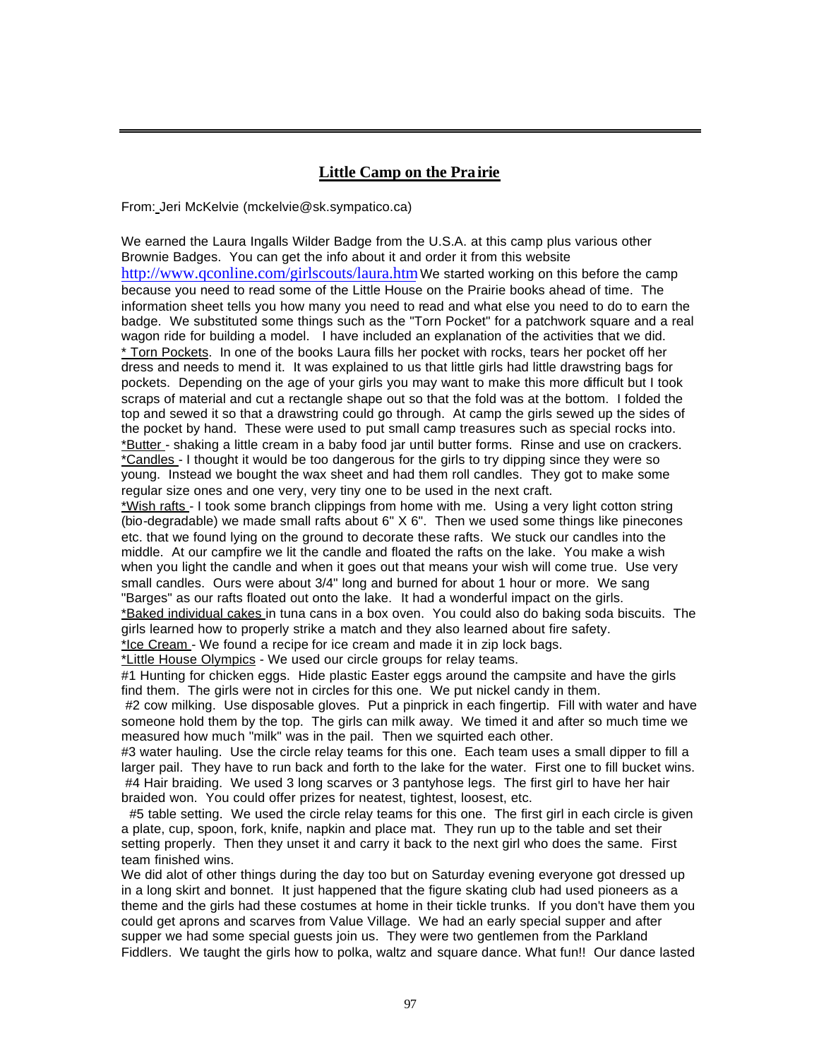## Little Camp on the Prairie

From: Jeri McKelvie (mckelvie@sk.sympatico.ca)

We earned the Laura Ingalls Wilder Badge from the U.S.A. at this camp plus various other Brownie Badges. You can get the info about it and order it from this website http://www.qconline.com/girlscouts/laura.htm We started working on this before the camp because you need to read some of the Little House on the Prairie books ahead of time. The information sheet tells you how many you need to read and what else you need to do to earn the badge. We substituted some things such as the "Torn Pocket" for a patchwork square and a real wagon ride for building a model. I have included an explanation of the activities that we did.

* Torn Pockets. In one of the books Laura fills her pocket with rocks, tears her pocket off her dress and needs to mend it. It was explained to us that little girls had little drawstring bags for pockets. Depending on the age of your girls you may want to make this more difficult but I took scraps of material and cut a rectangle shape out so that the fold was at the bottom. I folded the top and sewed it so that a drawstring could go through. At camp the girls sewed up the sides of the pocket by hand. These were used to put small camp treasures such as special rocks into.

*Butter - shaking a little cream in a baby food jar until butter forms. Rinse and use on crackers.

*Candles - I thought it would be too dangerous for the girls to try dipping since they were so young. Instead we bought the wax sheet and had them roll candles. They got to make some regular size ones and one very, very tiny one to be used in the next craft.

*Wish rafts - I took some branch clippings from home with me. Using a very light cotton string (bio-degradable) we made small rafts about 6" X 6". Then we used some things like pinecones etc. that we found lying on the ground to decorate these rafts. We stuck our candles into the middle. At our campfire we lit the candle and floated the rafts on the lake. You make a wish when you light the candle and when it goes out that means your wish will come true. Use very small candles. Ours were about 3/4" long and burned for about 1 hour or more. We sang "Barges" as our rafts floated out onto the lake. It had a wonderful impact on the girls.

*Baked individual cakes in tuna cans in a box oven. You could also do baking soda biscuits. The girls learned how to properly strike a match and they also learned about fire safety.

*Ice Cream - We found a recipe for ice cream and made it in zip lock bags.

*Little House Olympics - We used our circle groups for relay teams.

#1 Hunting for chicken eggs. Hide plastic Easter eggs around the campsite and have the girls find them. The girls were not in circles for this one. We put nickel candy in them.

#2 cow milking. Use disposable gloves. Put a pinprick in each fingertip. Fill with water and have someone hold them by the top. The girls can milk away. We timed it and after so much time we measured how much "milk" was in the pail. Then we squirted each other.

#3 water hauling. Use the circle relay teams for this one. Each team uses a small dipper to fill a larger pail. They have to run back and forth to the lake for the water. First one to fill bucket wins.

#4 Hair braiding. We used 3 long scarves or 3 pantyhose legs. The first girl to have her hair braided won. You could offer prizes for neatest, tightest, loosest, etc.

#5 table setting. We used the circle relay teams for this one. The first girl in each circle is given a plate, cup, spoon, fork, knife, napkin and place mat. They run up to the table and set their setting properly. Then they unset it and carry it back to the next girl who does the same. First team finished wins.

We did alot of other things during the day too but on Saturday evening everyone got dressed up in a long skirt and bonnet. It just happened that the figure skating club had used pioneers as a theme and the girls had these costumes at home in their tickle trunks. If you don't have them you could get aprons and scarves from Value Village. We had an early special supper and after supper we had some special guests join us. They were two gentlemen from the Parkland Fiddlers. We taught the girls how to polka, waltz and square dance. What fun!! Our dance lasted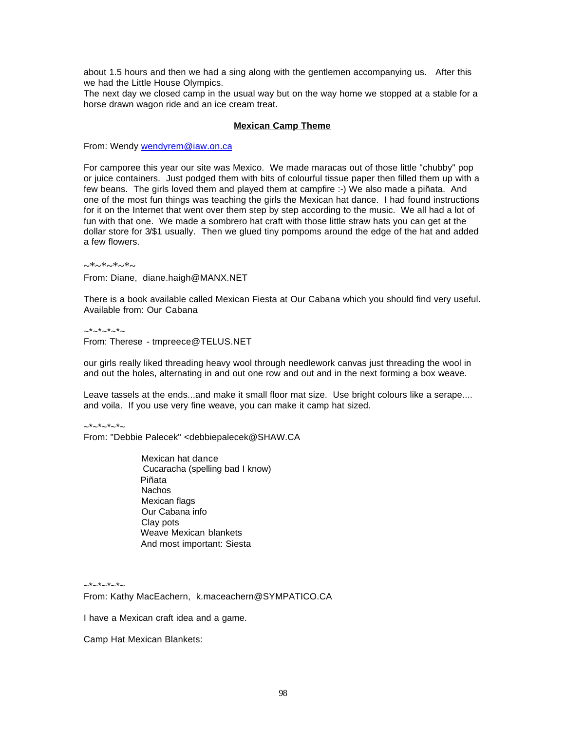about 1.5 hours and then we had a sing along with the gentlemen accompanying us. After this we had the Little House Olympics.
The next day we closed camp in the usual way but on the way home we stopped at a stable for a horse drawn wagon ride and an ice cream treat.

## Mexican Camp Theme

From: Wendy wendyrem@iaw.on.ca

For camporee this year our site was Mexico. We made maracas out of those little "chubby" pop or juice containers. Just podged them with bits of colourful tissue paper then filled them up with a few beans. The girls loved them and played them at campfire :-) We also made a piñata. And one of the most fun things was teaching the girls the Mexican hat dance. I had found instructions for it on the Internet that went over them step by step according to the music. We all had a lot of fun with that one. We made a sombrero hat craft with those little straw hats you can get at the dollar store for 3/$1 usually. Then we glued tiny pompoms around the edge of the hat and added a few flowers.

~*~*~*~*~

From: Diane, diane.haigh@MANX.NET

There is a book available called Mexican Fiesta at Our Cabana which you should find very useful. Available from: Our Cabana

~*~*~*~*~

From: Therese - tmpreece@TELUS.NET

our girls really liked threading heavy wool through needlework canvas just threading the wool in and out the holes, alternating in and out one row and out and in the next forming a box weave.

Leave tassels at the ends...and make it small floor mat size. Use bright colours like a serape.... and voila. If you use very fine weave, you can make it camp hat sized.

~*~*~*~*~

From: "Debbie Palecek" <debbiepalecek@SHAW.CA

Mexican hat dance
Cucaracha (spelling bad I know)
Piñata
Nachos
Mexican flags
Our Cabana info
Clay pots
Weave Mexican blankets
And most important: Siesta

~*~*~*~*~

From: Kathy MacEachern, k.maceachern@SYMPATICO.CA

I have a Mexican craft idea and a game.

Camp Hat Mexican Blankets: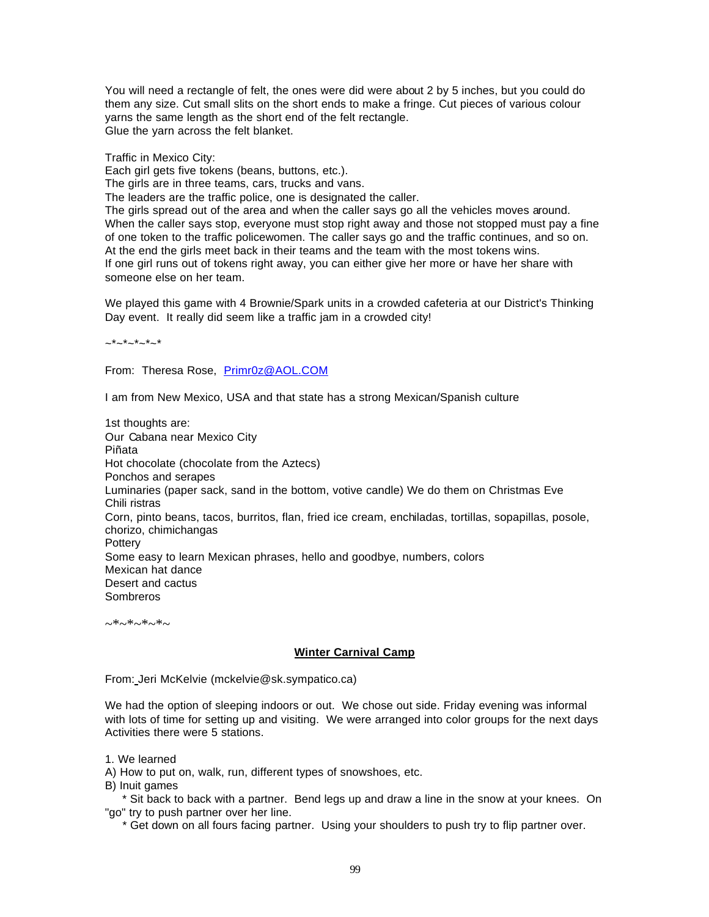You will need a rectangle of felt, the ones were did were about 2 by 5 inches, but you could do them any size. Cut small slits on the short ends to make a fringe. Cut pieces of various colour yarns the same length as the short end of the felt rectangle.
Glue the yarn across the felt blanket.

Traffic in Mexico City:
Each girl gets five tokens (beans, buttons, etc.).
The girls are in three teams, cars, trucks and vans.
The leaders are the traffic police, one is designated the caller.
The girls spread out of the area and when the caller says go all the vehicles moves around. When the caller says stop, everyone must stop right away and those not stopped must pay a fine of one token to the traffic policewomen. The caller says go and the traffic continues, and so on. At the end the girls meet back in their teams and the team with the most tokens wins.
If one girl runs out of tokens right away, you can either give her more or have her share with someone else on her team.

We played this game with 4 Brownie/Spark units in a crowded cafeteria at our District's Thinking Day event. It really did seem like a traffic jam in a crowded city!

~*~*~*~*~*

From: Theresa Rose, Primr0z@AOL.COM

I am from New Mexico, USA and that state has a strong Mexican/Spanish culture

1st thoughts are:
Our Cabana near Mexico City
Piñata
Hot chocolate (chocolate from the Aztecs)
Ponchos and serapes
Luminaries (paper sack, sand in the bottom, votive candle) We do them on Christmas Eve
Chili ristras
Corn, pinto beans, tacos, burritos, flan, fried ice cream, enchiladas, tortillas, sopapillas, posole, chorizo, chimichangas
Pottery
Some easy to learn Mexican phrases, hello and goodbye, numbers, colors
Mexican hat dance
Desert and cactus
Sombreros

~*~*~*~*~

## Winter Carnival Camp

From: Jeri McKelvie (mckelvie@sk.sympatico.ca)

We had the option of sleeping indoors or out. We chose out side. Friday evening was informal with lots of time for setting up and visiting. We were arranged into color groups for the next days Activities there were 5 stations.

1. We learned
A) How to put on, walk, run, different types of snowshoes, etc.
B) Inuit games
    * Sit back to back with a partner. Bend legs up and draw a line in the snow at your knees. On "go" try to push partner over her line.
    * Get down on all fours facing partner. Using your shoulders to push try to flip partner over.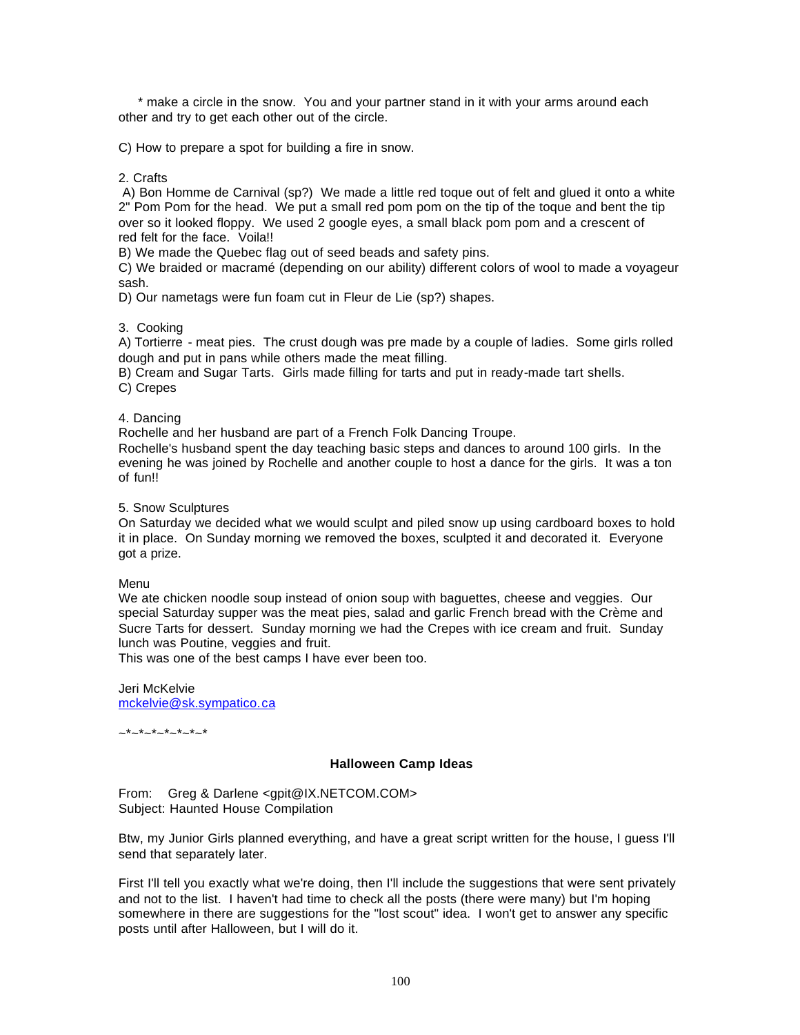* make a circle in the snow.  You and your partner stand in it with your arms around each other and try to get each other out of the circle.

C) How to prepare a spot for building a fire in snow.

2. Crafts
A) Bon Homme de Carnival (sp?)  We made a little red toque out of felt and glued it onto a white 2" Pom Pom for the head.  We put a small red pom pom on the tip of the toque and bent the tip over so it looked floppy.  We used 2 google eyes, a small black pom pom and a crescent of red felt for the face.  Voila!!
B) We made the Quebec flag out of seed beads and safety pins.
C) We braided or macramé (depending on our ability) different colors of wool to made a voyageur sash.
D) Our nametags were fun foam cut in Fleur de Lie (sp?) shapes.

3.  Cooking
A) Tortierre - meat pies.  The crust dough was pre made by a couple of ladies.  Some girls rolled dough and put in pans while others made the meat filling.
B) Cream and Sugar Tarts.  Girls made filling for tarts and put in ready-made tart shells.
C) Crepes

4. Dancing
Rochelle and her husband are part of a French Folk Dancing Troupe.
Rochelle's husband spent the day teaching basic steps and dances to around 100 girls.  In the evening he was joined by Rochelle and another couple to host a dance for the girls.  It was a ton of fun!!

5. Snow Sculptures
On Saturday we decided what we would sculpt and piled snow up using cardboard boxes to hold it in place.  On Sunday morning we removed the boxes, sculpted it and decorated it.  Everyone got a prize.

Menu
We ate chicken noodle soup instead of onion soup with baguettes, cheese and veggies.  Our special Saturday supper was the meat pies, salad and garlic French bread with the Crème and Sucre Tarts for dessert.  Sunday morning we had the Crepes with ice cream and fruit.  Sunday lunch was Poutine, veggies and fruit.
This was one of the best camps I have ever been too.

Jeri McKelvie
mckelvie@sk.sympatico.ca

~*~*~*~*~*~*

**Halloween Camp Ideas**

From:    Greg & Darlene <gpit@IX.NETCOM.COM>
Subject: Haunted House Compilation

Btw, my Junior Girls planned everything, and have a great script written for the house, I guess I'll send that separately later.

First I'll tell you exactly what we're doing, then I'll include the suggestions that were sent privately and not to the list.  I haven't had time to check all the posts (there were many) but I'm hoping somewhere in there are suggestions for the "lost scout" idea.  I won't get to answer any specific posts until after Halloween, but I will do it.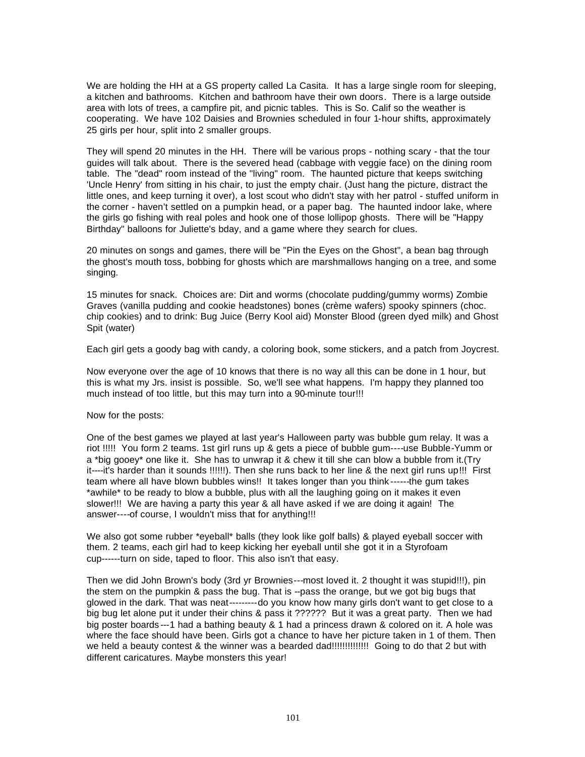We are holding the HH at a GS property called La Casita. It has a large single room for sleeping, a kitchen and bathrooms. Kitchen and bathroom have their own doors. There is a large outside area with lots of trees, a campfire pit, and picnic tables. This is So. Calif so the weather is cooperating. We have 102 Daisies and Brownies scheduled in four 1-hour shifts, approximately 25 girls per hour, split into 2 smaller groups.

They will spend 20 minutes in the HH. There will be various props - nothing scary - that the tour guides will talk about. There is the severed head (cabbage with veggie face) on the dining room table. The "dead" room instead of the "living" room. The haunted picture that keeps switching 'Uncle Henry' from sitting in his chair, to just the empty chair. (Just hang the picture, distract the little ones, and keep turning it over), a lost scout who didn't stay with her patrol - stuffed uniform in the corner - haven't settled on a pumpkin head, or a paper bag. The haunted indoor lake, where the girls go fishing with real poles and hook one of those lollipop ghosts. There will be "Happy Birthday" balloons for Juliette's bday, and a game where they search for clues.

20 minutes on songs and games, there will be "Pin the Eyes on the Ghost", a bean bag through the ghost's mouth toss, bobbing for ghosts which are marshmallows hanging on a tree, and some singing.

15 minutes for snack. Choices are: Dirt and worms (chocolate pudding/gummy worms) Zombie Graves (vanilla pudding and cookie headstones) bones (crème wafers) spooky spinners (choc. chip cookies) and to drink: Bug Juice (Berry Kool aid) Monster Blood (green dyed milk) and Ghost Spit (water)

Each girl gets a goody bag with candy, a coloring book, some stickers, and a patch from Joycrest.

Now everyone over the age of 10 knows that there is no way all this can be done in 1 hour, but this is what my Jrs. insist is possible. So, we'll see what happens. I'm happy they planned too much instead of too little, but this may turn into a 90-minute tour!!!

Now for the posts:

One of the best games we played at last year's Halloween party was bubble gum relay. It was a riot !!!!! You form 2 teams. 1st girl runs up & gets a piece of bubble gum----use Bubble-Yumm or a *big gooey* one like it. She has to unwrap it & chew it till she can blow a bubble from it.(Try it----it's harder than it sounds !!!!!!). Then she runs back to her line & the next girl runs up!!! First team where all have blown bubbles wins!! It takes longer than you think------the gum takes *awhile* to be ready to blow a bubble, plus with all the laughing going on it makes it even slower!!! We are having a party this year & all have asked if we are doing it again! The answer----of course, I wouldn't miss that for anything!!!

We also got some rubber *eyeball* balls (they look like golf balls) & played eyeball soccer with them. 2 teams, each girl had to keep kicking her eyeball until she got it in a Styrofoam cup------turn on side, taped to floor. This also isn't that easy.

Then we did John Brown's body (3rd yr Brownies---most loved it. 2 thought it was stupid!!!), pin the stem on the pumpkin & pass the bug. That is --pass the orange, but we got big bugs that glowed in the dark. That was neat---------do you know how many girls don't want to get close to a big bug let alone put it under their chins & pass it ?????? But it was a great party. Then we had big poster boards---1 had a bathing beauty & 1 had a princess drawn & colored on it. A hole was where the face should have been. Girls got a chance to have her picture taken in 1 of them. Then we held a beauty contest & the winner was a bearded dad!!!!!!!!!!!!! Going to do that 2 but with different caricatures. Maybe monsters this year!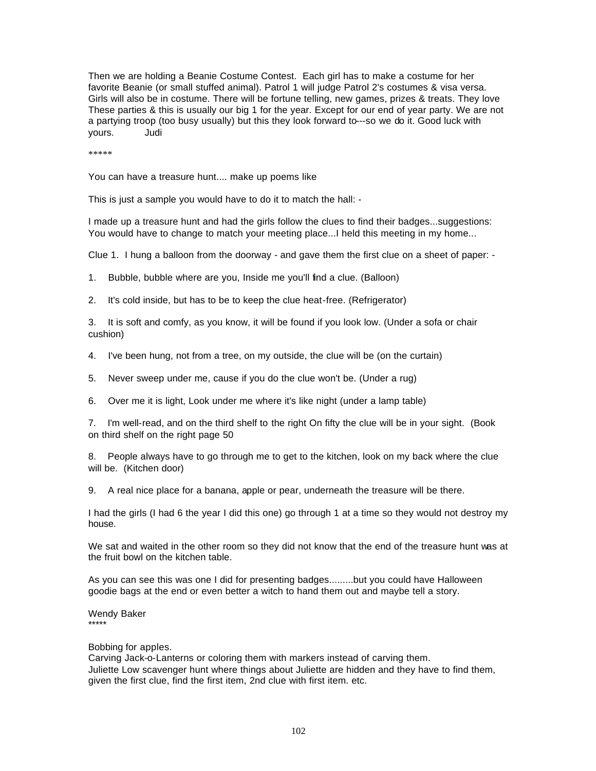Then we are holding a Beanie Costume Contest. Each girl has to make a costume for her favorite Beanie (or small stuffed animal). Patrol 1 will judge Patrol 2's costumes & visa versa. Girls will also be in costume. There will be fortune telling, new games, prizes & treats. They love These parties & this is usually our big 1 for the year. Except for our end of year party. We are not a partying troop (too busy usually) but this they look forward to---so we do it. Good luck with yours. Judi

*****

You can have a treasure hunt.... make up poems like

This is just a sample you would have to do it to match the hall: -

I made up a treasure hunt and had the girls follow the clues to find their badges...suggestions: You would have to change to match your meeting place...I held this meeting in my home...

Clue 1. I hung a balloon from the doorway - and gave them the first clue on a sheet of paper: -

1. Bubble, bubble where are you, Inside me you'll find a clue. (Balloon)

2. It's cold inside, but has to be to keep the clue heat-free. (Refrigerator)

3. It is soft and comfy, as you know, it will be found if you look low. (Under a sofa or chair cushion)

4. I've been hung, not from a tree, on my outside, the clue will be (on the curtain)

5. Never sweep under me, cause if you do the clue won't be. (Under a rug)

6. Over me it is light, Look under me where it's like night (under a lamp table)

7. I'm well-read, and on the third shelf to the right On fifty the clue will be in your sight. (Book on third shelf on the right page 50

8. People always have to go through me to get to the kitchen, look on my back where the clue will be. (Kitchen door)

9. A real nice place for a banana, apple or pear, underneath the treasure will be there.

I had the girls (I had 6 the year I did this one) go through 1 at a time so they would not destroy my house.

We sat and waited in the other room so they did not know that the end of the treasure hunt was at the fruit bowl on the kitchen table.

As you can see this was one I did for presenting badges.........but you could have Halloween goodie bags at the end or even better a witch to hand them out and maybe tell a story.

Wendy Baker
*****

Bobbing for apples.
Carving Jack-o-Lanterns or coloring them with markers instead of carving them.
Juliette Low scavenger hunt where things about Juliette are hidden and they have to find them, given the first clue, find the first item, 2nd clue with first item. etc.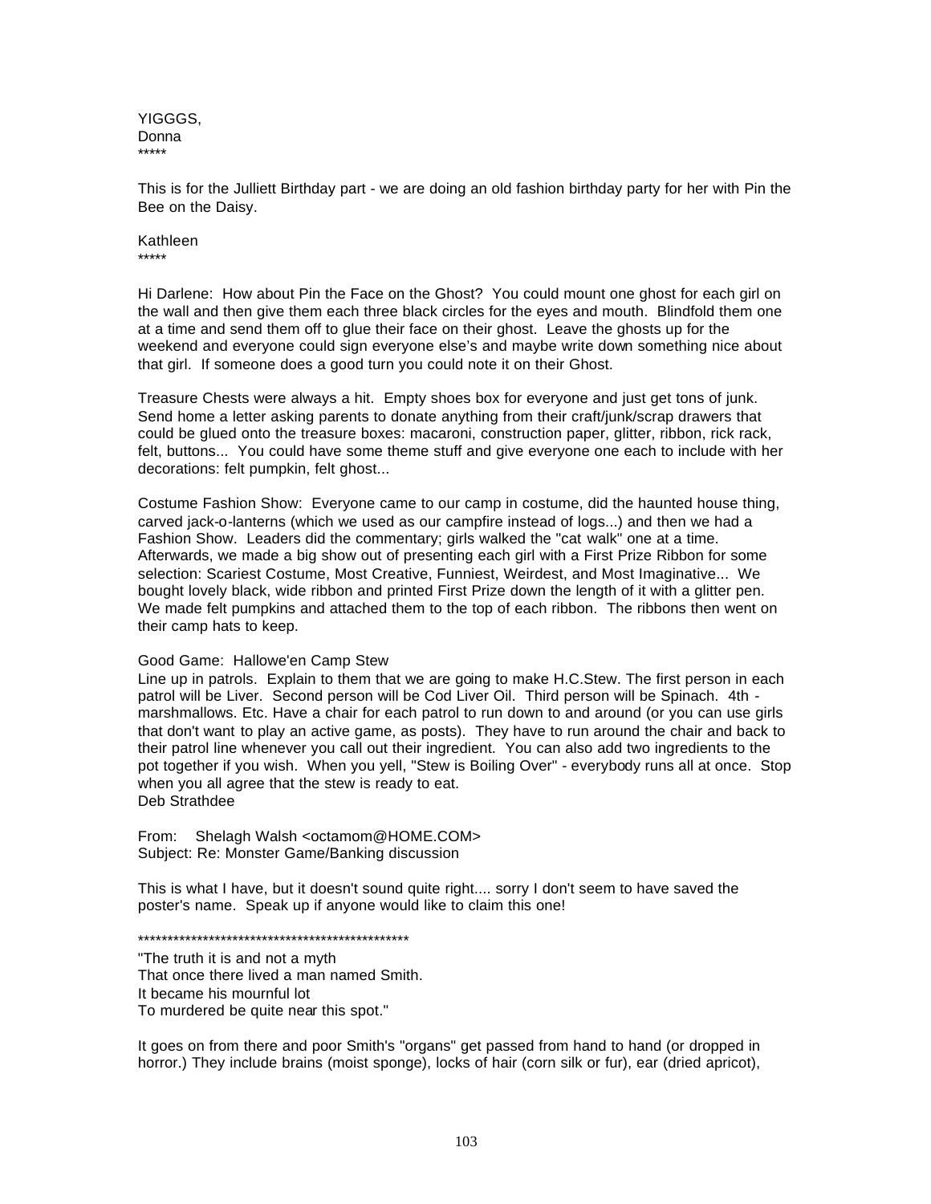YIGGGS,
Donna
*****

This is for the Julliett Birthday part - we are doing an old fashion birthday party for her with Pin the Bee on the Daisy.

Kathleen
*****

Hi Darlene: How about Pin the Face on the Ghost? You could mount one ghost for each girl on the wall and then give them each three black circles for the eyes and mouth. Blindfold them one at a time and send them off to glue their face on their ghost. Leave the ghosts up for the weekend and everyone could sign everyone else's and maybe write down something nice about that girl. If someone does a good turn you could note it on their Ghost.

Treasure Chests were always a hit. Empty shoes box for everyone and just get tons of junk. Send home a letter asking parents to donate anything from their craft/junk/scrap drawers that could be glued onto the treasure boxes: macaroni, construction paper, glitter, ribbon, rick rack, felt, buttons... You could have some theme stuff and give everyone one each to include with her decorations: felt pumpkin, felt ghost...

Costume Fashion Show: Everyone came to our camp in costume, did the haunted house thing, carved jack-o-lanterns (which we used as our campfire instead of logs...) and then we had a Fashion Show. Leaders did the commentary; girls walked the "cat walk" one at a time. Afterwards, we made a big show out of presenting each girl with a First Prize Ribbon for some selection: Scariest Costume, Most Creative, Funniest, Weirdest, and Most Imaginative... We bought lovely black, wide ribbon and printed First Prize down the length of it with a glitter pen. We made felt pumpkins and attached them to the top of each ribbon. The ribbons then went on their camp hats to keep.

Good Game: Hallowe'en Camp Stew
Line up in patrols. Explain to them that we are going to make H.C.Stew. The first person in each patrol will be Liver. Second person will be Cod Liver Oil. Third person will be Spinach. 4th - marshmallows. Etc. Have a chair for each patrol to run down to and around (or you can use girls that don't want to play an active game, as posts). They have to run around the chair and back to their patrol line whenever you call out their ingredient. You can also add two ingredients to the pot together if you wish. When you yell, "Stew is Boiling Over" - everybody runs all at once. Stop when you all agree that the stew is ready to eat.
Deb Strathdee

From: Shelagh Walsh <octamom@HOME.COM>
Subject: Re: Monster Game/Banking discussion

This is what I have, but it doesn't sound quite right.... sorry I don't seem to have saved the poster's name. Speak up if anyone would like to claim this one!

**********************************************

"The truth it is and not a myth
That once there lived a man named Smith.
It became his mournful lot
To murdered be quite near this spot."

It goes on from there and poor Smith's "organs" get passed from hand to hand (or dropped in horror.) They include brains (moist sponge), locks of hair (corn silk or fur), ear (dried apricot),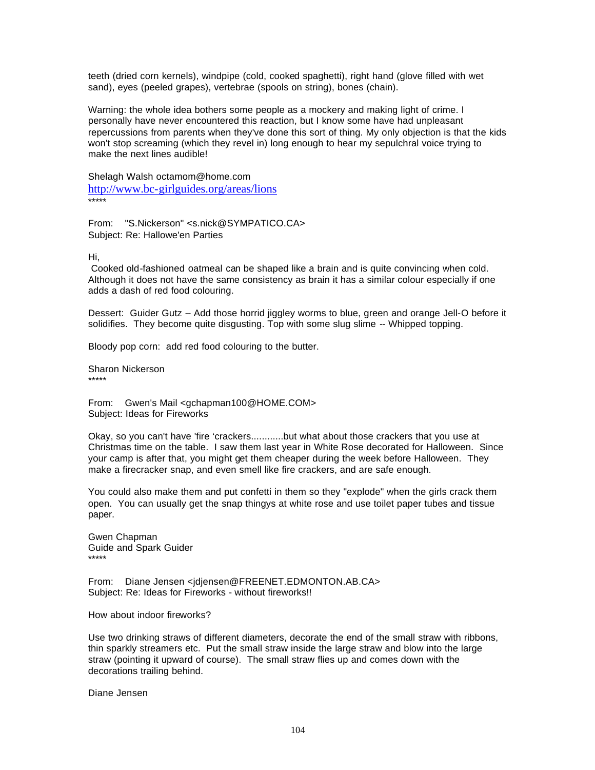teeth (dried corn kernels), windpipe (cold, cooked spaghetti), right hand (glove filled with wet sand), eyes (peeled grapes), vertebrae (spools on string), bones (chain).

Warning: the whole idea bothers some people as a mockery and making light of crime. I personally have never encountered this reaction, but I know some have had unpleasant repercussions from parents when they've done this sort of thing. My only objection is that the kids won't stop screaming (which they revel in) long enough to hear my sepulchral voice trying to make the next lines audible!

Shelagh Walsh octamom@home.com
http://www.bc-girlguides.org/areas/lions
*****

From: "S.Nickerson" <s.nick@SYMPATICO.CA>
Subject: Re: Hallowe'en Parties

Hi,
Cooked old-fashioned oatmeal can be shaped like a brain and is quite convincing when cold. Although it does not have the same consistency as brain it has a similar colour especially if one adds a dash of red food colouring.

Dessert: Guider Gutz -- Add those horrid jiggley worms to blue, green and orange Jell-O before it solidifies. They become quite disgusting. Top with some slug slime -- Whipped topping.

Bloody pop corn: add red food colouring to the butter.

Sharon Nickerson
*****

From: Gwen's Mail <gchapman100@HOME.COM>
Subject: Ideas for Fireworks

Okay, so you can't have 'fire 'crackers............but what about those crackers that you use at Christmas time on the table. I saw them last year in White Rose decorated for Halloween. Since your camp is after that, you might get them cheaper during the week before Halloween. They make a firecracker snap, and even smell like fire crackers, and are safe enough.

You could also make them and put confetti in them so they "explode" when the girls crack them open. You can usually get the snap thingys at white rose and use toilet paper tubes and tissue paper.

Gwen Chapman
Guide and Spark Guider
*****

From: Diane Jensen <jdjensen@FREENET.EDMONTON.AB.CA>
Subject: Re: Ideas for Fireworks - without fireworks!!

How about indoor fireworks?

Use two drinking straws of different diameters, decorate the end of the small straw with ribbons, thin sparkly streamers etc. Put the small straw inside the large straw and blow into the large straw (pointing it upward of course). The small straw flies up and comes down with the decorations trailing behind.

Diane Jensen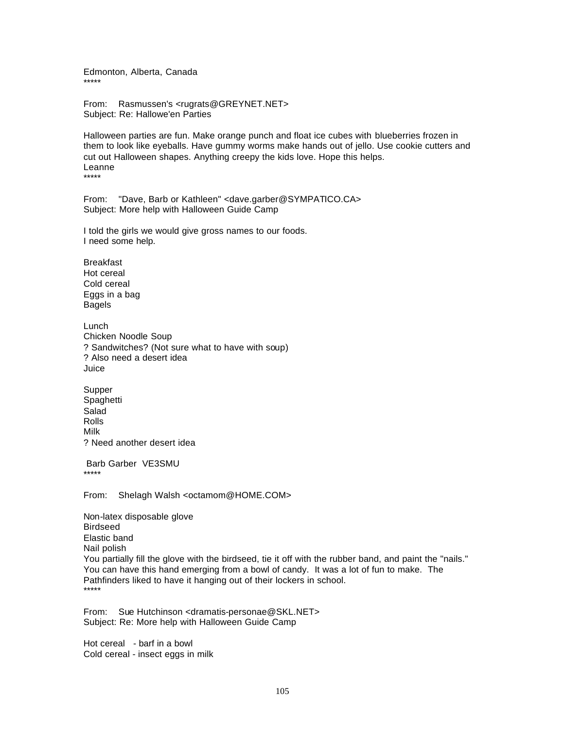Edmonton, Alberta, Canada
*****

From: Rasmussen's <rugrats@GREYNET.NET>
Subject: Re: Hallowe'en Parties

Halloween parties are fun. Make orange punch and float ice cubes with blueberries frozen in them to look like eyeballs. Have gummy worms make hands out of jello. Use cookie cutters and cut out Halloween shapes. Anything creepy the kids love. Hope this helps.
Leanne
*****

From: "Dave, Barb or Kathleen" <dave.garber@SYMPATICO.CA>
Subject: More help with Halloween Guide Camp

I told the girls we would give gross names to our foods.
I need some help.

Breakfast
Hot cereal
Cold cereal
Eggs in a bag
Bagels

Lunch
Chicken Noodle Soup
? Sandwitches? (Not sure what to have with soup)
? Also need a desert idea
Juice

Supper
Spaghetti
Salad
Rolls
Milk
? Need another desert idea

Barb Garber VE3SMU
*****

From: Shelagh Walsh <octamom@HOME.COM>

Non-latex disposable glove
Birdseed
Elastic band
Nail polish
You partially fill the glove with the birdseed, tie it off with the rubber band, and paint the "nails." You can have this hand emerging from a bowl of candy. It was a lot of fun to make. The Pathfinders liked to have it hanging out of their lockers in school.
*****

From: Sue Hutchinson <dramatis-personae@SKL.NET>
Subject: Re: More help with Halloween Guide Camp

Hot cereal - barf in a bowl
Cold cereal - insect eggs in milk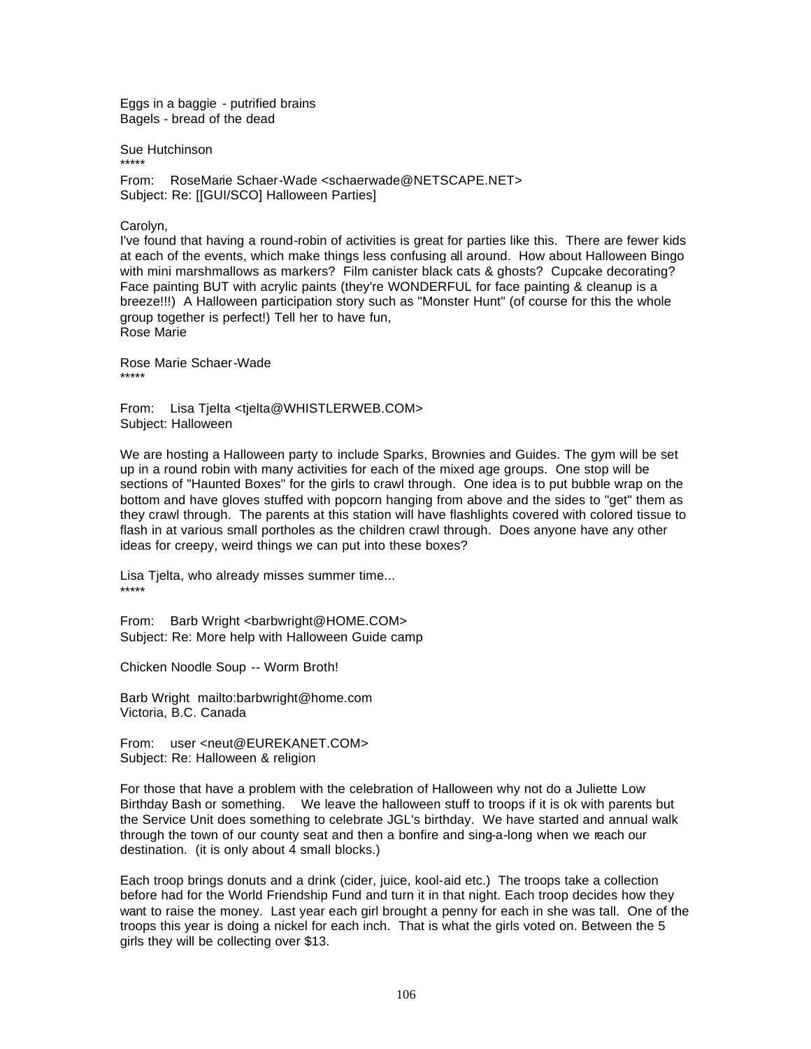Eggs in a baggie - putrified brains
Bagels - bread of the dead

Sue Hutchinson
*****

From: RoseMarie Schaer-Wade <schaerwade@NETSCAPE.NET>
Subject: Re: [[GUI/SCO] Halloween Parties]

Carolyn,
I've found that having a round-robin of activities is great for parties like this. There are fewer kids at each of the events, which make things less confusing all around. How about Halloween Bingo with mini marshmallows as markers? Film canister black cats & ghosts? Cupcake decorating? Face painting BUT with acrylic paints (they're WONDERFUL for face painting & cleanup is a breeze!!!) A Halloween participation story such as "Monster Hunt" (of course for this the whole group together is perfect!) Tell her to have fun,
Rose Marie

Rose Marie Schaer-Wade
*****

From: Lisa Tjelta <tjelta@WHISTLERWEB.COM>
Subject: Halloween

We are hosting a Halloween party to include Sparks, Brownies and Guides. The gym will be set up in a round robin with many activities for each of the mixed age groups. One stop will be sections of "Haunted Boxes" for the girls to crawl through. One idea is to put bubble wrap on the bottom and have gloves stuffed with popcorn hanging from above and the sides to "get" them as they crawl through. The parents at this station will have flashlights covered with colored tissue to flash in at various small portholes as the children crawl through. Does anyone have any other ideas for creepy, weird things we can put into these boxes?

Lisa Tjelta, who already misses summer time...
*****

From: Barb Wright <barbwright@HOME.COM>
Subject: Re: More help with Halloween Guide camp

Chicken Noodle Soup -- Worm Broth!

Barb Wright mailto:barbwright@home.com
Victoria, B.C. Canada

From: user <neut@EUREKANET.COM>
Subject: Re: Halloween & religion

For those that have a problem with the celebration of Halloween why not do a Juliette Low Birthday Bash or something. We leave the halloween stuff to troops if it is ok with parents but the Service Unit does something to celebrate JGL's birthday. We have started and annual walk through the town of our county seat and then a bonfire and sing-a-long when we reach our destination. (it is only about 4 small blocks.)

Each troop brings donuts and a drink (cider, juice, kool-aid etc.) The troops take a collection before had for the World Friendship Fund and turn it in that night. Each troop decides how they want to raise the money. Last year each girl brought a penny for each in she was tall. One of the troops this year is doing a nickel for each inch. That is what the girls voted on. Between the 5 girls they will be collecting over $13.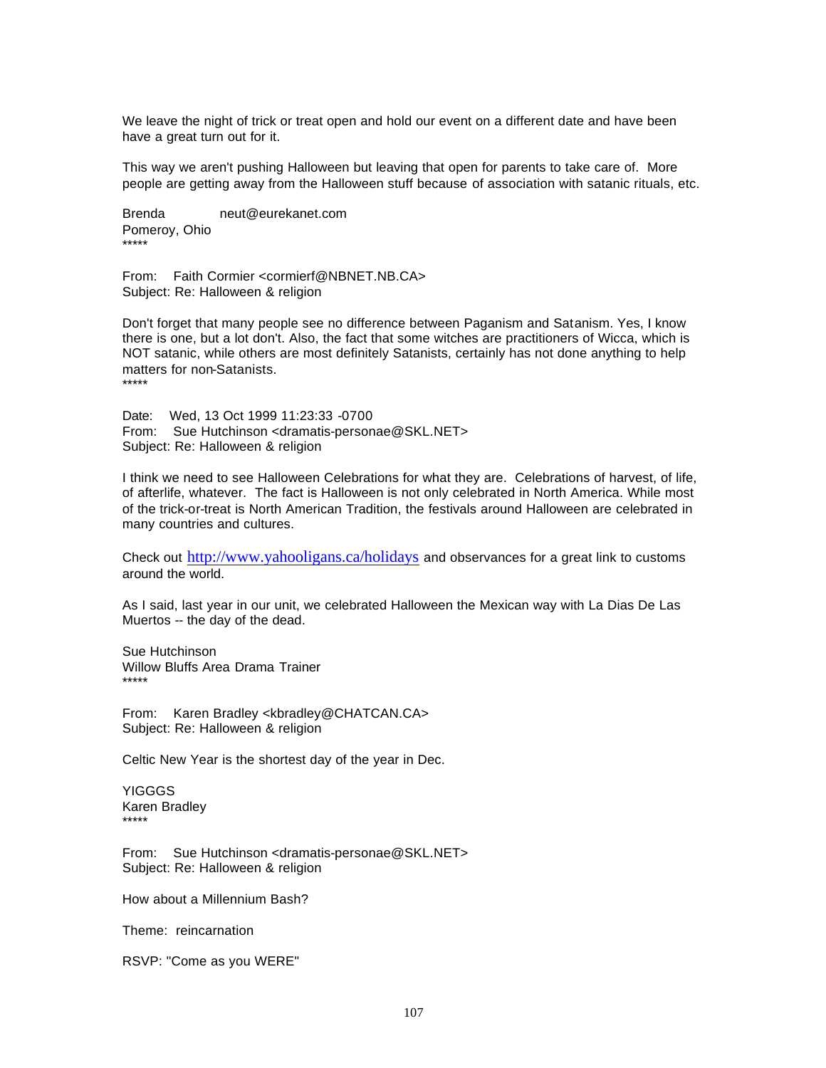We leave the night of trick or treat open and hold our event on a different date and have been have a great turn out for it.

This way we aren't pushing Halloween but leaving that open for parents to take care of. More people are getting away from the Halloween stuff because of association with satanic rituals, etc.

Brenda neut@eurekanet.com
Pomeroy, Ohio
*****

From: Faith Cormier <cormierf@NBNET.NB.CA>
Subject: Re: Halloween & religion

Don't forget that many people see no difference between Paganism and Satanism. Yes, I know there is one, but a lot don't. Also, the fact that some witches are practitioners of Wicca, which is NOT satanic, while others are most definitely Satanists, certainly has not done anything to help matters for non-Satanists.
*****

Date: Wed, 13 Oct 1999 11:23:33 -0700
From: Sue Hutchinson <dramatis-personae@SKL.NET>
Subject: Re: Halloween & religion

I think we need to see Halloween Celebrations for what they are. Celebrations of harvest, of life, of afterlife, whatever. The fact is Halloween is not only celebrated in North America. While most of the trick-or-treat is North American Tradition, the festivals around Halloween are celebrated in many countries and cultures.

Check out http://www.yahooligans.ca/holidays and observances for a great link to customs around the world.

As I said, last year in our unit, we celebrated Halloween the Mexican way with La Dias De Las Muertos -- the day of the dead.

Sue Hutchinson
Willow Bluffs Area Drama Trainer
*****

From: Karen Bradley <kbradley@CHATCAN.CA>
Subject: Re: Halloween & religion

Celtic New Year is the shortest day of the year in Dec.

YIGGGS
Karen Bradley
*****

From: Sue Hutchinson <dramatis-personae@SKL.NET>
Subject: Re: Halloween & religion

How about a Millennium Bash?

Theme: reincarnation

RSVP: "Come as you WERE"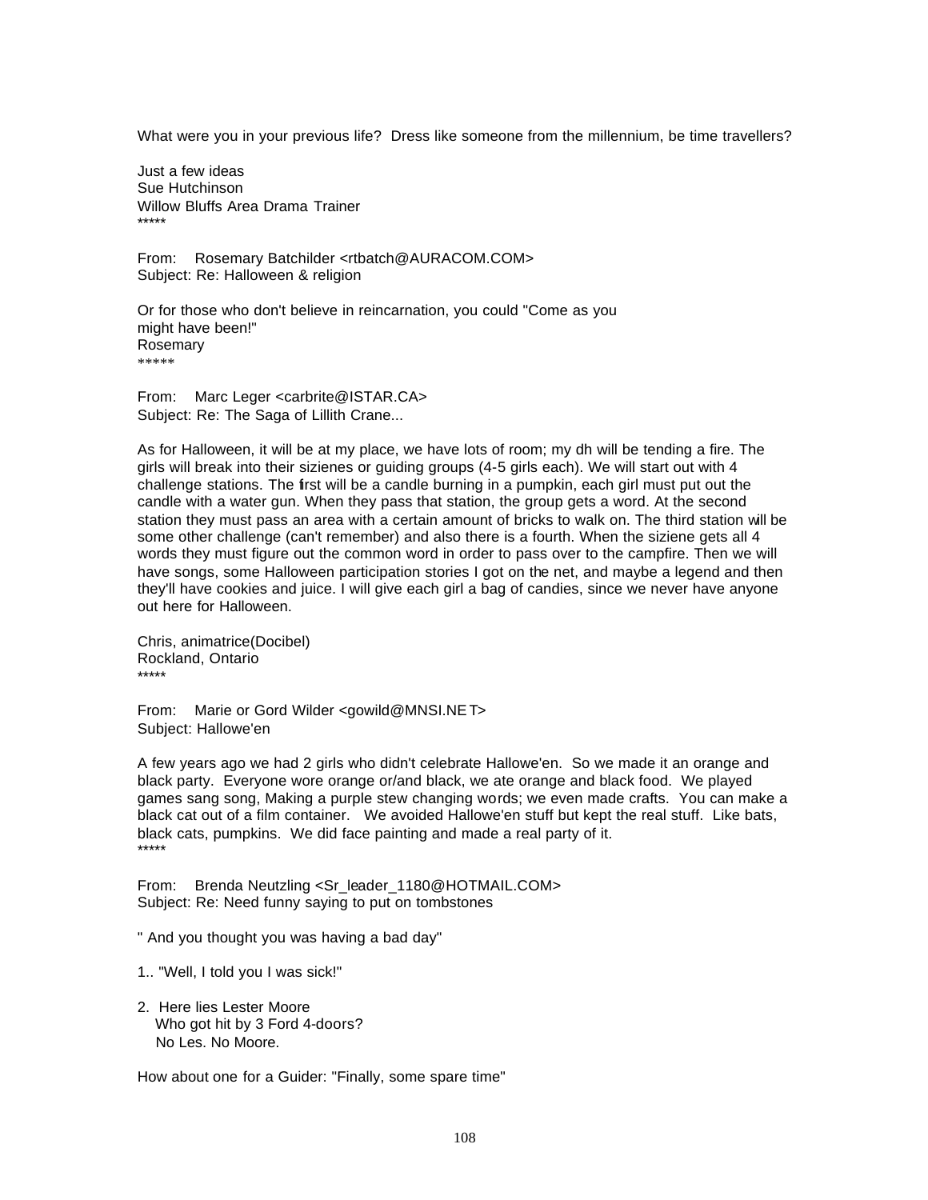What were you in your previous life? Dress like someone from the millennium, be time travellers?

Just a few ideas
Sue Hutchinson
Willow Bluffs Area Drama Trainer
*****

From: Rosemary Batchilder <rtbatch@AURACOM.COM>
Subject: Re: Halloween & religion

Or for those who don't believe in reincarnation, you could "Come as you might have been!"
Rosemary
*****

From: Marc Leger <carbrite@ISTAR.CA>
Subject: Re: The Saga of Lillith Crane...

As for Halloween, it will be at my place, we have lots of room; my dh will be tending a fire. The girls will break into their sizienes or guiding groups (4-5 girls each). We will start out with 4 challenge stations. The first will be a candle burning in a pumpkin, each girl must put out the candle with a water gun. When they pass that station, the group gets a word. At the second station they must pass an area with a certain amount of bricks to walk on. The third station will be some other challenge (can't remember) and also there is a fourth. When the siziene gets all 4 words they must figure out the common word in order to pass over to the campfire. Then we will have songs, some Halloween participation stories I got on the net, and maybe a legend and then they'll have cookies and juice. I will give each girl a bag of candies, since we never have anyone out here for Halloween.

Chris, animatrice(Docibel)
Rockland, Ontario
*****

From: Marie or Gord Wilder <gowild@MNSI.NET>
Subject: Hallowe'en

A few years ago we had 2 girls who didn't celebrate Hallowe'en. So we made it an orange and black party. Everyone wore orange or/and black, we ate orange and black food. We played games sang song, Making a purple stew changing words; we even made crafts. You can make a black cat out of a film container. We avoided Hallowe'en stuff but kept the real stuff. Like bats, black cats, pumpkins. We did face painting and made a real party of it.
*****

From: Brenda Neutzling <Sr_leader_1180@HOTMAIL.COM>
Subject: Re: Need funny saying to put on tombstones

" And you thought you was having a bad day"

1.. "Well, I told you I was sick!"

2. Here lies Lester Moore
   Who got hit by 3 Ford 4-doors?
   No Les. No Moore.

How about one for a Guider: "Finally, some spare time"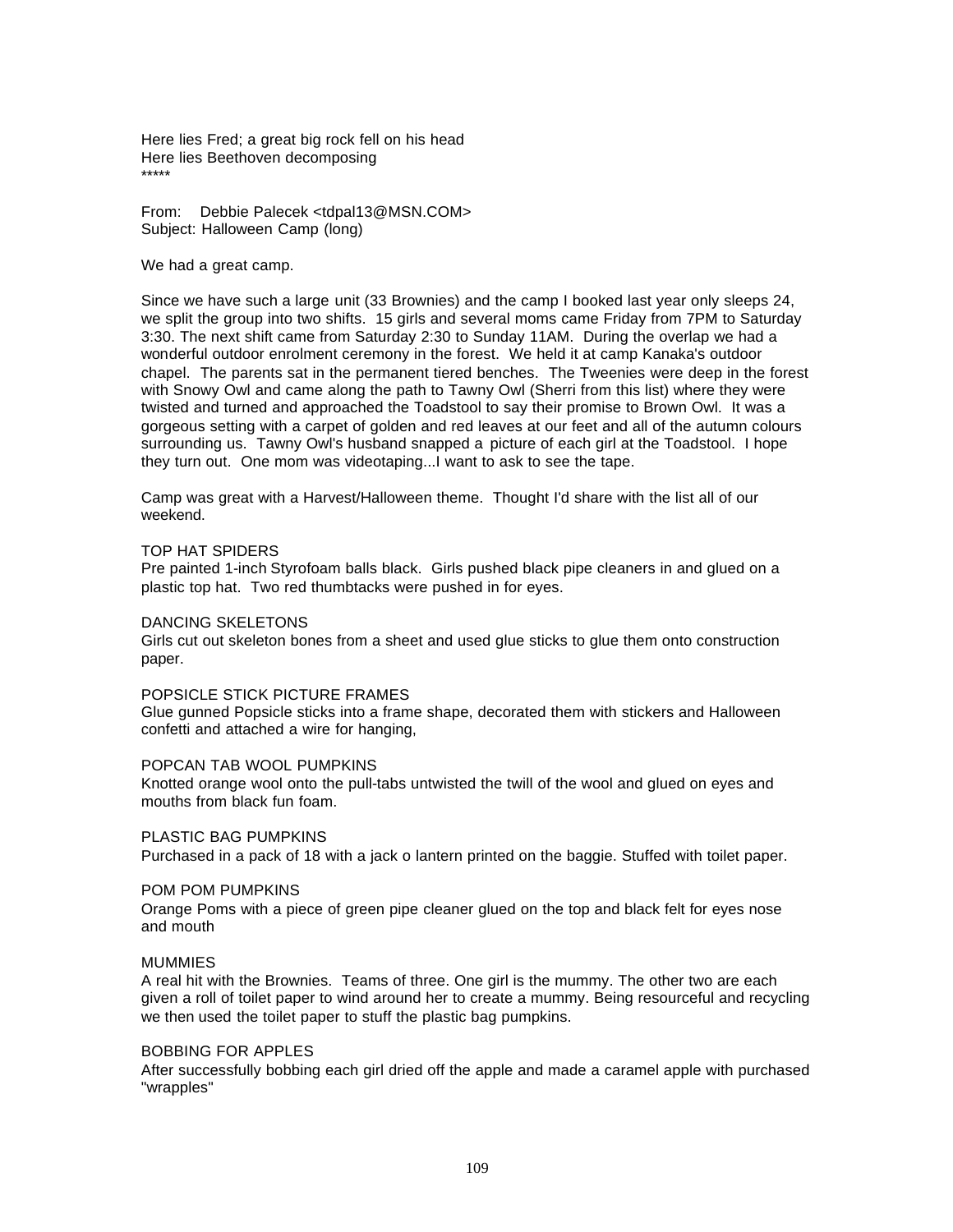Here lies Fred; a great big rock fell on his head
Here lies Beethoven decomposing
*****

From: Debbie Palecek <tdpal13@MSN.COM>
Subject: Halloween Camp (long)

We had a great camp.

Since we have such a large unit (33 Brownies) and the camp I booked last year only sleeps 24, we split the group into two shifts. 15 girls and several moms came Friday from 7PM to Saturday 3:30. The next shift came from Saturday 2:30 to Sunday 11AM. During the overlap we had a wonderful outdoor enrolment ceremony in the forest. We held it at camp Kanaka's outdoor chapel. The parents sat in the permanent tiered benches. The Tweenies were deep in the forest with Snowy Owl and came along the path to Tawny Owl (Sherri from this list) where they were twisted and turned and approached the Toadstool to say their promise to Brown Owl. It was a gorgeous setting with a carpet of golden and red leaves at our feet and all of the autumn colours surrounding us. Tawny Owl's husband snapped a picture of each girl at the Toadstool. I hope they turn out. One mom was videotaping...I want to ask to see the tape.

Camp was great with a Harvest/Halloween theme. Thought I'd share with the list all of our weekend.

TOP HAT SPIDERS
Pre painted 1-inch Styrofoam balls black. Girls pushed black pipe cleaners in and glued on a plastic top hat. Two red thumbtacks were pushed in for eyes.

DANCING SKELETONS
Girls cut out skeleton bones from a sheet and used glue sticks to glue them onto construction paper.

POPSICLE STICK PICTURE FRAMES
Glue gunned Popsicle sticks into a frame shape, decorated them with stickers and Halloween confetti and attached a wire for hanging,

POPCAN TAB WOOL PUMPKINS
Knotted orange wool onto the pull-tabs untwisted the twill of the wool and glued on eyes and mouths from black fun foam.

PLASTIC BAG PUMPKINS
Purchased in a pack of 18 with a jack o lantern printed on the baggie. Stuffed with toilet paper.

POM POM PUMPKINS
Orange Poms with a piece of green pipe cleaner glued on the top and black felt for eyes nose and mouth

MUMMIES
A real hit with the Brownies. Teams of three. One girl is the mummy. The other two are each given a roll of toilet paper to wind around her to create a mummy. Being resourceful and recycling we then used the toilet paper to stuff the plastic bag pumpkins.

BOBBING FOR APPLES
After successfully bobbing each girl dried off the apple and made a caramel apple with purchased "wrapples"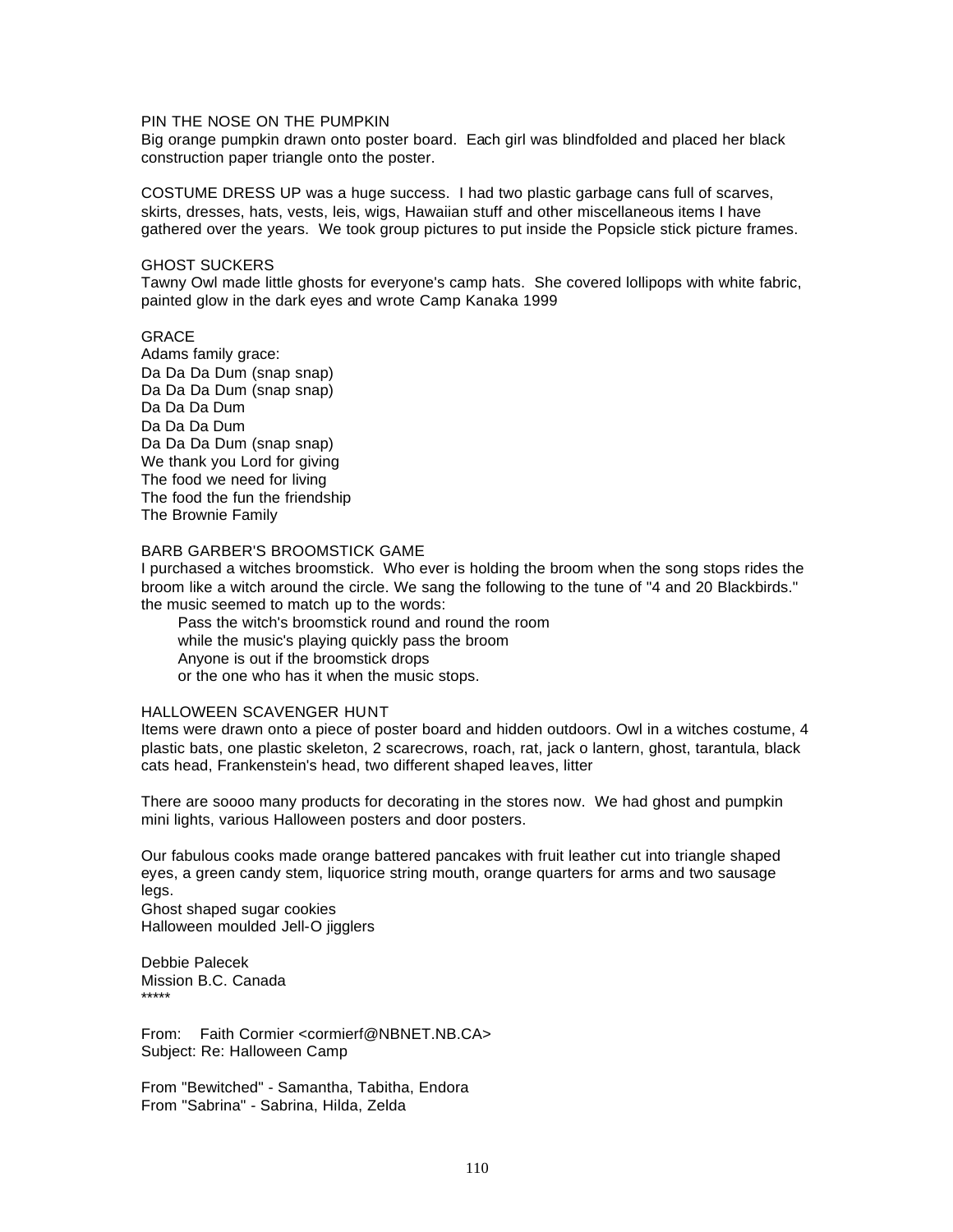PIN THE NOSE ON THE PUMPKIN
Big orange pumpkin drawn onto poster board. Each girl was blindfolded and placed her black construction paper triangle onto the poster.

COSTUME DRESS UP was a huge success. I had two plastic garbage cans full of scarves, skirts, dresses, hats, vests, leis, wigs, Hawaiian stuff and other miscellaneous items I have gathered over the years. We took group pictures to put inside the Popsicle stick picture frames.

GHOST SUCKERS
Tawny Owl made little ghosts for everyone's camp hats. She covered lollipops with white fabric, painted glow in the dark eyes and wrote Camp Kanaka 1999

GRACE
Adams family grace:
Da Da Da Dum (snap snap)
Da Da Da Dum (snap snap)
Da Da Da Dum
Da Da Da Dum
Da Da Da Dum (snap snap)
We thank you Lord for giving
The food we need for living
The food the fun the friendship
The Brownie Family

BARB GARBER'S BROOMSTICK GAME
I purchased a witches broomstick. Who ever is holding the broom when the song stops rides the broom like a witch around the circle. We sang the following to the tune of "4 and 20 Blackbirds." the music seemed to match up to the words:

> Pass the witch's broomstick round and round the room
> while the music's playing quickly pass the broom
> Anyone is out if the broomstick drops
> or the one who has it when the music stops.

HALLOWEEN SCAVENGER HUNT
Items were drawn onto a piece of poster board and hidden outdoors. Owl in a witches costume, 4 plastic bats, one plastic skeleton, 2 scarecrows, roach, rat, jack o lantern, ghost, tarantula, black cats head, Frankenstein's head, two different shaped leaves, litter

There are soooo many products for decorating in the stores now. We had ghost and pumpkin mini lights, various Halloween posters and door posters.

Our fabulous cooks made orange battered pancakes with fruit leather cut into triangle shaped eyes, a green candy stem, liquorice string mouth, orange quarters for arms and two sausage legs.
Ghost shaped sugar cookies
Halloween moulded Jell-O jigglers

Debbie Palecek
Mission B.C. Canada
*****

From: Faith Cormier <cormierf@NBNET.NB.CA>
Subject: Re: Halloween Camp

From "Bewitched" - Samantha, Tabitha, Endora
From "Sabrina" - Sabrina, Hilda, Zelda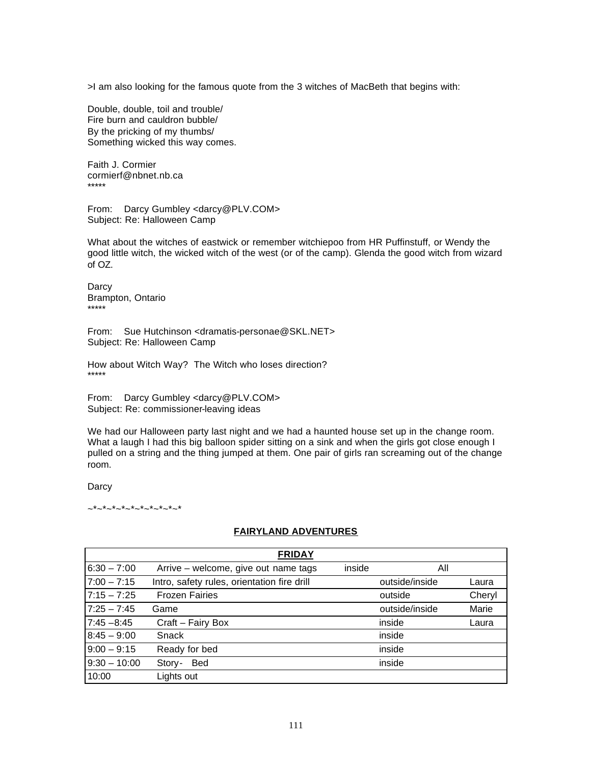>I am also looking for the famous quote from the 3 witches of MacBeth that begins with:

Double, double, toil and trouble/
Fire burn and cauldron bubble/
By the pricking of my thumbs/
Something wicked this way comes.

Faith J. Cormier
cormierf@nbnet.nb.ca
*****

From: Darcy Gumbley <darcy@PLV.COM>
Subject: Re: Halloween Camp

What about the witches of eastwick or remember witchiepoo from HR Puffinstuff, or Wendy the good little witch, the wicked witch of the west (or of the camp). Glenda the good witch from wizard of OZ.

Darcy
Brampton, Ontario
*****

From: Sue Hutchinson <dramatis-personae@SKL.NET>
Subject: Re: Halloween Camp

How about Witch Way? The Witch who loses direction?
*****

From: Darcy Gumbley <darcy@PLV.COM>
Subject: Re: commissioner-leaving ideas

We had our Halloween party last night and we had a haunted house set up in the change room. What a laugh I had this big balloon spider sitting on a sink and when the girls got close enough I pulled on a string and the thing jumped at them. One pair of girls ran screaming out of the change room.

Darcy

~*~*~*~*~*~*~*~*~*~*

**FAIRYLAND ADVENTURES**

| **FRIDAY** | | | |
|---|---|---|---|
| 6:30 – 7:00 | Arrive – welcome, give out name tags | inside | All |
| 7:00 – 7:15 | Intro, safety rules, orientation fire drill | outside/inside | Laura |
| 7:15 – 7:25 | Frozen Fairies | outside | Cheryl |
| 7:25 – 7:45 | Game | outside/inside | Marie |
| 7:45 –8:45 | Craft – Fairy Box | inside | Laura |
| 8:45 – 9:00 | Snack | inside | |
| 9:00 – 9:15 | Ready for bed | inside | |
| 9:30 – 10:00 | Story- Bed | inside | |
| 10:00 | Lights out | | |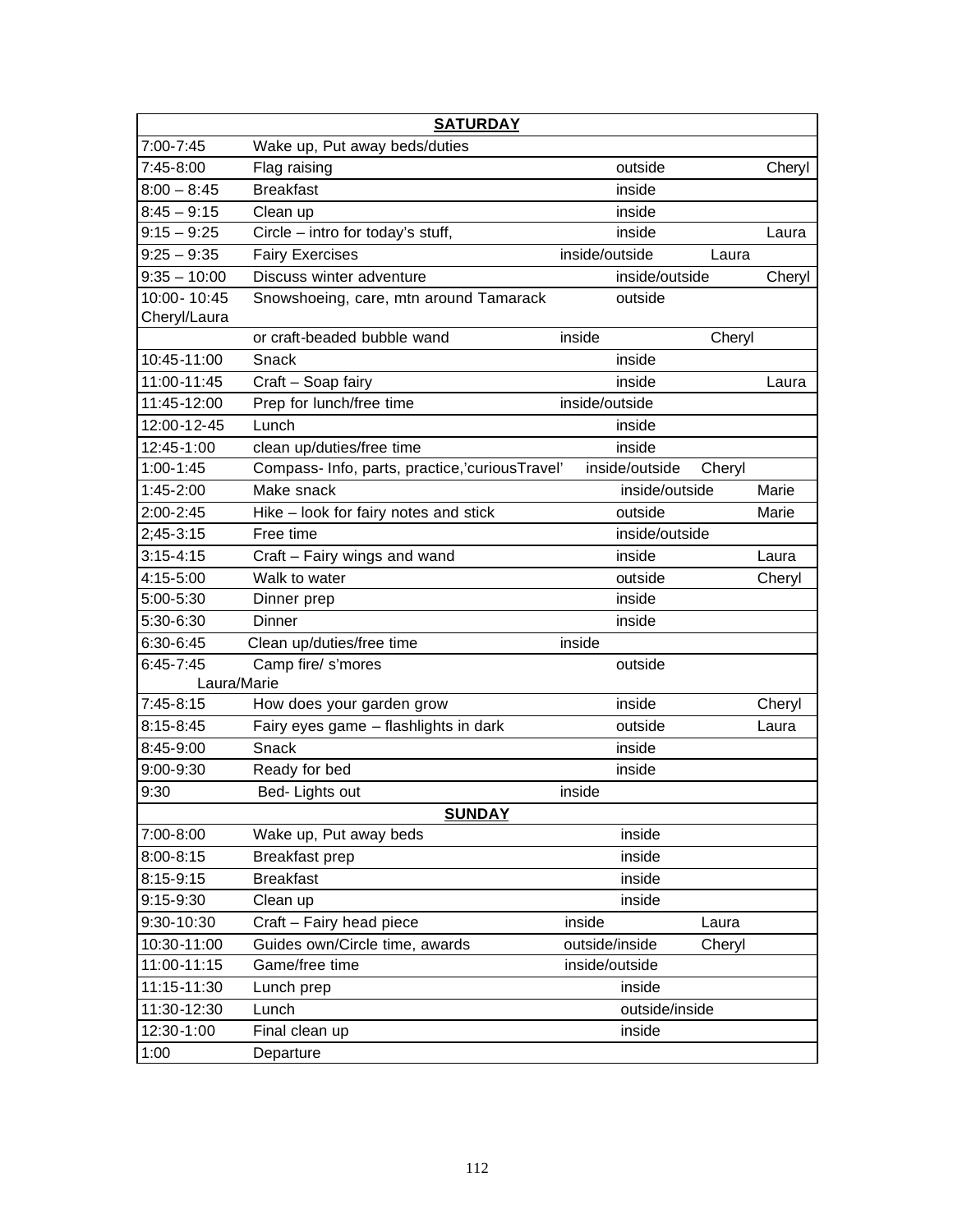| SATURDAY | | | |
|---|---|---|---|
| 7:00-7:45 | Wake up, Put away beds/duties | | |
| 7:45-8:00 | Flag raising | outside | Cheryl |
| 8:00 – 8:45 | Breakfast | inside | |
| 8:45 – 9:15 | Clean up | inside | |
| 9:15 – 9:25 | Circle – intro for today's stuff, | inside | Laura |
| 9:25 – 9:35 | Fairy Exercises | inside/outside | Laura |
| 9:35 – 10:00 | Discuss winter adventure | inside/outside | Cheryl |
| 10:00- 10:45 Cheryl/Laura | Snowshoeing, care, mtn around Tamarack | outside | |
| | or craft-beaded bubble wand | inside | Cheryl |
| 10:45-11:00 | Snack | inside | |
| 11:00-11:45 | Craft – Soap fairy | inside | Laura |
| 11:45-12:00 | Prep for lunch/free time | inside/outside | |
| 12:00-12-45 | Lunch | inside | |
| 12:45-1:00 | clean up/duties/free time | inside | |
| 1:00-1:45 | Compass- Info, parts, practice,'curiousTravel' | inside/outside | Cheryl |
| 1:45-2:00 | Make snack | inside/outside | Marie |
| 2:00-2:45 | Hike – look for fairy notes and stick | outside | Marie |
| 2;45-3:15 | Free time | inside/outside | |
| 3:15-4:15 | Craft – Fairy wings and wand | inside | Laura |
| 4:15-5:00 | Walk to water | outside | Cheryl |
| 5:00-5:30 | Dinner prep | inside | |
| 5:30-6:30 | Dinner | inside | |
| 6:30-6:45 | Clean up/duties/free time | inside | |
| 6:45-7:45 Laura/Marie | Camp fire/ s'mores | outside | |
| 7:45-8:15 | How does your garden grow | inside | Cheryl |
| 8:15-8:45 | Fairy eyes game – flashlights in dark | outside | Laura |
| 8:45-9:00 | Snack | inside | |
| 9:00-9:30 | Ready for bed | inside | |
| 9:30 | Bed- Lights out | inside | |
| **SUNDAY** | | | |
| 7:00-8:00 | Wake up, Put away beds | inside | |
| 8:00-8:15 | Breakfast prep | inside | |
| 8:15-9:15 | Breakfast | inside | |
| 9:15-9:30 | Clean up | inside | |
| 9:30-10:30 | Craft – Fairy head piece | inside | Laura |
| 10:30-11:00 | Guides own/Circle time, awards | outside/inside | Cheryl |
| 11:00-11:15 | Game/free time | inside/outside | |
| 11:15-11:30 | Lunch prep | inside | |
| 11:30-12:30 | Lunch | outside/inside | |
| 12:30-1:00 | Final clean up | inside | |
| 1:00 | Departure | | |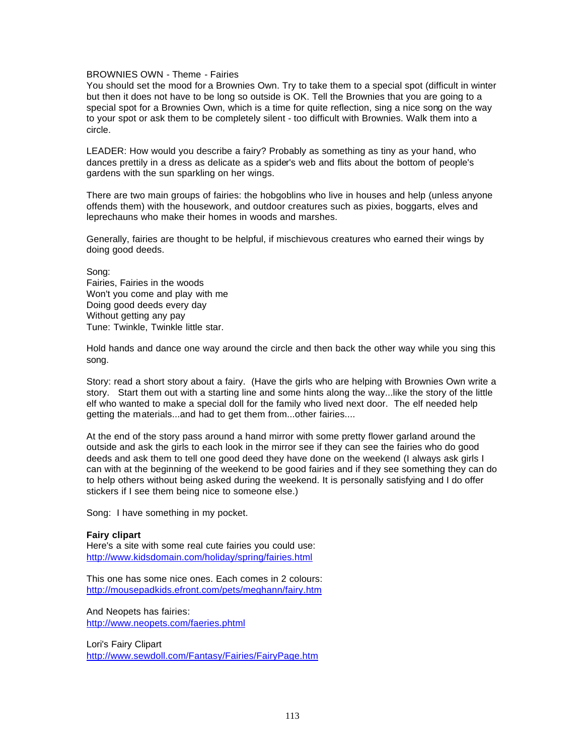BROWNIES OWN - Theme - Fairies

You should set the mood for a Brownies Own. Try to take them to a special spot (difficult in winter but then it does not have to be long so outside is OK. Tell the Brownies that you are going to a special spot for a Brownies Own, which is a time for quite reflection, sing a nice song on the way to your spot or ask them to be completely silent - too difficult with Brownies. Walk them into a circle.

LEADER: How would you describe a fairy? Probably as something as tiny as your hand, who dances prettily in a dress as delicate as a spider's web and flits about the bottom of people's gardens with the sun sparkling on her wings.

There are two main groups of fairies: the hobgoblins who live in houses and help (unless anyone offends them) with the housework, and outdoor creatures such as pixies, boggarts, elves and leprechauns who make their homes in woods and marshes.

Generally, fairies are thought to be helpful, if mischievous creatures who earned their wings by doing good deeds.

Song:
Fairies, Fairies in the woods
Won't you come and play with me
Doing good deeds every day
Without getting any pay
Tune: Twinkle, Twinkle little star.

Hold hands and dance one way around the circle and then back the other way while you sing this song.

Story: read a short story about a fairy. (Have the girls who are helping with Brownies Own write a story. Start them out with a starting line and some hints along the way...like the story of the little elf who wanted to make a special doll for the family who lived next door. The elf needed help getting the materials...and had to get them from...other fairies....

At the end of the story pass around a hand mirror with some pretty flower garland around the outside and ask the girls to each look in the mirror see if they can see the fairies who do good deeds and ask them to tell one good deed they have done on the weekend (I always ask girls I can with at the beginning of the weekend to be good fairies and if they see something they can do to help others without being asked during the weekend. It is personally satisfying and I do offer stickers if I see them being nice to someone else.)

Song: I have something in my pocket.

**Fairy clipart**

Here's a site with some real cute fairies you could use:
http://www.kidsdomain.com/holiday/spring/fairies.html

This one has some nice ones. Each comes in 2 colours:
http://mousepadkids.efront.com/pets/meghann/fairy.htm

And Neopets has fairies:
http://www.neopets.com/faeries.phtml

Lori's Fairy Clipart
http://www.sewdoll.com/Fantasy/Fairies/FairyPage.htm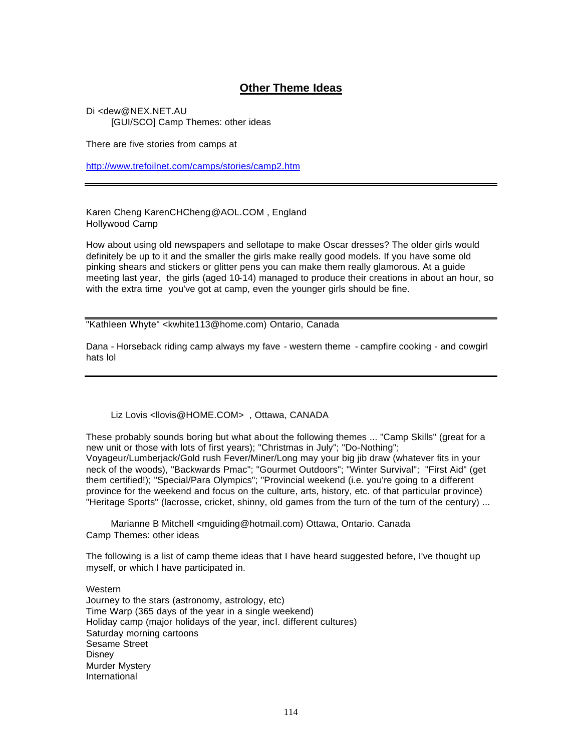## Other Theme Ideas

Di <dew@NEX.NET.AU
[GUI/SCO] Camp Themes: other ideas

There are five stories from camps at

http://www.trefoilnet.com/camps/stories/camp2.htm

---

Karen Cheng KarenCHCheng@AOL.COM , England
Hollywood Camp

How about using old newspapers and sellotape to make Oscar dresses? The older girls would definitely be up to it and the smaller the girls make really good models. If you have some old pinking shears and stickers or glitter pens you can make them really glamorous. At a guide meeting last year, the girls (aged 10-14) managed to produce their creations in about an hour, so with the extra time you've got at camp, even the younger girls should be fine.

---

"Kathleen Whyte" <kwhite113@home.com) Ontario, Canada

Dana - Horseback riding camp always my fave - western theme - campfire cooking - and cowgirl hats lol

---

Liz Lovis <llovis@HOME.COM> , Ottawa, CANADA

These probably sounds boring but what about the following themes ... "Camp Skills" (great for a new unit or those with lots of first years); "Christmas in July"; "Do-Nothing"; Voyageur/Lumberjack/Gold rush Fever/Miner/Long may your big jib draw (whatever fits in your neck of the woods), "Backwards Pmac"; "Gourmet Outdoors"; "Winter Survival"; "First Aid" (get them certified!); "Special/Para Olympics"; "Provincial weekend (i.e. you're going to a different province for the weekend and focus on the culture, arts, history, etc. of that particular province) "Heritage Sports" (lacrosse, cricket, shinny, old games from the turn of the turn of the century) ...

Marianne B Mitchell <mguiding@hotmail.com) Ottawa, Ontario. Canada
Camp Themes: other ideas

The following is a list of camp theme ideas that I have heard suggested before, I've thought up myself, or which I have participated in.

Western
Journey to the stars (astronomy, astrology, etc)
Time Warp (365 days of the year in a single weekend)
Holiday camp (major holidays of the year, incl. different cultures)
Saturday morning cartoons
Sesame Street
Disney
Murder Mystery
International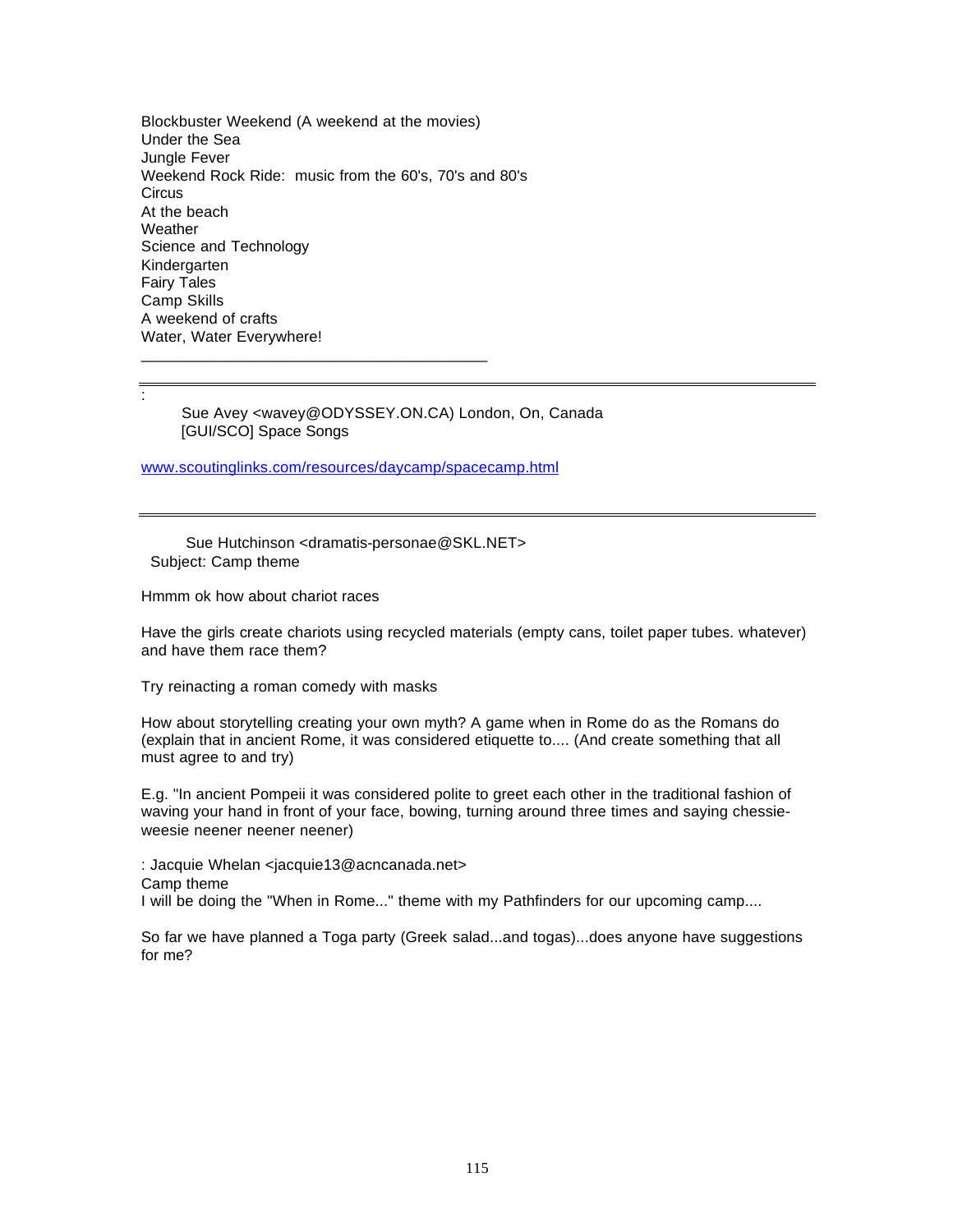Blockbuster Weekend (A weekend at the movies)
Under the Sea
Jungle Fever
Weekend Rock Ride:  music from the 60's, 70's and 80's
Circus
At the beach
Weather
Science and Technology
Kindergarten
Fairy Tales
Camp Skills
A weekend of crafts
Water, Water Everywhere!

---

:

Sue Avey <wavey@ODYSSEY.ON.CA) London, On, Canada
[GUI/SCO] Space Songs

www.scoutinglinks.com/resources/daycamp/spacecamp.html

---

Sue Hutchinson <dramatis-personae@SKL.NET>
Subject: Camp theme

Hmmm ok how about chariot races

Have the girls create chariots using recycled materials (empty cans, toilet paper tubes. whatever) and have them race them?

Try reinacting a roman comedy with masks

How about storytelling creating your own myth? A game when in Rome do as the Romans do (explain that in ancient Rome, it was considered etiquette to.... (And create something that all must agree to and try)

E.g. "In ancient Pompeii it was considered polite to greet each other in the traditional fashion of waving your hand in front of your face, bowing, turning around three times and saying chessie-weesie neener neener neener)

: Jacquie Whelan <jacquie13@acncanada.net>
Camp theme
I will be doing the "When in Rome..." theme with my Pathfinders for our upcoming camp....

So far we have planned a Toga party (Greek salad...and togas)...does anyone have suggestions for me?